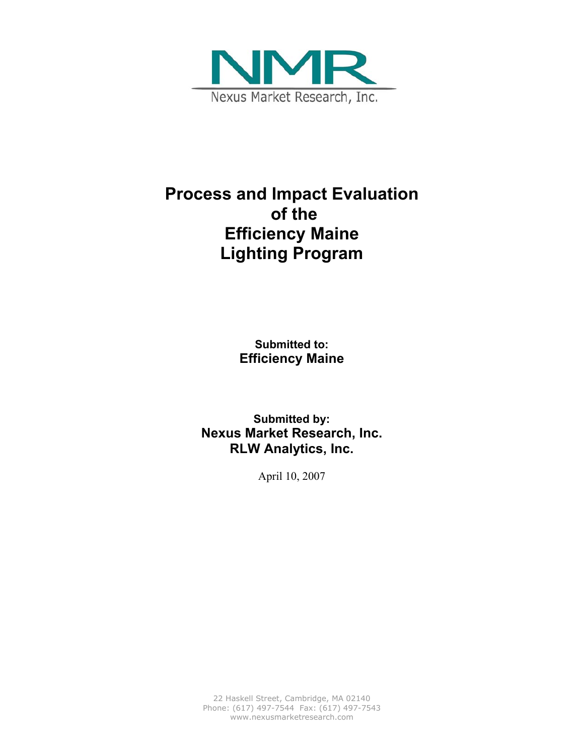NMR

Nexus Market Research, Inc.

# Process and Impact Evaluation of the Efficiency Maine Lighting Program

**Submitted to:**
**Efficiency Maine**

**Submitted by:**
**Nexus Market Research, Inc.**
**RLW Analytics, Inc.**

April 10, 2007

22 Haskell Street, Cambridge, MA 02140
Phone: (617) 497-7544 Fax: (617) 497-7543
www.nexusmarketresearch.com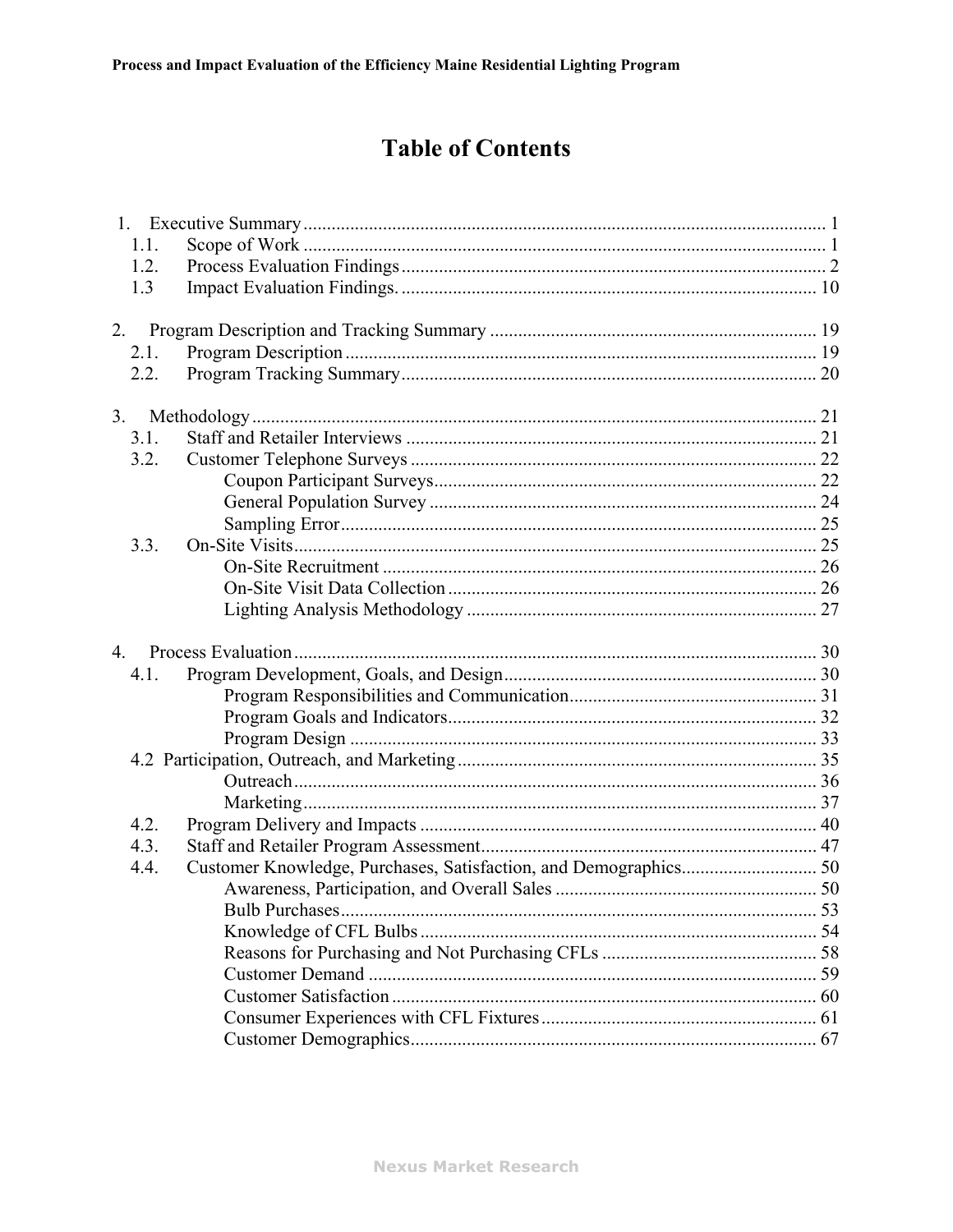# Table of Contents

1. Executive Summary ... 1
   - 1.1. Scope of Work ... 1
   - 1.2. Process Evaluation Findings ... 2
   - 1.3 Impact Evaluation Findings. ... 10

2. Program Description and Tracking Summary ... 19
   - 2.1. Program Description ... 19
   - 2.2. Program Tracking Summary ... 20

3. Methodology ... 21
   - 3.1. Staff and Retailer Interviews ... 21
   - 3.2. Customer Telephone Surveys ... 22
     - Coupon Participant Surveys ... 22
     - General Population Survey ... 24
     - Sampling Error ... 25
   - 3.3. On-Site Visits ... 25
     - On-Site Recruitment ... 26
     - On-Site Visit Data Collection ... 26
     - Lighting Analysis Methodology ... 27

4. Process Evaluation ... 30
   - 4.1. Program Development, Goals, and Design ... 30
     - Program Responsibilities and Communication ... 31
     - Program Goals and Indicators ... 32
     - Program Design ... 33
   - 4.2 Participation, Outreach, and Marketing ... 35
     - Outreach ... 36
     - Marketing ... 37
   - 4.2. Program Delivery and Impacts ... 40
   - 4.3. Staff and Retailer Program Assessment ... 47
   - 4.4. Customer Knowledge, Purchases, Satisfaction, and Demographics ... 50
     - Awareness, Participation, and Overall Sales ... 50
     - Bulb Purchases ... 53
     - Knowledge of CFL Bulbs ... 54
     - Reasons for Purchasing and Not Purchasing CFLs ... 58
     - Customer Demand ... 59
     - Customer Satisfaction ... 60
     - Consumer Experiences with CFL Fixtures ... 61
     - Customer Demographics ... 67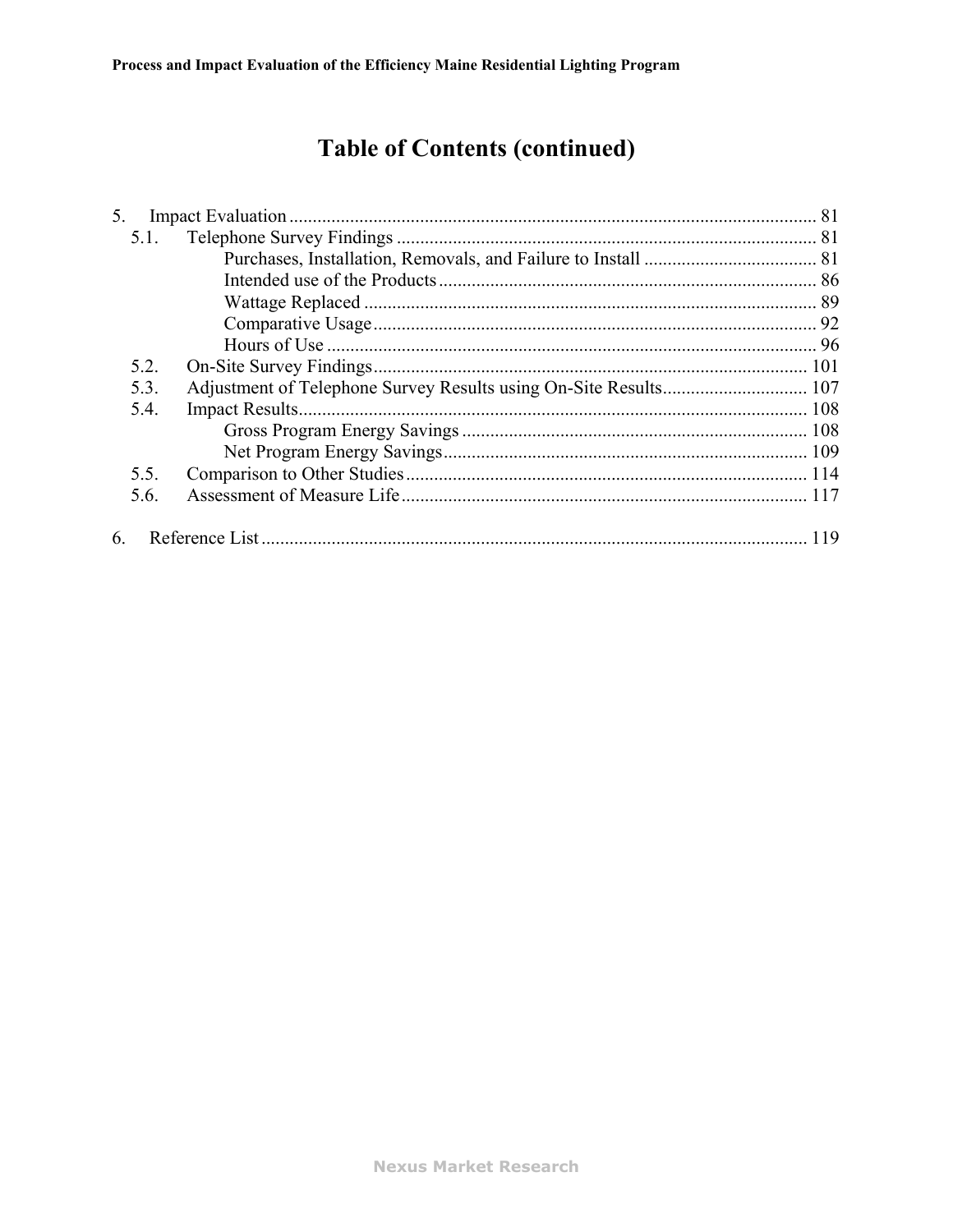# Table of Contents (continued)

5. Impact Evaluation ............................................................ 81
   - 5.1. Telephone Survey Findings ............................................................ 81
     - Purchases, Installation, Removals, and Failure to Install ............................................................ 81
     - Intended use of the Products ............................................................ 86
     - Wattage Replaced ............................................................ 89
     - Comparative Usage ............................................................ 92
     - Hours of Use ............................................................ 96
   - 5.2. On-Site Survey Findings ............................................................ 101
   - 5.3. Adjustment of Telephone Survey Results using On-Site Results ............................................................ 107
   - 5.4. Impact Results ............................................................ 108
     - Gross Program Energy Savings ............................................................ 108
     - Net Program Energy Savings ............................................................ 109
   - 5.5. Comparison to Other Studies ............................................................ 114
   - 5.6. Assessment of Measure Life ............................................................ 117

6. Reference List ............................................................ 119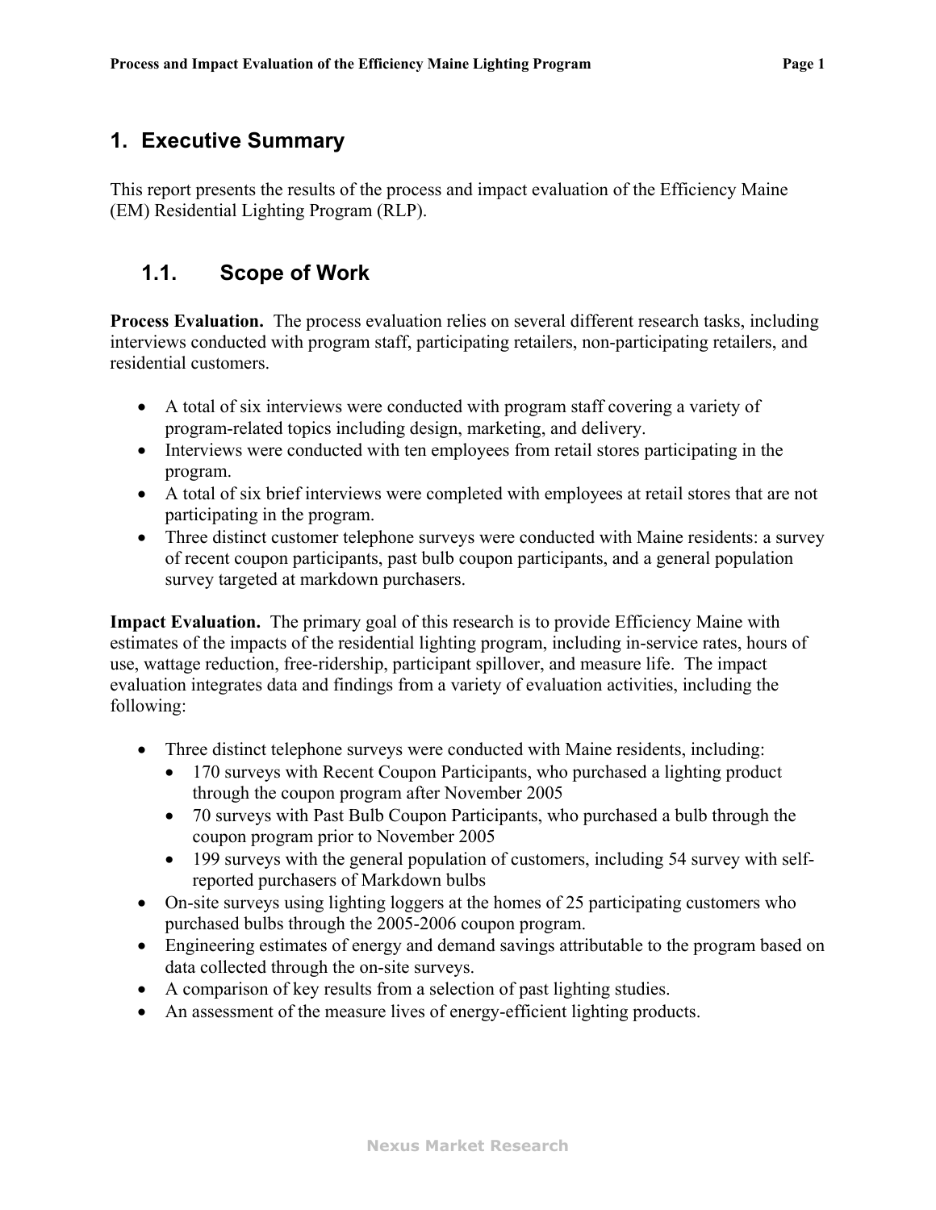# 1. Executive Summary

This report presents the results of the process and impact evaluation of the Efficiency Maine (EM) Residential Lighting Program (RLP).

## 1.1. Scope of Work

**Process Evaluation.** The process evaluation relies on several different research tasks, including interviews conducted with program staff, participating retailers, non-participating retailers, and residential customers.

- A total of six interviews were conducted with program staff covering a variety of program-related topics including design, marketing, and delivery.
- Interviews were conducted with ten employees from retail stores participating in the program.
- A total of six brief interviews were completed with employees at retail stores that are not participating in the program.
- Three distinct customer telephone surveys were conducted with Maine residents: a survey of recent coupon participants, past bulb coupon participants, and a general population survey targeted at markdown purchasers.

**Impact Evaluation.** The primary goal of this research is to provide Efficiency Maine with estimates of the impacts of the residential lighting program, including in-service rates, hours of use, wattage reduction, free-ridership, participant spillover, and measure life. The impact evaluation integrates data and findings from a variety of evaluation activities, including the following:

- Three distinct telephone surveys were conducted with Maine residents, including:
  - 170 surveys with Recent Coupon Participants, who purchased a lighting product through the coupon program after November 2005
  - 70 surveys with Past Bulb Coupon Participants, who purchased a bulb through the coupon program prior to November 2005
  - 199 surveys with the general population of customers, including 54 survey with self-reported purchasers of Markdown bulbs
- On-site surveys using lighting loggers at the homes of 25 participating customers who purchased bulbs through the 2005-2006 coupon program.
- Engineering estimates of energy and demand savings attributable to the program based on data collected through the on-site surveys.
- A comparison of key results from a selection of past lighting studies.
- An assessment of the measure lives of energy-efficient lighting products.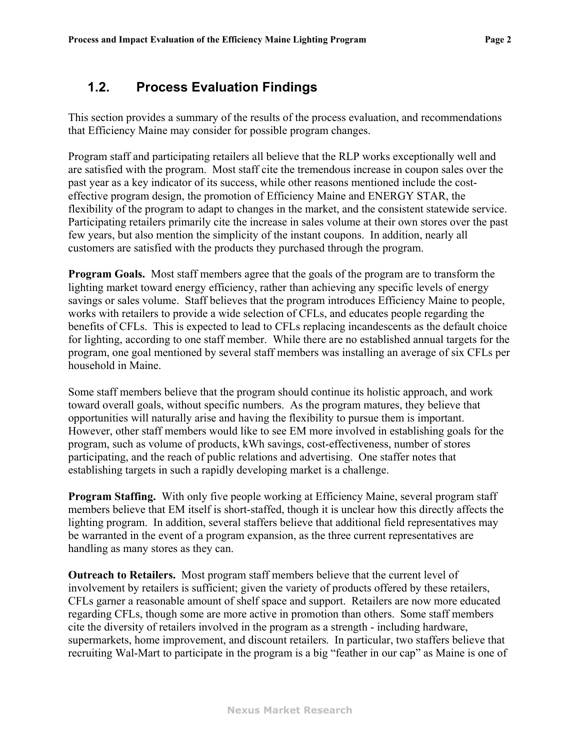## 1.2. Process Evaluation Findings

This section provides a summary of the results of the process evaluation, and recommendations that Efficiency Maine may consider for possible program changes.

Program staff and participating retailers all believe that the RLP works exceptionally well and are satisfied with the program. Most staff cite the tremendous increase in coupon sales over the past year as a key indicator of its success, while other reasons mentioned include the cost-effective program design, the promotion of Efficiency Maine and ENERGY STAR, the flexibility of the program to adapt to changes in the market, and the consistent statewide service. Participating retailers primarily cite the increase in sales volume at their own stores over the past few years, but also mention the simplicity of the instant coupons. In addition, nearly all customers are satisfied with the products they purchased through the program.

**Program Goals.** Most staff members agree that the goals of the program are to transform the lighting market toward energy efficiency, rather than achieving any specific levels of energy savings or sales volume. Staff believes that the program introduces Efficiency Maine to people, works with retailers to provide a wide selection of CFLs, and educates people regarding the benefits of CFLs. This is expected to lead to CFLs replacing incandescents as the default choice for lighting, according to one staff member. While there are no established annual targets for the program, one goal mentioned by several staff members was installing an average of six CFLs per household in Maine.

Some staff members believe that the program should continue its holistic approach, and work toward overall goals, without specific numbers. As the program matures, they believe that opportunities will naturally arise and having the flexibility to pursue them is important. However, other staff members would like to see EM more involved in establishing goals for the program, such as volume of products, kWh savings, cost-effectiveness, number of stores participating, and the reach of public relations and advertising. One staffer notes that establishing targets in such a rapidly developing market is a challenge.

**Program Staffing.** With only five people working at Efficiency Maine, several program staff members believe that EM itself is short-staffed, though it is unclear how this directly affects the lighting program. In addition, several staffers believe that additional field representatives may be warranted in the event of a program expansion, as the three current representatives are handling as many stores as they can.

**Outreach to Retailers.** Most program staff members believe that the current level of involvement by retailers is sufficient; given the variety of products offered by these retailers, CFLs garner a reasonable amount of shelf space and support. Retailers are now more educated regarding CFLs, though some are more active in promotion than others. Some staff members cite the diversity of retailers involved in the program as a strength - including hardware, supermarkets, home improvement, and discount retailers. In particular, two staffers believe that recruiting Wal-Mart to participate in the program is a big "feather in our cap" as Maine is one of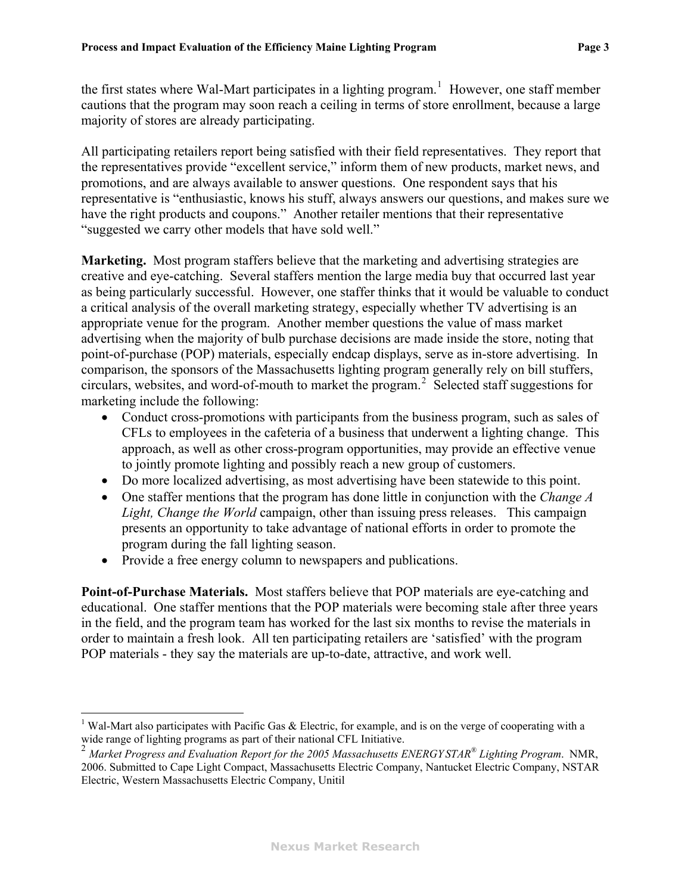the first states where Wal-Mart participates in a lighting program.[1] However, one staff member cautions that the program may soon reach a ceiling in terms of store enrollment, because a large majority of stores are already participating.

All participating retailers report being satisfied with their field representatives. They report that the representatives provide "excellent service," inform them of new products, market news, and promotions, and are always available to answer questions. One respondent says that his representative is "enthusiastic, knows his stuff, always answers our questions, and makes sure we have the right products and coupons." Another retailer mentions that their representative "suggested we carry other models that have sold well."

**Marketing.** Most program staffers believe that the marketing and advertising strategies are creative and eye-catching. Several staffers mention the large media buy that occurred last year as being particularly successful. However, one staffer thinks that it would be valuable to conduct a critical analysis of the overall marketing strategy, especially whether TV advertising is an appropriate venue for the program. Another member questions the value of mass market advertising when the majority of bulb purchase decisions are made inside the store, noting that point-of-purchase (POP) materials, especially endcap displays, serve as in-store advertising. In comparison, the sponsors of the Massachusetts lighting program generally rely on bill stuffers, circulars, websites, and word-of-mouth to market the program.[2] Selected staff suggestions for marketing include the following:

- Conduct cross-promotions with participants from the business program, such as sales of CFLs to employees in the cafeteria of a business that underwent a lighting change. This approach, as well as other cross-program opportunities, may provide an effective venue to jointly promote lighting and possibly reach a new group of customers.
- Do more localized advertising, as most advertising have been statewide to this point.
- One staffer mentions that the program has done little in conjunction with the *Change A Light, Change the World* campaign, other than issuing press releases. This campaign presents an opportunity to take advantage of national efforts in order to promote the program during the fall lighting season.
- Provide a free energy column to newspapers and publications.

**Point-of-Purchase Materials.** Most staffers believe that POP materials are eye-catching and educational. One staffer mentions that the POP materials were becoming stale after three years in the field, and the program team has worked for the last six months to revise the materials in order to maintain a fresh look. All ten participating retailers are 'satisfied' with the program POP materials - they say the materials are up-to-date, attractive, and work well.

---

[1] Wal-Mart also participates with Pacific Gas & Electric, for example, and is on the verge of cooperating with a wide range of lighting programs as part of their national CFL Initiative.

[2] *Market Progress and Evaluation Report for the 2005 Massachusetts ENERGY STAR® Lighting Program*. NMR, 2006. Submitted to Cape Light Compact, Massachusetts Electric Company, Nantucket Electric Company, NSTAR Electric, Western Massachusetts Electric Company, Unitil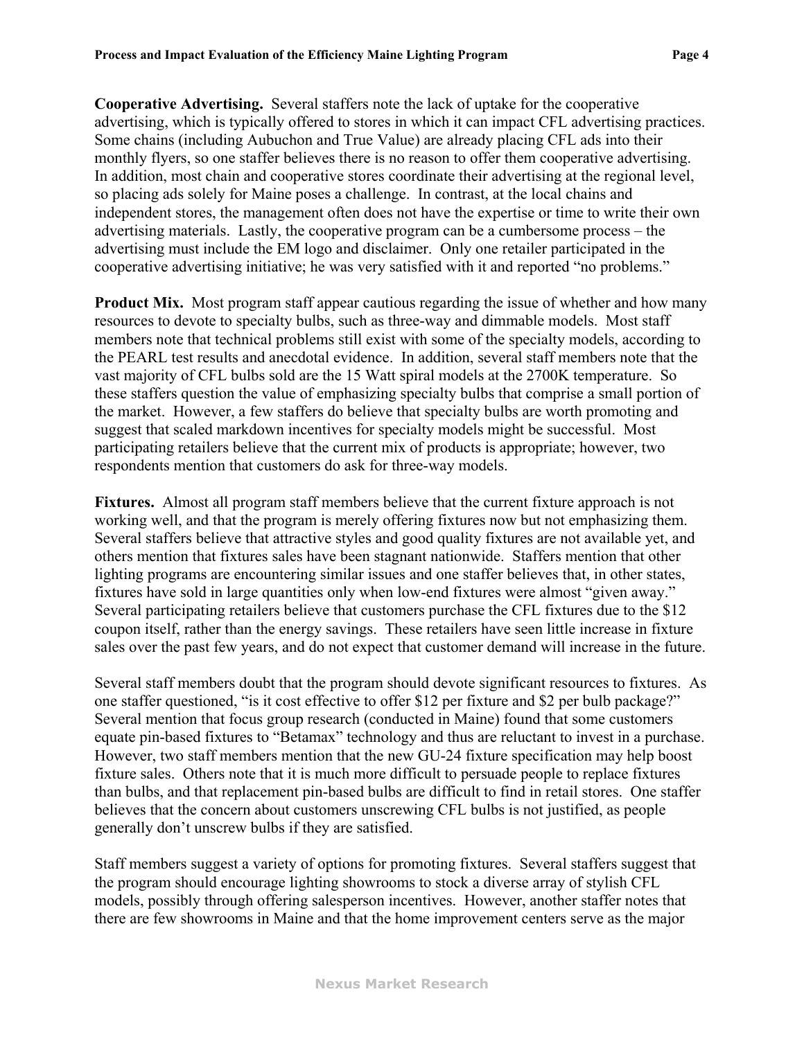**Cooperative Advertising.** Several staffers note the lack of uptake for the cooperative advertising, which is typically offered to stores in which it can impact CFL advertising practices. Some chains (including Aubuchon and True Value) are already placing CFL ads into their monthly flyers, so one staffer believes there is no reason to offer them cooperative advertising. In addition, most chain and cooperative stores coordinate their advertising at the regional level, so placing ads solely for Maine poses a challenge. In contrast, at the local chains and independent stores, the management often does not have the expertise or time to write their own advertising materials. Lastly, the cooperative program can be a cumbersome process – the advertising must include the EM logo and disclaimer. Only one retailer participated in the cooperative advertising initiative; he was very satisfied with it and reported "no problems."

**Product Mix.** Most program staff appear cautious regarding the issue of whether and how many resources to devote to specialty bulbs, such as three-way and dimmable models. Most staff members note that technical problems still exist with some of the specialty models, according to the PEARL test results and anecdotal evidence. In addition, several staff members note that the vast majority of CFL bulbs sold are the 15 Watt spiral models at the 2700K temperature. So these staffers question the value of emphasizing specialty bulbs that comprise a small portion of the market. However, a few staffers do believe that specialty bulbs are worth promoting and suggest that scaled markdown incentives for specialty models might be successful. Most participating retailers believe that the current mix of products is appropriate; however, two respondents mention that customers do ask for three-way models.

**Fixtures.** Almost all program staff members believe that the current fixture approach is not working well, and that the program is merely offering fixtures now but not emphasizing them. Several staffers believe that attractive styles and good quality fixtures are not available yet, and others mention that fixtures sales have been stagnant nationwide. Staffers mention that other lighting programs are encountering similar issues and one staffer believes that, in other states, fixtures have sold in large quantities only when low-end fixtures were almost "given away." Several participating retailers believe that customers purchase the CFL fixtures due to the $12 coupon itself, rather than the energy savings. These retailers have seen little increase in fixture sales over the past few years, and do not expect that customer demand will increase in the future.

Several staff members doubt that the program should devote significant resources to fixtures. As one staffer questioned, "is it cost effective to offer $12 per fixture and $2 per bulb package?" Several mention that focus group research (conducted in Maine) found that some customers equate pin-based fixtures to "Betamax" technology and thus are reluctant to invest in a purchase. However, two staff members mention that the new GU-24 fixture specification may help boost fixture sales. Others note that it is much more difficult to persuade people to replace fixtures than bulbs, and that replacement pin-based bulbs are difficult to find in retail stores. One staffer believes that the concern about customers unscrewing CFL bulbs is not justified, as people generally don't unscrew bulbs if they are satisfied.

Staff members suggest a variety of options for promoting fixtures. Several staffers suggest that the program should encourage lighting showrooms to stock a diverse array of stylish CFL models, possibly through offering salesperson incentives. However, another staffer notes that there are few showrooms in Maine and that the home improvement centers serve as the major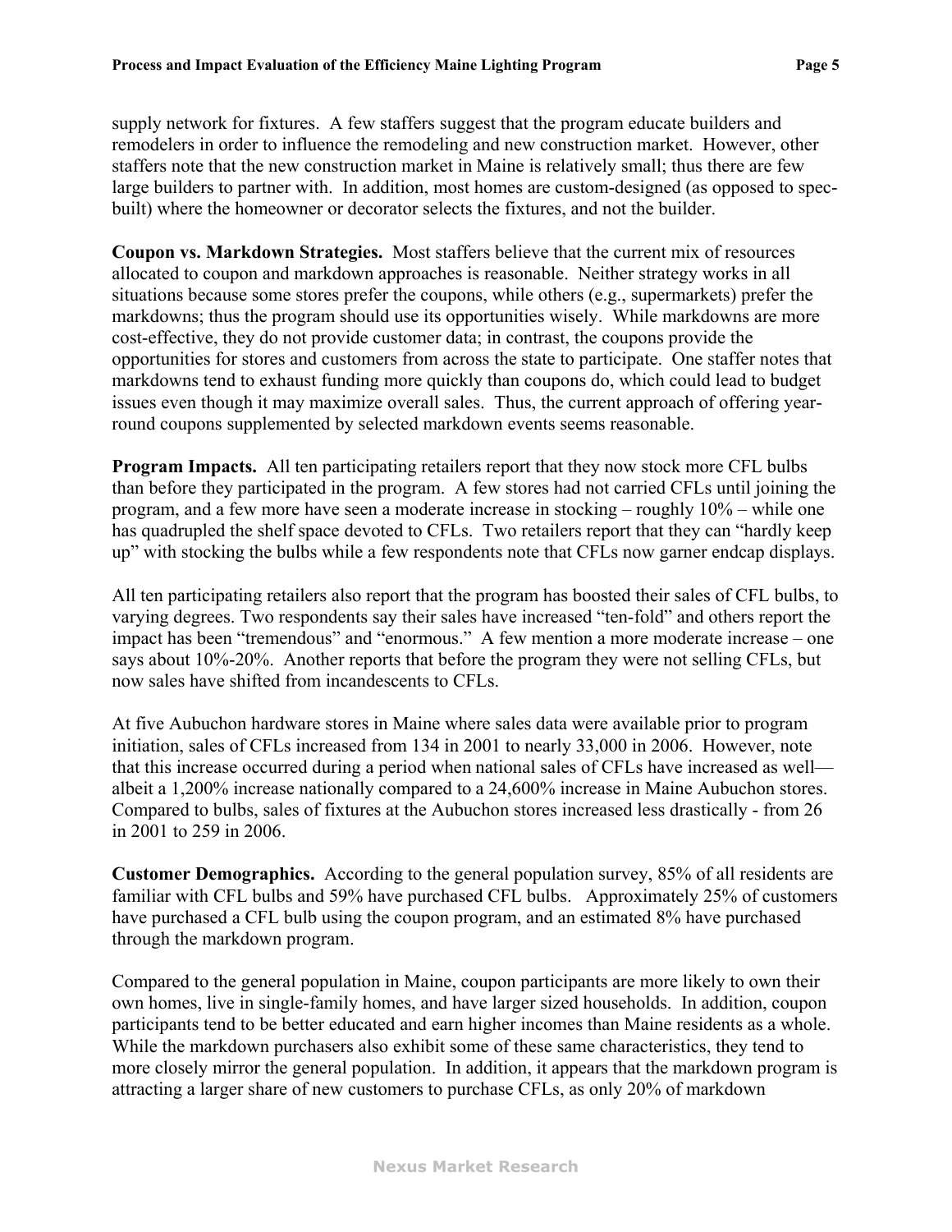supply network for fixtures. A few staffers suggest that the program educate builders and remodelers in order to influence the remodeling and new construction market. However, other staffers note that the new construction market in Maine is relatively small; thus there are few large builders to partner with. In addition, most homes are custom-designed (as opposed to spec-built) where the homeowner or decorator selects the fixtures, and not the builder.

**Coupon vs. Markdown Strategies.** Most staffers believe that the current mix of resources allocated to coupon and markdown approaches is reasonable. Neither strategy works in all situations because some stores prefer the coupons, while others (e.g., supermarkets) prefer the markdowns; thus the program should use its opportunities wisely. While markdowns are more cost-effective, they do not provide customer data; in contrast, the coupons provide the opportunities for stores and customers from across the state to participate. One staffer notes that markdowns tend to exhaust funding more quickly than coupons do, which could lead to budget issues even though it may maximize overall sales. Thus, the current approach of offering year-round coupons supplemented by selected markdown events seems reasonable.

**Program Impacts.** All ten participating retailers report that they now stock more CFL bulbs than before they participated in the program. A few stores had not carried CFLs until joining the program, and a few more have seen a moderate increase in stocking – roughly 10% – while one has quadrupled the shelf space devoted to CFLs. Two retailers report that they can "hardly keep up" with stocking the bulbs while a few respondents note that CFLs now garner endcap displays.

All ten participating retailers also report that the program has boosted their sales of CFL bulbs, to varying degrees. Two respondents say their sales have increased "ten-fold" and others report the impact has been "tremendous" and "enormous." A few mention a more moderate increase – one says about 10%-20%. Another reports that before the program they were not selling CFLs, but now sales have shifted from incandescents to CFLs.

At five Aubuchon hardware stores in Maine where sales data were available prior to program initiation, sales of CFLs increased from 134 in 2001 to nearly 33,000 in 2006. However, note that this increase occurred during a period when national sales of CFLs have increased as well—albeit a 1,200% increase nationally compared to a 24,600% increase in Maine Aubuchon stores. Compared to bulbs, sales of fixtures at the Aubuchon stores increased less drastically - from 26 in 2001 to 259 in 2006.

**Customer Demographics.** According to the general population survey, 85% of all residents are familiar with CFL bulbs and 59% have purchased CFL bulbs. Approximately 25% of customers have purchased a CFL bulb using the coupon program, and an estimated 8% have purchased through the markdown program.

Compared to the general population in Maine, coupon participants are more likely to own their own homes, live in single-family homes, and have larger sized households. In addition, coupon participants tend to be better educated and earn higher incomes than Maine residents as a whole. While the markdown purchasers also exhibit some of these same characteristics, they tend to more closely mirror the general population. In addition, it appears that the markdown program is attracting a larger share of new customers to purchase CFLs, as only 20% of markdown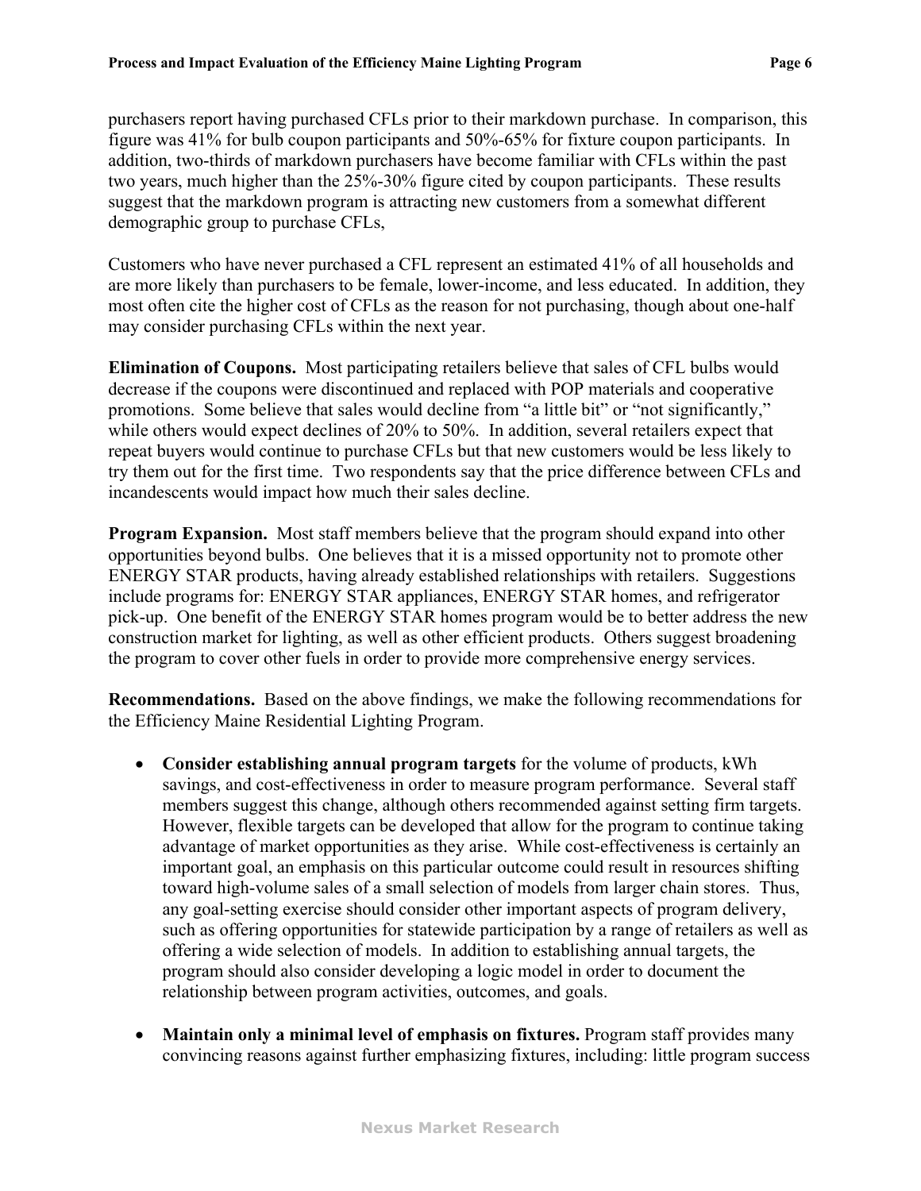purchasers report having purchased CFLs prior to their markdown purchase. In comparison, this figure was 41% for bulb coupon participants and 50%-65% for fixture coupon participants. In addition, two-thirds of markdown purchasers have become familiar with CFLs within the past two years, much higher than the 25%-30% figure cited by coupon participants. These results suggest that the markdown program is attracting new customers from a somewhat different demographic group to purchase CFLs,

Customers who have never purchased a CFL represent an estimated 41% of all households and are more likely than purchasers to be female, lower-income, and less educated. In addition, they most often cite the higher cost of CFLs as the reason for not purchasing, though about one-half may consider purchasing CFLs within the next year.

**Elimination of Coupons.** Most participating retailers believe that sales of CFL bulbs would decrease if the coupons were discontinued and replaced with POP materials and cooperative promotions. Some believe that sales would decline from "a little bit" or "not significantly," while others would expect declines of 20% to 50%. In addition, several retailers expect that repeat buyers would continue to purchase CFLs but that new customers would be less likely to try them out for the first time. Two respondents say that the price difference between CFLs and incandescents would impact how much their sales decline.

**Program Expansion.** Most staff members believe that the program should expand into other opportunities beyond bulbs. One believes that it is a missed opportunity not to promote other ENERGY STAR products, having already established relationships with retailers. Suggestions include programs for: ENERGY STAR appliances, ENERGY STAR homes, and refrigerator pick-up. One benefit of the ENERGY STAR homes program would be to better address the new construction market for lighting, as well as other efficient products. Others suggest broadening the program to cover other fuels in order to provide more comprehensive energy services.

**Recommendations.** Based on the above findings, we make the following recommendations for the Efficiency Maine Residential Lighting Program.

- **Consider establishing annual program targets** for the volume of products, kWh savings, and cost-effectiveness in order to measure program performance. Several staff members suggest this change, although others recommended against setting firm targets. However, flexible targets can be developed that allow for the program to continue taking advantage of market opportunities as they arise. While cost-effectiveness is certainly an important goal, an emphasis on this particular outcome could result in resources shifting toward high-volume sales of a small selection of models from larger chain stores. Thus, any goal-setting exercise should consider other important aspects of program delivery, such as offering opportunities for statewide participation by a range of retailers as well as offering a wide selection of models. In addition to establishing annual targets, the program should also consider developing a logic model in order to document the relationship between program activities, outcomes, and goals.

- **Maintain only a minimal level of emphasis on fixtures.** Program staff provides many convincing reasons against further emphasizing fixtures, including: little program success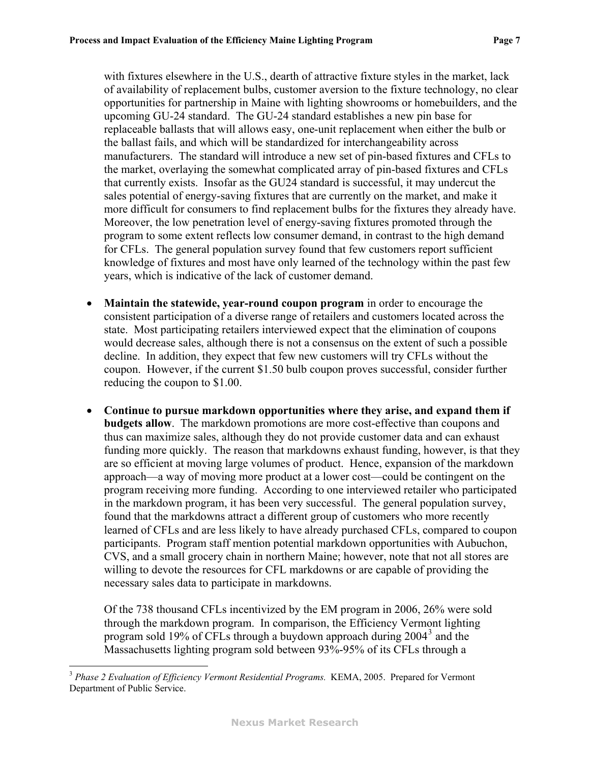with fixtures elsewhere in the U.S., dearth of attractive fixture styles in the market, lack of availability of replacement bulbs, customer aversion to the fixture technology, no clear opportunities for partnership in Maine with lighting showrooms or homebuilders, and the upcoming GU-24 standard. The GU-24 standard establishes a new pin base for replaceable ballasts that will allows easy, one-unit replacement when either the bulb or the ballast fails, and which will be standardized for interchangeability across manufacturers. The standard will introduce a new set of pin-based fixtures and CFLs to the market, overlaying the somewhat complicated array of pin-based fixtures and CFLs that currently exists. Insofar as the GU24 standard is successful, it may undercut the sales potential of energy-saving fixtures that are currently on the market, and make it more difficult for consumers to find replacement bulbs for the fixtures they already have. Moreover, the low penetration level of energy-saving fixtures promoted through the program to some extent reflects low consumer demand, in contrast to the high demand for CFLs. The general population survey found that few customers report sufficient knowledge of fixtures and most have only learned of the technology within the past few years, which is indicative of the lack of customer demand.

- **Maintain the statewide, year-round coupon program** in order to encourage the consistent participation of a diverse range of retailers and customers located across the state. Most participating retailers interviewed expect that the elimination of coupons would decrease sales, although there is not a consensus on the extent of such a possible decline. In addition, they expect that few new customers will try CFLs without the coupon. However, if the current $1.50 bulb coupon proves successful, consider further reducing the coupon to $1.00.

- **Continue to pursue markdown opportunities where they arise, and expand them if budgets allow**. The markdown promotions are more cost-effective than coupons and thus can maximize sales, although they do not provide customer data and can exhaust funding more quickly. The reason that markdowns exhaust funding, however, is that they are so efficient at moving large volumes of product. Hence, expansion of the markdown approach—a way of moving more product at a lower cost—could be contingent on the program receiving more funding. According to one interviewed retailer who participated in the markdown program, it has been very successful. The general population survey, found that the markdowns attract a different group of customers who more recently learned of CFLs and are less likely to have already purchased CFLs, compared to coupon participants. Program staff mention potential markdown opportunities with Aubuchon, CVS, and a small grocery chain in northern Maine; however, note that not all stores are willing to devote the resources for CFL markdowns or are capable of providing the necessary sales data to participate in markdowns.

  Of the 738 thousand CFLs incentivized by the EM program in 2006, 26% were sold through the markdown program. In comparison, the Efficiency Vermont lighting program sold 19% of CFLs through a buydown approach during 2004[3] and the Massachusetts lighting program sold between 93%-95% of its CFLs through a

[3] *Phase 2 Evaluation of Efficiency Vermont Residential Programs.* KEMA, 2005. Prepared for Vermont Department of Public Service.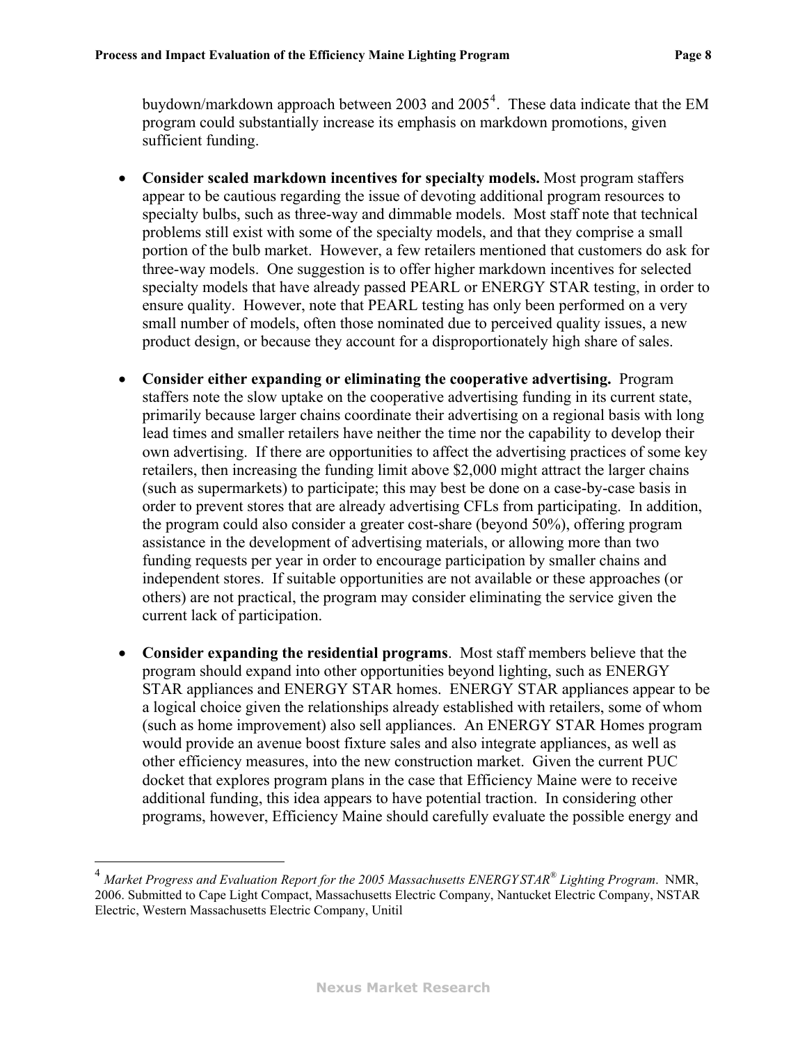buydown/markdown approach between 2003 and 2005[4]. These data indicate that the EM program could substantially increase its emphasis on markdown promotions, given sufficient funding.

- **Consider scaled markdown incentives for specialty models.** Most program staffers appear to be cautious regarding the issue of devoting additional program resources to specialty bulbs, such as three-way and dimmable models. Most staff note that technical problems still exist with some of the specialty models, and that they comprise a small portion of the bulb market. However, a few retailers mentioned that customers do ask for three-way models. One suggestion is to offer higher markdown incentives for selected specialty models that have already passed PEARL or ENERGY STAR testing, in order to ensure quality. However, note that PEARL testing has only been performed on a very small number of models, often those nominated due to perceived quality issues, a new product design, or because they account for a disproportionately high share of sales.

- **Consider either expanding or eliminating the cooperative advertising.** Program staffers note the slow uptake on the cooperative advertising funding in its current state, primarily because larger chains coordinate their advertising on a regional basis with long lead times and smaller retailers have neither the time nor the capability to develop their own advertising. If there are opportunities to affect the advertising practices of some key retailers, then increasing the funding limit above $2,000 might attract the larger chains (such as supermarkets) to participate; this may best be done on a case-by-case basis in order to prevent stores that are already advertising CFLs from participating. In addition, the program could also consider a greater cost-share (beyond 50%), offering program assistance in the development of advertising materials, or allowing more than two funding requests per year in order to encourage participation by smaller chains and independent stores. If suitable opportunities are not available or these approaches (or others) are not practical, the program may consider eliminating the service given the current lack of participation.

- **Consider expanding the residential programs**. Most staff members believe that the program should expand into other opportunities beyond lighting, such as ENERGY STAR appliances and ENERGY STAR homes. ENERGY STAR appliances appear to be a logical choice given the relationships already established with retailers, some of whom (such as home improvement) also sell appliances. An ENERGY STAR Homes program would provide an avenue boost fixture sales and also integrate appliances, as well as other efficiency measures, into the new construction market. Given the current PUC docket that explores program plans in the case that Efficiency Maine were to receive additional funding, this idea appears to have potential traction. In considering other programs, however, Efficiency Maine should carefully evaluate the possible energy and

---

[4] *Market Progress and Evaluation Report for the 2005 Massachusetts ENERGY STAR® Lighting Program*. NMR, 2006. Submitted to Cape Light Compact, Massachusetts Electric Company, Nantucket Electric Company, NSTAR Electric, Western Massachusetts Electric Company, Unitil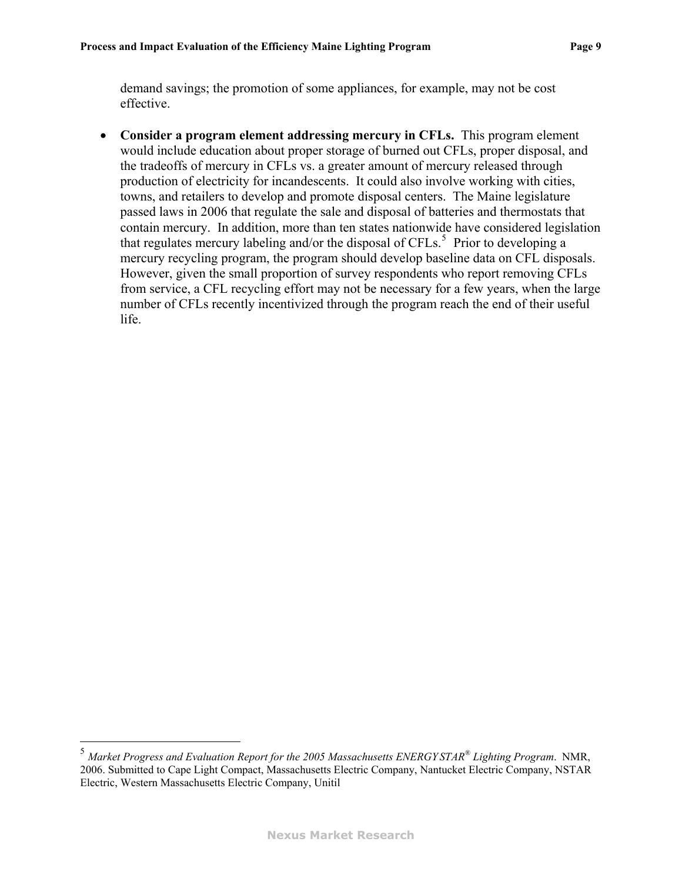demand savings; the promotion of some appliances, for example, may not be cost effective.

- **Consider a program element addressing mercury in CFLs.** This program element would include education about proper storage of burned out CFLs, proper disposal, and the tradeoffs of mercury in CFLs vs. a greater amount of mercury released through production of electricity for incandescents. It could also involve working with cities, towns, and retailers to develop and promote disposal centers. The Maine legislature passed laws in 2006 that regulate the sale and disposal of batteries and thermostats that contain mercury. In addition, more than ten states nationwide have considered legislation that regulates mercury labeling and/or the disposal of CFLs.[5] Prior to developing a mercury recycling program, the program should develop baseline data on CFL disposals. However, given the small proportion of survey respondents who report removing CFLs from service, a CFL recycling effort may not be necessary for a few years, when the large number of CFLs recently incentivized through the program reach the end of their useful life.

---

[5] *Market Progress and Evaluation Report for the 2005 Massachusetts ENERGY STAR® Lighting Program*. NMR, 2006. Submitted to Cape Light Compact, Massachusetts Electric Company, Nantucket Electric Company, NSTAR Electric, Western Massachusetts Electric Company, Unitil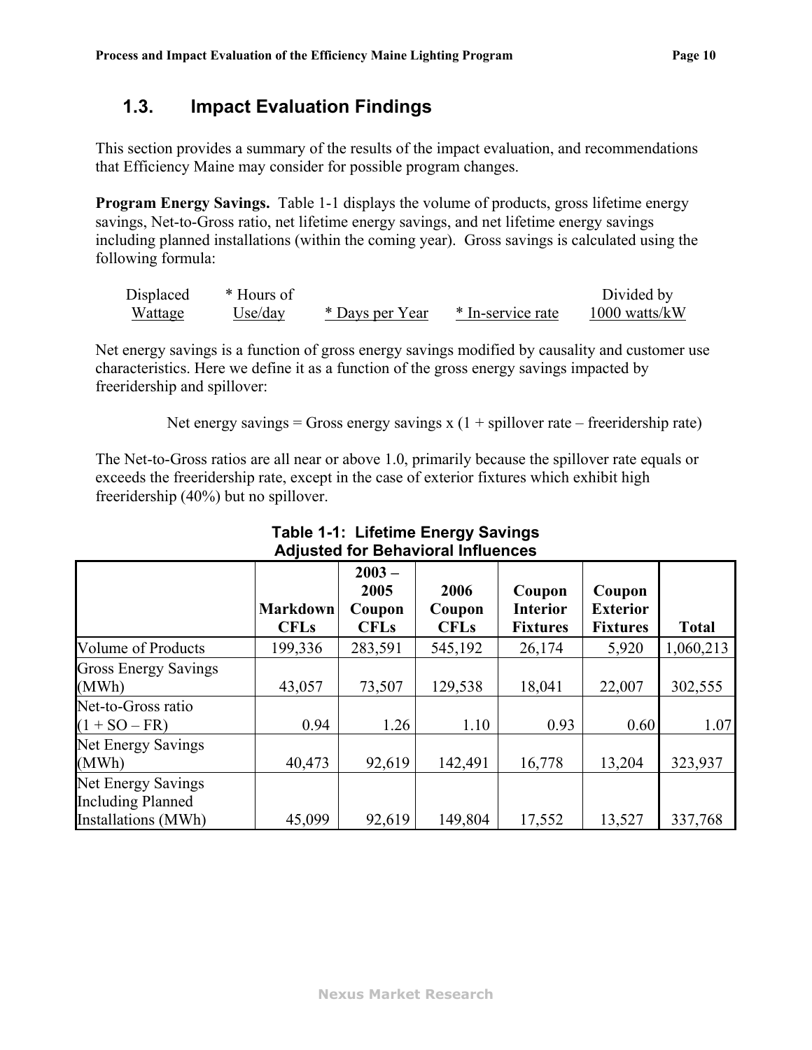## 1.3. Impact Evaluation Findings

This section provides a summary of the results of the impact evaluation, and recommendations that Efficiency Maine may consider for possible program changes.

**Program Energy Savings.** Table 1-1 displays the volume of products, gross lifetime energy savings, Net-to-Gross ratio, net lifetime energy savings, and net lifetime energy savings including planned installations (within the coming year). Gross savings is calculated using the following formula:

| Displaced Wattage | * Hours of Use/day | * Days per Year | * In-service rate | Divided by 1000 watts/kW |
|---|---|---|---|---|

Net energy savings is a function of gross energy savings modified by causality and customer use characteristics. Here we define it as a function of the gross energy savings impacted by freeridership and spillover:

Net energy savings = Gross energy savings x (1 + spillover rate – freeridership rate)

The Net-to-Gross ratios are all near or above 1.0, primarily because the spillover rate equals or exceeds the freeridership rate, except in the case of exterior fixtures which exhibit high freeridership (40%) but no spillover.

**Table 1-1: Lifetime Energy Savings Adjusted for Behavioral Influences**

| | Markdown CFLs | 2003 – 2005 Coupon CFLs | 2006 Coupon CFLs | Coupon Interior Fixtures | Coupon Exterior Fixtures | Total |
|---|---|---|---|---|---|---|
| Volume of Products | 199,336 | 283,591 | 545,192 | 26,174 | 5,920 | 1,060,213 |
| Gross Energy Savings (MWh) | 43,057 | 73,507 | 129,538 | 18,041 | 22,007 | 302,555 |
| Net-to-Gross ratio (1 + SO – FR) | 0.94 | 1.26 | 1.10 | 0.93 | 0.60 | 1.07 |
| Net Energy Savings (MWh) | 40,473 | 92,619 | 142,491 | 16,778 | 13,204 | 323,937 |
| Net Energy Savings Including Planned Installations (MWh) | 45,099 | 92,619 | 149,804 | 17,552 | 13,527 | 337,768 |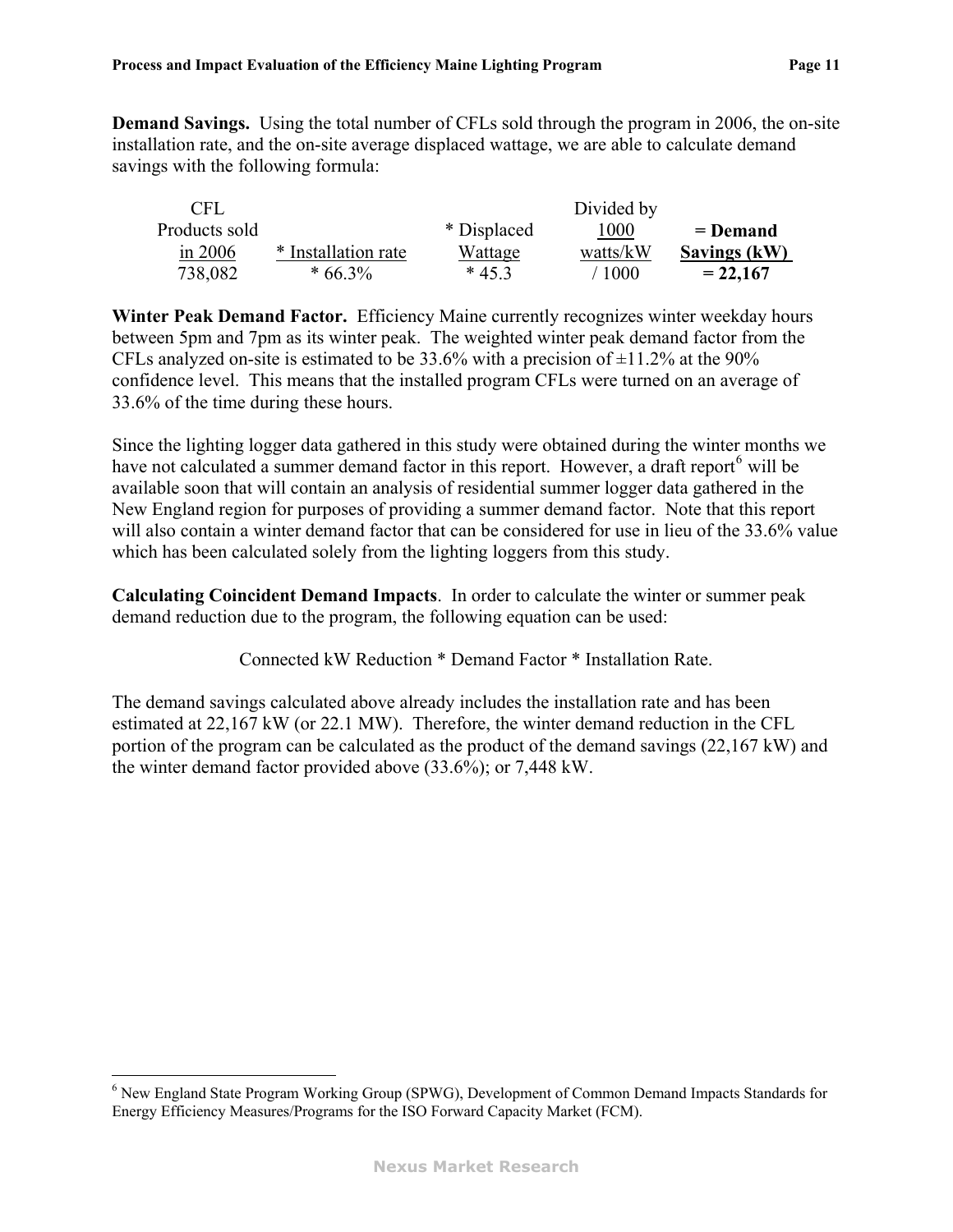**Demand Savings.** Using the total number of CFLs sold through the program in 2006, the on-site installation rate, and the on-site average displaced wattage, we are able to calculate demand savings with the following formula:

| CFL Products sold in 2006 | * Installation rate | * Displaced Wattage | Divided by 1000 watts/kW | = Demand Savings (kW) |
|---|---|---|---|---|
| 738,082 | * 66.3% | * 45.3 | / 1000 | **= 22,167** |

**Winter Peak Demand Factor.** Efficiency Maine currently recognizes winter weekday hours between 5pm and 7pm as its winter peak. The weighted winter peak demand factor from the CFLs analyzed on-site is estimated to be 33.6% with a precision of ±11.2% at the 90% confidence level. This means that the installed program CFLs were turned on an average of 33.6% of the time during these hours.

Since the lighting logger data gathered in this study were obtained during the winter months we have not calculated a summer demand factor in this report. However, a draft report[6] will be available soon that will contain an analysis of residential summer logger data gathered in the New England region for purposes of providing a summer demand factor. Note that this report will also contain a winter demand factor that can be considered for use in lieu of the 33.6% value which has been calculated solely from the lighting loggers from this study.

**Calculating Coincident Demand Impacts**. In order to calculate the winter or summer peak demand reduction due to the program, the following equation can be used:

Connected kW Reduction * Demand Factor * Installation Rate.

The demand savings calculated above already includes the installation rate and has been estimated at 22,167 kW (or 22.1 MW). Therefore, the winter demand reduction in the CFL portion of the program can be calculated as the product of the demand savings (22,167 kW) and the winter demand factor provided above (33.6%); or 7,448 kW.

---

[6] New England State Program Working Group (SPWG), Development of Common Demand Impacts Standards for Energy Efficiency Measures/Programs for the ISO Forward Capacity Market (FCM).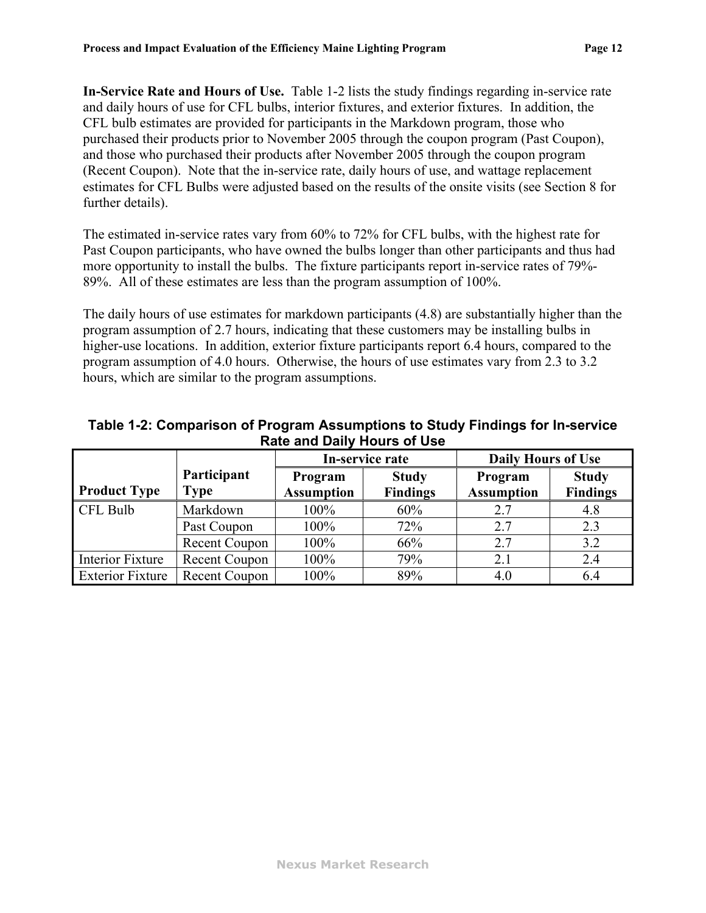**In-Service Rate and Hours of Use.** Table 1-2 lists the study findings regarding in-service rate and daily hours of use for CFL bulbs, interior fixtures, and exterior fixtures. In addition, the CFL bulb estimates are provided for participants in the Markdown program, those who purchased their products prior to November 2005 through the coupon program (Past Coupon), and those who purchased their products after November 2005 through the coupon program (Recent Coupon). Note that the in-service rate, daily hours of use, and wattage replacement estimates for CFL Bulbs were adjusted based on the results of the onsite visits (see Section 8 for further details).

The estimated in-service rates vary from 60% to 72% for CFL bulbs, with the highest rate for Past Coupon participants, who have owned the bulbs longer than other participants and thus had more opportunity to install the bulbs. The fixture participants report in-service rates of 79%-89%. All of these estimates are less than the program assumption of 100%.

The daily hours of use estimates for markdown participants (4.8) are substantially higher than the program assumption of 2.7 hours, indicating that these customers may be installing bulbs in higher-use locations. In addition, exterior fixture participants report 6.4 hours, compared to the program assumption of 4.0 hours. Otherwise, the hours of use estimates vary from 2.3 to 3.2 hours, which are similar to the program assumptions.

**Table 1-2: Comparison of Program Assumptions to Study Findings for In-service Rate and Daily Hours of Use**

| Product Type | Participant Type | In-service rate | | Daily Hours of Use | |
|---|---|---|---|---|---|
| | | Program Assumption | Study Findings | Program Assumption | Study Findings |
| CFL Bulb | Markdown | 100% | 60% | 2.7 | 4.8 |
| | Past Coupon | 100% | 72% | 2.7 | 2.3 |
| | Recent Coupon | 100% | 66% | 2.7 | 3.2 |
| Interior Fixture | Recent Coupon | 100% | 79% | 2.1 | 2.4 |
| Exterior Fixture | Recent Coupon | 100% | 89% | 4.0 | 6.4 |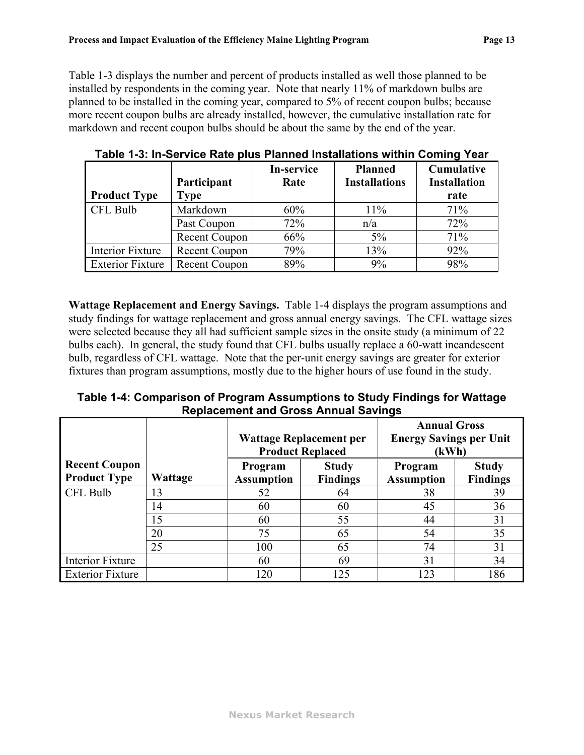Table 1-3 displays the number and percent of products installed as well those planned to be installed by respondents in the coming year. Note that nearly 11% of markdown bulbs are planned to be installed in the coming year, compared to 5% of recent coupon bulbs; because more recent coupon bulbs are already installed, however, the cumulative installation rate for markdown and recent coupon bulbs should be about the same by the end of the year.

**Table 1-3: In-Service Rate plus Planned Installations within Coming Year**

| Product Type | Participant Type | In-service Rate | Planned Installations | Cumulative Installation rate |
|---|---|---|---|---|
| CFL Bulb | Markdown | 60% | 11% | 71% |
| | Past Coupon | 72% | n/a | 72% |
| | Recent Coupon | 66% | 5% | 71% |
| Interior Fixture | Recent Coupon | 79% | 13% | 92% |
| Exterior Fixture | Recent Coupon | 89% | 9% | 98% |

**Wattage Replacement and Energy Savings.** Table 1-4 displays the program assumptions and study findings for wattage replacement and gross annual energy savings. The CFL wattage sizes were selected because they all had sufficient sample sizes in the onsite study (a minimum of 22 bulbs each). In general, the study found that CFL bulbs usually replace a 60-watt incandescent bulb, regardless of CFL wattage. Note that the per-unit energy savings are greater for exterior fixtures than program assumptions, mostly due to the higher hours of use found in the study.

**Table 1-4: Comparison of Program Assumptions to Study Findings for Wattage Replacement and Gross Annual Savings**

| | | Wattage Replacement per Product Replaced | | Annual Gross Energy Savings per Unit (kWh) | |
|---|---|---|---|---|---|
| **Recent Coupon Product Type** | **Wattage** | **Program Assumption** | **Study Findings** | **Program Assumption** | **Study Findings** |
| CFL Bulb | 13 | 52 | 64 | 38 | 39 |
| | 14 | 60 | 60 | 45 | 36 |
| | 15 | 60 | 55 | 44 | 31 |
| | 20 | 75 | 65 | 54 | 35 |
| | 25 | 100 | 65 | 74 | 31 |
| Interior Fixture | | 60 | 69 | 31 | 34 |
| Exterior Fixture | | 120 | 125 | 123 | 186 |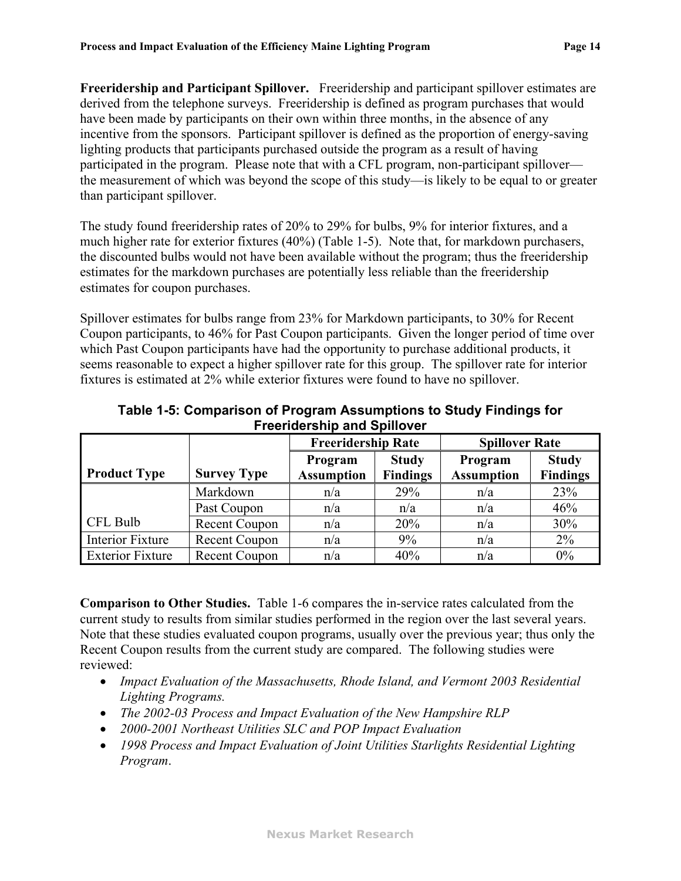**Freeridership and Participant Spillover.** Freeridership and participant spillover estimates are derived from the telephone surveys. Freeridership is defined as program purchases that would have been made by participants on their own within three months, in the absence of any incentive from the sponsors. Participant spillover is defined as the proportion of energy-saving lighting products that participants purchased outside the program as a result of having participated in the program. Please note that with a CFL program, non-participant spillover—the measurement of which was beyond the scope of this study—is likely to be equal to or greater than participant spillover.

The study found freeridership rates of 20% to 29% for bulbs, 9% for interior fixtures, and a much higher rate for exterior fixtures (40%) (Table 1-5). Note that, for markdown purchasers, the discounted bulbs would not have been available without the program; thus the freeridership estimates for the markdown purchases are potentially less reliable than the freeridership estimates for coupon purchases.

Spillover estimates for bulbs range from 23% for Markdown participants, to 30% for Recent Coupon participants, to 46% for Past Coupon participants. Given the longer period of time over which Past Coupon participants have had the opportunity to purchase additional products, it seems reasonable to expect a higher spillover rate for this group. The spillover rate for interior fixtures is estimated at 2% while exterior fixtures were found to have no spillover.

**Table 1-5: Comparison of Program Assumptions to Study Findings for Freeridership and Spillover**

| | | Freeridership Rate | | Spillover Rate | |
|---|---|---|---|---|---|
| **Product Type** | **Survey Type** | **Program Assumption** | **Study Findings** | **Program Assumption** | **Study Findings** |
| CFL Bulb | Markdown | n/a | 29% | n/a | 23% |
| | Past Coupon | n/a | n/a | n/a | 46% |
| | Recent Coupon | n/a | 20% | n/a | 30% |
| Interior Fixture | Recent Coupon | n/a | 9% | n/a | 2% |
| Exterior Fixture | Recent Coupon | n/a | 40% | n/a | 0% |

**Comparison to Other Studies.** Table 1-6 compares the in-service rates calculated from the current study to results from similar studies performed in the region over the last several years. Note that these studies evaluated coupon programs, usually over the previous year; thus only the Recent Coupon results from the current study are compared. The following studies were reviewed:

- *Impact Evaluation of the Massachusetts, Rhode Island, and Vermont 2003 Residential Lighting Programs.*
- *The 2002-03 Process and Impact Evaluation of the New Hampshire RLP*
- *2000-2001 Northeast Utilities SLC and POP Impact Evaluation*
- *1998 Process and Impact Evaluation of Joint Utilities Starlights Residential Lighting Program*.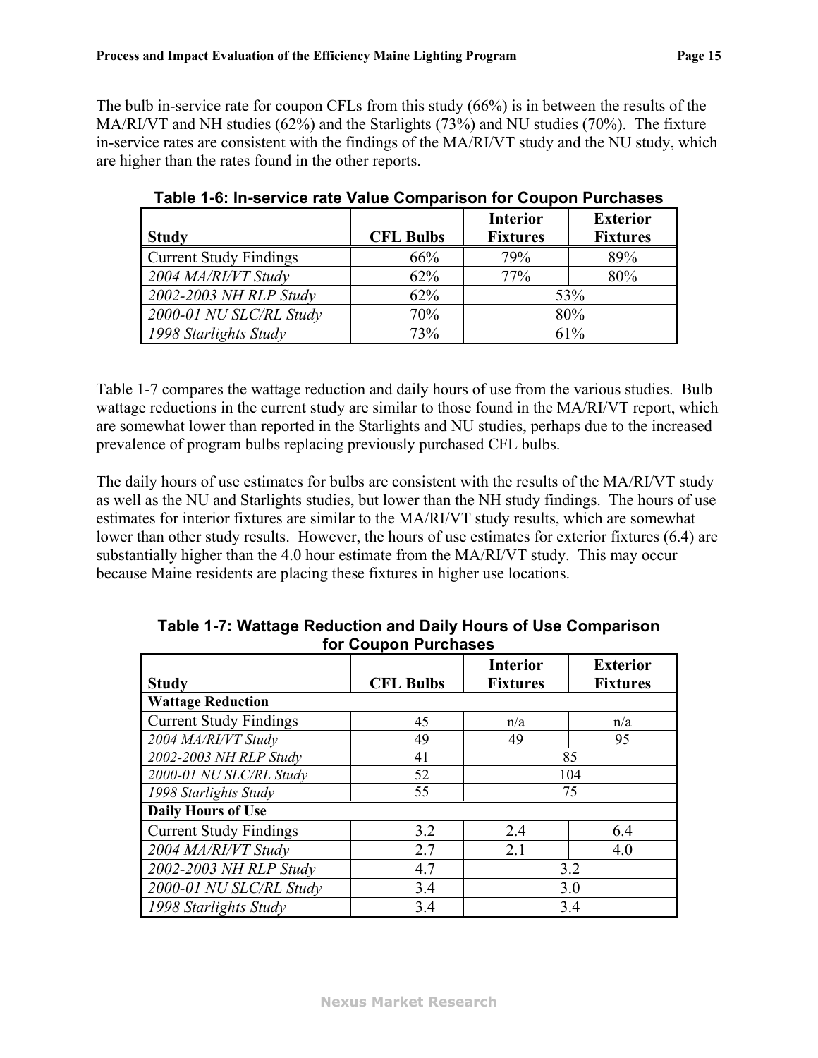The bulb in-service rate for coupon CFLs from this study (66%) is in between the results of the MA/RI/VT and NH studies (62%) and the Starlights (73%) and NU studies (70%). The fixture in-service rates are consistent with the findings of the MA/RI/VT study and the NU study, which are higher than the rates found in the other reports.

**Table 1-6: In-service rate Value Comparison for Coupon Purchases**

| Study | CFL Bulbs | Interior Fixtures | Exterior Fixtures |
|---|---|---|---|
| Current Study Findings | 66% | 79% | 89% |
| *2004 MA/RI/VT Study* | 62% | 77% | 80% |
| *2002-2003 NH RLP Study* | 62% | 53% | |
| *2000-01 NU SLC/RL Study* | 70% | 80% | |
| *1998 Starlights Study* | 73% | 61% | |

Table 1-7 compares the wattage reduction and daily hours of use from the various studies. Bulb wattage reductions in the current study are similar to those found in the MA/RI/VT report, which are somewhat lower than reported in the Starlights and NU studies, perhaps due to the increased prevalence of program bulbs replacing previously purchased CFL bulbs.

The daily hours of use estimates for bulbs are consistent with the results of the MA/RI/VT study as well as the NU and Starlights studies, but lower than the NH study findings. The hours of use estimates for interior fixtures are similar to the MA/RI/VT study results, which are somewhat lower than other study results. However, the hours of use estimates for exterior fixtures (6.4) are substantially higher than the 4.0 hour estimate from the MA/RI/VT study. This may occur because Maine residents are placing these fixtures in higher use locations.

**Table 1-7: Wattage Reduction and Daily Hours of Use Comparison for Coupon Purchases**

| Study | CFL Bulbs | Interior Fixtures | Exterior Fixtures |
|---|---|---|---|
| **Wattage Reduction** | | | |
| Current Study Findings | 45 | n/a | n/a |
| *2004 MA/RI/VT Study* | 49 | 49 | 95 |
| *2002-2003 NH RLP Study* | 41 | 85 | |
| *2000-01 NU SLC/RL Study* | 52 | 104 | |
| *1998 Starlights Study* | 55 | 75 | |
| **Daily Hours of Use** | | | |
| Current Study Findings | 3.2 | 2.4 | 6.4 |
| *2004 MA/RI/VT Study* | 2.7 | 2.1 | 4.0 |
| *2002-2003 NH RLP Study* | 4.7 | 3.2 | |
| *2000-01 NU SLC/RL Study* | 3.4 | 3.0 | |
| *1998 Starlights Study* | 3.4 | 3.4 | |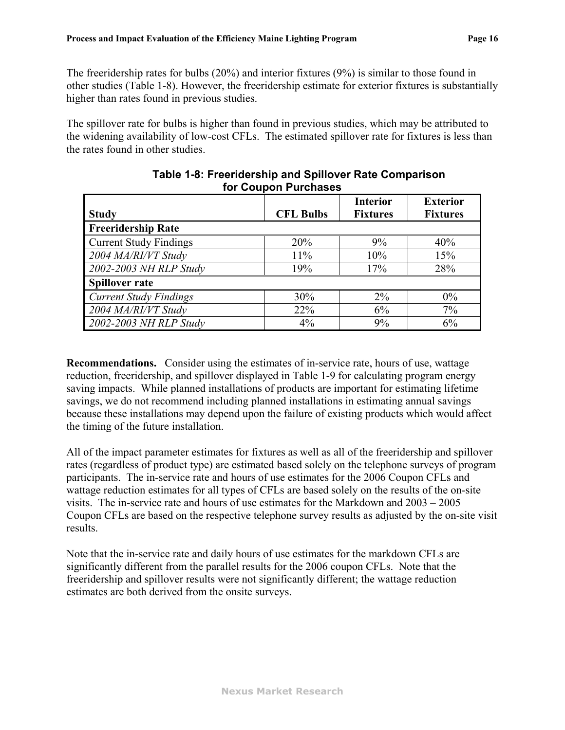The freeridership rates for bulbs (20%) and interior fixtures (9%) is similar to those found in other studies (Table 1-8). However, the freeridership estimate for exterior fixtures is substantially higher than rates found in previous studies.

The spillover rate for bulbs is higher than found in previous studies, which may be attributed to the widening availability of low-cost CFLs. The estimated spillover rate for fixtures is less than the rates found in other studies.

**Table 1-8: Freeridership and Spillover Rate Comparison for Coupon Purchases**

| Study | CFL Bulbs | Interior Fixtures | Exterior Fixtures |
|---|---|---|---|
| **Freeridership Rate** | | | |
| Current Study Findings | 20% | 9% | 40% |
| *2004 MA/RI/VT Study* | 11% | 10% | 15% |
| *2002-2003 NH RLP Study* | 19% | 17% | 28% |
| **Spillover rate** | | | |
| *Current Study Findings* | 30% | 2% | 0% |
| *2004 MA/RI/VT Study* | 22% | 6% | 7% |
| *2002-2003 NH RLP Study* | 4% | 9% | 6% |

**Recommendations.** Consider using the estimates of in-service rate, hours of use, wattage reduction, freeridership, and spillover displayed in Table 1-9 for calculating program energy saving impacts. While planned installations of products are important for estimating lifetime savings, we do not recommend including planned installations in estimating annual savings because these installations may depend upon the failure of existing products which would affect the timing of the future installation.

All of the impact parameter estimates for fixtures as well as all of the freeridership and spillover rates (regardless of product type) are estimated based solely on the telephone surveys of program participants. The in-service rate and hours of use estimates for the 2006 Coupon CFLs and wattage reduction estimates for all types of CFLs are based solely on the results of the on-site visits. The in-service rate and hours of use estimates for the Markdown and 2003 – 2005 Coupon CFLs are based on the respective telephone survey results as adjusted by the on-site visit results.

Note that the in-service rate and daily hours of use estimates for the markdown CFLs are significantly different from the parallel results for the 2006 coupon CFLs. Note that the freeridership and spillover results were not significantly different; the wattage reduction estimates are both derived from the onsite surveys.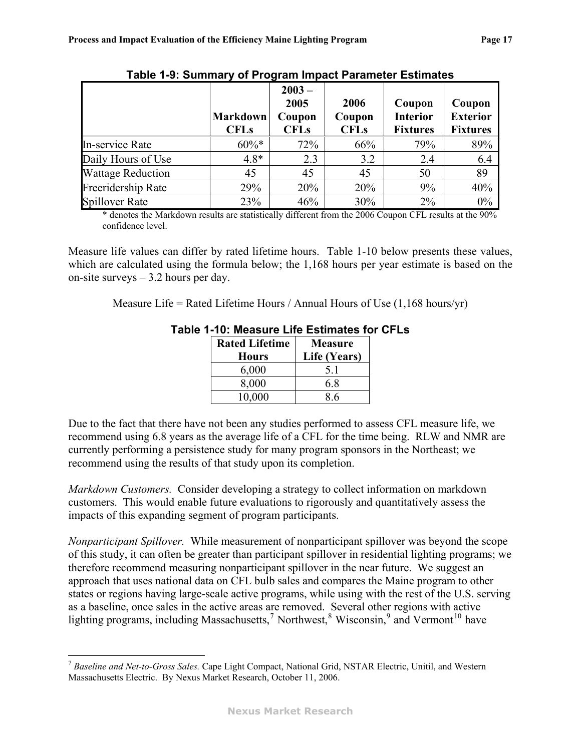**Table 1-9: Summary of Program Impact Parameter Estimates**

| | Markdown CFLs | 2003 – 2005 Coupon CFLs | 2006 Coupon CFLs | Coupon Interior Fixtures | Coupon Exterior Fixtures |
|---|---|---|---|---|---|
| In-service Rate | 60%* | 72% | 66% | 79% | 89% |
| Daily Hours of Use | 4.8* | 2.3 | 3.2 | 2.4 | 6.4 |
| Wattage Reduction | 45 | 45 | 45 | 50 | 89 |
| Freeridership Rate | 29% | 20% | 20% | 9% | 40% |
| Spillover Rate | 23% | 46% | 30% | 2% | 0% |

\* denotes the Markdown results are statistically different from the 2006 Coupon CFL results at the 90% confidence level.

Measure life values can differ by rated lifetime hours. Table 1-10 below presents these values, which are calculated using the formula below; the 1,168 hours per year estimate is based on the on-site surveys – 3.2 hours per day.

Measure Life = Rated Lifetime Hours / Annual Hours of Use (1,168 hours/yr)

**Table 1-10: Measure Life Estimates for CFLs**

| Rated Lifetime Hours | Measure Life (Years) |
|---|---|
| 6,000 | 5.1 |
| 8,000 | 6.8 |
| 10,000 | 8.6 |

Due to the fact that there have not been any studies performed to assess CFL measure life, we recommend using 6.8 years as the average life of a CFL for the time being. RLW and NMR are currently performing a persistence study for many program sponsors in the Northeast; we recommend using the results of that study upon its completion.

*Markdown Customers.* Consider developing a strategy to collect information on markdown customers. This would enable future evaluations to rigorously and quantitatively assess the impacts of this expanding segment of program participants.

*Nonparticipant Spillover.* While measurement of nonparticipant spillover was beyond the scope of this study, it can often be greater than participant spillover in residential lighting programs; we therefore recommend measuring nonparticipant spillover in the near future. We suggest an approach that uses national data on CFL bulb sales and compares the Maine program to other states or regions having large-scale active programs, while using with the rest of the U.S. serving as a baseline, once sales in the active areas are removed. Several other regions with active lighting programs, including Massachusetts,[7] Northwest,[8] Wisconsin,[9] and Vermont[10] have

[7] *Baseline and Net-to-Gross Sales.* Cape Light Compact, National Grid, NSTAR Electric, Unitil, and Western Massachusetts Electric. By Nexus Market Research, October 11, 2006.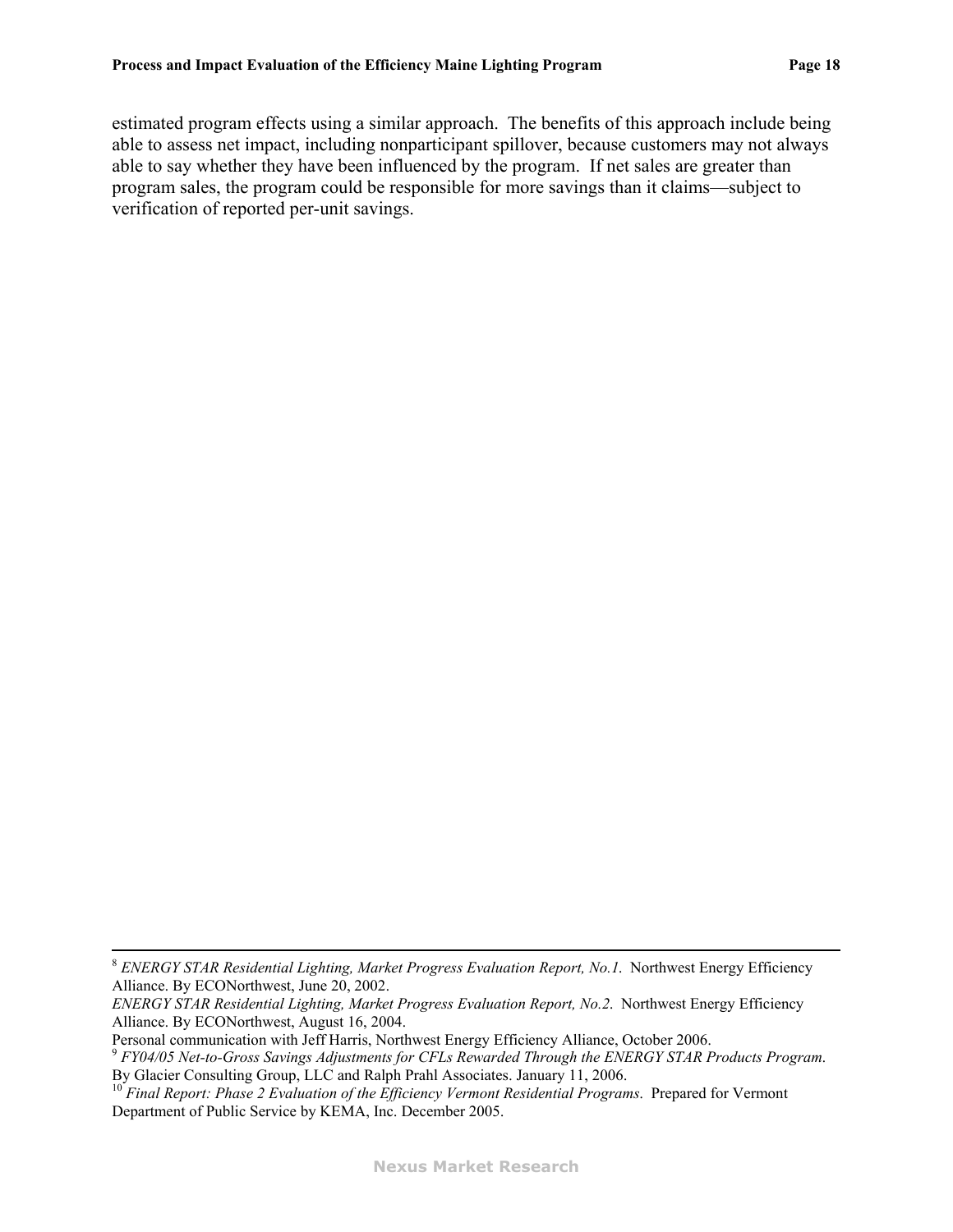estimated program effects using a similar approach. The benefits of this approach include being able to assess net impact, including nonparticipant spillover, because customers may not always able to say whether they have been influenced by the program. If net sales are greater than program sales, the program could be responsible for more savings than it claims—subject to verification of reported per-unit savings.

---

[8] *ENERGY STAR Residential Lighting, Market Progress Evaluation Report, No.1*. Northwest Energy Efficiency Alliance. By ECONorthwest, June 20, 2002.

*ENERGY STAR Residential Lighting, Market Progress Evaluation Report, No.2*. Northwest Energy Efficiency Alliance. By ECONorthwest, August 16, 2004.

Personal communication with Jeff Harris, Northwest Energy Efficiency Alliance, October 2006.

[9] *FY04/05 Net-to-Gross Savings Adjustments for CFLs Rewarded Through the ENERGY STAR Products Program*. By Glacier Consulting Group, LLC and Ralph Prahl Associates. January 11, 2006.

[10] *Final Report: Phase 2 Evaluation of the Efficiency Vermont Residential Programs*. Prepared for Vermont Department of Public Service by KEMA, Inc. December 2005.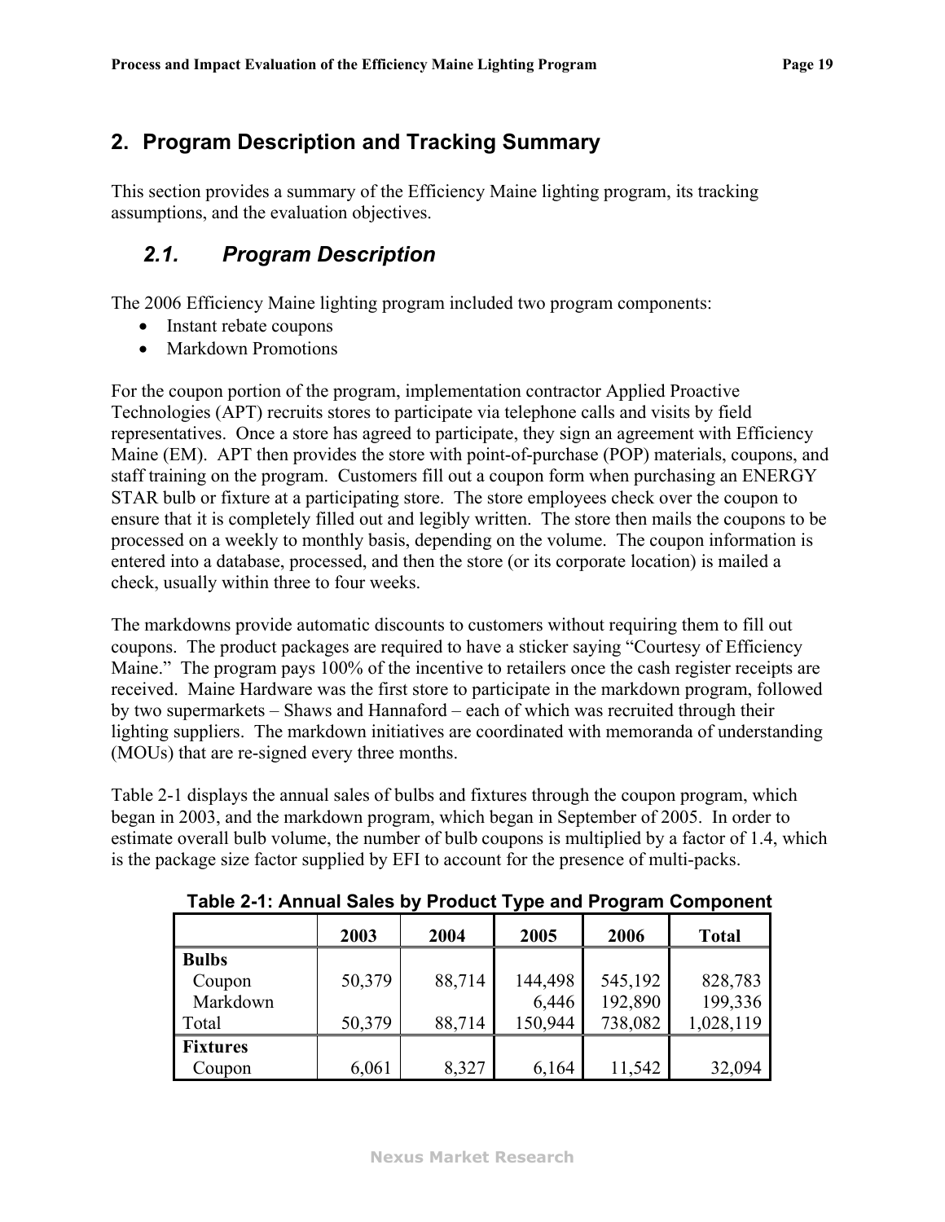## 2. Program Description and Tracking Summary

This section provides a summary of the Efficiency Maine lighting program, its tracking assumptions, and the evaluation objectives.

### *2.1. Program Description*

The 2006 Efficiency Maine lighting program included two program components:

- Instant rebate coupons
- Markdown Promotions

For the coupon portion of the program, implementation contractor Applied Proactive Technologies (APT) recruits stores to participate via telephone calls and visits by field representatives. Once a store has agreed to participate, they sign an agreement with Efficiency Maine (EM). APT then provides the store with point-of-purchase (POP) materials, coupons, and staff training on the program. Customers fill out a coupon form when purchasing an ENERGY STAR bulb or fixture at a participating store. The store employees check over the coupon to ensure that it is completely filled out and legibly written. The store then mails the coupons to be processed on a weekly to monthly basis, depending on the volume. The coupon information is entered into a database, processed, and then the store (or its corporate location) is mailed a check, usually within three to four weeks.

The markdowns provide automatic discounts to customers without requiring them to fill out coupons. The product packages are required to have a sticker saying "Courtesy of Efficiency Maine." The program pays 100% of the incentive to retailers once the cash register receipts are received. Maine Hardware was the first store to participate in the markdown program, followed by two supermarkets – Shaws and Hannaford – each of which was recruited through their lighting suppliers. The markdown initiatives are coordinated with memoranda of understanding (MOUs) that are re-signed every three months.

Table 2-1 displays the annual sales of bulbs and fixtures through the coupon program, which began in 2003, and the markdown program, which began in September of 2005. In order to estimate overall bulb volume, the number of bulb coupons is multiplied by a factor of 1.4, which is the package size factor supplied by EFI to account for the presence of multi-packs.

**Table 2-1: Annual Sales by Product Type and Program Component**

| | 2003 | 2004 | 2005 | 2006 | Total |
|---|---|---|---|---|---|
| **Bulbs** | | | | | |
| Coupon | 50,379 | 88,714 | 144,498 | 545,192 | 828,783 |
| Markdown | | | 6,446 | 192,890 | 199,336 |
| Total | 50,379 | 88,714 | 150,944 | 738,082 | 1,028,119 |
| **Fixtures** | | | | | |
| Coupon | 6,061 | 8,327 | 6,164 | 11,542 | 32,094 |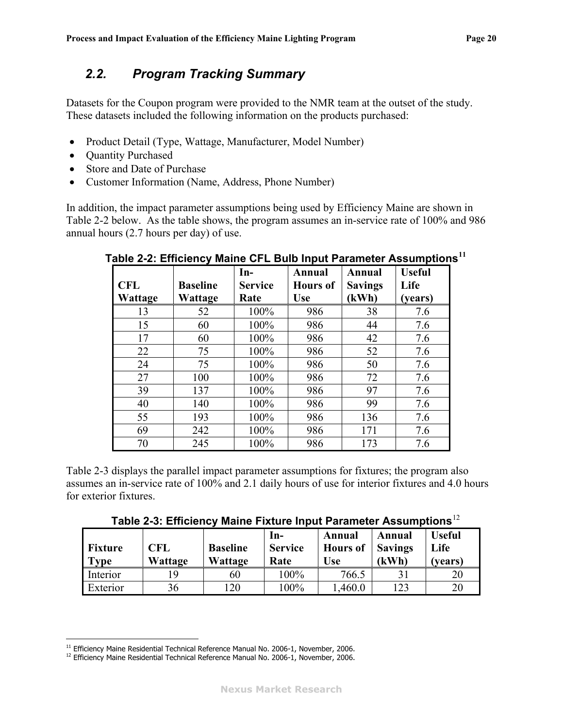## 2.2. Program Tracking Summary

Datasets for the Coupon program were provided to the NMR team at the outset of the study. These datasets included the following information on the products purchased:

- Product Detail (Type, Wattage, Manufacturer, Model Number)
- Quantity Purchased
- Store and Date of Purchase
- Customer Information (Name, Address, Phone Number)

In addition, the impact parameter assumptions being used by Efficiency Maine are shown in Table 2-2 below. As the table shows, the program assumes an in-service rate of 100% and 986 annual hours (2.7 hours per day) of use.

**Table 2-2: Efficiency Maine CFL Bulb Input Parameter Assumptions**[11]

| CFL Wattage | Baseline Wattage | In-Service Rate | Annual Hours of Use | Annual Savings (kWh) | Useful Life (years) |
|---|---|---|---|---|---|
| 13 | 52 | 100% | 986 | 38 | 7.6 |
| 15 | 60 | 100% | 986 | 44 | 7.6 |
| 17 | 60 | 100% | 986 | 42 | 7.6 |
| 22 | 75 | 100% | 986 | 52 | 7.6 |
| 24 | 75 | 100% | 986 | 50 | 7.6 |
| 27 | 100 | 100% | 986 | 72 | 7.6 |
| 39 | 137 | 100% | 986 | 97 | 7.6 |
| 40 | 140 | 100% | 986 | 99 | 7.6 |
| 55 | 193 | 100% | 986 | 136 | 7.6 |
| 69 | 242 | 100% | 986 | 171 | 7.6 |
| 70 | 245 | 100% | 986 | 173 | 7.6 |

Table 2-3 displays the parallel impact parameter assumptions for fixtures; the program also assumes an in-service rate of 100% and 2.1 daily hours of use for interior fixtures and 4.0 hours for exterior fixtures.

**Table 2-3: Efficiency Maine Fixture Input Parameter Assumptions**[12]

| Fixture Type | CFL Wattage | Baseline Wattage | In-Service Rate | Annual Hours of Use | Annual Savings (kWh) | Useful Life (years) |
|---|---|---|---|---|---|---|
| Interior | 19 | 60 | 100% | 766.5 | 31 | 20 |
| Exterior | 36 | 120 | 100% | 1,460.0 | 123 | 20 |

[11] Efficiency Maine Residential Technical Reference Manual No. 2006-1, November, 2006.

[12] Efficiency Maine Residential Technical Reference Manual No. 2006-1, November, 2006.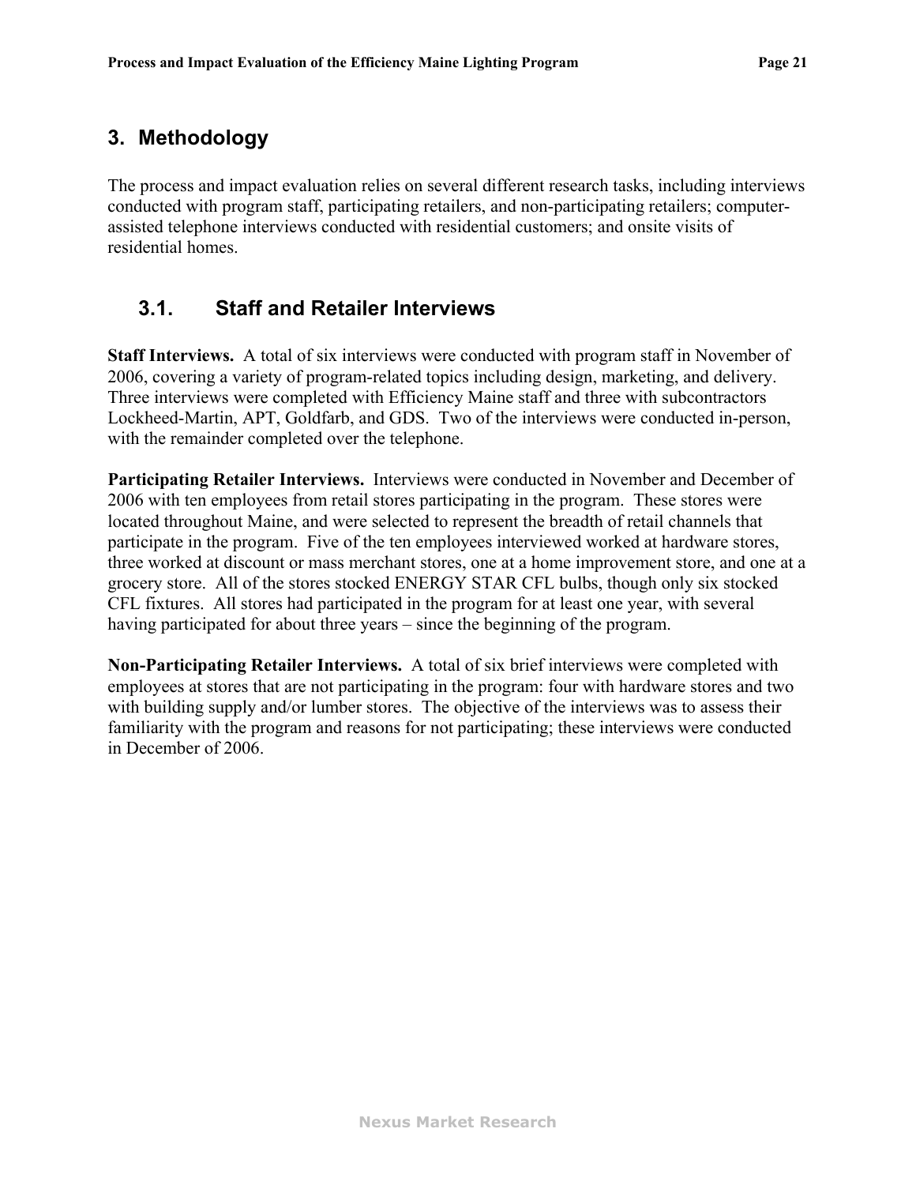# 3. Methodology

The process and impact evaluation relies on several different research tasks, including interviews conducted with program staff, participating retailers, and non-participating retailers; computer-assisted telephone interviews conducted with residential customers; and onsite visits of residential homes.

## 3.1. Staff and Retailer Interviews

**Staff Interviews.** A total of six interviews were conducted with program staff in November of 2006, covering a variety of program-related topics including design, marketing, and delivery. Three interviews were completed with Efficiency Maine staff and three with subcontractors Lockheed-Martin, APT, Goldfarb, and GDS. Two of the interviews were conducted in-person, with the remainder completed over the telephone.

**Participating Retailer Interviews.** Interviews were conducted in November and December of 2006 with ten employees from retail stores participating in the program. These stores were located throughout Maine, and were selected to represent the breadth of retail channels that participate in the program. Five of the ten employees interviewed worked at hardware stores, three worked at discount or mass merchant stores, one at a home improvement store, and one at a grocery store. All of the stores stocked ENERGY STAR CFL bulbs, though only six stocked CFL fixtures. All stores had participated in the program for at least one year, with several having participated for about three years – since the beginning of the program.

**Non-Participating Retailer Interviews.** A total of six brief interviews were completed with employees at stores that are not participating in the program: four with hardware stores and two with building supply and/or lumber stores. The objective of the interviews was to assess their familiarity with the program and reasons for not participating; these interviews were conducted in December of 2006.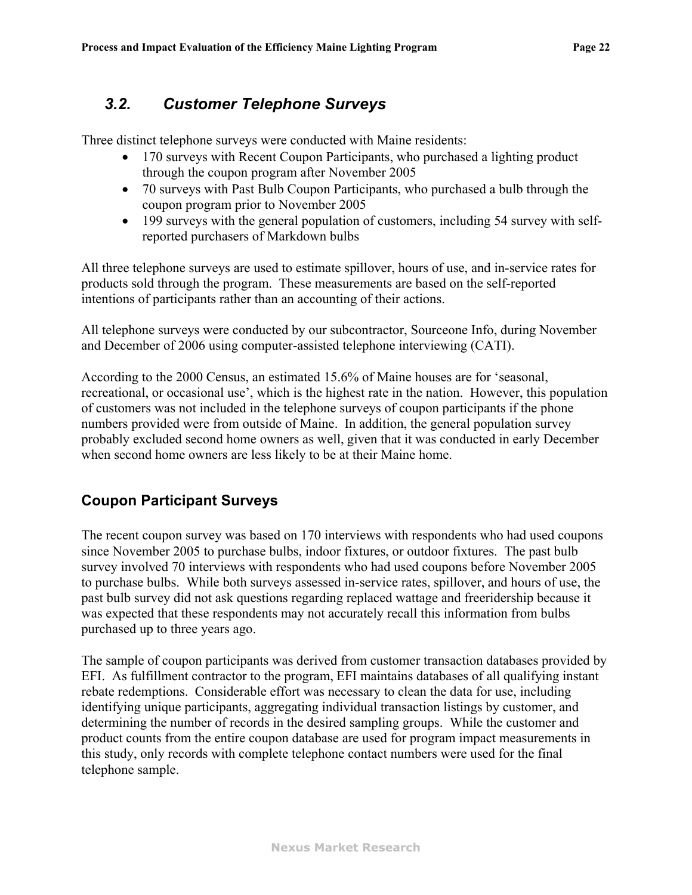## 3.2. Customer Telephone Surveys

Three distinct telephone surveys were conducted with Maine residents:

- 170 surveys with Recent Coupon Participants, who purchased a lighting product through the coupon program after November 2005
- 70 surveys with Past Bulb Coupon Participants, who purchased a bulb through the coupon program prior to November 2005
- 199 surveys with the general population of customers, including 54 survey with self-reported purchasers of Markdown bulbs

All three telephone surveys are used to estimate spillover, hours of use, and in-service rates for products sold through the program. These measurements are based on the self-reported intentions of participants rather than an accounting of their actions.

All telephone surveys were conducted by our subcontractor, Sourceone Info, during November and December of 2006 using computer-assisted telephone interviewing (CATI).

According to the 2000 Census, an estimated 15.6% of Maine houses are for 'seasonal, recreational, or occasional use', which is the highest rate in the nation. However, this population of customers was not included in the telephone surveys of coupon participants if the phone numbers provided were from outside of Maine. In addition, the general population survey probably excluded second home owners as well, given that it was conducted in early December when second home owners are less likely to be at their Maine home.

### Coupon Participant Surveys

The recent coupon survey was based on 170 interviews with respondents who had used coupons since November 2005 to purchase bulbs, indoor fixtures, or outdoor fixtures. The past bulb survey involved 70 interviews with respondents who had used coupons before November 2005 to purchase bulbs. While both surveys assessed in-service rates, spillover, and hours of use, the past bulb survey did not ask questions regarding replaced wattage and freeridership because it was expected that these respondents may not accurately recall this information from bulbs purchased up to three years ago.

The sample of coupon participants was derived from customer transaction databases provided by EFI. As fulfillment contractor to the program, EFI maintains databases of all qualifying instant rebate redemptions. Considerable effort was necessary to clean the data for use, including identifying unique participants, aggregating individual transaction listings by customer, and determining the number of records in the desired sampling groups. While the customer and product counts from the entire coupon database are used for program impact measurements in this study, only records with complete telephone contact numbers were used for the final telephone sample.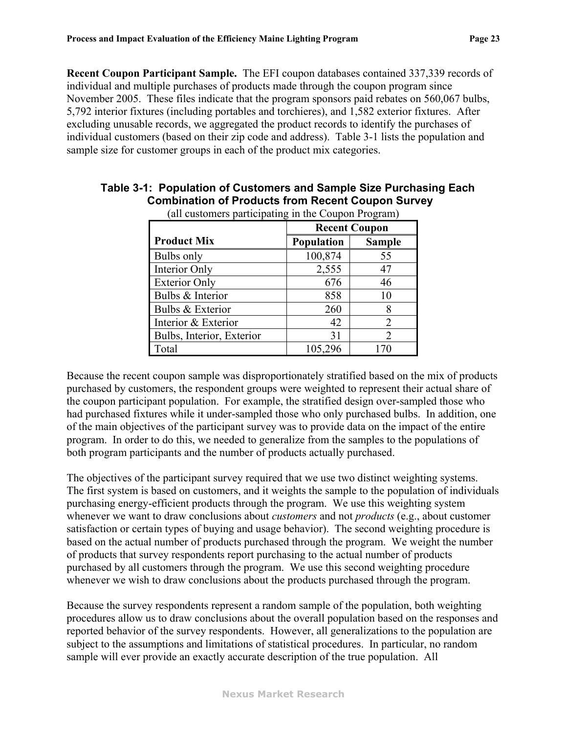**Recent Coupon Participant Sample.** The EFI coupon databases contained 337,339 records of individual and multiple purchases of products made through the coupon program since November 2005. These files indicate that the program sponsors paid rebates on 560,067 bulbs, 5,792 interior fixtures (including portables and torchieres), and 1,582 exterior fixtures. After excluding unusable records, we aggregated the product records to identify the purchases of individual customers (based on their zip code and address). Table 3-1 lists the population and sample size for customer groups in each of the product mix categories.

**Table 3-1: Population of Customers and Sample Size Purchasing Each Combination of Products from Recent Coupon Survey**

(all customers participating in the Coupon Program)

| | Recent Coupon | |
|---|---|---|
| **Product Mix** | **Population** | **Sample** |
| Bulbs only | 100,874 | 55 |
| Interior Only | 2,555 | 47 |
| Exterior Only | 676 | 46 |
| Bulbs & Interior | 858 | 10 |
| Bulbs & Exterior | 260 | 8 |
| Interior & Exterior | 42 | 2 |
| Bulbs, Interior, Exterior | 31 | 2 |
| Total | 105,296 | 170 |

Because the recent coupon sample was disproportionately stratified based on the mix of products purchased by customers, the respondent groups were weighted to represent their actual share of the coupon participant population. For example, the stratified design over-sampled those who had purchased fixtures while it under-sampled those who only purchased bulbs. In addition, one of the main objectives of the participant survey was to provide data on the impact of the entire program. In order to do this, we needed to generalize from the samples to the populations of both program participants and the number of products actually purchased.

The objectives of the participant survey required that we use two distinct weighting systems. The first system is based on customers, and it weights the sample to the population of individuals purchasing energy-efficient products through the program. We use this weighting system whenever we want to draw conclusions about *customers* and not *products* (e.g., about customer satisfaction or certain types of buying and usage behavior). The second weighting procedure is based on the actual number of products purchased through the program. We weight the number of products that survey respondents report purchasing to the actual number of products purchased by all customers through the program. We use this second weighting procedure whenever we wish to draw conclusions about the products purchased through the program.

Because the survey respondents represent a random sample of the population, both weighting procedures allow us to draw conclusions about the overall population based on the responses and reported behavior of the survey respondents. However, all generalizations to the population are subject to the assumptions and limitations of statistical procedures. In particular, no random sample will ever provide an exactly accurate description of the true population. All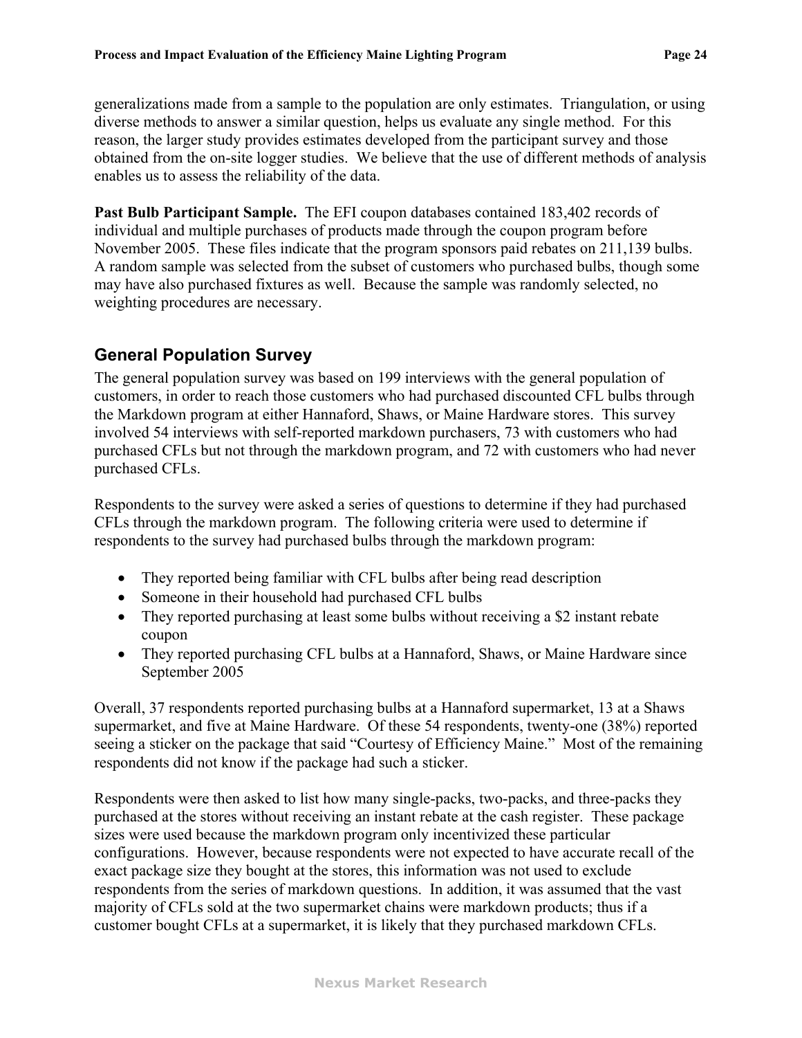generalizations made from a sample to the population are only estimates. Triangulation, or using diverse methods to answer a similar question, helps us evaluate any single method. For this reason, the larger study provides estimates developed from the participant survey and those obtained from the on-site logger studies. We believe that the use of different methods of analysis enables us to assess the reliability of the data.

**Past Bulb Participant Sample.** The EFI coupon databases contained 183,402 records of individual and multiple purchases of products made through the coupon program before November 2005. These files indicate that the program sponsors paid rebates on 211,139 bulbs. A random sample was selected from the subset of customers who purchased bulbs, though some may have also purchased fixtures as well. Because the sample was randomly selected, no weighting procedures are necessary.

## General Population Survey

The general population survey was based on 199 interviews with the general population of customers, in order to reach those customers who had purchased discounted CFL bulbs through the Markdown program at either Hannaford, Shaws, or Maine Hardware stores. This survey involved 54 interviews with self-reported markdown purchasers, 73 with customers who had purchased CFLs but not through the markdown program, and 72 with customers who had never purchased CFLs.

Respondents to the survey were asked a series of questions to determine if they had purchased CFLs through the markdown program. The following criteria were used to determine if respondents to the survey had purchased bulbs through the markdown program:

- They reported being familiar with CFL bulbs after being read description
- Someone in their household had purchased CFL bulbs
- They reported purchasing at least some bulbs without receiving a $2 instant rebate coupon
- They reported purchasing CFL bulbs at a Hannaford, Shaws, or Maine Hardware since September 2005

Overall, 37 respondents reported purchasing bulbs at a Hannaford supermarket, 13 at a Shaws supermarket, and five at Maine Hardware. Of these 54 respondents, twenty-one (38%) reported seeing a sticker on the package that said "Courtesy of Efficiency Maine." Most of the remaining respondents did not know if the package had such a sticker.

Respondents were then asked to list how many single-packs, two-packs, and three-packs they purchased at the stores without receiving an instant rebate at the cash register. These package sizes were used because the markdown program only incentivized these particular configurations. However, because respondents were not expected to have accurate recall of the exact package size they bought at the stores, this information was not used to exclude respondents from the series of markdown questions. In addition, it was assumed that the vast majority of CFLs sold at the two supermarket chains were markdown products; thus if a customer bought CFLs at a supermarket, it is likely that they purchased markdown CFLs.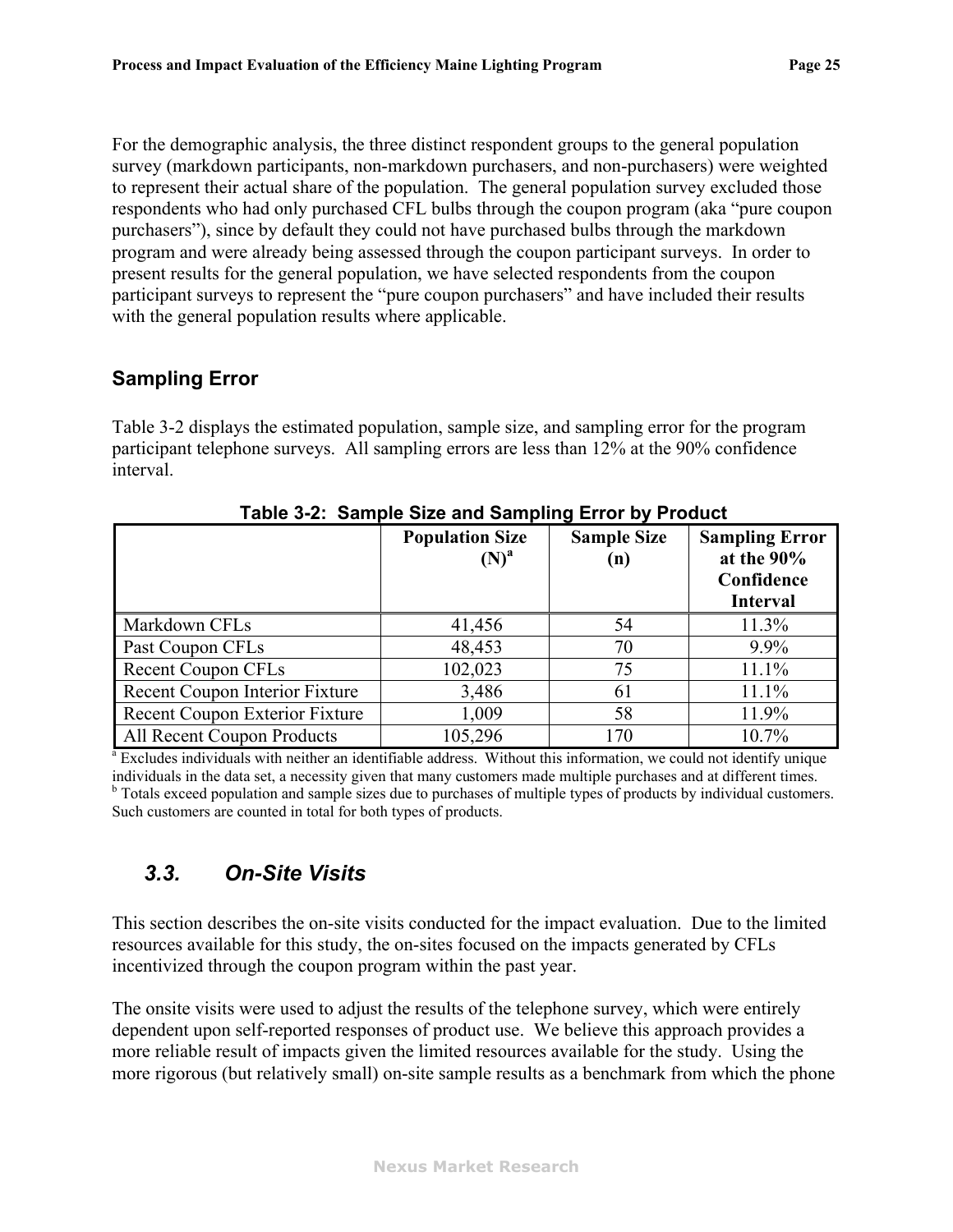For the demographic analysis, the three distinct respondent groups to the general population survey (markdown participants, non-markdown purchasers, and non-purchasers) were weighted to represent their actual share of the population. The general population survey excluded those respondents who had only purchased CFL bulbs through the coupon program (aka "pure coupon purchasers"), since by default they could not have purchased bulbs through the markdown program and were already being assessed through the coupon participant surveys. In order to present results for the general population, we have selected respondents from the coupon participant surveys to represent the "pure coupon purchasers" and have included their results with the general population results where applicable.

## Sampling Error

Table 3-2 displays the estimated population, sample size, and sampling error for the program participant telephone surveys. All sampling errors are less than 12% at the 90% confidence interval.

**Table 3-2: Sample Size and Sampling Error by Product**

| | Population Size (N)[a] | Sample Size (n) | Sampling Error at the 90% Confidence Interval |
|---|---|---|---|
| Markdown CFLs | 41,456 | 54 | 11.3% |
| Past Coupon CFLs | 48,453 | 70 | 9.9% |
| Recent Coupon CFLs | 102,023 | 75 | 11.1% |
| Recent Coupon Interior Fixture | 3,486 | 61 | 11.1% |
| Recent Coupon Exterior Fixture | 1,009 | 58 | 11.9% |
| All Recent Coupon Products | 105,296 | 170 | 10.7% |

[a] Excludes individuals with neither an identifiable address. Without this information, we could not identify unique individuals in the data set, a necessity given that many customers made multiple purchases and at different times.
[b] Totals exceed population and sample sizes due to purchases of multiple types of products by individual customers. Such customers are counted in total for both types of products.

## *3.3. On-Site Visits*

This section describes the on-site visits conducted for the impact evaluation. Due to the limited resources available for this study, the on-sites focused on the impacts generated by CFLs incentivized through the coupon program within the past year.

The onsite visits were used to adjust the results of the telephone survey, which were entirely dependent upon self-reported responses of product use. We believe this approach provides a more reliable result of impacts given the limited resources available for the study. Using the more rigorous (but relatively small) on-site sample results as a benchmark from which the phone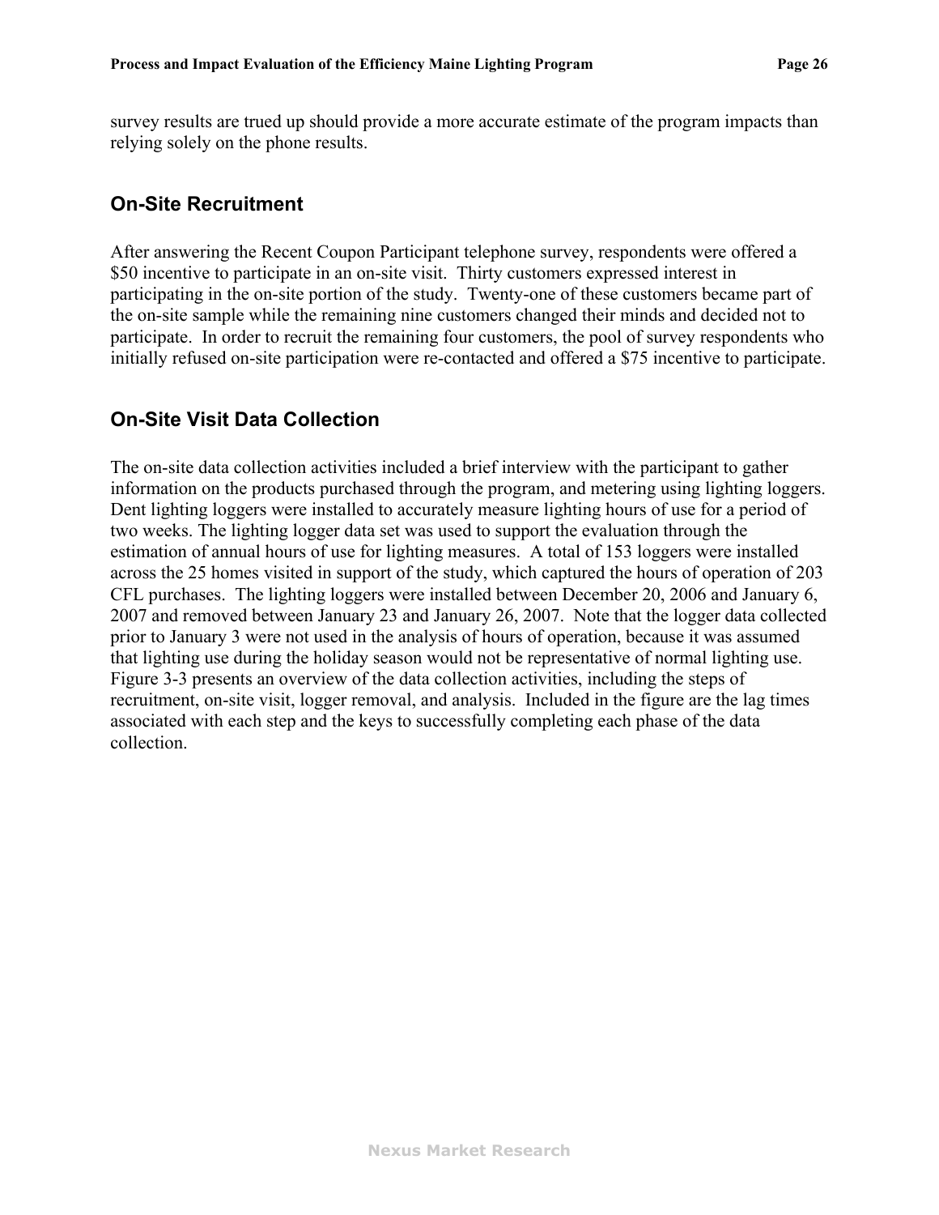survey results are trued up should provide a more accurate estimate of the program impacts than relying solely on the phone results.

## On-Site Recruitment

After answering the Recent Coupon Participant telephone survey, respondents were offered a $50 incentive to participate in an on-site visit. Thirty customers expressed interest in participating in the on-site portion of the study. Twenty-one of these customers became part of the on-site sample while the remaining nine customers changed their minds and decided not to participate. In order to recruit the remaining four customers, the pool of survey respondents who initially refused on-site participation were re-contacted and offered a $75 incentive to participate.

## On-Site Visit Data Collection

The on-site data collection activities included a brief interview with the participant to gather information on the products purchased through the program, and metering using lighting loggers. Dent lighting loggers were installed to accurately measure lighting hours of use for a period of two weeks. The lighting logger data set was used to support the evaluation through the estimation of annual hours of use for lighting measures. A total of 153 loggers were installed across the 25 homes visited in support of the study, which captured the hours of operation of 203 CFL purchases. The lighting loggers were installed between December 20, 2006 and January 6, 2007 and removed between January 23 and January 26, 2007. Note that the logger data collected prior to January 3 were not used in the analysis of hours of operation, because it was assumed that lighting use during the holiday season would not be representative of normal lighting use. Figure 3-3 presents an overview of the data collection activities, including the steps of recruitment, on-site visit, logger removal, and analysis. Included in the figure are the lag times associated with each step and the keys to successfully completing each phase of the data collection.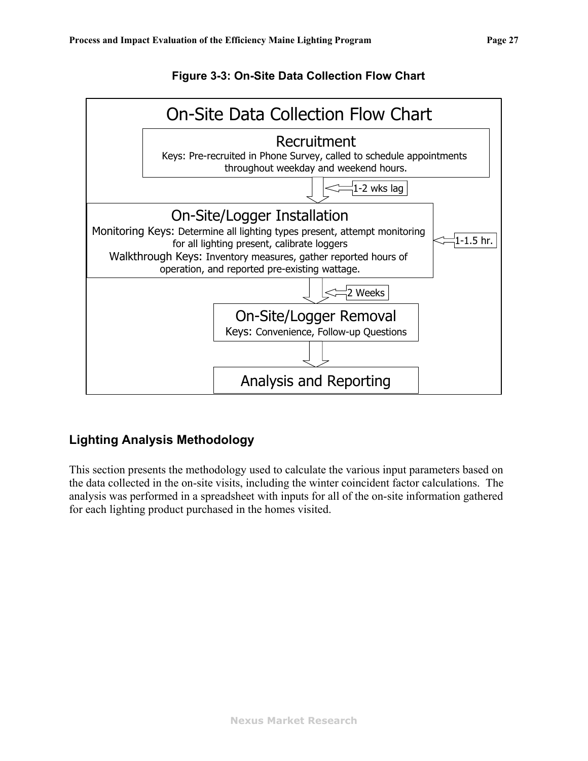**Figure 3-3: On-Site Data Collection Flow Chart**

On-Site Data Collection Flow Chart

**Recruitment**
Keys: Pre-recruited in Phone Survey, called to schedule appointments throughout weekday and weekend hours.

↓ 1-2 wks lag

**On-Site/Logger Installation**
Monitoring Keys: Determine all lighting types present, attempt monitoring for all lighting present, calibrate loggers
Walkthrough Keys: Inventory measures, gather reported hours of operation, and reported pre-existing wattage.

← 1-1.5 hr.

↓ 2 Weeks

**On-Site/Logger Removal**
Keys: Convenience, Follow-up Questions

↓

**Analysis and Reporting**

## Lighting Analysis Methodology

This section presents the methodology used to calculate the various input parameters based on the data collected in the on-site visits, including the winter coincident factor calculations. The analysis was performed in a spreadsheet with inputs for all of the on-site information gathered for each lighting product purchased in the homes visited.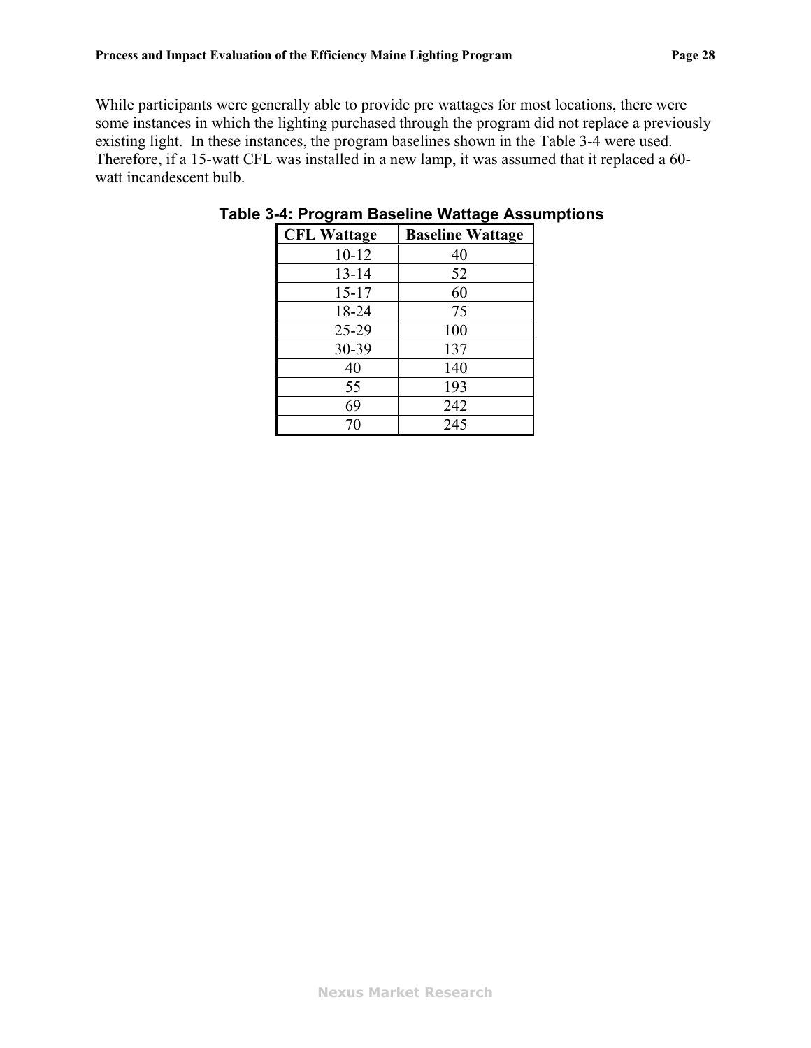While participants were generally able to provide pre wattages for most locations, there were some instances in which the lighting purchased through the program did not replace a previously existing light. In these instances, the program baselines shown in the Table 3-4 were used. Therefore, if a 15-watt CFL was installed in a new lamp, it was assumed that it replaced a 60-watt incandescent bulb.

**Table 3-4: Program Baseline Wattage Assumptions**

| CFL Wattage | Baseline Wattage |
|---|---|
| 10-12 | 40 |
| 13-14 | 52 |
| 15-17 | 60 |
| 18-24 | 75 |
| 25-29 | 100 |
| 30-39 | 137 |
| 40 | 140 |
| 55 | 193 |
| 69 | 242 |
| 70 | 245 |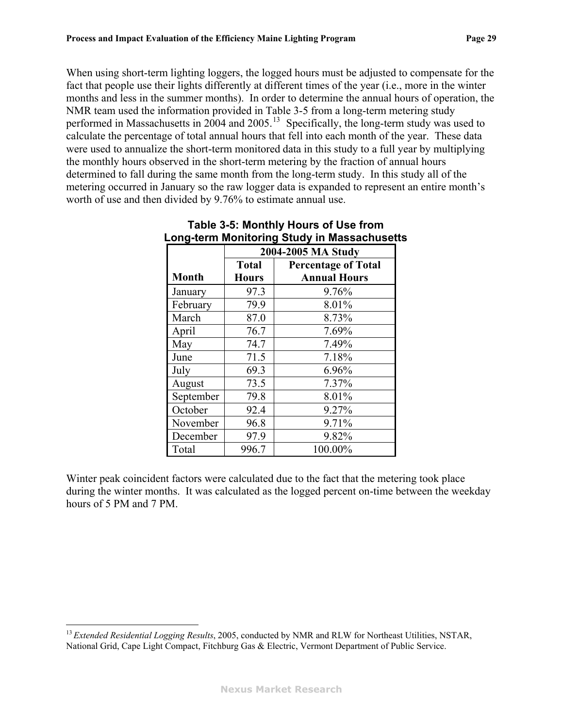When using short-term lighting loggers, the logged hours must be adjusted to compensate for the fact that people use their lights differently at different times of the year (i.e., more in the winter months and less in the summer months). In order to determine the annual hours of operation, the NMR team used the information provided in Table 3-5 from a long-term metering study performed in Massachusetts in 2004 and 2005.[13] Specifically, the long-term study was used to calculate the percentage of total annual hours that fell into each month of the year. These data were used to annualize the short-term monitored data in this study to a full year by multiplying the monthly hours observed in the short-term metering by the fraction of annual hours determined to fall during the same month from the long-term study. In this study all of the metering occurred in January so the raw logger data is expanded to represent an entire month's worth of use and then divided by 9.76% to estimate annual use.

**Table 3-5: Monthly Hours of Use from Long-term Monitoring Study in Massachusetts**

| | 2004-2005 MA Study | |
|---|---|---|
| **Month** | **Total Hours** | **Percentage of Total Annual Hours** |
| January | 97.3 | 9.76% |
| February | 79.9 | 8.01% |
| March | 87.0 | 8.73% |
| April | 76.7 | 7.69% |
| May | 74.7 | 7.49% |
| June | 71.5 | 7.18% |
| July | 69.3 | 6.96% |
| August | 73.5 | 7.37% |
| September | 79.8 | 8.01% |
| October | 92.4 | 9.27% |
| November | 96.8 | 9.71% |
| December | 97.9 | 9.82% |
| Total | 996.7 | 100.00% |

Winter peak coincident factors were calculated due to the fact that the metering took place during the winter months. It was calculated as the logged percent on-time between the weekday hours of 5 PM and 7 PM.

[13] *Extended Residential Logging Results*, 2005, conducted by NMR and RLW for Northeast Utilities, NSTAR, National Grid, Cape Light Compact, Fitchburg Gas & Electric, Vermont Department of Public Service.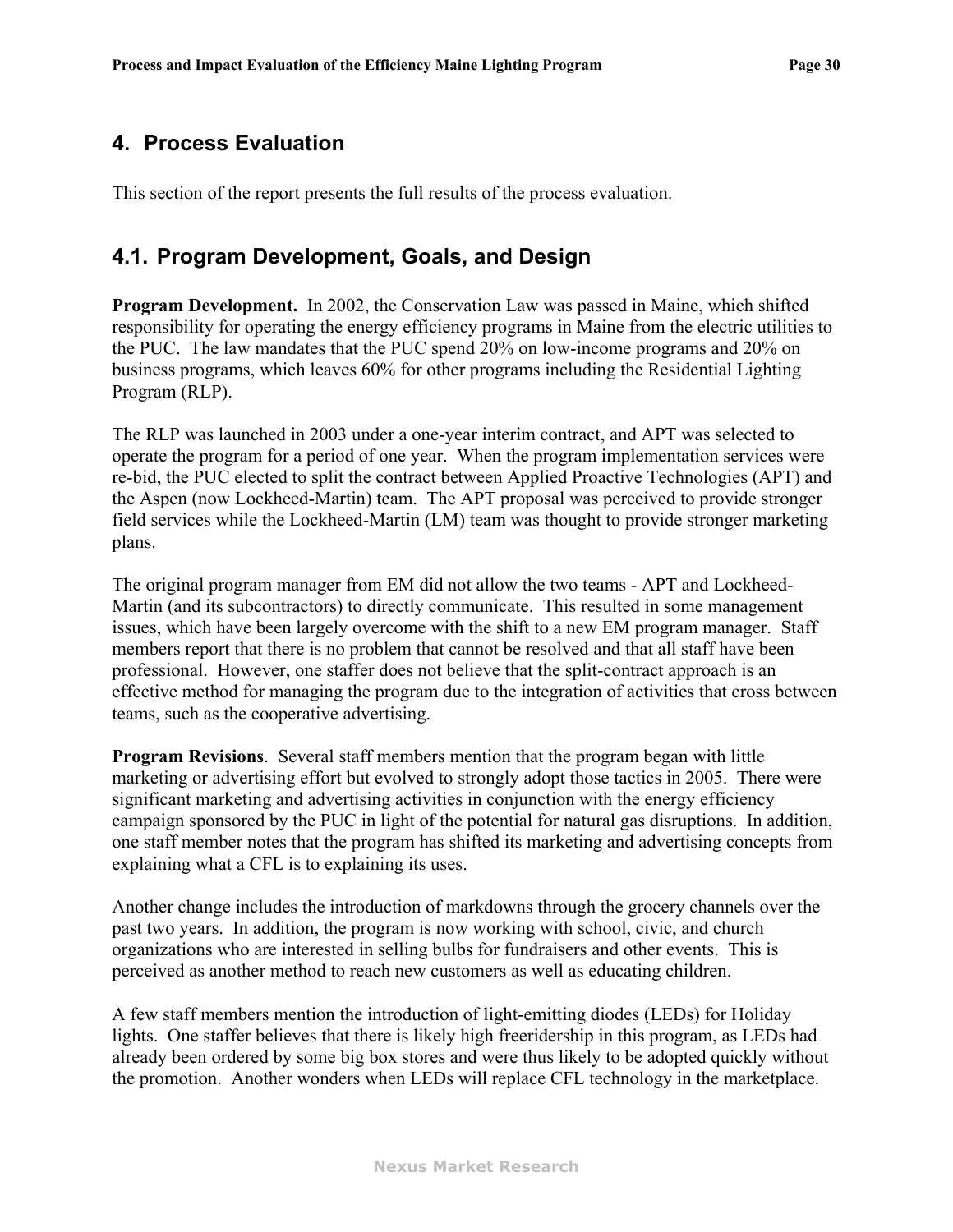# 4. Process Evaluation

This section of the report presents the full results of the process evaluation.

## 4.1. Program Development, Goals, and Design

**Program Development.** In 2002, the Conservation Law was passed in Maine, which shifted responsibility for operating the energy efficiency programs in Maine from the electric utilities to the PUC. The law mandates that the PUC spend 20% on low-income programs and 20% on business programs, which leaves 60% for other programs including the Residential Lighting Program (RLP).

The RLP was launched in 2003 under a one-year interim contract, and APT was selected to operate the program for a period of one year. When the program implementation services were re-bid, the PUC elected to split the contract between Applied Proactive Technologies (APT) and the Aspen (now Lockheed-Martin) team. The APT proposal was perceived to provide stronger field services while the Lockheed-Martin (LM) team was thought to provide stronger marketing plans.

The original program manager from EM did not allow the two teams - APT and Lockheed-Martin (and its subcontractors) to directly communicate. This resulted in some management issues, which have been largely overcome with the shift to a new EM program manager. Staff members report that there is no problem that cannot be resolved and that all staff have been professional. However, one staffer does not believe that the split-contract approach is an effective method for managing the program due to the integration of activities that cross between teams, such as the cooperative advertising.

**Program Revisions**. Several staff members mention that the program began with little marketing or advertising effort but evolved to strongly adopt those tactics in 2005. There were significant marketing and advertising activities in conjunction with the energy efficiency campaign sponsored by the PUC in light of the potential for natural gas disruptions. In addition, one staff member notes that the program has shifted its marketing and advertising concepts from explaining what a CFL is to explaining its uses.

Another change includes the introduction of markdowns through the grocery channels over the past two years. In addition, the program is now working with school, civic, and church organizations who are interested in selling bulbs for fundraisers and other events. This is perceived as another method to reach new customers as well as educating children.

A few staff members mention the introduction of light-emitting diodes (LEDs) for Holiday lights. One staffer believes that there is likely high freeridership in this program, as LEDs had already been ordered by some big box stores and were thus likely to be adopted quickly without the promotion. Another wonders when LEDs will replace CFL technology in the marketplace.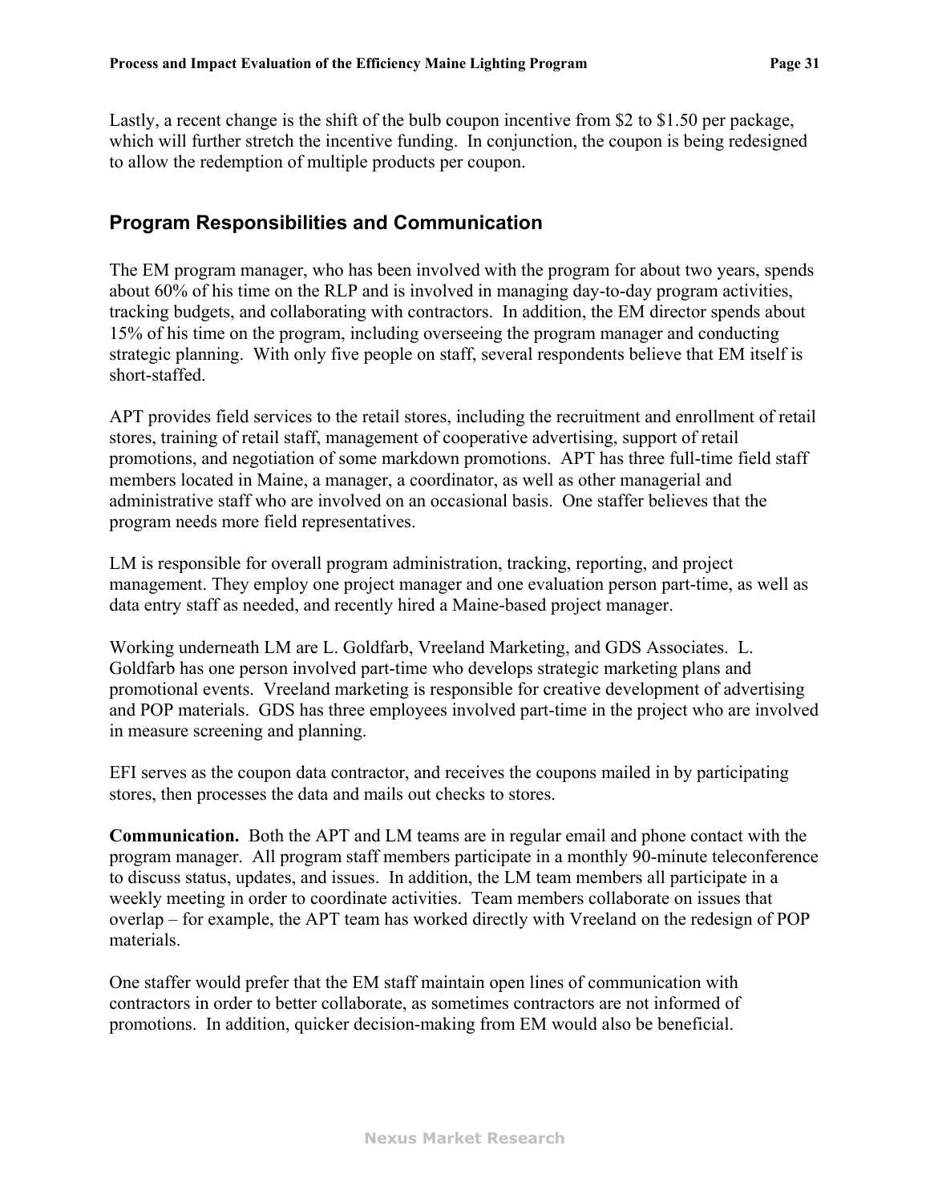Lastly, a recent change is the shift of the bulb coupon incentive from $2 to $1.50 per package, which will further stretch the incentive funding. In conjunction, the coupon is being redesigned to allow the redemption of multiple products per coupon.

## Program Responsibilities and Communication

The EM program manager, who has been involved with the program for about two years, spends about 60% of his time on the RLP and is involved in managing day-to-day program activities, tracking budgets, and collaborating with contractors. In addition, the EM director spends about 15% of his time on the program, including overseeing the program manager and conducting strategic planning. With only five people on staff, several respondents believe that EM itself is short-staffed.

APT provides field services to the retail stores, including the recruitment and enrollment of retail stores, training of retail staff, management of cooperative advertising, support of retail promotions, and negotiation of some markdown promotions. APT has three full-time field staff members located in Maine, a manager, a coordinator, as well as other managerial and administrative staff who are involved on an occasional basis. One staffer believes that the program needs more field representatives.

LM is responsible for overall program administration, tracking, reporting, and project management. They employ one project manager and one evaluation person part-time, as well as data entry staff as needed, and recently hired a Maine-based project manager.

Working underneath LM are L. Goldfarb, Vreeland Marketing, and GDS Associates. L. Goldfarb has one person involved part-time who develops strategic marketing plans and promotional events. Vreeland marketing is responsible for creative development of advertising and POP materials. GDS has three employees involved part-time in the project who are involved in measure screening and planning.

EFI serves as the coupon data contractor, and receives the coupons mailed in by participating stores, then processes the data and mails out checks to stores.

**Communication.** Both the APT and LM teams are in regular email and phone contact with the program manager. All program staff members participate in a monthly 90-minute teleconference to discuss status, updates, and issues. In addition, the LM team members all participate in a weekly meeting in order to coordinate activities. Team members collaborate on issues that overlap – for example, the APT team has worked directly with Vreeland on the redesign of POP materials.

One staffer would prefer that the EM staff maintain open lines of communication with contractors in order to better collaborate, as sometimes contractors are not informed of promotions. In addition, quicker decision-making from EM would also be beneficial.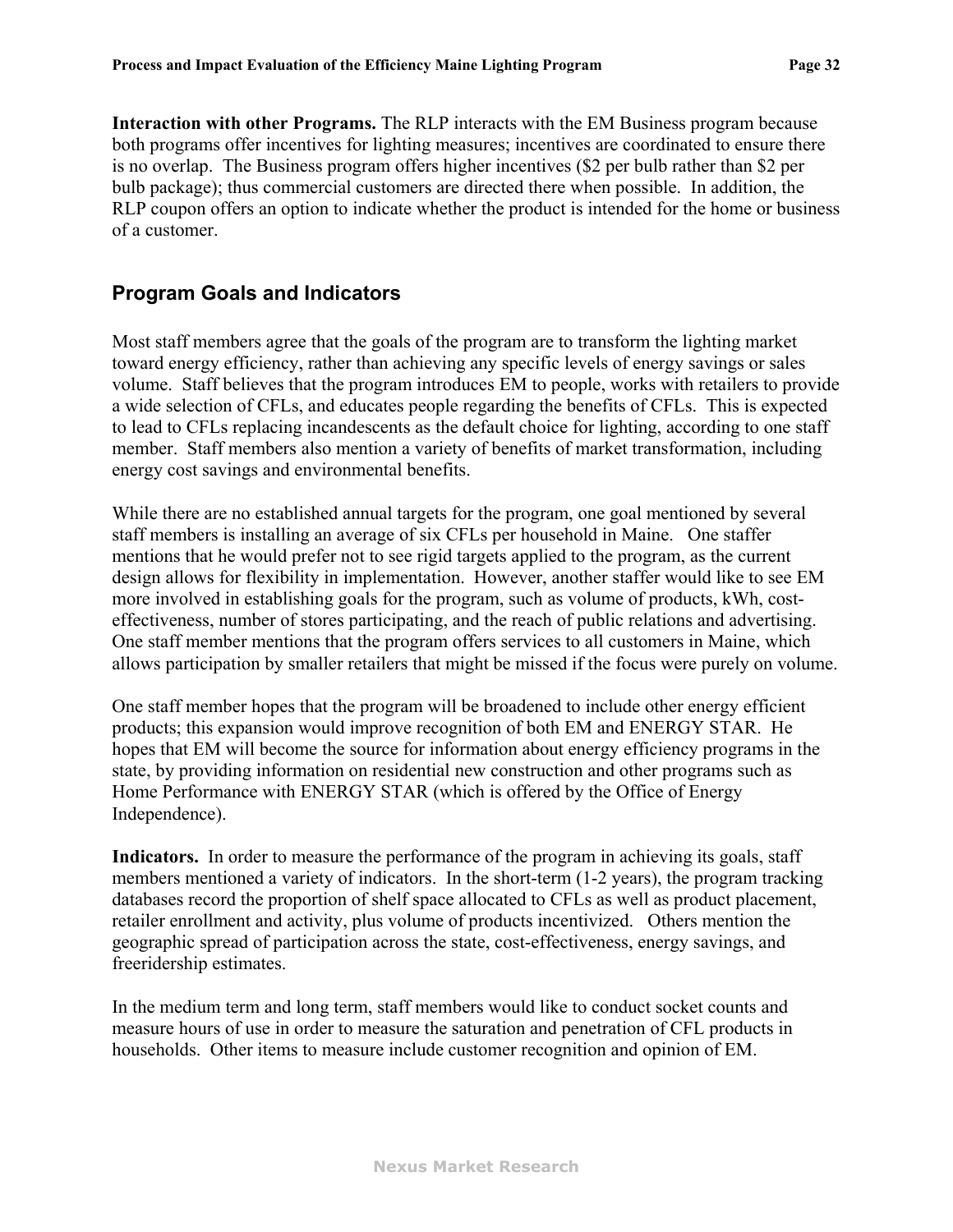**Interaction with other Programs.** The RLP interacts with the EM Business program because both programs offer incentives for lighting measures; incentives are coordinated to ensure there is no overlap. The Business program offers higher incentives ($2 per bulb rather than $2 per bulb package); thus commercial customers are directed there when possible. In addition, the RLP coupon offers an option to indicate whether the product is intended for the home or business of a customer.

## Program Goals and Indicators

Most staff members agree that the goals of the program are to transform the lighting market toward energy efficiency, rather than achieving any specific levels of energy savings or sales volume. Staff believes that the program introduces EM to people, works with retailers to provide a wide selection of CFLs, and educates people regarding the benefits of CFLs. This is expected to lead to CFLs replacing incandescents as the default choice for lighting, according to one staff member. Staff members also mention a variety of benefits of market transformation, including energy cost savings and environmental benefits.

While there are no established annual targets for the program, one goal mentioned by several staff members is installing an average of six CFLs per household in Maine. One staffer mentions that he would prefer not to see rigid targets applied to the program, as the current design allows for flexibility in implementation. However, another staffer would like to see EM more involved in establishing goals for the program, such as volume of products, kWh, cost-effectiveness, number of stores participating, and the reach of public relations and advertising. One staff member mentions that the program offers services to all customers in Maine, which allows participation by smaller retailers that might be missed if the focus were purely on volume.

One staff member hopes that the program will be broadened to include other energy efficient products; this expansion would improve recognition of both EM and ENERGY STAR. He hopes that EM will become the source for information about energy efficiency programs in the state, by providing information on residential new construction and other programs such as Home Performance with ENERGY STAR (which is offered by the Office of Energy Independence).

**Indicators.** In order to measure the performance of the program in achieving its goals, staff members mentioned a variety of indicators. In the short-term (1-2 years), the program tracking databases record the proportion of shelf space allocated to CFLs as well as product placement, retailer enrollment and activity, plus volume of products incentivized. Others mention the geographic spread of participation across the state, cost-effectiveness, energy savings, and freeridership estimates.

In the medium term and long term, staff members would like to conduct socket counts and measure hours of use in order to measure the saturation and penetration of CFL products in households. Other items to measure include customer recognition and opinion of EM.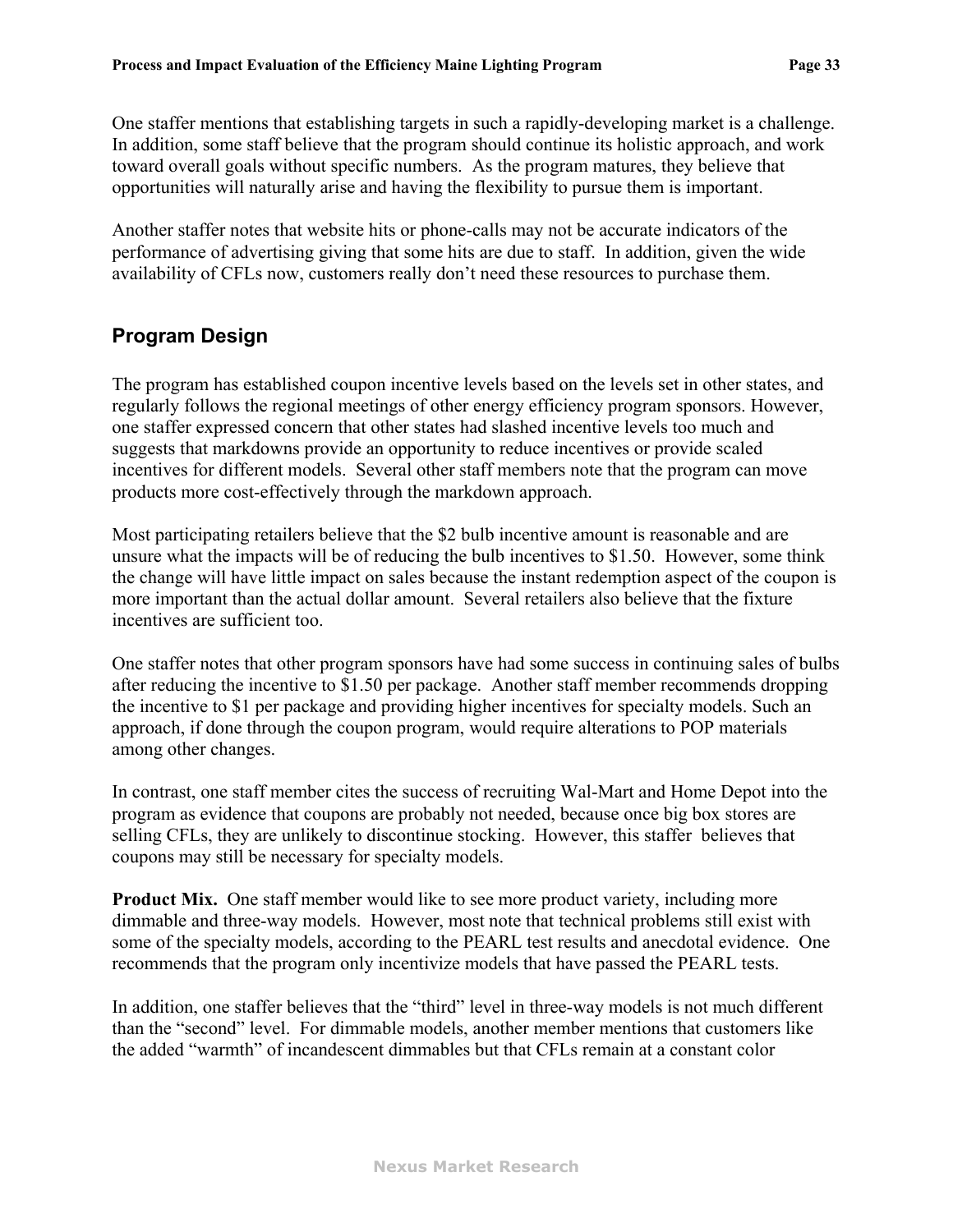One staffer mentions that establishing targets in such a rapidly-developing market is a challenge. In addition, some staff believe that the program should continue its holistic approach, and work toward overall goals without specific numbers. As the program matures, they believe that opportunities will naturally arise and having the flexibility to pursue them is important.

Another staffer notes that website hits or phone-calls may not be accurate indicators of the performance of advertising giving that some hits are due to staff. In addition, given the wide availability of CFLs now, customers really don't need these resources to purchase them.

## Program Design

The program has established coupon incentive levels based on the levels set in other states, and regularly follows the regional meetings of other energy efficiency program sponsors. However, one staffer expressed concern that other states had slashed incentive levels too much and suggests that markdowns provide an opportunity to reduce incentives or provide scaled incentives for different models. Several other staff members note that the program can move products more cost-effectively through the markdown approach.

Most participating retailers believe that the \$2 bulb incentive amount is reasonable and are unsure what the impacts will be of reducing the bulb incentives to \$1.50. However, some think the change will have little impact on sales because the instant redemption aspect of the coupon is more important than the actual dollar amount. Several retailers also believe that the fixture incentives are sufficient too.

One staffer notes that other program sponsors have had some success in continuing sales of bulbs after reducing the incentive to \$1.50 per package. Another staff member recommends dropping the incentive to \$1 per package and providing higher incentives for specialty models. Such an approach, if done through the coupon program, would require alterations to POP materials among other changes.

In contrast, one staff member cites the success of recruiting Wal-Mart and Home Depot into the program as evidence that coupons are probably not needed, because once big box stores are selling CFLs, they are unlikely to discontinue stocking. However, this staffer believes that coupons may still be necessary for specialty models.

**Product Mix.** One staff member would like to see more product variety, including more dimmable and three-way models. However, most note that technical problems still exist with some of the specialty models, according to the PEARL test results and anecdotal evidence. One recommends that the program only incentivize models that have passed the PEARL tests.

In addition, one staffer believes that the "third" level in three-way models is not much different than the "second" level. For dimmable models, another member mentions that customers like the added "warmth" of incandescent dimmables but that CFLs remain at a constant color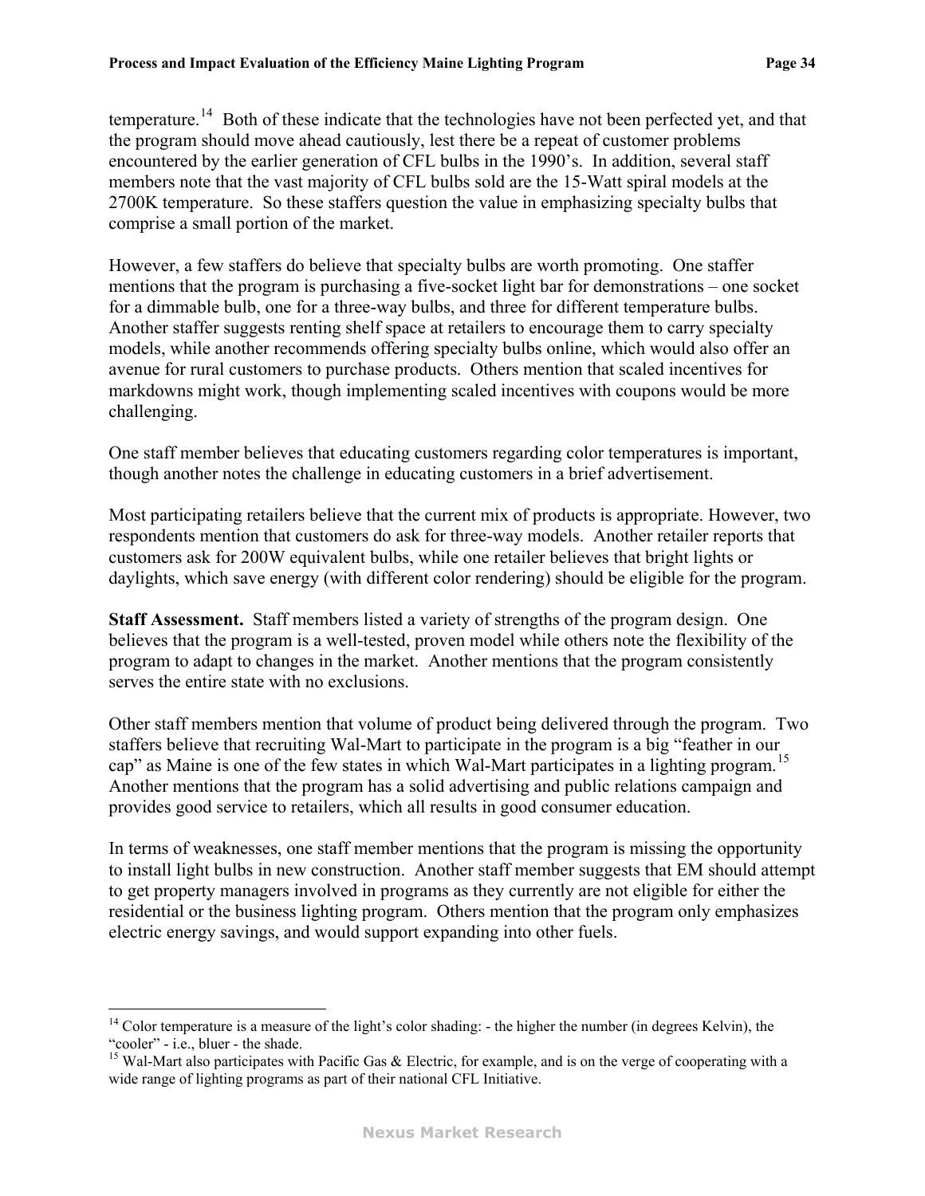temperature.[14] Both of these indicate that the technologies have not been perfected yet, and that the program should move ahead cautiously, lest there be a repeat of customer problems encountered by the earlier generation of CFL bulbs in the 1990's. In addition, several staff members note that the vast majority of CFL bulbs sold are the 15-Watt spiral models at the 2700K temperature. So these staffers question the value in emphasizing specialty bulbs that comprise a small portion of the market.

However, a few staffers do believe that specialty bulbs are worth promoting. One staffer mentions that the program is purchasing a five-socket light bar for demonstrations – one socket for a dimmable bulb, one for a three-way bulbs, and three for different temperature bulbs. Another staffer suggests renting shelf space at retailers to encourage them to carry specialty models, while another recommends offering specialty bulbs online, which would also offer an avenue for rural customers to purchase products. Others mention that scaled incentives for markdowns might work, though implementing scaled incentives with coupons would be more challenging.

One staff member believes that educating customers regarding color temperatures is important, though another notes the challenge in educating customers in a brief advertisement.

Most participating retailers believe that the current mix of products is appropriate. However, two respondents mention that customers do ask for three-way models. Another retailer reports that customers ask for 200W equivalent bulbs, while one retailer believes that bright lights or daylights, which save energy (with different color rendering) should be eligible for the program.

**Staff Assessment.** Staff members listed a variety of strengths of the program design. One believes that the program is a well-tested, proven model while others note the flexibility of the program to adapt to changes in the market. Another mentions that the program consistently serves the entire state with no exclusions.

Other staff members mention that volume of product being delivered through the program. Two staffers believe that recruiting Wal-Mart to participate in the program is a big "feather in our cap" as Maine is one of the few states in which Wal-Mart participates in a lighting program.[15] Another mentions that the program has a solid advertising and public relations campaign and provides good service to retailers, which all results in good consumer education.

In terms of weaknesses, one staff member mentions that the program is missing the opportunity to install light bulbs in new construction. Another staff member suggests that EM should attempt to get property managers involved in programs as they currently are not eligible for either the residential or the business lighting program. Others mention that the program only emphasizes electric energy savings, and would support expanding into other fuels.

---

[14] Color temperature is a measure of the light's color shading: - the higher the number (in degrees Kelvin), the "cooler" - i.e., bluer - the shade.

[15] Wal-Mart also participates with Pacific Gas & Electric, for example, and is on the verge of cooperating with a wide range of lighting programs as part of their national CFL Initiative.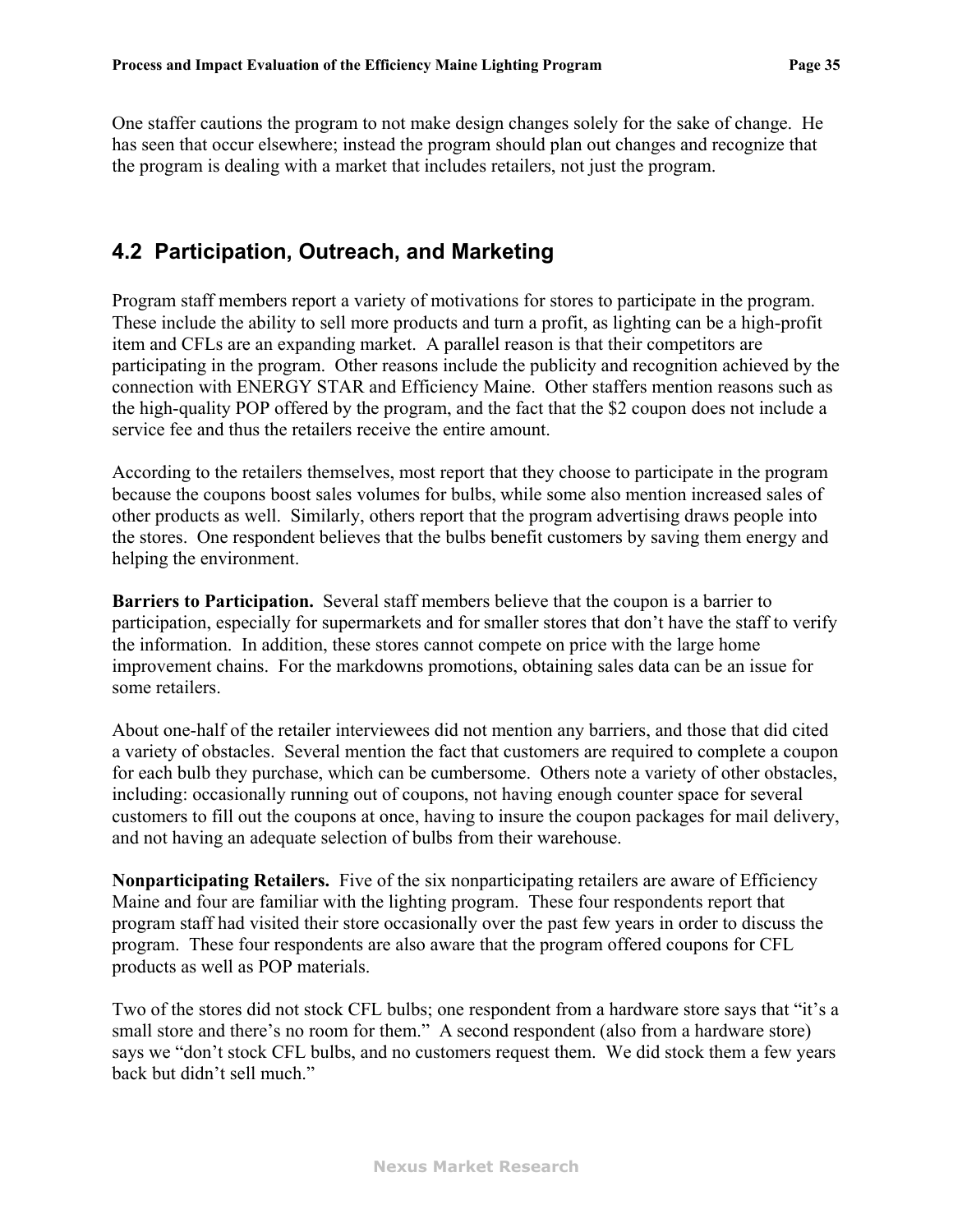One staffer cautions the program to not make design changes solely for the sake of change. He has seen that occur elsewhere; instead the program should plan out changes and recognize that the program is dealing with a market that includes retailers, not just the program.

## 4.2 Participation, Outreach, and Marketing

Program staff members report a variety of motivations for stores to participate in the program. These include the ability to sell more products and turn a profit, as lighting can be a high-profit item and CFLs are an expanding market. A parallel reason is that their competitors are participating in the program. Other reasons include the publicity and recognition achieved by the connection with ENERGY STAR and Efficiency Maine. Other staffers mention reasons such as the high-quality POP offered by the program, and the fact that the $2 coupon does not include a service fee and thus the retailers receive the entire amount.

According to the retailers themselves, most report that they choose to participate in the program because the coupons boost sales volumes for bulbs, while some also mention increased sales of other products as well. Similarly, others report that the program advertising draws people into the stores. One respondent believes that the bulbs benefit customers by saving them energy and helping the environment.

**Barriers to Participation.** Several staff members believe that the coupon is a barrier to participation, especially for supermarkets and for smaller stores that don't have the staff to verify the information. In addition, these stores cannot compete on price with the large home improvement chains. For the markdowns promotions, obtaining sales data can be an issue for some retailers.

About one-half of the retailer interviewees did not mention any barriers, and those that did cited a variety of obstacles. Several mention the fact that customers are required to complete a coupon for each bulb they purchase, which can be cumbersome. Others note a variety of other obstacles, including: occasionally running out of coupons, not having enough counter space for several customers to fill out the coupons at once, having to insure the coupon packages for mail delivery, and not having an adequate selection of bulbs from their warehouse.

**Nonparticipating Retailers.** Five of the six nonparticipating retailers are aware of Efficiency Maine and four are familiar with the lighting program. These four respondents report that program staff had visited their store occasionally over the past few years in order to discuss the program. These four respondents are also aware that the program offered coupons for CFL products as well as POP materials.

Two of the stores did not stock CFL bulbs; one respondent from a hardware store says that "it's a small store and there's no room for them." A second respondent (also from a hardware store) says we "don't stock CFL bulbs, and no customers request them. We did stock them a few years back but didn't sell much."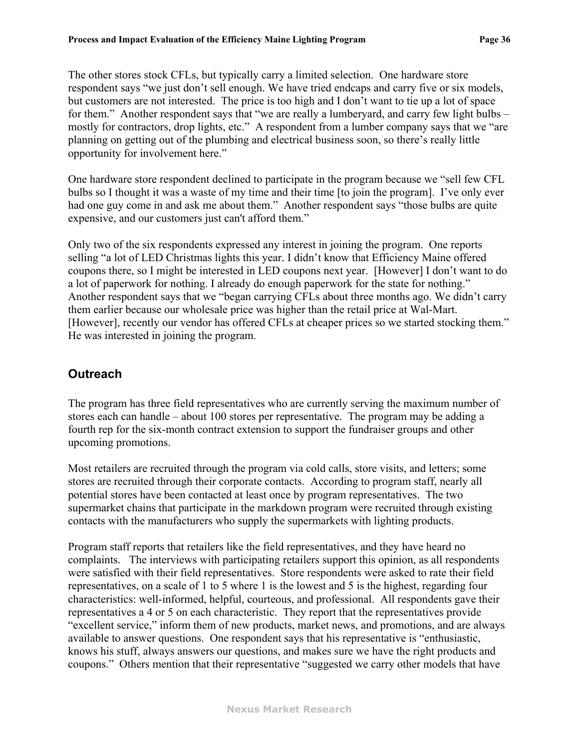The other stores stock CFLs, but typically carry a limited selection. One hardware store respondent says "we just don't sell enough. We have tried endcaps and carry five or six models, but customers are not interested. The price is too high and I don't want to tie up a lot of space for them." Another respondent says that "we are really a lumberyard, and carry few light bulbs – mostly for contractors, drop lights, etc." A respondent from a lumber company says that we "are planning on getting out of the plumbing and electrical business soon, so there's really little opportunity for involvement here."

One hardware store respondent declined to participate in the program because we "sell few CFL bulbs so I thought it was a waste of my time and their time [to join the program]. I've only ever had one guy come in and ask me about them." Another respondent says "those bulbs are quite expensive, and our customers just can't afford them."

Only two of the six respondents expressed any interest in joining the program. One reports selling "a lot of LED Christmas lights this year. I didn't know that Efficiency Maine offered coupons there, so I might be interested in LED coupons next year. [However] I don't want to do a lot of paperwork for nothing. I already do enough paperwork for the state for nothing." Another respondent says that we "began carrying CFLs about three months ago. We didn't carry them earlier because our wholesale price was higher than the retail price at Wal-Mart. [However], recently our vendor has offered CFLs at cheaper prices so we started stocking them." He was interested in joining the program.

## Outreach

The program has three field representatives who are currently serving the maximum number of stores each can handle – about 100 stores per representative. The program may be adding a fourth rep for the six-month contract extension to support the fundraiser groups and other upcoming promotions.

Most retailers are recruited through the program via cold calls, store visits, and letters; some stores are recruited through their corporate contacts. According to program staff, nearly all potential stores have been contacted at least once by program representatives. The two supermarket chains that participate in the markdown program were recruited through existing contacts with the manufacturers who supply the supermarkets with lighting products.

Program staff reports that retailers like the field representatives, and they have heard no complaints. The interviews with participating retailers support this opinion, as all respondents were satisfied with their field representatives. Store respondents were asked to rate their field representatives, on a scale of 1 to 5 where 1 is the lowest and 5 is the highest, regarding four characteristics: well-informed, helpful, courteous, and professional. All respondents gave their representatives a 4 or 5 on each characteristic. They report that the representatives provide "excellent service," inform them of new products, market news, and promotions, and are always available to answer questions. One respondent says that his representative is "enthusiastic, knows his stuff, always answers our questions, and makes sure we have the right products and coupons." Others mention that their representative "suggested we carry other models that have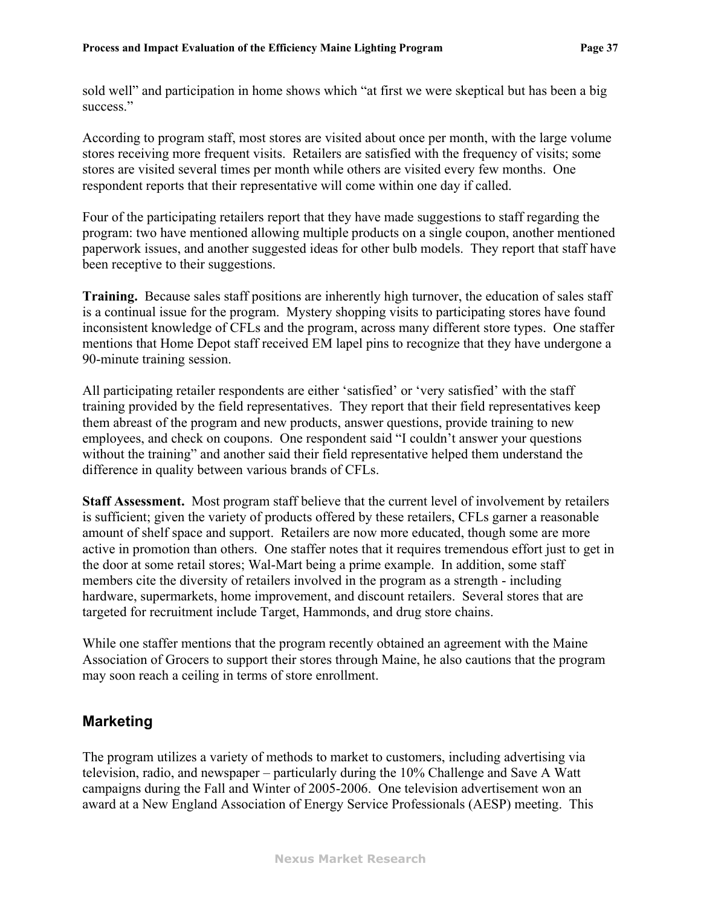sold well" and participation in home shows which "at first we were skeptical but has been a big success."

According to program staff, most stores are visited about once per month, with the large volume stores receiving more frequent visits. Retailers are satisfied with the frequency of visits; some stores are visited several times per month while others are visited every few months. One respondent reports that their representative will come within one day if called.

Four of the participating retailers report that they have made suggestions to staff regarding the program: two have mentioned allowing multiple products on a single coupon, another mentioned paperwork issues, and another suggested ideas for other bulb models. They report that staff have been receptive to their suggestions.

**Training.** Because sales staff positions are inherently high turnover, the education of sales staff is a continual issue for the program. Mystery shopping visits to participating stores have found inconsistent knowledge of CFLs and the program, across many different store types. One staffer mentions that Home Depot staff received EM lapel pins to recognize that they have undergone a 90-minute training session.

All participating retailer respondents are either 'satisfied' or 'very satisfied' with the staff training provided by the field representatives. They report that their field representatives keep them abreast of the program and new products, answer questions, provide training to new employees, and check on coupons. One respondent said "I couldn't answer your questions without the training" and another said their field representative helped them understand the difference in quality between various brands of CFLs.

**Staff Assessment.** Most program staff believe that the current level of involvement by retailers is sufficient; given the variety of products offered by these retailers, CFLs garner a reasonable amount of shelf space and support. Retailers are now more educated, though some are more active in promotion than others. One staffer notes that it requires tremendous effort just to get in the door at some retail stores; Wal-Mart being a prime example. In addition, some staff members cite the diversity of retailers involved in the program as a strength - including hardware, supermarkets, home improvement, and discount retailers. Several stores that are targeted for recruitment include Target, Hammonds, and drug store chains.

While one staffer mentions that the program recently obtained an agreement with the Maine Association of Grocers to support their stores through Maine, he also cautions that the program may soon reach a ceiling in terms of store enrollment.

## Marketing

The program utilizes a variety of methods to market to customers, including advertising via television, radio, and newspaper – particularly during the 10% Challenge and Save A Watt campaigns during the Fall and Winter of 2005-2006. One television advertisement won an award at a New England Association of Energy Service Professionals (AESP) meeting. This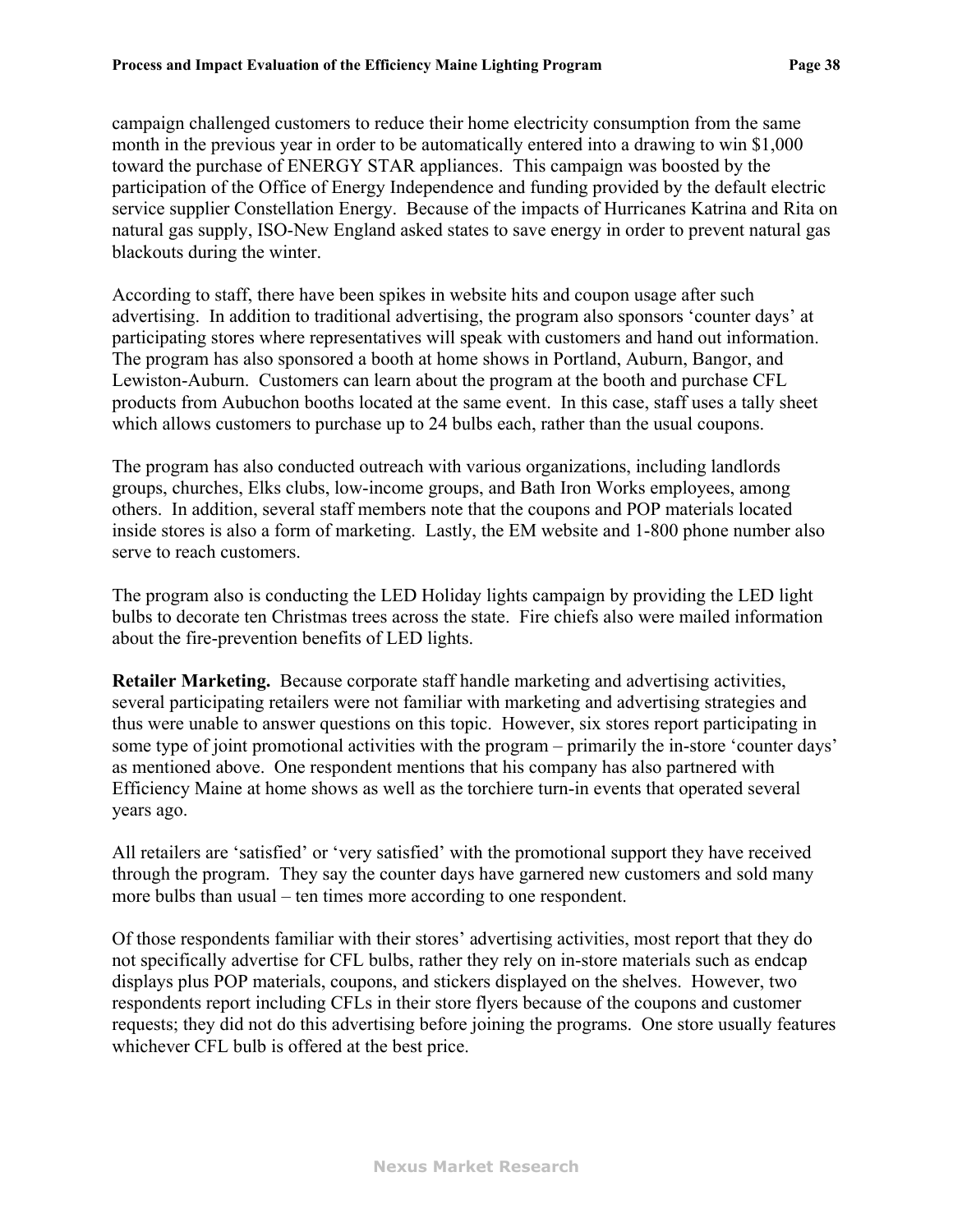campaign challenged customers to reduce their home electricity consumption from the same month in the previous year in order to be automatically entered into a drawing to win $1,000 toward the purchase of ENERGY STAR appliances. This campaign was boosted by the participation of the Office of Energy Independence and funding provided by the default electric service supplier Constellation Energy. Because of the impacts of Hurricanes Katrina and Rita on natural gas supply, ISO-New England asked states to save energy in order to prevent natural gas blackouts during the winter.

According to staff, there have been spikes in website hits and coupon usage after such advertising. In addition to traditional advertising, the program also sponsors 'counter days' at participating stores where representatives will speak with customers and hand out information. The program has also sponsored a booth at home shows in Portland, Auburn, Bangor, and Lewiston-Auburn. Customers can learn about the program at the booth and purchase CFL products from Aubuchon booths located at the same event. In this case, staff uses a tally sheet which allows customers to purchase up to 24 bulbs each, rather than the usual coupons.

The program has also conducted outreach with various organizations, including landlords groups, churches, Elks clubs, low-income groups, and Bath Iron Works employees, among others. In addition, several staff members note that the coupons and POP materials located inside stores is also a form of marketing. Lastly, the EM website and 1-800 phone number also serve to reach customers.

The program also is conducting the LED Holiday lights campaign by providing the LED light bulbs to decorate ten Christmas trees across the state. Fire chiefs also were mailed information about the fire-prevention benefits of LED lights.

**Retailer Marketing.** Because corporate staff handle marketing and advertising activities, several participating retailers were not familiar with marketing and advertising strategies and thus were unable to answer questions on this topic. However, six stores report participating in some type of joint promotional activities with the program – primarily the in-store 'counter days' as mentioned above. One respondent mentions that his company has also partnered with Efficiency Maine at home shows as well as the torchiere turn-in events that operated several years ago.

All retailers are 'satisfied' or 'very satisfied' with the promotional support they have received through the program. They say the counter days have garnered new customers and sold many more bulbs than usual – ten times more according to one respondent.

Of those respondents familiar with their stores' advertising activities, most report that they do not specifically advertise for CFL bulbs, rather they rely on in-store materials such as endcap displays plus POP materials, coupons, and stickers displayed on the shelves. However, two respondents report including CFLs in their store flyers because of the coupons and customer requests; they did not do this advertising before joining the programs. One store usually features whichever CFL bulb is offered at the best price.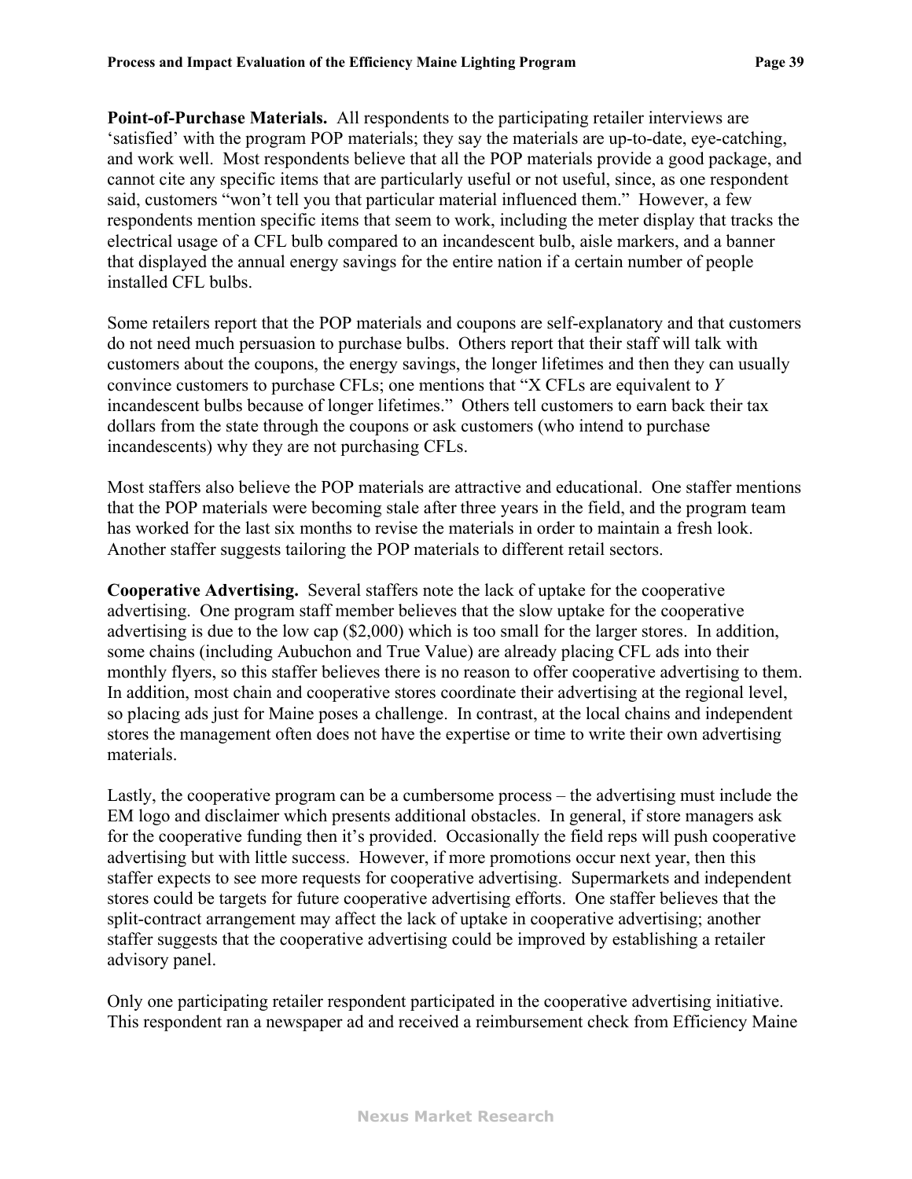**Point-of-Purchase Materials.** All respondents to the participating retailer interviews are 'satisfied' with the program POP materials; they say the materials are up-to-date, eye-catching, and work well. Most respondents believe that all the POP materials provide a good package, and cannot cite any specific items that are particularly useful or not useful, since, as one respondent said, customers "won't tell you that particular material influenced them." However, a few respondents mention specific items that seem to work, including the meter display that tracks the electrical usage of a CFL bulb compared to an incandescent bulb, aisle markers, and a banner that displayed the annual energy savings for the entire nation if a certain number of people installed CFL bulbs.

Some retailers report that the POP materials and coupons are self-explanatory and that customers do not need much persuasion to purchase bulbs. Others report that their staff will talk with customers about the coupons, the energy savings, the longer lifetimes and then they can usually convince customers to purchase CFLs; one mentions that "X CFLs are equivalent to *Y* incandescent bulbs because of longer lifetimes." Others tell customers to earn back their tax dollars from the state through the coupons or ask customers (who intend to purchase incandescents) why they are not purchasing CFLs.

Most staffers also believe the POP materials are attractive and educational. One staffer mentions that the POP materials were becoming stale after three years in the field, and the program team has worked for the last six months to revise the materials in order to maintain a fresh look. Another staffer suggests tailoring the POP materials to different retail sectors.

**Cooperative Advertising.** Several staffers note the lack of uptake for the cooperative advertising. One program staff member believes that the slow uptake for the cooperative advertising is due to the low cap ($2,000) which is too small for the larger stores. In addition, some chains (including Aubuchon and True Value) are already placing CFL ads into their monthly flyers, so this staffer believes there is no reason to offer cooperative advertising to them. In addition, most chain and cooperative stores coordinate their advertising at the regional level, so placing ads just for Maine poses a challenge. In contrast, at the local chains and independent stores the management often does not have the expertise or time to write their own advertising materials.

Lastly, the cooperative program can be a cumbersome process – the advertising must include the EM logo and disclaimer which presents additional obstacles. In general, if store managers ask for the cooperative funding then it's provided. Occasionally the field reps will push cooperative advertising but with little success. However, if more promotions occur next year, then this staffer expects to see more requests for cooperative advertising. Supermarkets and independent stores could be targets for future cooperative advertising efforts. One staffer believes that the split-contract arrangement may affect the lack of uptake in cooperative advertising; another staffer suggests that the cooperative advertising could be improved by establishing a retailer advisory panel.

Only one participating retailer respondent participated in the cooperative advertising initiative. This respondent ran a newspaper ad and received a reimbursement check from Efficiency Maine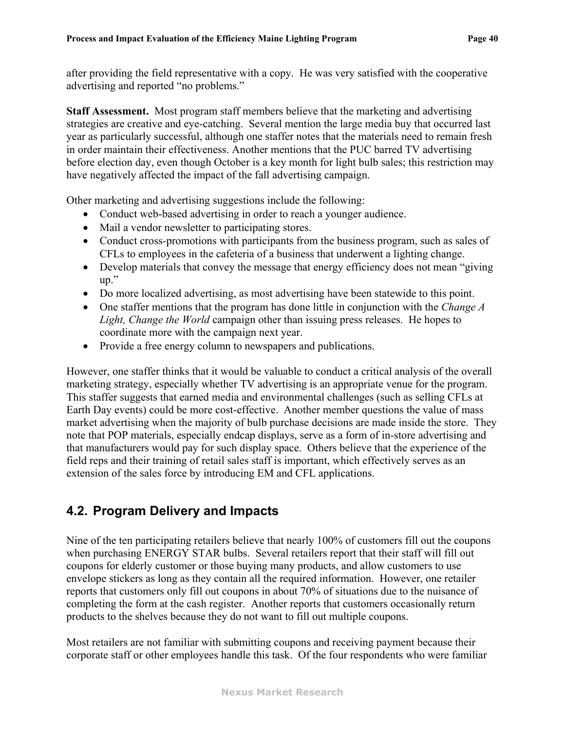after providing the field representative with a copy. He was very satisfied with the cooperative advertising and reported "no problems."

**Staff Assessment.** Most program staff members believe that the marketing and advertising strategies are creative and eye-catching. Several mention the large media buy that occurred last year as particularly successful, although one staffer notes that the materials need to remain fresh in order maintain their effectiveness. Another mentions that the PUC barred TV advertising before election day, even though October is a key month for light bulb sales; this restriction may have negatively affected the impact of the fall advertising campaign.

Other marketing and advertising suggestions include the following:

- Conduct web-based advertising in order to reach a younger audience.
- Mail a vendor newsletter to participating stores.
- Conduct cross-promotions with participants from the business program, such as sales of CFLs to employees in the cafeteria of a business that underwent a lighting change.
- Develop materials that convey the message that energy efficiency does not mean "giving up."
- Do more localized advertising, as most advertising have been statewide to this point.
- One staffer mentions that the program has done little in conjunction with the *Change A Light, Change the World* campaign other than issuing press releases. He hopes to coordinate more with the campaign next year.
- Provide a free energy column to newspapers and publications.

However, one staffer thinks that it would be valuable to conduct a critical analysis of the overall marketing strategy, especially whether TV advertising is an appropriate venue for the program. This staffer suggests that earned media and environmental challenges (such as selling CFLs at Earth Day events) could be more cost-effective. Another member questions the value of mass market advertising when the majority of bulb purchase decisions are made inside the store. They note that POP materials, especially endcap displays, serve as a form of in-store advertising and that manufacturers would pay for such display space. Others believe that the experience of the field reps and their training of retail sales staff is important, which effectively serves as an extension of the sales force by introducing EM and CFL applications.

## 4.2. Program Delivery and Impacts

Nine of the ten participating retailers believe that nearly 100% of customers fill out the coupons when purchasing ENERGY STAR bulbs. Several retailers report that their staff will fill out coupons for elderly customer or those buying many products, and allow customers to use envelope stickers as long as they contain all the required information. However, one retailer reports that customers only fill out coupons in about 70% of situations due to the nuisance of completing the form at the cash register. Another reports that customers occasionally return products to the shelves because they do not want to fill out multiple coupons.

Most retailers are not familiar with submitting coupons and receiving payment because their corporate staff or other employees handle this task. Of the four respondents who were familiar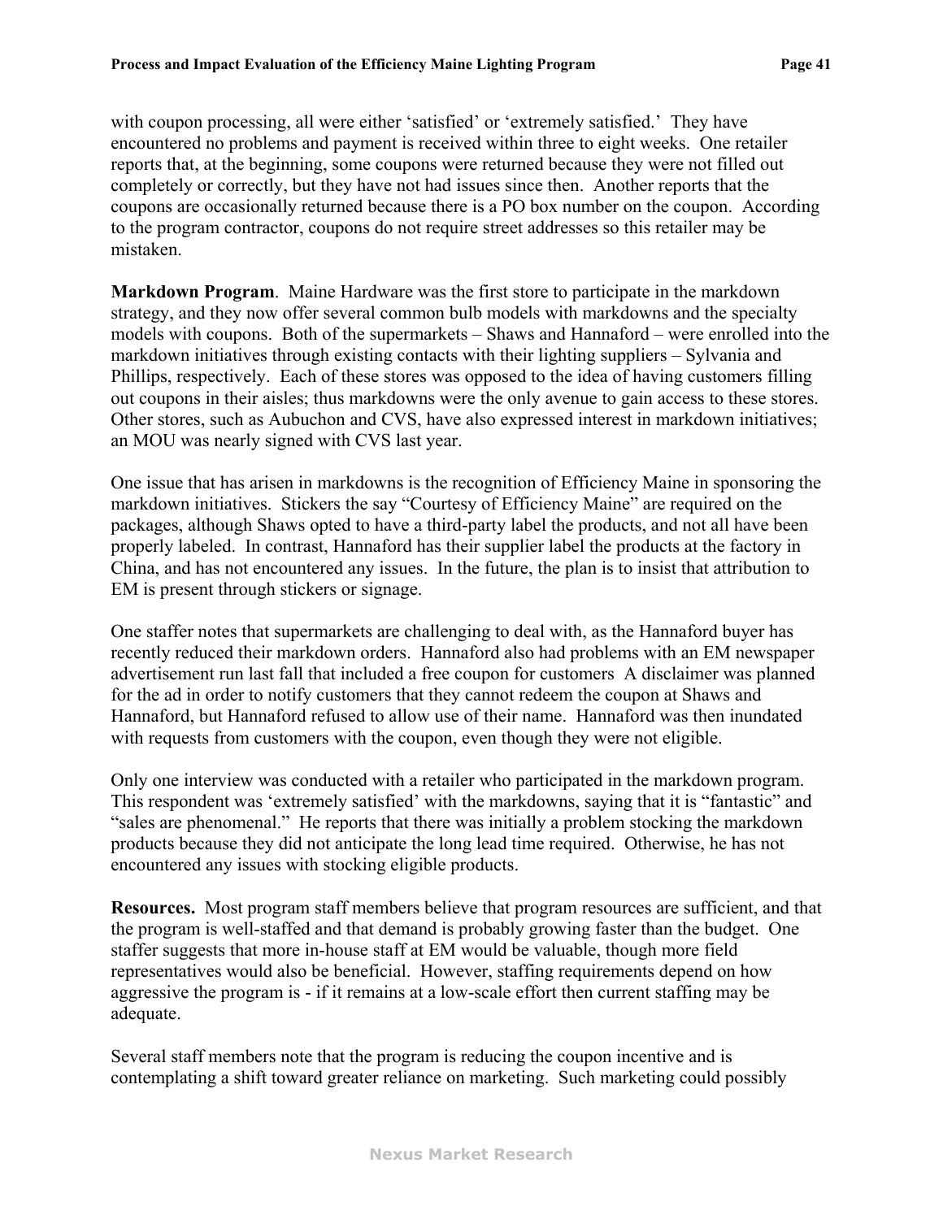with coupon processing, all were either 'satisfied' or 'extremely satisfied.' They have encountered no problems and payment is received within three to eight weeks. One retailer reports that, at the beginning, some coupons were returned because they were not filled out completely or correctly, but they have not had issues since then. Another reports that the coupons are occasionally returned because there is a PO box number on the coupon. According to the program contractor, coupons do not require street addresses so this retailer may be mistaken.

**Markdown Program**. Maine Hardware was the first store to participate in the markdown strategy, and they now offer several common bulb models with markdowns and the specialty models with coupons. Both of the supermarkets – Shaws and Hannaford – were enrolled into the markdown initiatives through existing contacts with their lighting suppliers – Sylvania and Phillips, respectively. Each of these stores was opposed to the idea of having customers filling out coupons in their aisles; thus markdowns were the only avenue to gain access to these stores. Other stores, such as Aubuchon and CVS, have also expressed interest in markdown initiatives; an MOU was nearly signed with CVS last year.

One issue that has arisen in markdowns is the recognition of Efficiency Maine in sponsoring the markdown initiatives. Stickers the say "Courtesy of Efficiency Maine" are required on the packages, although Shaws opted to have a third-party label the products, and not all have been properly labeled. In contrast, Hannaford has their supplier label the products at the factory in China, and has not encountered any issues. In the future, the plan is to insist that attribution to EM is present through stickers or signage.

One staffer notes that supermarkets are challenging to deal with, as the Hannaford buyer has recently reduced their markdown orders. Hannaford also had problems with an EM newspaper advertisement run last fall that included a free coupon for customers A disclaimer was planned for the ad in order to notify customers that they cannot redeem the coupon at Shaws and Hannaford, but Hannaford refused to allow use of their name. Hannaford was then inundated with requests from customers with the coupon, even though they were not eligible.

Only one interview was conducted with a retailer who participated in the markdown program. This respondent was 'extremely satisfied' with the markdowns, saying that it is "fantastic" and "sales are phenomenal." He reports that there was initially a problem stocking the markdown products because they did not anticipate the long lead time required. Otherwise, he has not encountered any issues with stocking eligible products.

**Resources.** Most program staff members believe that program resources are sufficient, and that the program is well-staffed and that demand is probably growing faster than the budget. One staffer suggests that more in-house staff at EM would be valuable, though more field representatives would also be beneficial. However, staffing requirements depend on how aggressive the program is - if it remains at a low-scale effort then current staffing may be adequate.

Several staff members note that the program is reducing the coupon incentive and is contemplating a shift toward greater reliance on marketing. Such marketing could possibly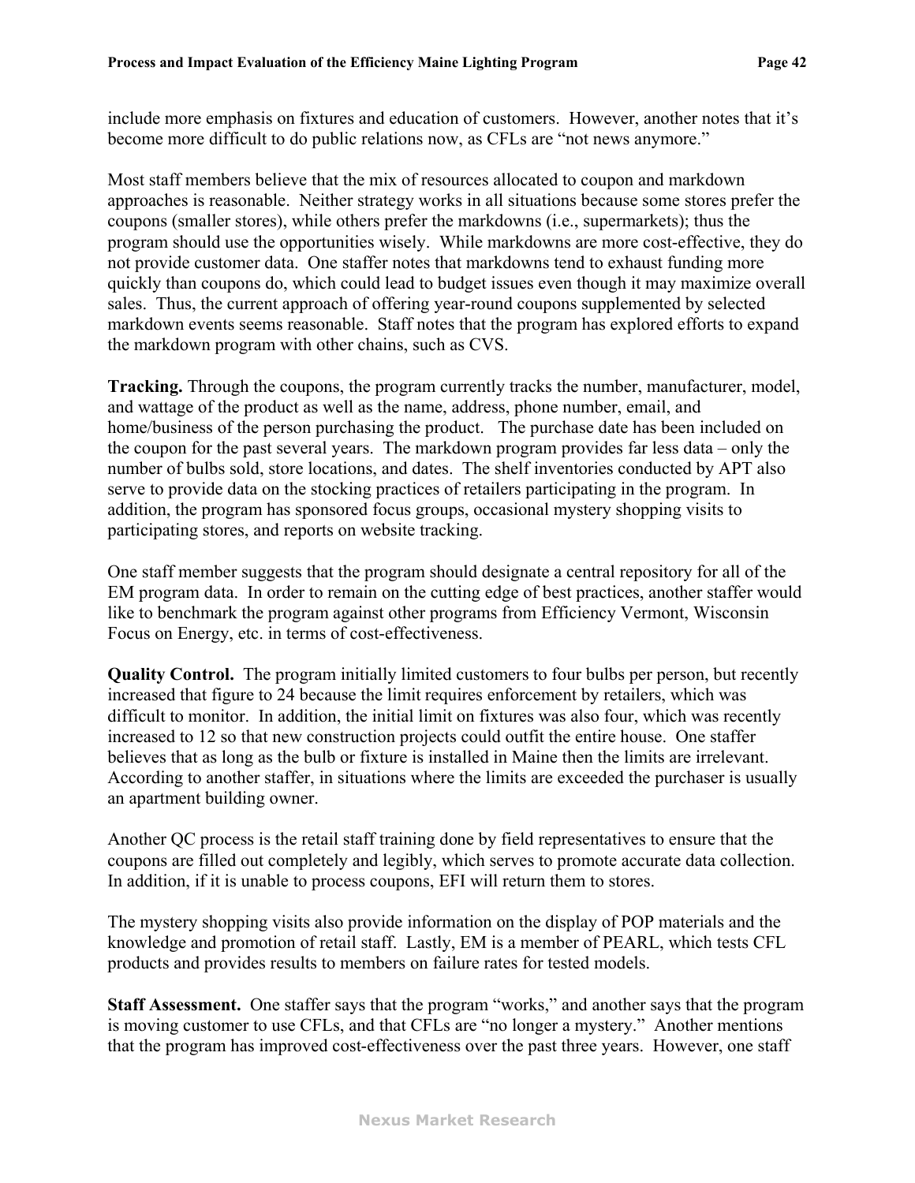include more emphasis on fixtures and education of customers. However, another notes that it's become more difficult to do public relations now, as CFLs are "not news anymore."

Most staff members believe that the mix of resources allocated to coupon and markdown approaches is reasonable. Neither strategy works in all situations because some stores prefer the coupons (smaller stores), while others prefer the markdowns (i.e., supermarkets); thus the program should use the opportunities wisely. While markdowns are more cost-effective, they do not provide customer data. One staffer notes that markdowns tend to exhaust funding more quickly than coupons do, which could lead to budget issues even though it may maximize overall sales. Thus, the current approach of offering year-round coupons supplemented by selected markdown events seems reasonable. Staff notes that the program has explored efforts to expand the markdown program with other chains, such as CVS.

**Tracking.** Through the coupons, the program currently tracks the number, manufacturer, model, and wattage of the product as well as the name, address, phone number, email, and home/business of the person purchasing the product. The purchase date has been included on the coupon for the past several years. The markdown program provides far less data – only the number of bulbs sold, store locations, and dates. The shelf inventories conducted by APT also serve to provide data on the stocking practices of retailers participating in the program. In addition, the program has sponsored focus groups, occasional mystery shopping visits to participating stores, and reports on website tracking.

One staff member suggests that the program should designate a central repository for all of the EM program data. In order to remain on the cutting edge of best practices, another staffer would like to benchmark the program against other programs from Efficiency Vermont, Wisconsin Focus on Energy, etc. in terms of cost-effectiveness.

**Quality Control.** The program initially limited customers to four bulbs per person, but recently increased that figure to 24 because the limit requires enforcement by retailers, which was difficult to monitor. In addition, the initial limit on fixtures was also four, which was recently increased to 12 so that new construction projects could outfit the entire house. One staffer believes that as long as the bulb or fixture is installed in Maine then the limits are irrelevant. According to another staffer, in situations where the limits are exceeded the purchaser is usually an apartment building owner.

Another QC process is the retail staff training done by field representatives to ensure that the coupons are filled out completely and legibly, which serves to promote accurate data collection. In addition, if it is unable to process coupons, EFI will return them to stores.

The mystery shopping visits also provide information on the display of POP materials and the knowledge and promotion of retail staff. Lastly, EM is a member of PEARL, which tests CFL products and provides results to members on failure rates for tested models.

**Staff Assessment.** One staffer says that the program "works," and another says that the program is moving customer to use CFLs, and that CFLs are "no longer a mystery." Another mentions that the program has improved cost-effectiveness over the past three years. However, one staff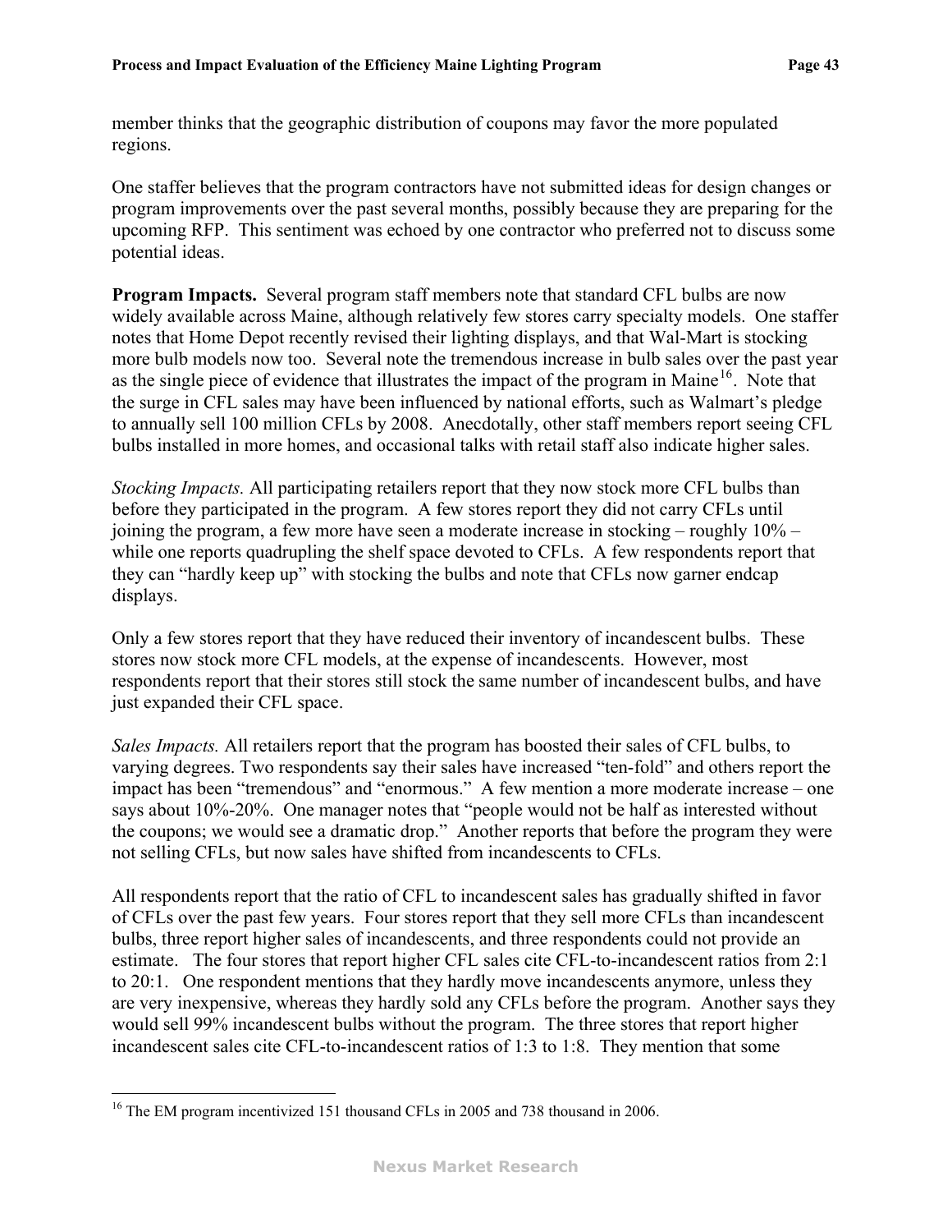member thinks that the geographic distribution of coupons may favor the more populated regions.

One staffer believes that the program contractors have not submitted ideas for design changes or program improvements over the past several months, possibly because they are preparing for the upcoming RFP. This sentiment was echoed by one contractor who preferred not to discuss some potential ideas.

**Program Impacts.** Several program staff members note that standard CFL bulbs are now widely available across Maine, although relatively few stores carry specialty models. One staffer notes that Home Depot recently revised their lighting displays, and that Wal-Mart is stocking more bulb models now too. Several note the tremendous increase in bulb sales over the past year as the single piece of evidence that illustrates the impact of the program in Maine[16]. Note that the surge in CFL sales may have been influenced by national efforts, such as Walmart's pledge to annually sell 100 million CFLs by 2008. Anecdotally, other staff members report seeing CFL bulbs installed in more homes, and occasional talks with retail staff also indicate higher sales.

*Stocking Impacts.* All participating retailers report that they now stock more CFL bulbs than before they participated in the program. A few stores report they did not carry CFLs until joining the program, a few more have seen a moderate increase in stocking – roughly 10% – while one reports quadrupling the shelf space devoted to CFLs. A few respondents report that they can "hardly keep up" with stocking the bulbs and note that CFLs now garner endcap displays.

Only a few stores report that they have reduced their inventory of incandescent bulbs. These stores now stock more CFL models, at the expense of incandescents. However, most respondents report that their stores still stock the same number of incandescent bulbs, and have just expanded their CFL space.

*Sales Impacts.* All retailers report that the program has boosted their sales of CFL bulbs, to varying degrees. Two respondents say their sales have increased "ten-fold" and others report the impact has been "tremendous" and "enormous." A few mention a more moderate increase – one says about 10%-20%. One manager notes that "people would not be half as interested without the coupons; we would see a dramatic drop." Another reports that before the program they were not selling CFLs, but now sales have shifted from incandescents to CFLs.

All respondents report that the ratio of CFL to incandescent sales has gradually shifted in favor of CFLs over the past few years. Four stores report that they sell more CFLs than incandescent bulbs, three report higher sales of incandescents, and three respondents could not provide an estimate. The four stores that report higher CFL sales cite CFL-to-incandescent ratios from 2:1 to 20:1. One respondent mentions that they hardly move incandescents anymore, unless they are very inexpensive, whereas they hardly sold any CFLs before the program. Another says they would sell 99% incandescent bulbs without the program. The three stores that report higher incandescent sales cite CFL-to-incandescent ratios of 1:3 to 1:8. They mention that some

---

[16] The EM program incentivized 151 thousand CFLs in 2005 and 738 thousand in 2006.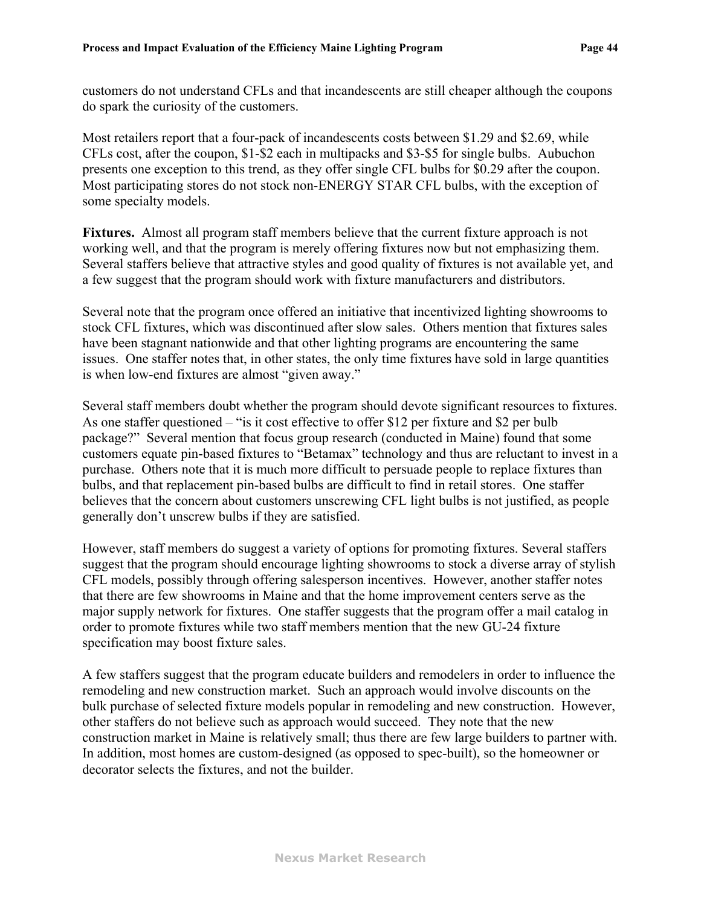customers do not understand CFLs and that incandescents are still cheaper although the coupons do spark the curiosity of the customers.

Most retailers report that a four-pack of incandescents costs between $1.29 and $2.69, while CFLs cost, after the coupon, $1-$2 each in multipacks and $3-$5 for single bulbs. Aubuchon presents one exception to this trend, as they offer single CFL bulbs for $0.29 after the coupon. Most participating stores do not stock non-ENERGY STAR CFL bulbs, with the exception of some specialty models.

**Fixtures.** Almost all program staff members believe that the current fixture approach is not working well, and that the program is merely offering fixtures now but not emphasizing them. Several staffers believe that attractive styles and good quality of fixtures is not available yet, and a few suggest that the program should work with fixture manufacturers and distributors.

Several note that the program once offered an initiative that incentivized lighting showrooms to stock CFL fixtures, which was discontinued after slow sales. Others mention that fixtures sales have been stagnant nationwide and that other lighting programs are encountering the same issues. One staffer notes that, in other states, the only time fixtures have sold in large quantities is when low-end fixtures are almost "given away."

Several staff members doubt whether the program should devote significant resources to fixtures. As one staffer questioned – "is it cost effective to offer $12 per fixture and $2 per bulb package?" Several mention that focus group research (conducted in Maine) found that some customers equate pin-based fixtures to "Betamax" technology and thus are reluctant to invest in a purchase. Others note that it is much more difficult to persuade people to replace fixtures than bulbs, and that replacement pin-based bulbs are difficult to find in retail stores. One staffer believes that the concern about customers unscrewing CFL light bulbs is not justified, as people generally don't unscrew bulbs if they are satisfied.

However, staff members do suggest a variety of options for promoting fixtures. Several staffers suggest that the program should encourage lighting showrooms to stock a diverse array of stylish CFL models, possibly through offering salesperson incentives. However, another staffer notes that there are few showrooms in Maine and that the home improvement centers serve as the major supply network for fixtures. One staffer suggests that the program offer a mail catalog in order to promote fixtures while two staff members mention that the new GU-24 fixture specification may boost fixture sales.

A few staffers suggest that the program educate builders and remodelers in order to influence the remodeling and new construction market. Such an approach would involve discounts on the bulk purchase of selected fixture models popular in remodeling and new construction. However, other staffers do not believe such as approach would succeed. They note that the new construction market in Maine is relatively small; thus there are few large builders to partner with. In addition, most homes are custom-designed (as opposed to spec-built), so the homeowner or decorator selects the fixtures, and not the builder.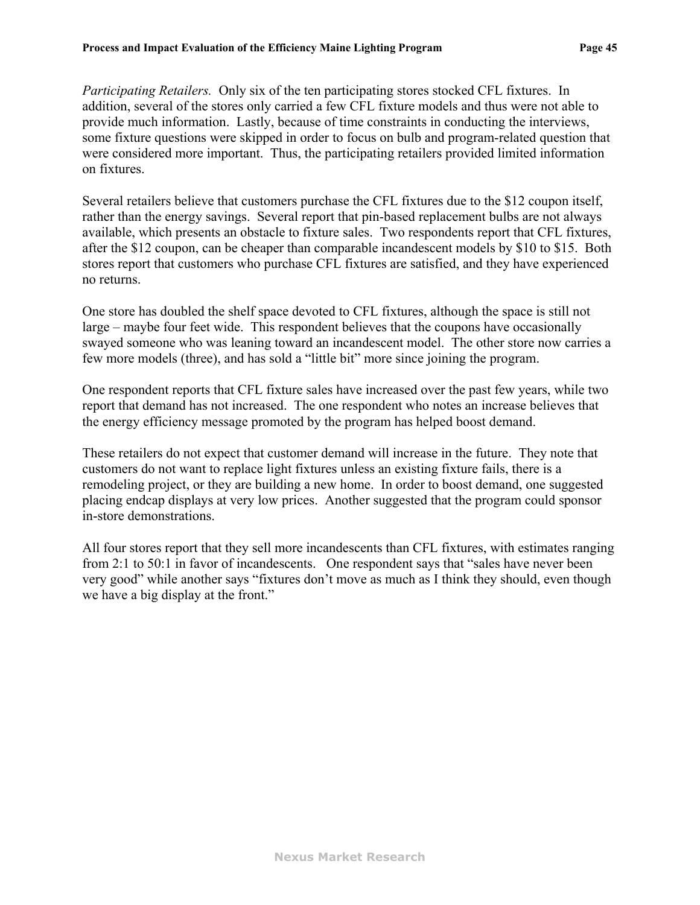*Participating Retailers.* Only six of the ten participating stores stocked CFL fixtures. In addition, several of the stores only carried a few CFL fixture models and thus were not able to provide much information. Lastly, because of time constraints in conducting the interviews, some fixture questions were skipped in order to focus on bulb and program-related question that were considered more important. Thus, the participating retailers provided limited information on fixtures.

Several retailers believe that customers purchase the CFL fixtures due to the $12 coupon itself, rather than the energy savings. Several report that pin-based replacement bulbs are not always available, which presents an obstacle to fixture sales. Two respondents report that CFL fixtures, after the $12 coupon, can be cheaper than comparable incandescent models by $10 to $15. Both stores report that customers who purchase CFL fixtures are satisfied, and they have experienced no returns.

One store has doubled the shelf space devoted to CFL fixtures, although the space is still not large – maybe four feet wide. This respondent believes that the coupons have occasionally swayed someone who was leaning toward an incandescent model. The other store now carries a few more models (three), and has sold a "little bit" more since joining the program.

One respondent reports that CFL fixture sales have increased over the past few years, while two report that demand has not increased. The one respondent who notes an increase believes that the energy efficiency message promoted by the program has helped boost demand.

These retailers do not expect that customer demand will increase in the future. They note that customers do not want to replace light fixtures unless an existing fixture fails, there is a remodeling project, or they are building a new home. In order to boost demand, one suggested placing endcap displays at very low prices. Another suggested that the program could sponsor in-store demonstrations.

All four stores report that they sell more incandescents than CFL fixtures, with estimates ranging from 2:1 to 50:1 in favor of incandescents. One respondent says that "sales have never been very good" while another says "fixtures don't move as much as I think they should, even though we have a big display at the front."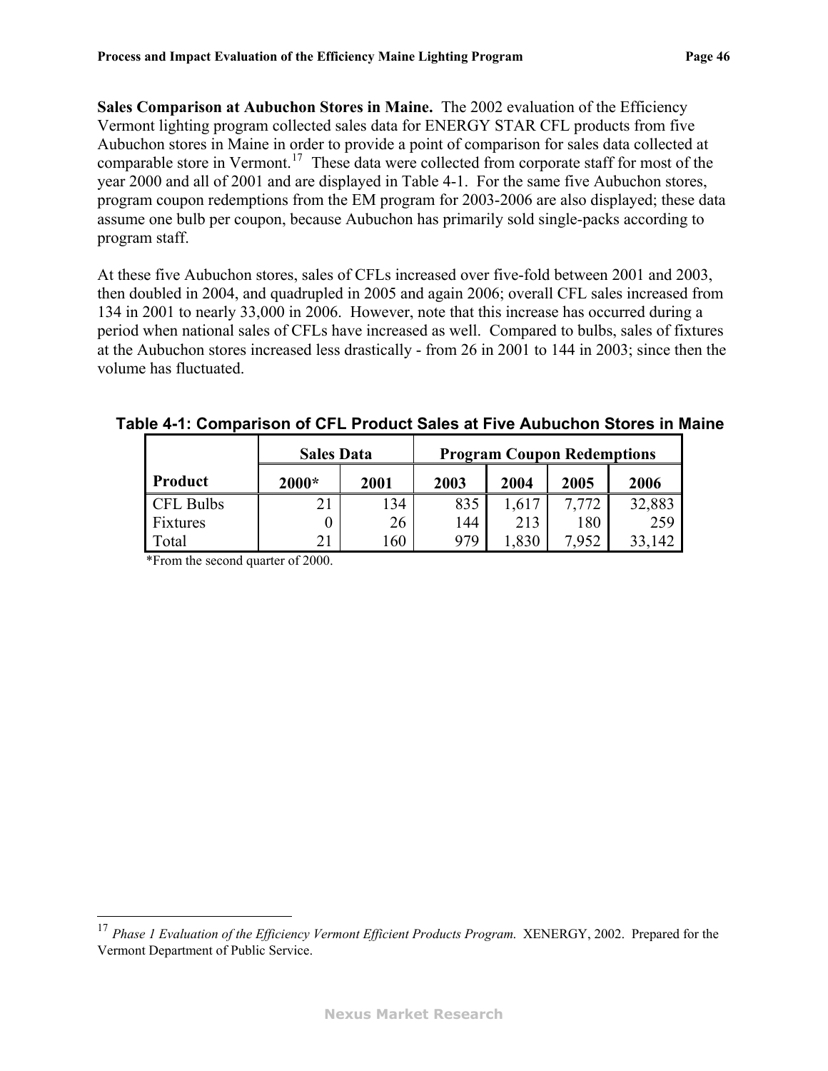**Sales Comparison at Aubuchon Stores in Maine.** The 2002 evaluation of the Efficiency Vermont lighting program collected sales data for ENERGY STAR CFL products from five Aubuchon stores in Maine in order to provide a point of comparison for sales data collected at comparable store in Vermont.[17] These data were collected from corporate staff for most of the year 2000 and all of 2001 and are displayed in Table 4-1. For the same five Aubuchon stores, program coupon redemptions from the EM program for 2003-2006 are also displayed; these data assume one bulb per coupon, because Aubuchon has primarily sold single-packs according to program staff.

At these five Aubuchon stores, sales of CFLs increased over five-fold between 2001 and 2003, then doubled in 2004, and quadrupled in 2005 and again 2006; overall CFL sales increased from 134 in 2001 to nearly 33,000 in 2006. However, note that this increase has occurred during a period when national sales of CFLs have increased as well. Compared to bulbs, sales of fixtures at the Aubuchon stores increased less drastically - from 26 in 2001 to 144 in 2003; since then the volume has fluctuated.

**Table 4-1: Comparison of CFL Product Sales at Five Aubuchon Stores in Maine**

| | Sales Data | | Program Coupon Redemptions | | | |
|---|---|---|---|---|---|---|
| **Product** | **2000*** | **2001** | **2003** | **2004** | **2005** | **2006** |
| CFL Bulbs | 21 | 134 | 835 | 1,617 | 7,772 | 32,883 |
| Fixtures | 0 | 26 | 144 | 213 | 180 | 259 |
| Total | 21 | 160 | 979 | 1,830 | 7,952 | 33,142 |

*From the second quarter of 2000.

[17] *Phase 1 Evaluation of the Efficiency Vermont Efficient Products Program.* XENERGY, 2002. Prepared for the Vermont Department of Public Service.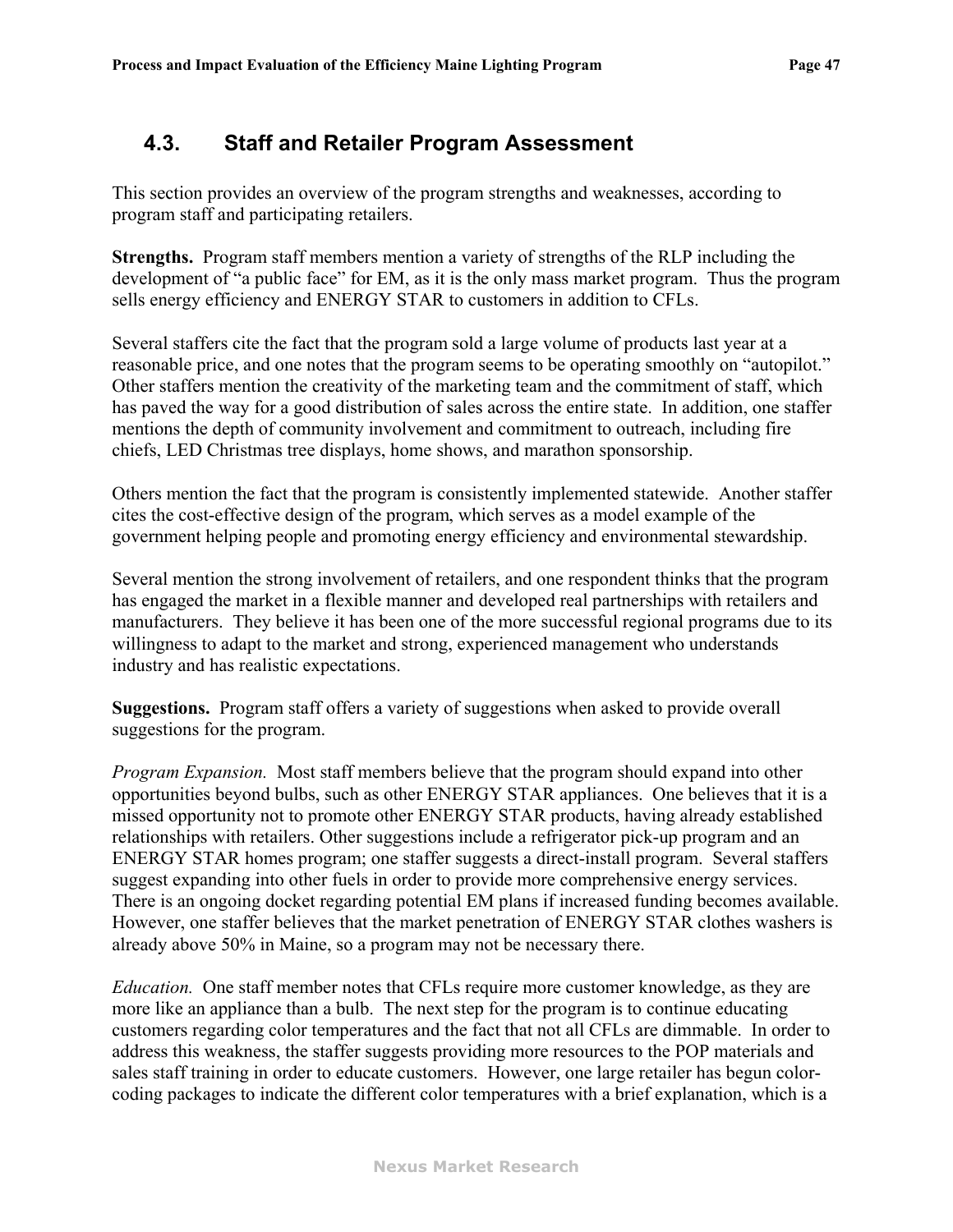## 4.3. Staff and Retailer Program Assessment

This section provides an overview of the program strengths and weaknesses, according to program staff and participating retailers.

**Strengths.** Program staff members mention a variety of strengths of the RLP including the development of "a public face" for EM, as it is the only mass market program. Thus the program sells energy efficiency and ENERGY STAR to customers in addition to CFLs.

Several staffers cite the fact that the program sold a large volume of products last year at a reasonable price, and one notes that the program seems to be operating smoothly on "autopilot." Other staffers mention the creativity of the marketing team and the commitment of staff, which has paved the way for a good distribution of sales across the entire state. In addition, one staffer mentions the depth of community involvement and commitment to outreach, including fire chiefs, LED Christmas tree displays, home shows, and marathon sponsorship.

Others mention the fact that the program is consistently implemented statewide. Another staffer cites the cost-effective design of the program, which serves as a model example of the government helping people and promoting energy efficiency and environmental stewardship.

Several mention the strong involvement of retailers, and one respondent thinks that the program has engaged the market in a flexible manner and developed real partnerships with retailers and manufacturers. They believe it has been one of the more successful regional programs due to its willingness to adapt to the market and strong, experienced management who understands industry and has realistic expectations.

**Suggestions.** Program staff offers a variety of suggestions when asked to provide overall suggestions for the program.

*Program Expansion.* Most staff members believe that the program should expand into other opportunities beyond bulbs, such as other ENERGY STAR appliances. One believes that it is a missed opportunity not to promote other ENERGY STAR products, having already established relationships with retailers. Other suggestions include a refrigerator pick-up program and an ENERGY STAR homes program; one staffer suggests a direct-install program. Several staffers suggest expanding into other fuels in order to provide more comprehensive energy services. There is an ongoing docket regarding potential EM plans if increased funding becomes available. However, one staffer believes that the market penetration of ENERGY STAR clothes washers is already above 50% in Maine, so a program may not be necessary there.

*Education.* One staff member notes that CFLs require more customer knowledge, as they are more like an appliance than a bulb. The next step for the program is to continue educating customers regarding color temperatures and the fact that not all CFLs are dimmable. In order to address this weakness, the staffer suggests providing more resources to the POP materials and sales staff training in order to educate customers. However, one large retailer has begun color-coding packages to indicate the different color temperatures with a brief explanation, which is a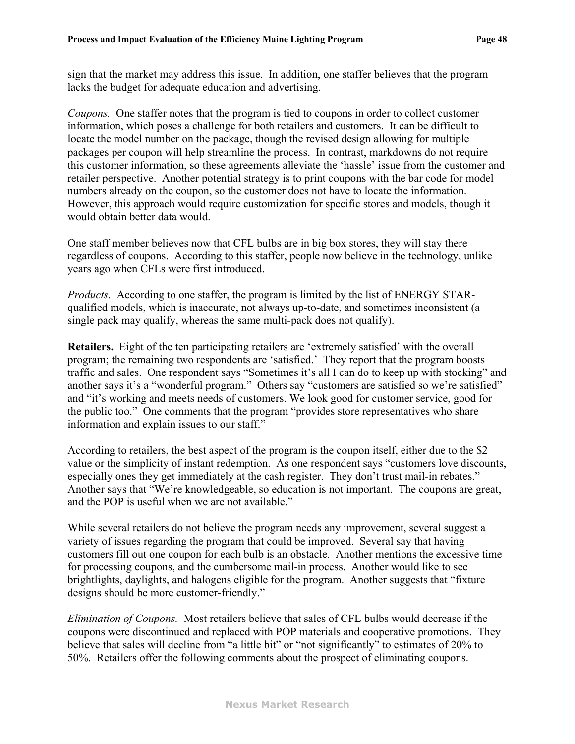sign that the market may address this issue. In addition, one staffer believes that the program lacks the budget for adequate education and advertising.

*Coupons.* One staffer notes that the program is tied to coupons in order to collect customer information, which poses a challenge for both retailers and customers. It can be difficult to locate the model number on the package, though the revised design allowing for multiple packages per coupon will help streamline the process. In contrast, markdowns do not require this customer information, so these agreements alleviate the 'hassle' issue from the customer and retailer perspective. Another potential strategy is to print coupons with the bar code for model numbers already on the coupon, so the customer does not have to locate the information. However, this approach would require customization for specific stores and models, though it would obtain better data would.

One staff member believes now that CFL bulbs are in big box stores, they will stay there regardless of coupons. According to this staffer, people now believe in the technology, unlike years ago when CFLs were first introduced.

*Products.* According to one staffer, the program is limited by the list of ENERGY STAR-qualified models, which is inaccurate, not always up-to-date, and sometimes inconsistent (a single pack may qualify, whereas the same multi-pack does not qualify).

**Retailers.** Eight of the ten participating retailers are 'extremely satisfied' with the overall program; the remaining two respondents are 'satisfied.' They report that the program boosts traffic and sales. One respondent says "Sometimes it's all I can do to keep up with stocking" and another says it's a "wonderful program." Others say "customers are satisfied so we're satisfied" and "it's working and meets needs of customers. We look good for customer service, good for the public too." One comments that the program "provides store representatives who share information and explain issues to our staff."

According to retailers, the best aspect of the program is the coupon itself, either due to the $2 value or the simplicity of instant redemption. As one respondent says "customers love discounts, especially ones they get immediately at the cash register. They don't trust mail-in rebates." Another says that "We're knowledgeable, so education is not important. The coupons are great, and the POP is useful when we are not available."

While several retailers do not believe the program needs any improvement, several suggest a variety of issues regarding the program that could be improved. Several say that having customers fill out one coupon for each bulb is an obstacle. Another mentions the excessive time for processing coupons, and the cumbersome mail-in process. Another would like to see brightlights, daylights, and halogens eligible for the program. Another suggests that "fixture designs should be more customer-friendly."

*Elimination of Coupons.* Most retailers believe that sales of CFL bulbs would decrease if the coupons were discontinued and replaced with POP materials and cooperative promotions. They believe that sales will decline from "a little bit" or "not significantly" to estimates of 20% to 50%. Retailers offer the following comments about the prospect of eliminating coupons.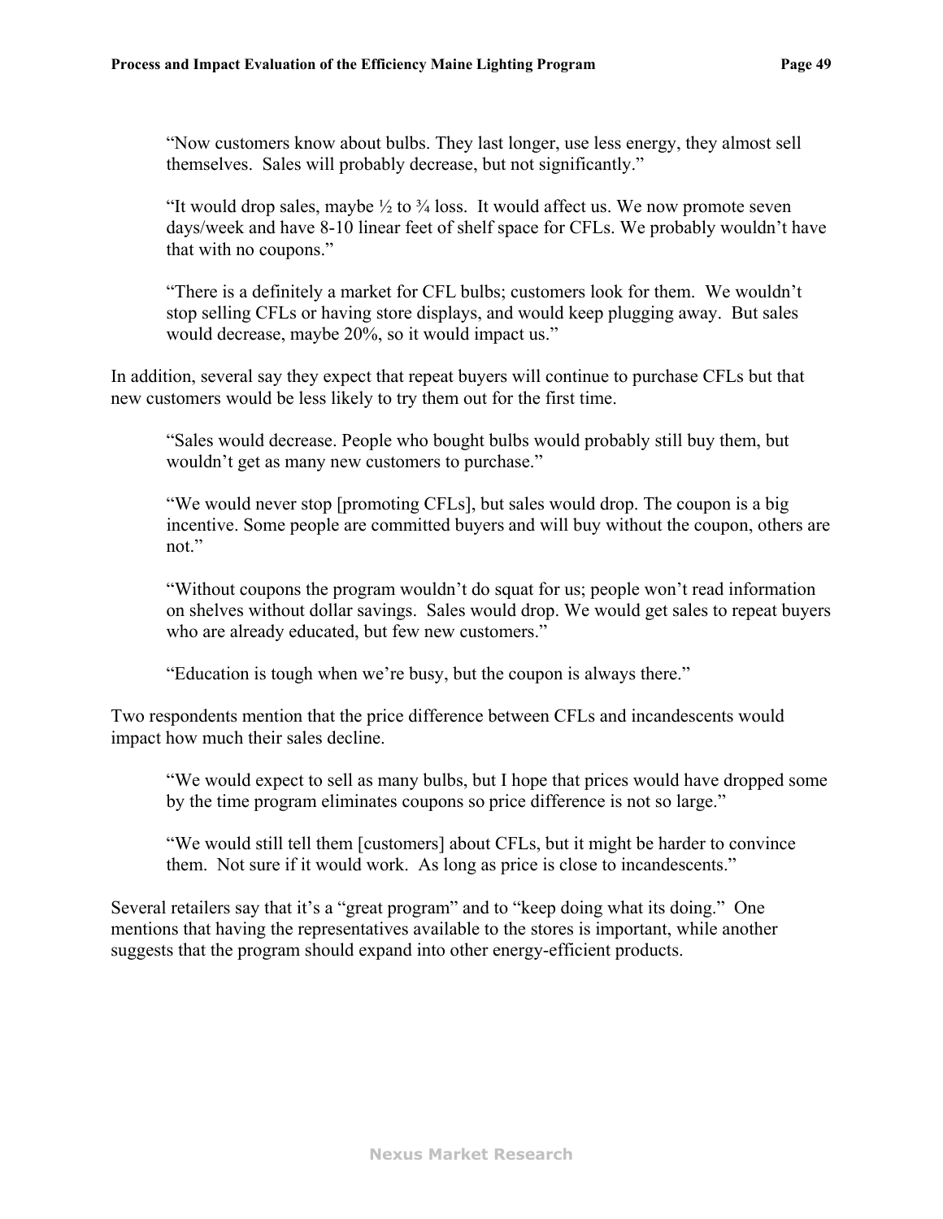> "Now customers know about bulbs. They last longer, use less energy, they almost sell themselves. Sales will probably decrease, but not significantly."

> "It would drop sales, maybe ½ to ¾ loss. It would affect us. We now promote seven days/week and have 8-10 linear feet of shelf space for CFLs. We probably wouldn't have that with no coupons."

> "There is a definitely a market for CFL bulbs; customers look for them. We wouldn't stop selling CFLs or having store displays, and would keep plugging away. But sales would decrease, maybe 20%, so it would impact us."

In addition, several say they expect that repeat buyers will continue to purchase CFLs but that new customers would be less likely to try them out for the first time.

> "Sales would decrease. People who bought bulbs would probably still buy them, but wouldn't get as many new customers to purchase."

> "We would never stop [promoting CFLs], but sales would drop. The coupon is a big incentive. Some people are committed buyers and will buy without the coupon, others are not."

> "Without coupons the program wouldn't do squat for us; people won't read information on shelves without dollar savings. Sales would drop. We would get sales to repeat buyers who are already educated, but few new customers."

> "Education is tough when we're busy, but the coupon is always there."

Two respondents mention that the price difference between CFLs and incandescents would impact how much their sales decline.

> "We would expect to sell as many bulbs, but I hope that prices would have dropped some by the time program eliminates coupons so price difference is not so large."

> "We would still tell them [customers] about CFLs, but it might be harder to convince them. Not sure if it would work. As long as price is close to incandescents."

Several retailers say that it's a "great program" and to "keep doing what its doing." One mentions that having the representatives available to the stores is important, while another suggests that the program should expand into other energy-efficient products.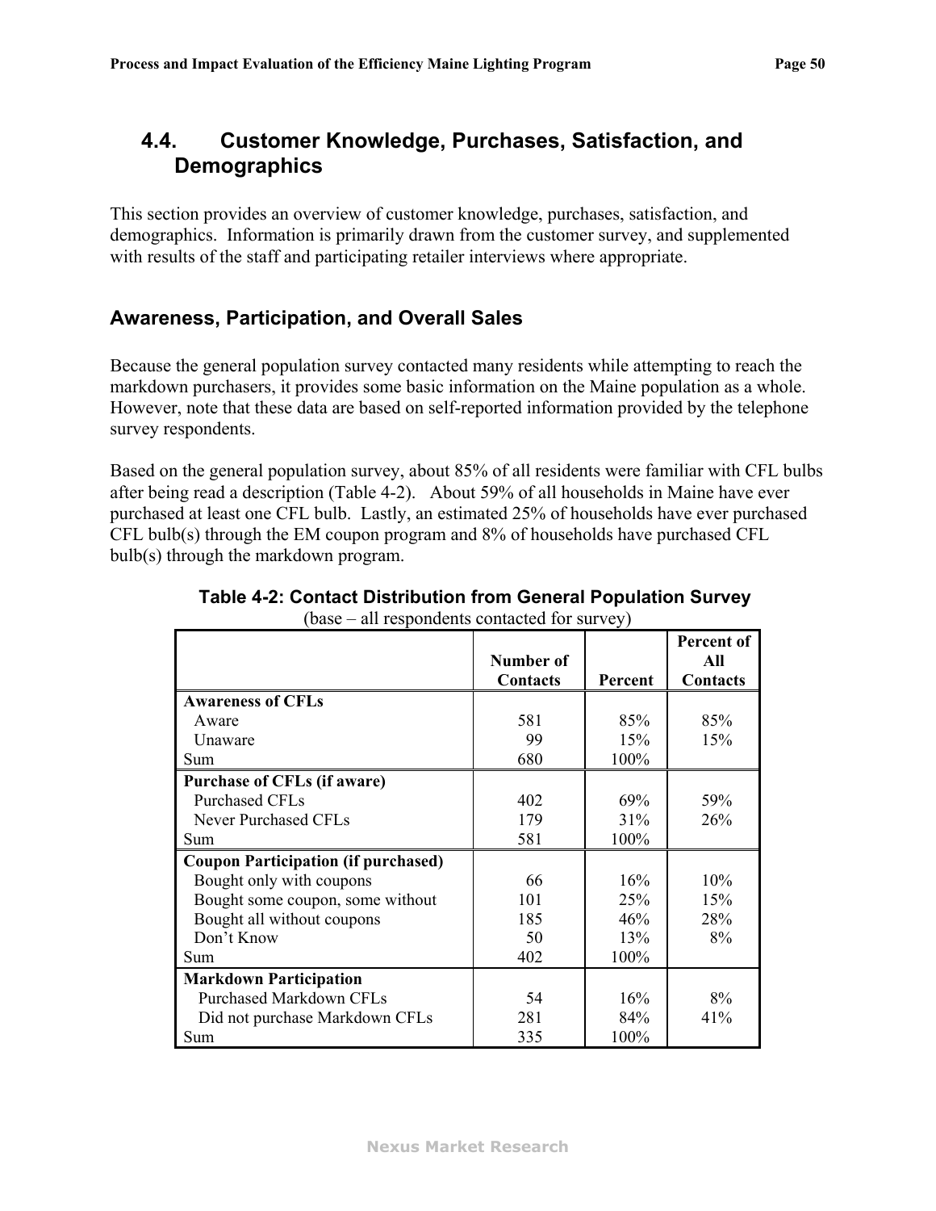## 4.4. Customer Knowledge, Purchases, Satisfaction, and Demographics

This section provides an overview of customer knowledge, purchases, satisfaction, and demographics. Information is primarily drawn from the customer survey, and supplemented with results of the staff and participating retailer interviews where appropriate.

### Awareness, Participation, and Overall Sales

Because the general population survey contacted many residents while attempting to reach the markdown purchasers, it provides some basic information on the Maine population as a whole. However, note that these data are based on self-reported information provided by the telephone survey respondents.

Based on the general population survey, about 85% of all residents were familiar with CFL bulbs after being read a description (Table 4-2). About 59% of all households in Maine have ever purchased at least one CFL bulb. Lastly, an estimated 25% of households have ever purchased CFL bulb(s) through the EM coupon program and 8% of households have purchased CFL bulb(s) through the markdown program.

**Table 4-2: Contact Distribution from General Population Survey**

(base – all respondents contacted for survey)

| | Number of Contacts | Percent | Percent of All Contacts |
|---|---|---|---|
| **Awareness of CFLs** | | | |
| Aware | 581 | 85% | 85% |
| Unaware | 99 | 15% | 15% |
| Sum | 680 | 100% | |
| **Purchase of CFLs (if aware)** | | | |
| Purchased CFLs | 402 | 69% | 59% |
| Never Purchased CFLs | 179 | 31% | 26% |
| Sum | 581 | 100% | |
| **Coupon Participation (if purchased)** | | | |
| Bought only with coupons | 66 | 16% | 10% |
| Bought some coupon, some without | 101 | 25% | 15% |
| Bought all without coupons | 185 | 46% | 28% |
| Don't Know | 50 | 13% | 8% |
| Sum | 402 | 100% | |
| **Markdown Participation** | | | |
| Purchased Markdown CFLs | 54 | 16% | 8% |
| Did not purchase Markdown CFLs | 281 | 84% | 41% |
| Sum | 335 | 100% | |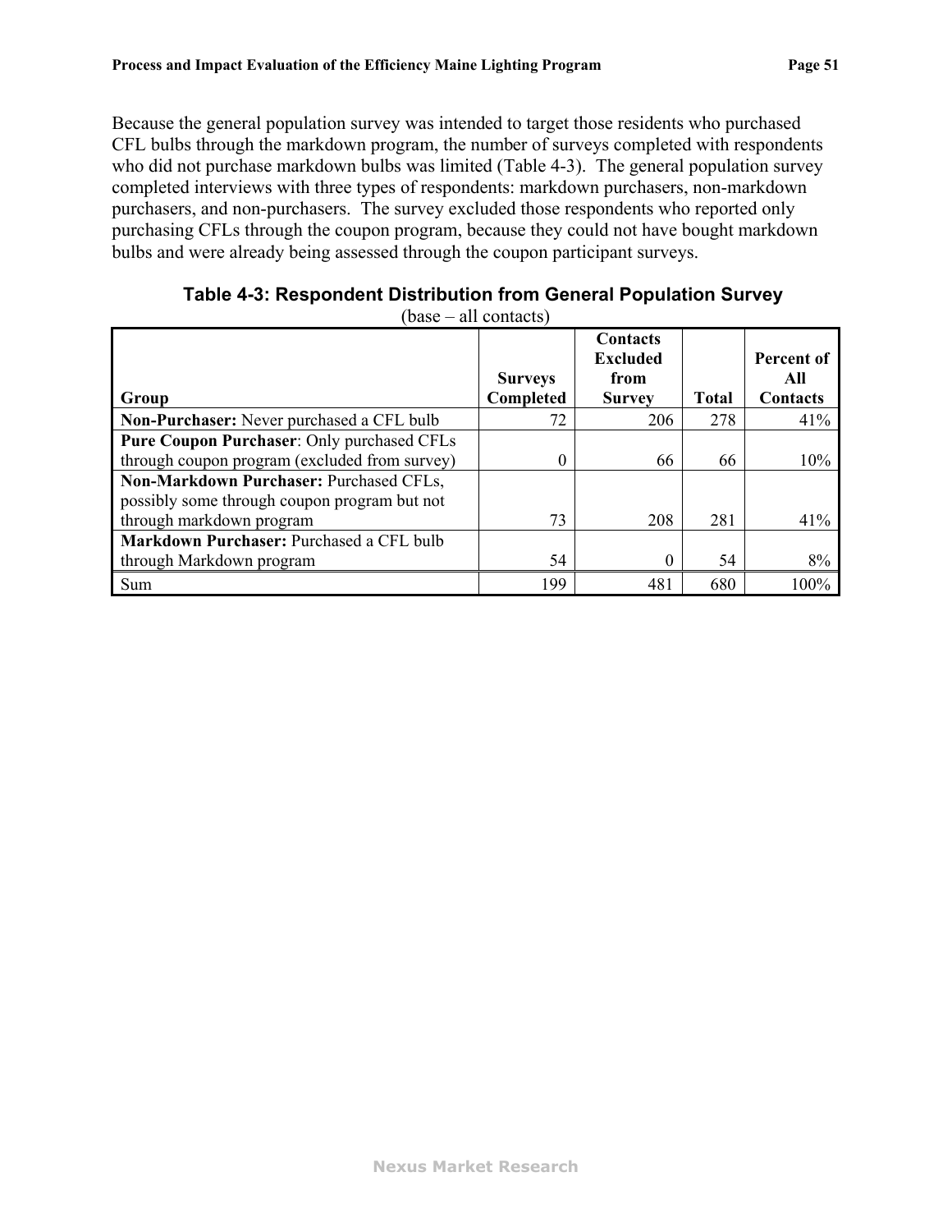Because the general population survey was intended to target those residents who purchased CFL bulbs through the markdown program, the number of surveys completed with respondents who did not purchase markdown bulbs was limited (Table 4-3). The general population survey completed interviews with three types of respondents: markdown purchasers, non-markdown purchasers, and non-purchasers. The survey excluded those respondents who reported only purchasing CFLs through the coupon program, because they could not have bought markdown bulbs and were already being assessed through the coupon participant surveys.

**Table 4-3: Respondent Distribution from General Population Survey**

(base – all contacts)

| Group | Surveys Completed | Contacts Excluded from Survey | Total | Percent of All Contacts |
|---|---|---|---|---|
| **Non-Purchaser:** Never purchased a CFL bulb | 72 | 206 | 278 | 41% |
| **Pure Coupon Purchaser**: Only purchased CFLs through coupon program (excluded from survey) | 0 | 66 | 66 | 10% |
| **Non-Markdown Purchaser:** Purchased CFLs, possibly some through coupon program but not through markdown program | 73 | 208 | 281 | 41% |
| **Markdown Purchaser:** Purchased a CFL bulb through Markdown program | 54 | 0 | 54 | 8% |
| Sum | 199 | 481 | 680 | 100% |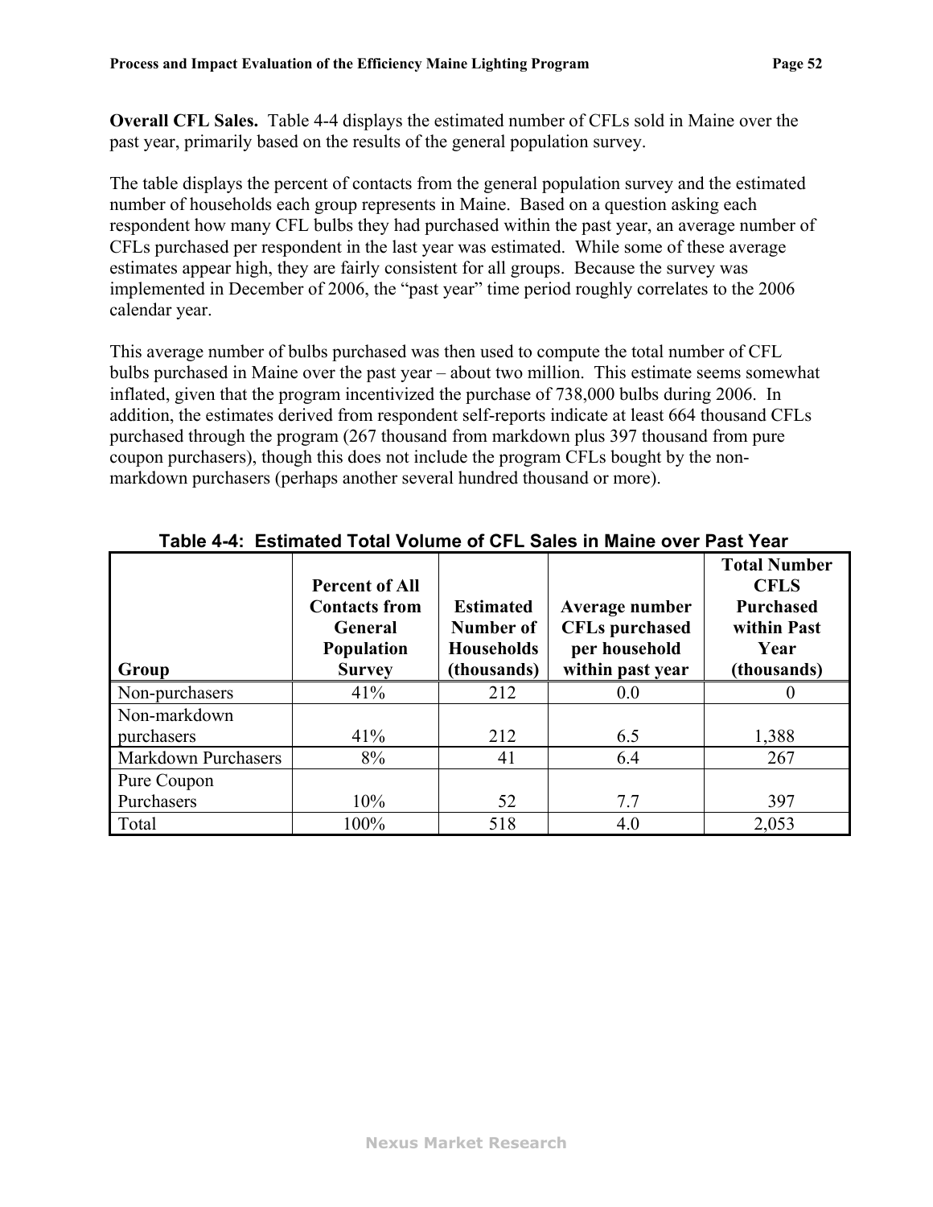**Overall CFL Sales.** Table 4-4 displays the estimated number of CFLs sold in Maine over the past year, primarily based on the results of the general population survey.

The table displays the percent of contacts from the general population survey and the estimated number of households each group represents in Maine. Based on a question asking each respondent how many CFL bulbs they had purchased within the past year, an average number of CFLs purchased per respondent in the last year was estimated. While some of these average estimates appear high, they are fairly consistent for all groups. Because the survey was implemented in December of 2006, the "past year" time period roughly correlates to the 2006 calendar year.

This average number of bulbs purchased was then used to compute the total number of CFL bulbs purchased in Maine over the past year – about two million. This estimate seems somewhat inflated, given that the program incentivized the purchase of 738,000 bulbs during 2006. In addition, the estimates derived from respondent self-reports indicate at least 664 thousand CFLs purchased through the program (267 thousand from markdown plus 397 thousand from pure coupon purchasers), though this does not include the program CFLs bought by the non-markdown purchasers (perhaps another several hundred thousand or more).

**Table 4-4: Estimated Total Volume of CFL Sales in Maine over Past Year**

| Group | Percent of All Contacts from General Population Survey | Estimated Number of Households (thousands) | Average number CFLs purchased per household within past year | Total Number CFLS Purchased within Past Year (thousands) |
|---|---|---|---|---|
| Non-purchasers | 41% | 212 | 0.0 | 0 |
| Non-markdown purchasers | 41% | 212 | 6.5 | 1,388 |
| Markdown Purchasers | 8% | 41 | 6.4 | 267 |
| Pure Coupon Purchasers | 10% | 52 | 7.7 | 397 |
| Total | 100% | 518 | 4.0 | 2,053 |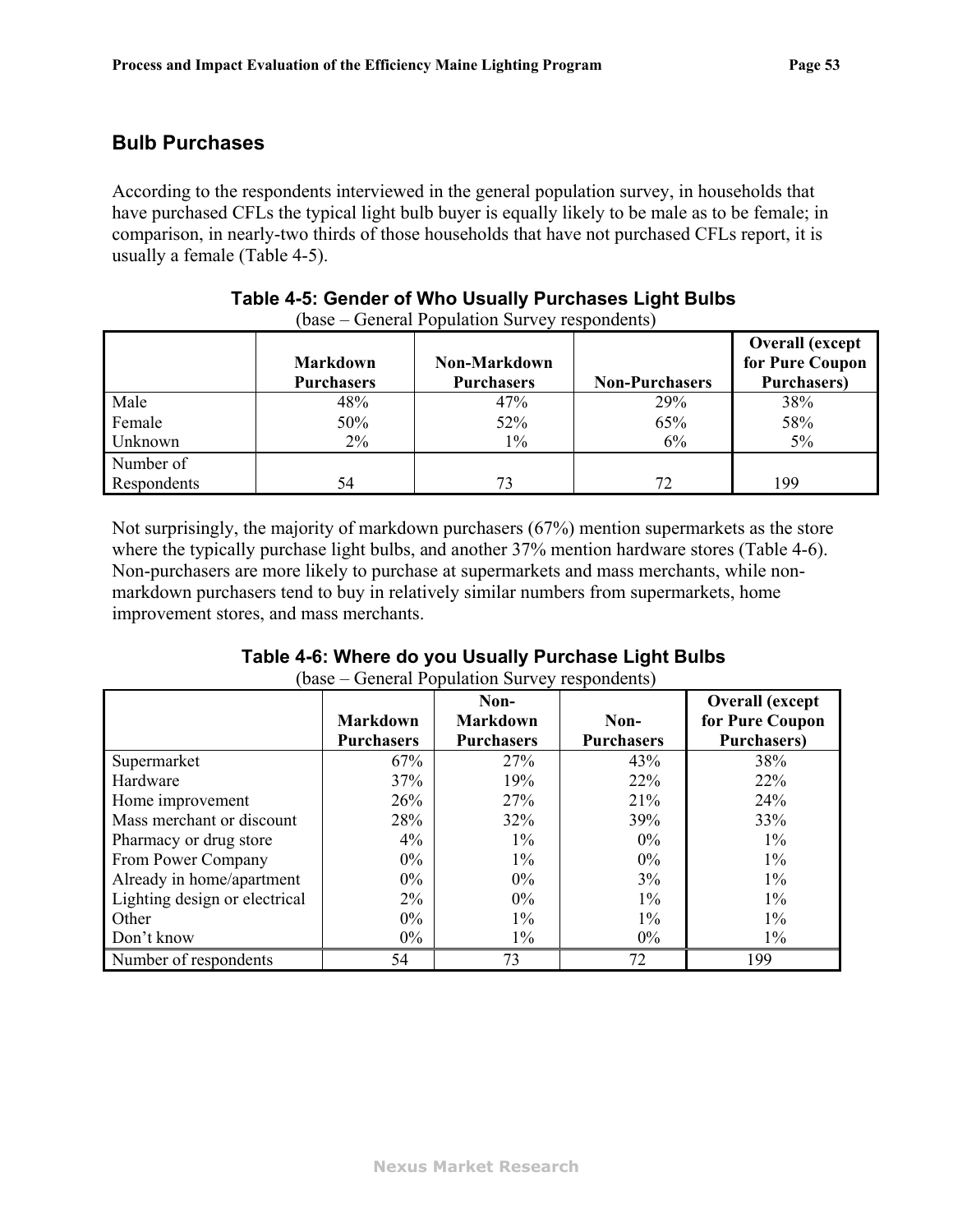## Bulb Purchases

According to the respondents interviewed in the general population survey, in households that have purchased CFLs the typical light bulb buyer is equally likely to be male as to be female; in comparison, in nearly-two thirds of those households that have not purchased CFLs report, it is usually a female (Table 4-5).

**Table 4-5: Gender of Who Usually Purchases Light Bulbs**

(base – General Population Survey respondents)

| | Markdown Purchasers | Non-Markdown Purchasers | Non-Purchasers | Overall (except for Pure Coupon Purchasers) |
|---|---|---|---|---|
| Male | 48% | 47% | 29% | 38% |
| Female | 50% | 52% | 65% | 58% |
| Unknown | 2% | 1% | 6% | 5% |
| Number of Respondents | 54 | 73 | 72 | 199 |

Not surprisingly, the majority of markdown purchasers (67%) mention supermarkets as the store where the typically purchase light bulbs, and another 37% mention hardware stores (Table 4-6). Non-purchasers are more likely to purchase at supermarkets and mass merchants, while non-markdown purchasers tend to buy in relatively similar numbers from supermarkets, home improvement stores, and mass merchants.

**Table 4-6: Where do you Usually Purchase Light Bulbs**

(base – General Population Survey respondents)

| | Markdown Purchasers | Non-Markdown Purchasers | Non-Purchasers | Overall (except for Pure Coupon Purchasers) |
|---|---|---|---|---|
| Supermarket | 67% | 27% | 43% | 38% |
| Hardware | 37% | 19% | 22% | 22% |
| Home improvement | 26% | 27% | 21% | 24% |
| Mass merchant or discount | 28% | 32% | 39% | 33% |
| Pharmacy or drug store | 4% | 1% | 0% | 1% |
| From Power Company | 0% | 1% | 0% | 1% |
| Already in home/apartment | 0% | 0% | 3% | 1% |
| Lighting design or electrical | 2% | 0% | 1% | 1% |
| Other | 0% | 1% | 1% | 1% |
| Don't know | 0% | 1% | 0% | 1% |
| Number of respondents | 54 | 73 | 72 | 199 |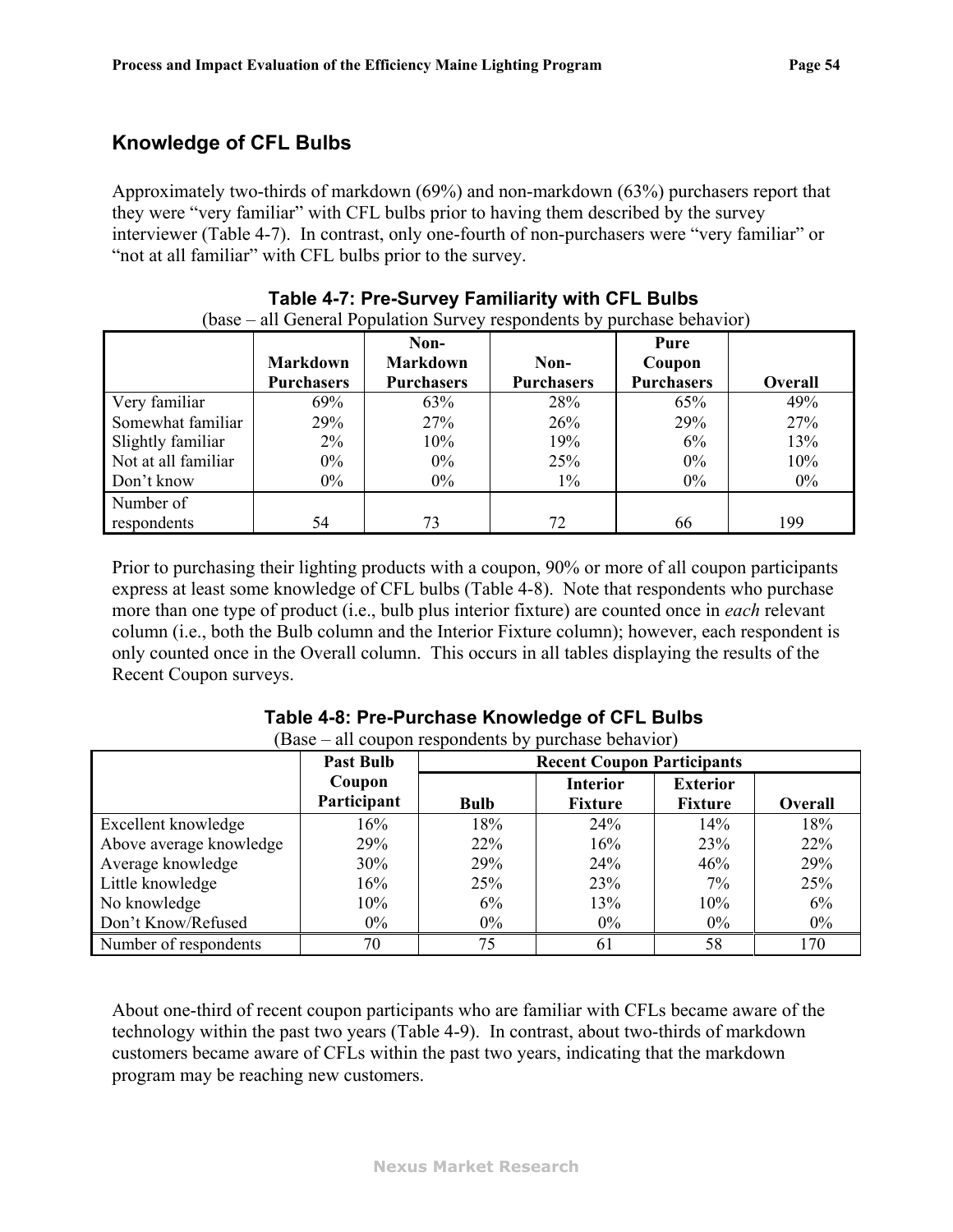## Knowledge of CFL Bulbs

Approximately two-thirds of markdown (69%) and non-markdown (63%) purchasers report that they were "very familiar" with CFL bulbs prior to having them described by the survey interviewer (Table 4-7). In contrast, only one-fourth of non-purchasers were "very familiar" or "not at all familiar" with CFL bulbs prior to the survey.

**Table 4-7: Pre-Survey Familiarity with CFL Bulbs**

(base – all General Population Survey respondents by purchase behavior)

| | Markdown Purchasers | Non-Markdown Purchasers | Non-Purchasers | Pure Coupon Purchasers | Overall |
|---|---|---|---|---|---|
| Very familiar | 69% | 63% | 28% | 65% | 49% |
| Somewhat familiar | 29% | 27% | 26% | 29% | 27% |
| Slightly familiar | 2% | 10% | 19% | 6% | 13% |
| Not at all familiar | 0% | 0% | 25% | 0% | 10% |
| Don't know | 0% | 0% | 1% | 0% | 0% |
| Number of respondents | 54 | 73 | 72 | 66 | 199 |

Prior to purchasing their lighting products with a coupon, 90% or more of all coupon participants express at least some knowledge of CFL bulbs (Table 4-8). Note that respondents who purchase more than one type of product (i.e., bulb plus interior fixture) are counted once in *each* relevant column (i.e., both the Bulb column and the Interior Fixture column); however, each respondent is only counted once in the Overall column. This occurs in all tables displaying the results of the Recent Coupon surveys.

**Table 4-8: Pre-Purchase Knowledge of CFL Bulbs**

(Base – all coupon respondents by purchase behavior)

| | Past Bulb Coupon Participant | Recent Coupon Participants | | | |
|---|---|---|---|---|---|
| | | Bulb | Interior Fixture | Exterior Fixture | Overall |
| Excellent knowledge | 16% | 18% | 24% | 14% | 18% |
| Above average knowledge | 29% | 22% | 16% | 23% | 22% |
| Average knowledge | 30% | 29% | 24% | 46% | 29% |
| Little knowledge | 16% | 25% | 23% | 7% | 25% |
| No knowledge | 10% | 6% | 13% | 10% | 6% |
| Don't Know/Refused | 0% | 0% | 0% | 0% | 0% |
| Number of respondents | 70 | 75 | 61 | 58 | 170 |

About one-third of recent coupon participants who are familiar with CFLs became aware of the technology within the past two years (Table 4-9). In contrast, about two-thirds of markdown customers became aware of CFLs within the past two years, indicating that the markdown program may be reaching new customers.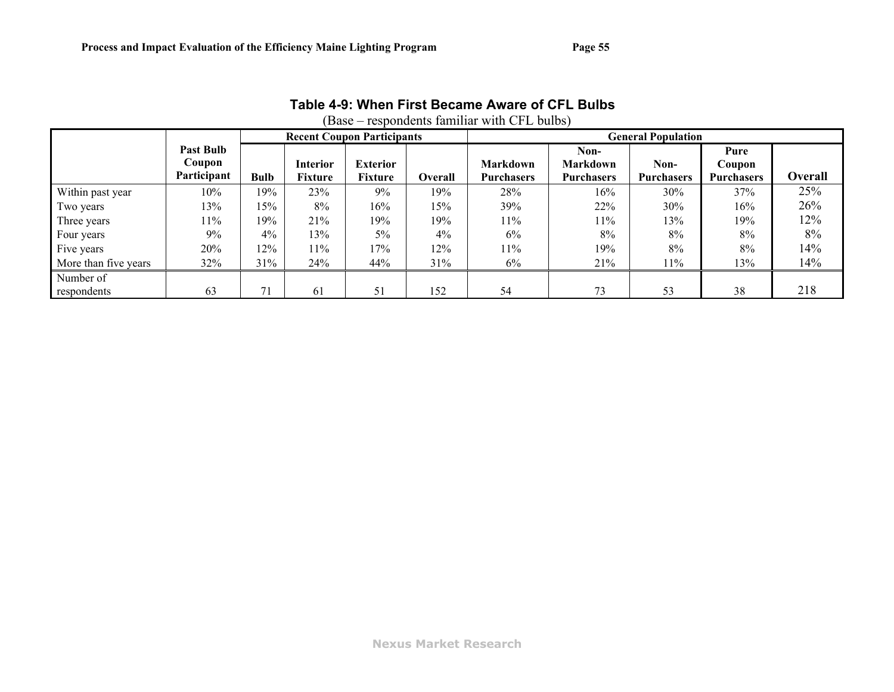**Table 4-9: When First Became Aware of CFL Bulbs**

(Base – respondents familiar with CFL bulbs)

| | Past Bulb Coupon Participant | Recent Coupon Participants | | | | General Population | | | | |
|---|---|---|---|---|---|---|---|---|---|---|
| | | **Bulb** | **Interior Fixture** | **Exterior Fixture** | **Overall** | **Markdown Purchasers** | **Non-Markdown Purchasers** | **Non-Purchasers** | **Pure Coupon Purchasers** | **Overall** |
| Within past year | 10% | 19% | 23% | 9% | 19% | 28% | 16% | 30% | 37% | 25% |
| Two years | 13% | 15% | 8% | 16% | 15% | 39% | 22% | 30% | 16% | 26% |
| Three years | 11% | 19% | 21% | 19% | 19% | 11% | 11% | 13% | 19% | 12% |
| Four years | 9% | 4% | 13% | 5% | 4% | 6% | 8% | 8% | 8% | 8% |
| Five years | 20% | 12% | 11% | 17% | 12% | 11% | 19% | 8% | 8% | 14% |
| More than five years | 32% | 31% | 24% | 44% | 31% | 6% | 21% | 11% | 13% | 14% |
| Number of respondents | 63 | 71 | 61 | 51 | 152 | 54 | 73 | 53 | 38 | 218 |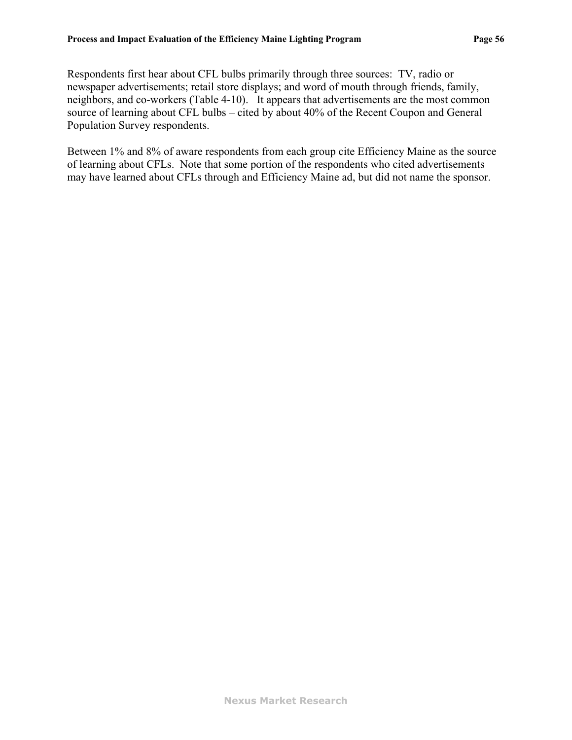Respondents first hear about CFL bulbs primarily through three sources: TV, radio or newspaper advertisements; retail store displays; and word of mouth through friends, family, neighbors, and co-workers (Table 4-10). It appears that advertisements are the most common source of learning about CFL bulbs – cited by about 40% of the Recent Coupon and General Population Survey respondents.

Between 1% and 8% of aware respondents from each group cite Efficiency Maine as the source of learning about CFLs. Note that some portion of the respondents who cited advertisements may have learned about CFLs through and Efficiency Maine ad, but did not name the sponsor.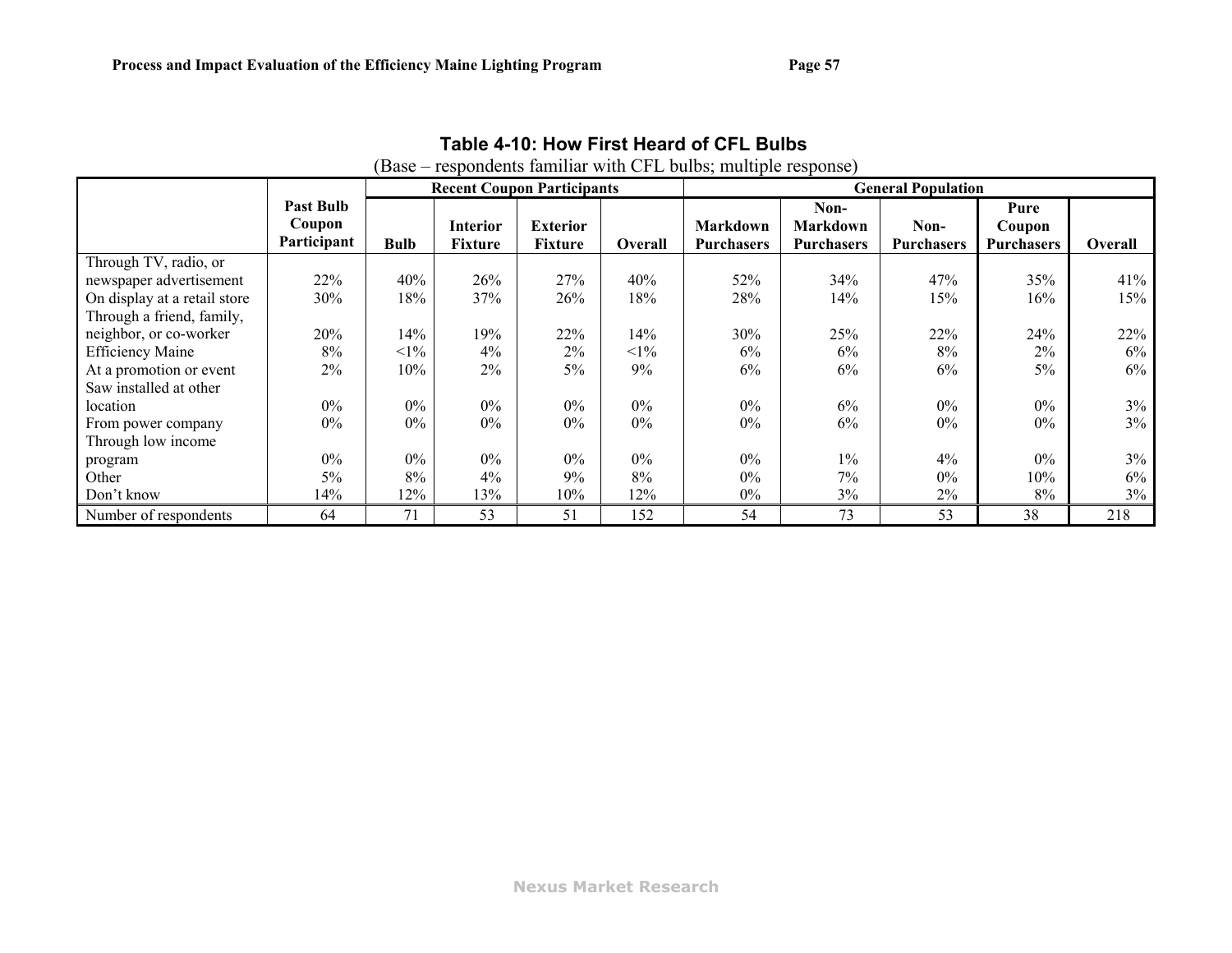**Table 4-10: How First Heard of CFL Bulbs**

(Base – respondents familiar with CFL bulbs; multiple response)

| | Past Bulb Coupon Participant | Recent Coupon Participants | | | | General Population | | | | |
|---|---|---|---|---|---|---|---|---|---|---|
| | | Bulb | Interior Fixture | Exterior Fixture | Overall | Markdown Purchasers | Non-Markdown Purchasers | Non-Purchasers | Pure Coupon Purchasers | Overall |
| Through TV, radio, or newspaper advertisement | 22% | 40% | 26% | 27% | 40% | 52% | 34% | 47% | 35% | 41% |
| On display at a retail store | 30% | 18% | 37% | 26% | 18% | 28% | 14% | 15% | 16% | 15% |
| Through a friend, family, neighbor, or co-worker | 20% | 14% | 19% | 22% | 14% | 30% | 25% | 22% | 24% | 22% |
| Efficiency Maine | 8% | <1% | 4% | 2% | <1% | 6% | 6% | 8% | 2% | 6% |
| At a promotion or event | 2% | 10% | 2% | 5% | 9% | 6% | 6% | 6% | 5% | 6% |
| Saw installed at other location | 0% | 0% | 0% | 0% | 0% | 0% | 6% | 0% | 0% | 3% |
| From power company | 0% | 0% | 0% | 0% | 0% | 0% | 6% | 0% | 0% | 3% |
| Through low income program | 0% | 0% | 0% | 0% | 0% | 0% | 1% | 4% | 0% | 3% |
| Other | 5% | 8% | 4% | 9% | 8% | 0% | 7% | 0% | 10% | 6% |
| Don't know | 14% | 12% | 13% | 10% | 12% | 0% | 3% | 2% | 8% | 3% |
| Number of respondents | 64 | 71 | 53 | 51 | 152 | 54 | 73 | 53 | 38 | 218 |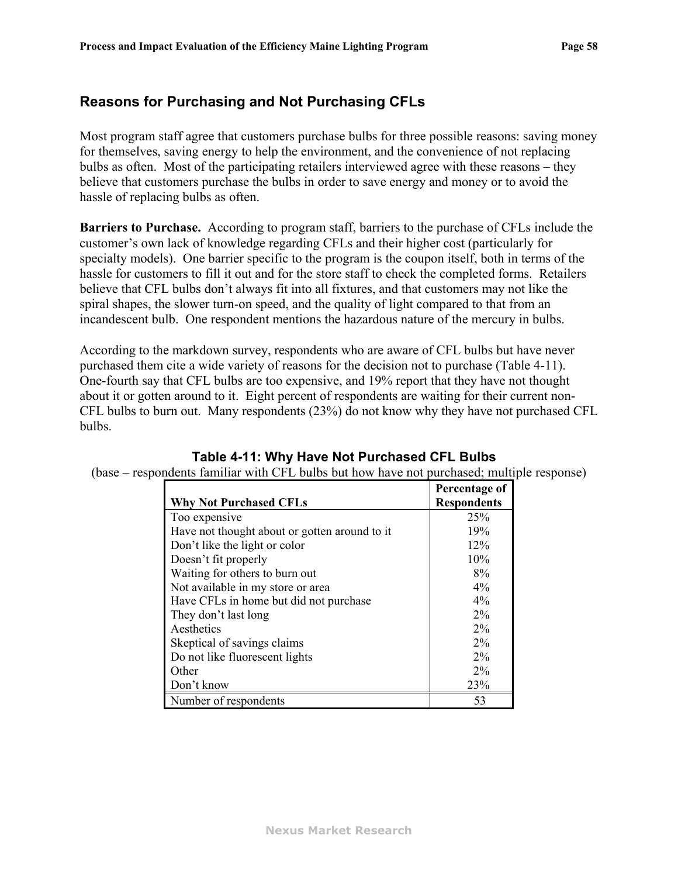## Reasons for Purchasing and Not Purchasing CFLs

Most program staff agree that customers purchase bulbs for three possible reasons: saving money for themselves, saving energy to help the environment, and the convenience of not replacing bulbs as often. Most of the participating retailers interviewed agree with these reasons – they believe that customers purchase the bulbs in order to save energy and money or to avoid the hassle of replacing bulbs as often.

**Barriers to Purchase.** According to program staff, barriers to the purchase of CFLs include the customer's own lack of knowledge regarding CFLs and their higher cost (particularly for specialty models). One barrier specific to the program is the coupon itself, both in terms of the hassle for customers to fill it out and for the store staff to check the completed forms. Retailers believe that CFL bulbs don't always fit into all fixtures, and that customers may not like the spiral shapes, the slower turn-on speed, and the quality of light compared to that from an incandescent bulb. One respondent mentions the hazardous nature of the mercury in bulbs.

According to the markdown survey, respondents who are aware of CFL bulbs but have never purchased them cite a wide variety of reasons for the decision not to purchase (Table 4-11). One-fourth say that CFL bulbs are too expensive, and 19% report that they have not thought about it or gotten around to it. Eight percent of respondents are waiting for their current non-CFL bulbs to burn out. Many respondents (23%) do not know why they have not purchased CFL bulbs.

**Table 4-11: Why Have Not Purchased CFL Bulbs**

(base – respondents familiar with CFL bulbs but how have not purchased; multiple response)

| Why Not Purchased CFLs | Percentage of Respondents |
|---|---|
| Too expensive | 25% |
| Have not thought about or gotten around to it | 19% |
| Don't like the light or color | 12% |
| Doesn't fit properly | 10% |
| Waiting for others to burn out | 8% |
| Not available in my store or area | 4% |
| Have CFLs in home but did not purchase | 4% |
| They don't last long | 2% |
| Aesthetics | 2% |
| Skeptical of savings claims | 2% |
| Do not like fluorescent lights | 2% |
| Other | 2% |
| Don't know | 23% |
| Number of respondents | 53 |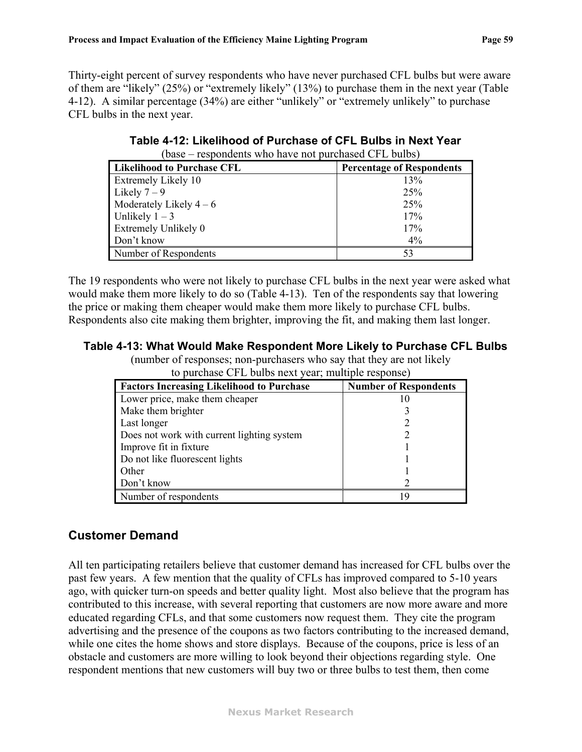Thirty-eight percent of survey respondents who have never purchased CFL bulbs but were aware of them are "likely" (25%) or "extremely likely" (13%) to purchase them in the next year (Table 4-12). A similar percentage (34%) are either "unlikely" or "extremely unlikely" to purchase CFL bulbs in the next year.

**Table 4-12: Likelihood of Purchase of CFL Bulbs in Next Year**

(base – respondents who have not purchased CFL bulbs)

| Likelihood to Purchase CFL | Percentage of Respondents |
|---|---|
| Extremely Likely 10 | 13% |
| Likely 7 – 9 | 25% |
| Moderately Likely 4 – 6 | 25% |
| Unlikely 1 – 3 | 17% |
| Extremely Unlikely 0 | 17% |
| Don't know | 4% |
| Number of Respondents | 53 |

The 19 respondents who were not likely to purchase CFL bulbs in the next year were asked what would make them more likely to do so (Table 4-13). Ten of the respondents say that lowering the price or making them cheaper would make them more likely to purchase CFL bulbs. Respondents also cite making them brighter, improving the fit, and making them last longer.

**Table 4-13: What Would Make Respondent More Likely to Purchase CFL Bulbs**

(number of responses; non-purchasers who say that they are not likely to purchase CFL bulbs next year; multiple response)

| Factors Increasing Likelihood to Purchase | Number of Respondents |
|---|---|
| Lower price, make them cheaper | 10 |
| Make them brighter | 3 |
| Last longer | 2 |
| Does not work with current lighting system | 2 |
| Improve fit in fixture | 1 |
| Do not like fluorescent lights | 1 |
| Other | 1 |
| Don't know | 2 |
| Number of respondents | 19 |

## Customer Demand

All ten participating retailers believe that customer demand has increased for CFL bulbs over the past few years. A few mention that the quality of CFLs has improved compared to 5-10 years ago, with quicker turn-on speeds and better quality light. Most also believe that the program has contributed to this increase, with several reporting that customers are now more aware and more educated regarding CFLs, and that some customers now request them. They cite the program advertising and the presence of the coupons as two factors contributing to the increased demand, while one cites the home shows and store displays. Because of the coupons, price is less of an obstacle and customers are more willing to look beyond their objections regarding style. One respondent mentions that new customers will buy two or three bulbs to test them, then come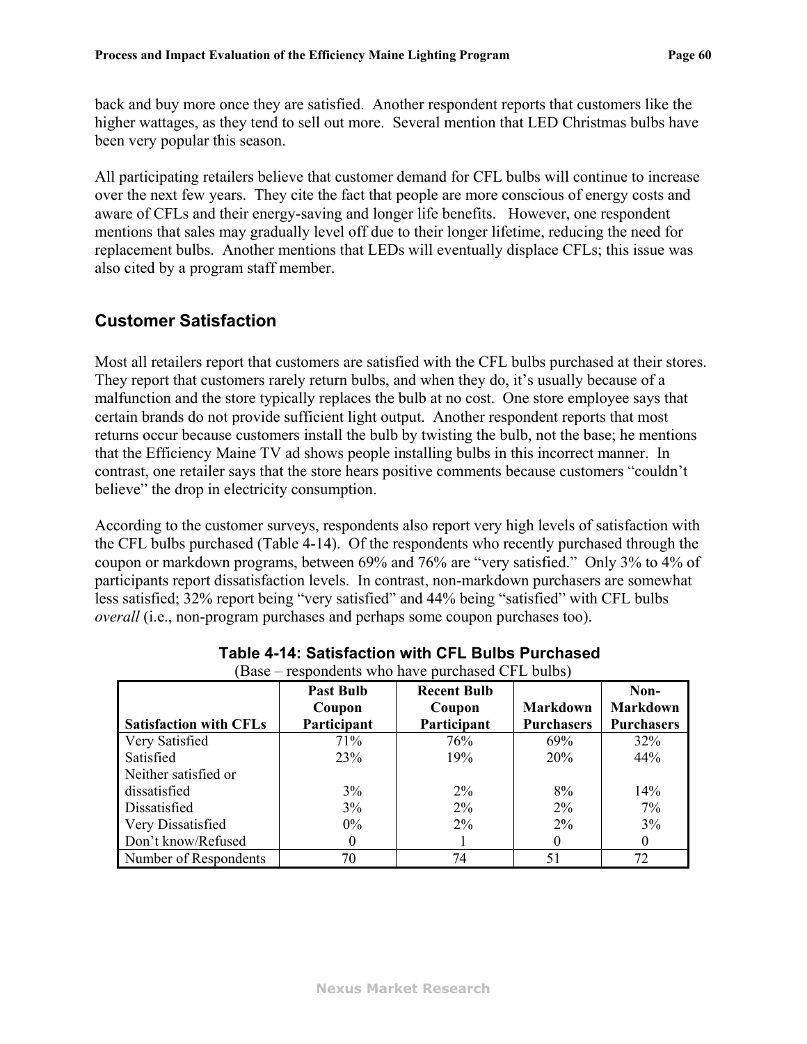back and buy more once they are satisfied. Another respondent reports that customers like the higher wattages, as they tend to sell out more. Several mention that LED Christmas bulbs have been very popular this season.

All participating retailers believe that customer demand for CFL bulbs will continue to increase over the next few years. They cite the fact that people are more conscious of energy costs and aware of CFLs and their energy-saving and longer life benefits. However, one respondent mentions that sales may gradually level off due to their longer lifetime, reducing the need for replacement bulbs. Another mentions that LEDs will eventually displace CFLs; this issue was also cited by a program staff member.

## Customer Satisfaction

Most all retailers report that customers are satisfied with the CFL bulbs purchased at their stores. They report that customers rarely return bulbs, and when they do, it's usually because of a malfunction and the store typically replaces the bulb at no cost. One store employee says that certain brands do not provide sufficient light output. Another respondent reports that most returns occur because customers install the bulb by twisting the bulb, not the base; he mentions that the Efficiency Maine TV ad shows people installing bulbs in this incorrect manner. In contrast, one retailer says that the store hears positive comments because customers "couldn't believe" the drop in electricity consumption.

According to the customer surveys, respondents also report very high levels of satisfaction with the CFL bulbs purchased (Table 4-14). Of the respondents who recently purchased through the coupon or markdown programs, between 69% and 76% are "very satisfied." Only 3% to 4% of participants report dissatisfaction levels. In contrast, non-markdown purchasers are somewhat less satisfied; 32% report being "very satisfied" and 44% being "satisfied" with CFL bulbs *overall* (i.e., non-program purchases and perhaps some coupon purchases too).

**Table 4-14: Satisfaction with CFL Bulbs Purchased**

(Base – respondents who have purchased CFL bulbs)

| Satisfaction with CFLs | Past Bulb Coupon Participant | Recent Bulb Coupon Participant | Markdown Purchasers | Non-Markdown Purchasers |
|---|---|---|---|---|
| Very Satisfied | 71% | 76% | 69% | 32% |
| Satisfied | 23% | 19% | 20% | 44% |
| Neither satisfied or dissatisfied | 3% | 2% | 8% | 14% |
| Dissatisfied | 3% | 2% | 2% | 7% |
| Very Dissatisfied | 0% | 2% | 2% | 3% |
| Don't know/Refused | 0 | 1 | 0 | 0 |
| Number of Respondents | 70 | 74 | 51 | 72 |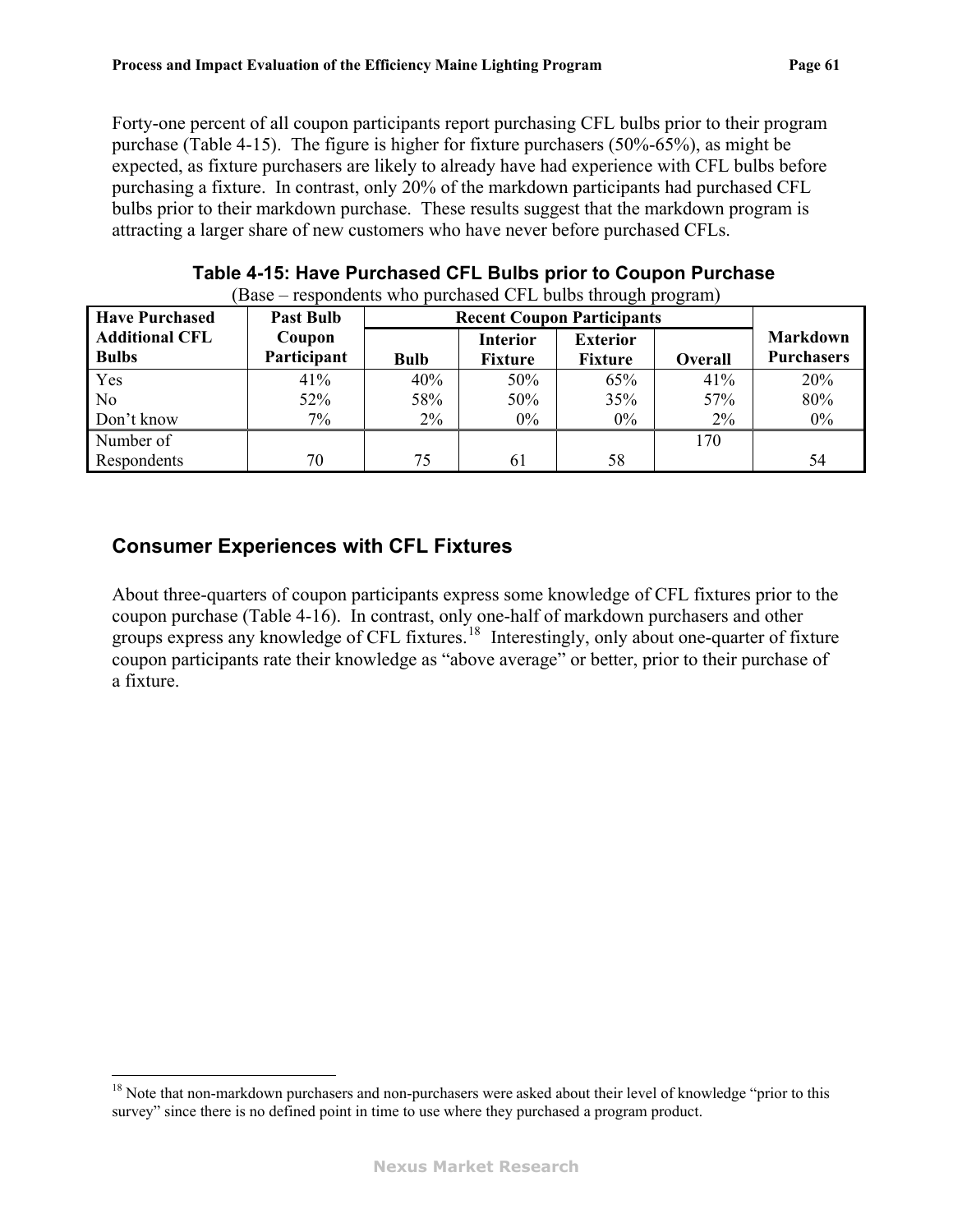Forty-one percent of all coupon participants report purchasing CFL bulbs prior to their program purchase (Table 4-15). The figure is higher for fixture purchasers (50%-65%), as might be expected, as fixture purchasers are likely to already have had experience with CFL bulbs before purchasing a fixture. In contrast, only 20% of the markdown participants had purchased CFL bulbs prior to their markdown purchase. These results suggest that the markdown program is attracting a larger share of new customers who have never before purchased CFLs.

**Table 4-15: Have Purchased CFL Bulbs prior to Coupon Purchase**

(Base – respondents who purchased CFL bulbs through program)

| Have Purchased Additional CFL Bulbs | Past Bulb Coupon Participant | Recent Coupon Participants | | | | Markdown Purchasers |
|---|---|---|---|---|---|---|
| | | Bulb | Interior Fixture | Exterior Fixture | Overall | |
| Yes | 41% | 40% | 50% | 65% | 41% | 20% |
| No | 52% | 58% | 50% | 35% | 57% | 80% |
| Don't know | 7% | 2% | 0% | 0% | 2% | 0% |
| Number of Respondents | 70 | 75 | 61 | 58 | 170 | 54 |

## Consumer Experiences with CFL Fixtures

About three-quarters of coupon participants express some knowledge of CFL fixtures prior to the coupon purchase (Table 4-16). In contrast, only one-half of markdown purchasers and other groups express any knowledge of CFL fixtures.[18] Interestingly, only about one-quarter of fixture coupon participants rate their knowledge as "above average" or better, prior to their purchase of a fixture.

[18] Note that non-markdown purchasers and non-purchasers were asked about their level of knowledge "prior to this survey" since there is no defined point in time to use where they purchased a program product.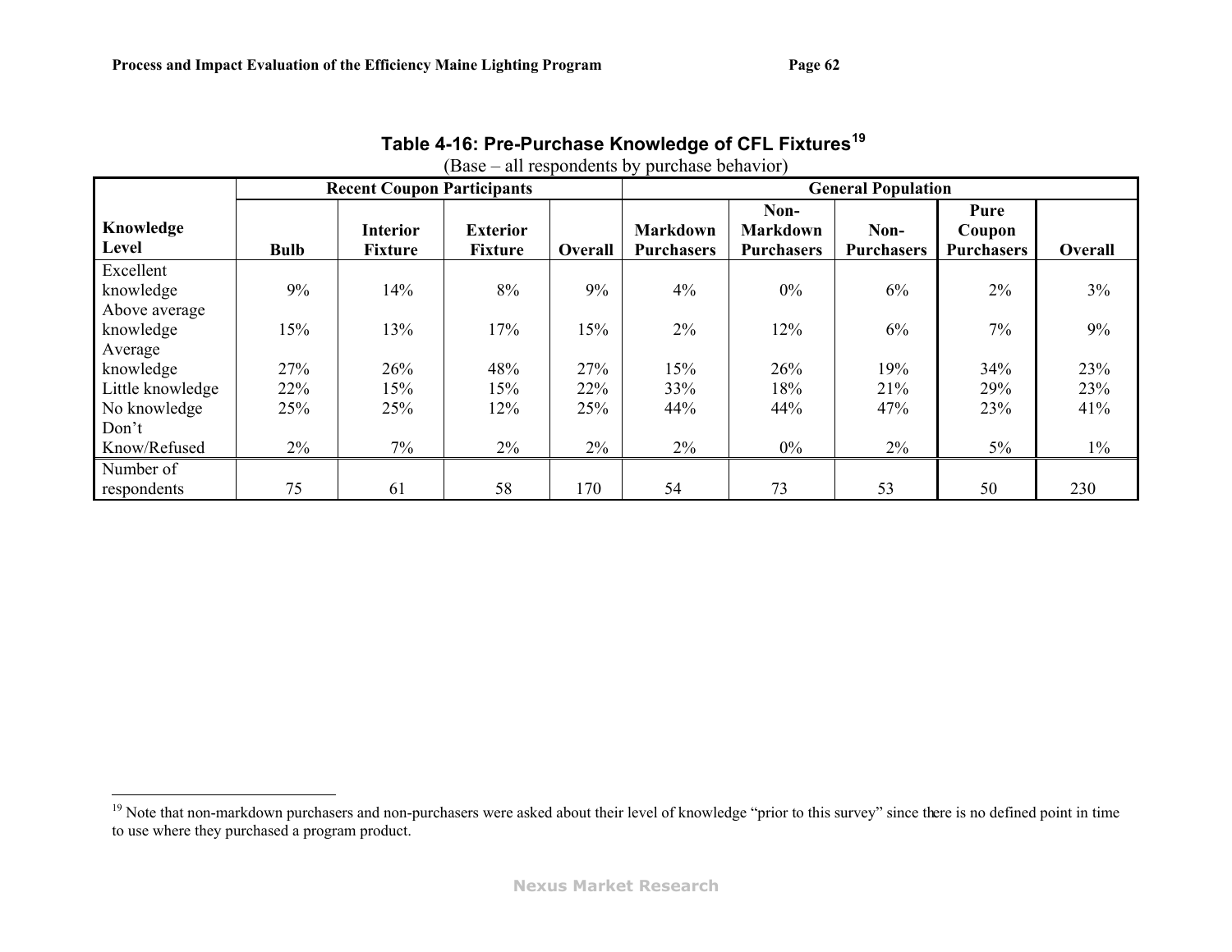**Table 4-16: Pre-Purchase Knowledge of CFL Fixtures[19]**

(Base – all respondents by purchase behavior)

| Knowledge Level | Recent Coupon Participants | | | | General Population | | | | |
|---|---|---|---|---|---|---|---|---|---|
| | Bulb | Interior Fixture | Exterior Fixture | Overall | Markdown Purchasers | Non-Markdown Purchasers | Non-Purchasers | Pure Coupon Purchasers | Overall |
| Excellent knowledge | 9% | 14% | 8% | 9% | 4% | 0% | 6% | 2% | 3% |
| Above average knowledge | 15% | 13% | 17% | 15% | 2% | 12% | 6% | 7% | 9% |
| Average knowledge | 27% | 26% | 48% | 27% | 15% | 26% | 19% | 34% | 23% |
| Little knowledge | 22% | 15% | 15% | 22% | 33% | 18% | 21% | 29% | 23% |
| No knowledge | 25% | 25% | 12% | 25% | 44% | 44% | 47% | 23% | 41% |
| Don't Know/Refused | 2% | 7% | 2% | 2% | 2% | 0% | 2% | 5% | 1% |
| Number of respondents | 75 | 61 | 58 | 170 | 54 | 73 | 53 | 50 | 230 |

[19] Note that non-markdown purchasers and non-purchasers were asked about their level of knowledge "prior to this survey" since there is no defined point in time to use where they purchased a program product.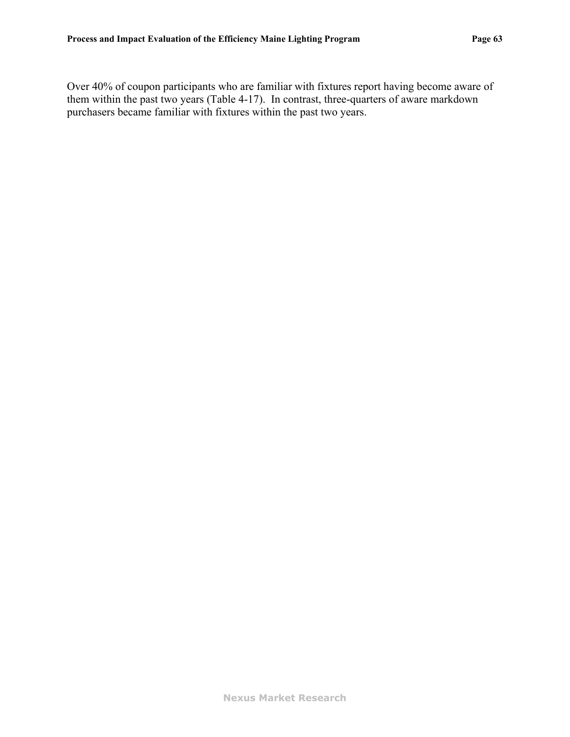Over 40% of coupon participants who are familiar with fixtures report having become aware of them within the past two years (Table 4-17). In contrast, three-quarters of aware markdown purchasers became familiar with fixtures within the past two years.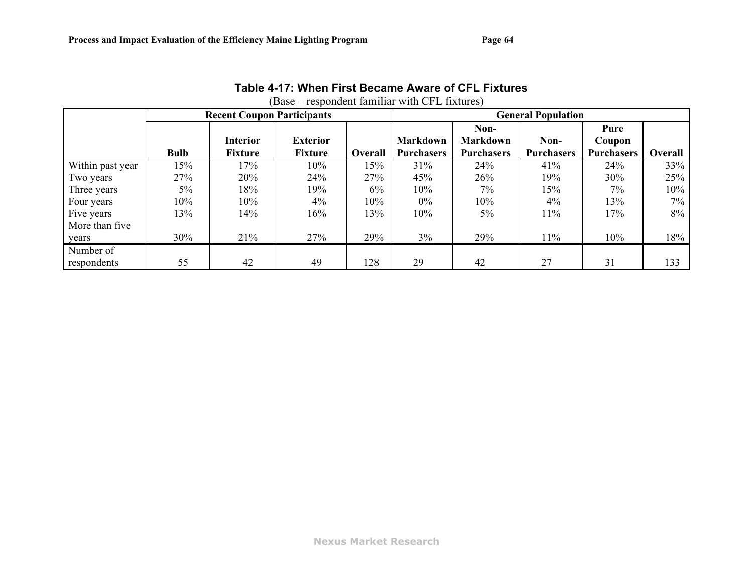**Table 4-17: When First Became Aware of CFL Fixtures**

(Base – respondent familiar with CFL fixtures)

| | Recent Coupon Participants | | | | General Population | | | | |
|---|---|---|---|---|---|---|---|---|---|
| | Bulb | Interior Fixture | Exterior Fixture | Overall | Markdown Purchasers | Non-Markdown Purchasers | Non-Purchasers | Pure Coupon Purchasers | Overall |
| Within past year | 15% | 17% | 10% | 15% | 31% | 24% | 41% | 24% | 33% |
| Two years | 27% | 20% | 24% | 27% | 45% | 26% | 19% | 30% | 25% |
| Three years | 5% | 18% | 19% | 6% | 10% | 7% | 15% | 7% | 10% |
| Four years | 10% | 10% | 4% | 10% | 0% | 10% | 4% | 13% | 7% |
| Five years | 13% | 14% | 16% | 13% | 10% | 5% | 11% | 17% | 8% |
| More than five years | 30% | 21% | 27% | 29% | 3% | 29% | 11% | 10% | 18% |
| Number of respondents | 55 | 42 | 49 | 128 | 29 | 42 | 27 | 31 | 133 |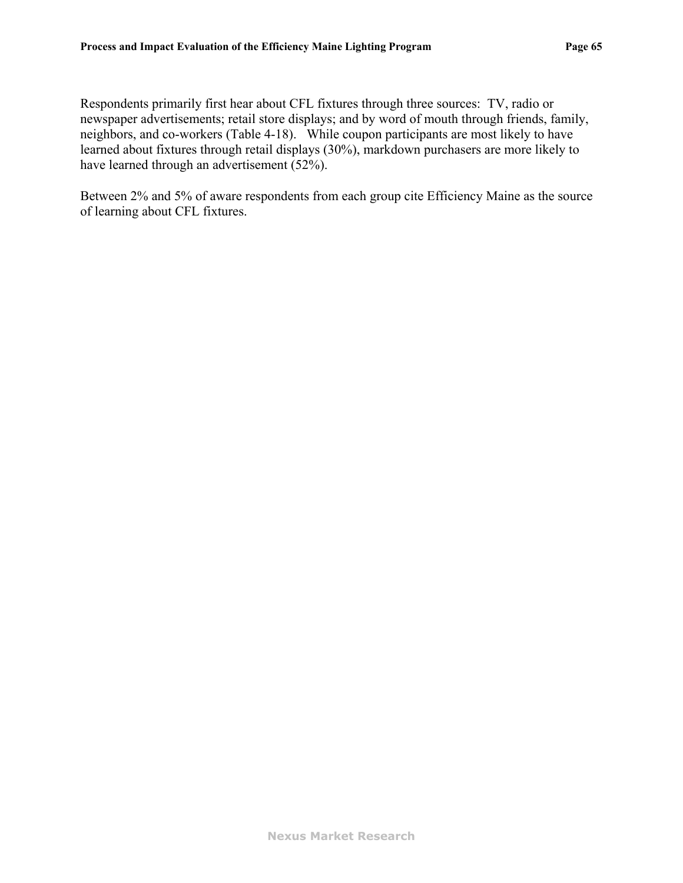Respondents primarily first hear about CFL fixtures through three sources: TV, radio or newspaper advertisements; retail store displays; and by word of mouth through friends, family, neighbors, and co-workers (Table 4-18). While coupon participants are most likely to have learned about fixtures through retail displays (30%), markdown purchasers are more likely to have learned through an advertisement (52%).

Between 2% and 5% of aware respondents from each group cite Efficiency Maine as the source of learning about CFL fixtures.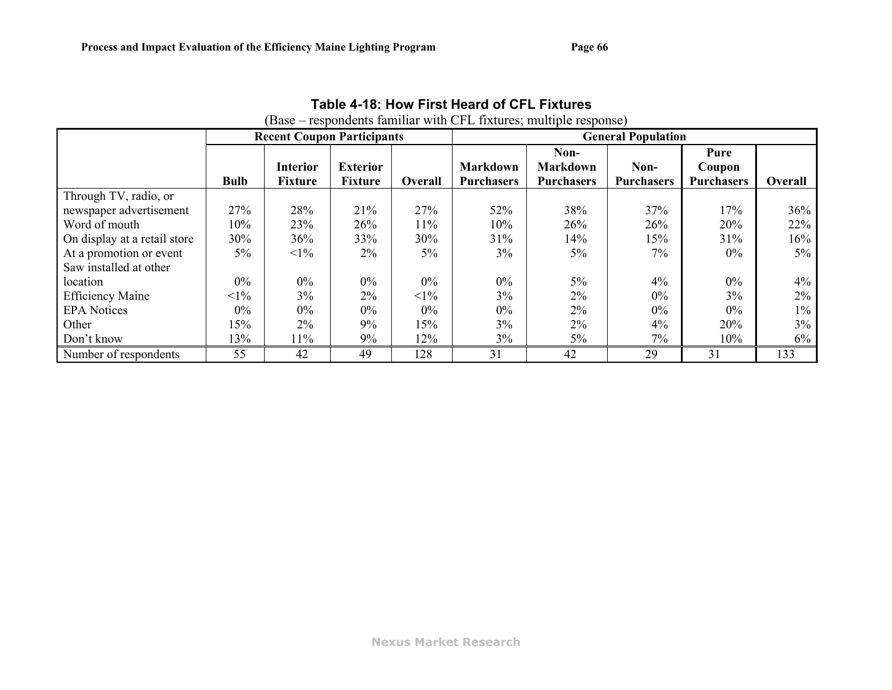**Table 4-18: How First Heard of CFL Fixtures**

(Base – respondents familiar with CFL fixtures; multiple response)

| | Recent Coupon Participants | | | | General Population | | | | |
|---|---|---|---|---|---|---|---|---|---|
| | Bulb | Interior Fixture | Exterior Fixture | Overall | Markdown Purchasers | Non-Markdown Purchasers | Non-Purchasers | Pure Coupon Purchasers | Overall |
| Through TV, radio, or newspaper advertisement | 27% | 28% | 21% | 27% | 52% | 38% | 37% | 17% | 36% |
| Word of mouth | 10% | 23% | 26% | 11% | 10% | 26% | 26% | 20% | 22% |
| On display at a retail store | 30% | 36% | 33% | 30% | 31% | 14% | 15% | 31% | 16% |
| At a promotion or event | 5% | <1% | 2% | 5% | 3% | 5% | 7% | 0% | 5% |
| Saw installed at other location | 0% | 0% | 0% | 0% | 0% | 5% | 4% | 0% | 4% |
| Efficiency Maine | <1% | 3% | 2% | <1% | 3% | 2% | 0% | 3% | 2% |
| EPA Notices | 0% | 0% | 0% | 0% | 0% | 2% | 0% | 0% | 1% |
| Other | 15% | 2% | 9% | 15% | 3% | 2% | 4% | 20% | 3% |
| Don't know | 13% | 11% | 9% | 12% | 3% | 5% | 7% | 10% | 6% |
| Number of respondents | 55 | 42 | 49 | 128 | 31 | 42 | 29 | 31 | 133 |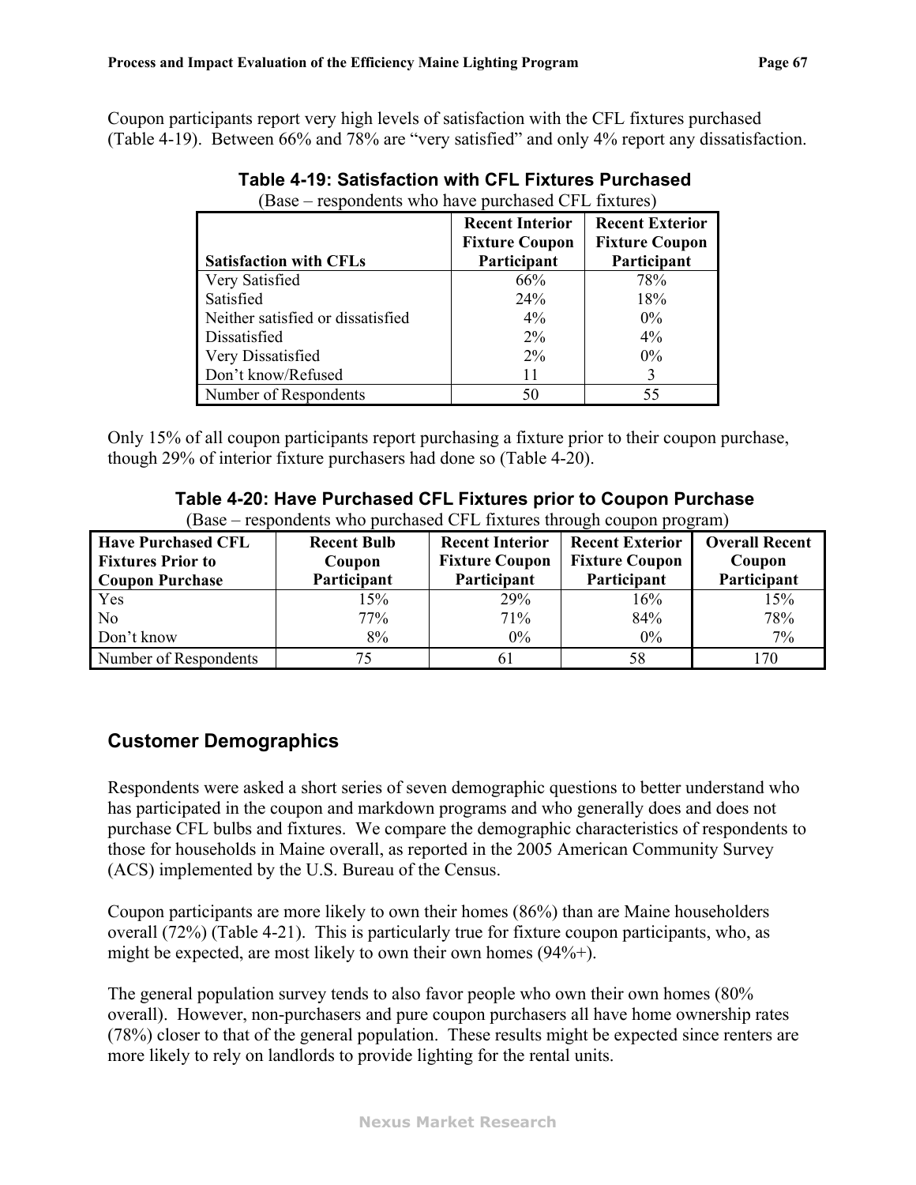Coupon participants report very high levels of satisfaction with the CFL fixtures purchased (Table 4-19). Between 66% and 78% are "very satisfied" and only 4% report any dissatisfaction.

**Table 4-19: Satisfaction with CFL Fixtures Purchased**

(Base – respondents who have purchased CFL fixtures)

| Satisfaction with CFLs | Recent Interior Fixture Coupon Participant | Recent Exterior Fixture Coupon Participant |
|---|---|---|
| Very Satisfied | 66% | 78% |
| Satisfied | 24% | 18% |
| Neither satisfied or dissatisfied | 4% | 0% |
| Dissatisfied | 2% | 4% |
| Very Dissatisfied | 2% | 0% |
| Don't know/Refused | 11 | 3 |
| Number of Respondents | 50 | 55 |

Only 15% of all coupon participants report purchasing a fixture prior to their coupon purchase, though 29% of interior fixture purchasers had done so (Table 4-20).

**Table 4-20: Have Purchased CFL Fixtures prior to Coupon Purchase**

(Base – respondents who purchased CFL fixtures through coupon program)

| Have Purchased CFL Fixtures Prior to Coupon Purchase | Recent Bulb Coupon Participant | Recent Interior Fixture Coupon Participant | Recent Exterior Fixture Coupon Participant | Overall Recent Coupon Participant |
|---|---|---|---|---|
| Yes | 15% | 29% | 16% | 15% |
| No | 77% | 71% | 84% | 78% |
| Don't know | 8% | 0% | 0% | 7% |
| Number of Respondents | 75 | 61 | 58 | 170 |

## Customer Demographics

Respondents were asked a short series of seven demographic questions to better understand who has participated in the coupon and markdown programs and who generally does and does not purchase CFL bulbs and fixtures. We compare the demographic characteristics of respondents to those for households in Maine overall, as reported in the 2005 American Community Survey (ACS) implemented by the U.S. Bureau of the Census.

Coupon participants are more likely to own their homes (86%) than are Maine householders overall (72%) (Table 4-21). This is particularly true for fixture coupon participants, who, as might be expected, are most likely to own their own homes (94%+).

The general population survey tends to also favor people who own their own homes (80% overall). However, non-purchasers and pure coupon purchasers all have home ownership rates (78%) closer to that of the general population. These results might be expected since renters are more likely to rely on landlords to provide lighting for the rental units.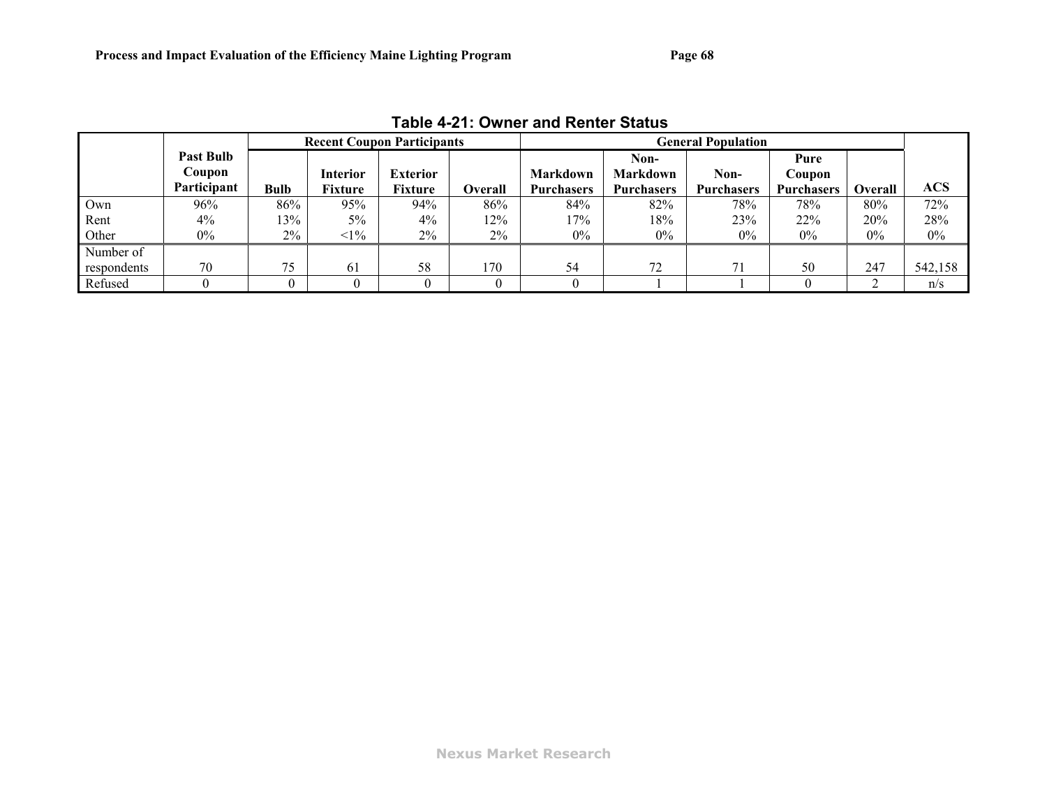**Table 4-21: Owner and Renter Status**

| | Past Bulb Coupon Participant | Recent Coupon Participants | | | | General Population | | | | | ACS |
|---|---|---|---|---|---|---|---|---|---|---|---|
| | | Bulb | Interior Fixture | Exterior Fixture | Overall | Markdown Purchasers | Non-Markdown Purchasers | Non-Purchasers | Pure Coupon Purchasers | Overall | |
| Own | 96% | 86% | 95% | 94% | 86% | 84% | 82% | 78% | 78% | 80% | 72% |
| Rent | 4% | 13% | 5% | 4% | 12% | 17% | 18% | 23% | 22% | 20% | 28% |
| Other | 0% | 2% | <1% | 2% | 2% | 0% | 0% | 0% | 0% | 0% | 0% |
| Number of respondents | 70 | 75 | 61 | 58 | 170 | 54 | 72 | 71 | 50 | 247 | 542,158 |
| Refused | 0 | 0 | 0 | 0 | 0 | 0 | 1 | 1 | 0 | 2 | n/s |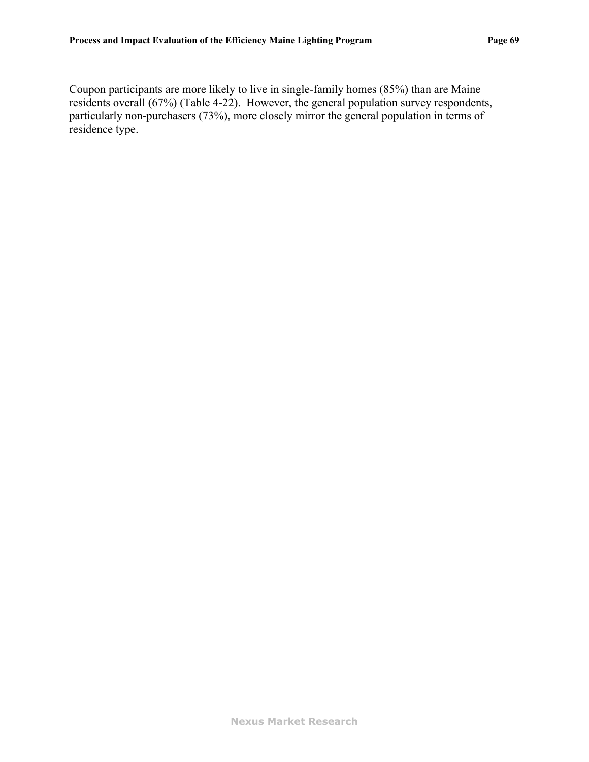Coupon participants are more likely to live in single-family homes (85%) than are Maine residents overall (67%) (Table 4-22). However, the general population survey respondents, particularly non-purchasers (73%), more closely mirror the general population in terms of residence type.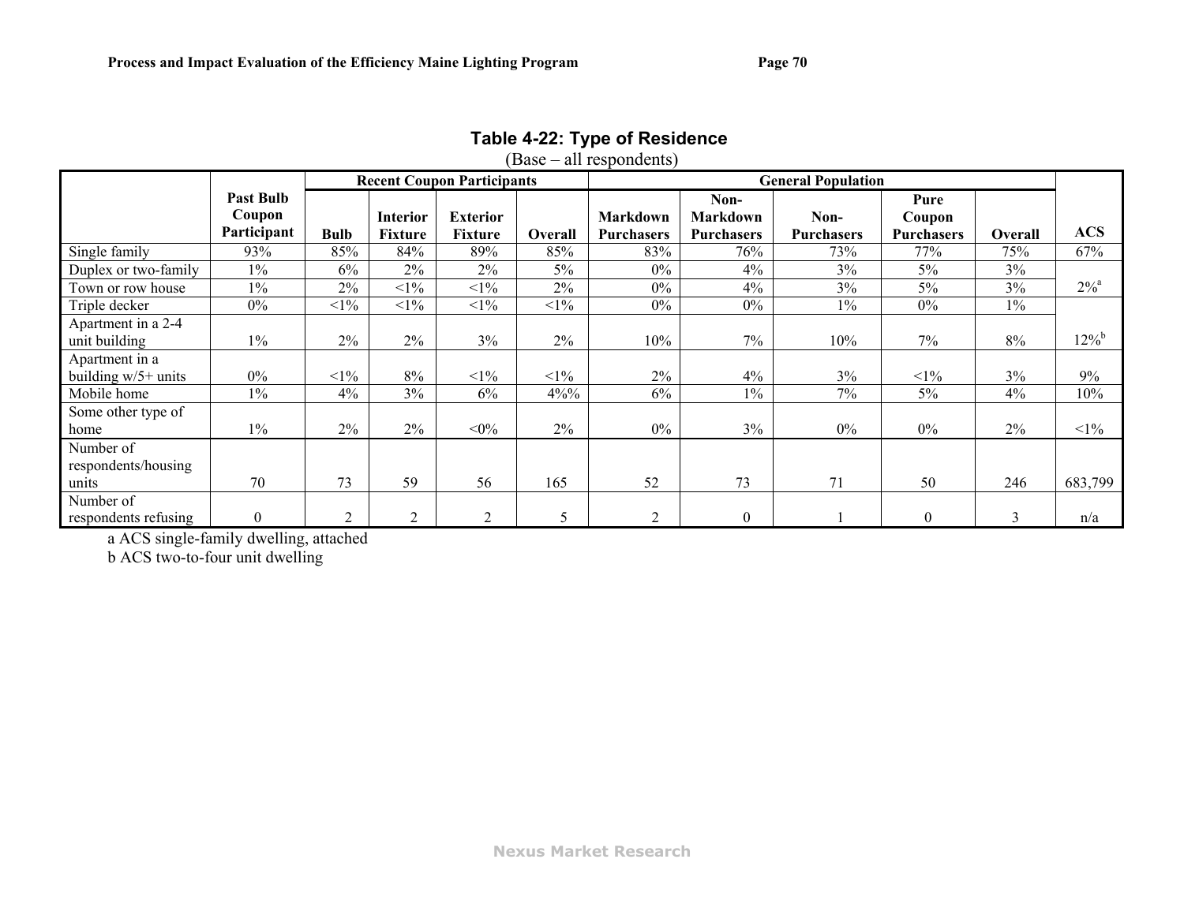**Table 4-22: Type of Residence**

(Base – all respondents)

| | Past Bulb Coupon Participant | Recent Coupon Participants | | | | General Population | | | | | ACS |
|---|---|---|---|---|---|---|---|---|---|---|---|
| | | Bulb | Interior Fixture | Exterior Fixture | Overall | Markdown Purchasers | Non-Markdown Purchasers | Non-Purchasers | Pure Coupon Purchasers | Overall | |
| Single family | 93% | 85% | 84% | 89% | 85% | 83% | 76% | 73% | 77% | 75% | 67% |
| Duplex or two-family | 1% | 6% | 2% | 2% | 5% | 0% | 4% | 3% | 5% | 3% | 2%[a] |
| Town or row house | 1% | 2% | <1% | <1% | 2% | 0% | 4% | 3% | 5% | 3% | |
| Triple decker | 0% | <1% | <1% | <1% | <1% | 0% | 0% | 1% | 0% | 1% | 12%[b] |
| Apartment in a 2-4 unit building | 1% | 2% | 2% | 3% | 2% | 10% | 7% | 10% | 7% | 8% | |
| Apartment in a building w/5+ units | 0% | <1% | 8% | <1% | <1% | 2% | 4% | 3% | <1% | 3% | 9% |
| Mobile home | 1% | 4% | 3% | 6% | 4%% | 6% | 1% | 7% | 5% | 4% | 10% |
| Some other type of home | 1% | 2% | 2% | <0% | 2% | 0% | 3% | 0% | 0% | 2% | <1% |
| Number of respondents/housing units | 70 | 73 | 59 | 56 | 165 | 52 | 73 | 71 | 50 | 246 | 683,799 |
| Number of respondents refusing | 0 | 2 | 2 | 2 | 5 | 2 | 0 | 1 | 0 | 3 | n/a |

a ACS single-family dwelling, attached

b ACS two-to-four unit dwelling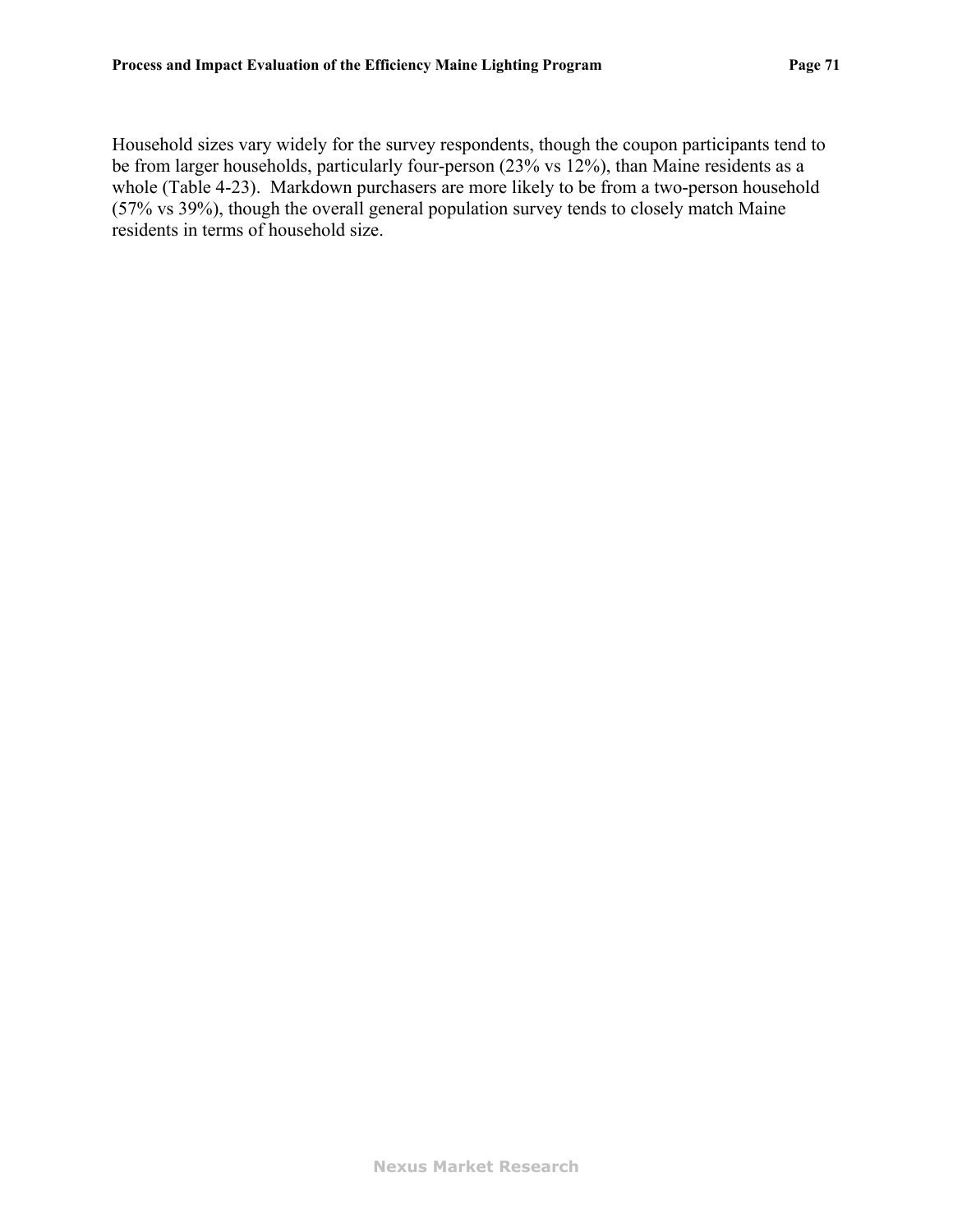Household sizes vary widely for the survey respondents, though the coupon participants tend to be from larger households, particularly four-person (23% vs 12%), than Maine residents as a whole (Table 4-23). Markdown purchasers are more likely to be from a two-person household (57% vs 39%), though the overall general population survey tends to closely match Maine residents in terms of household size.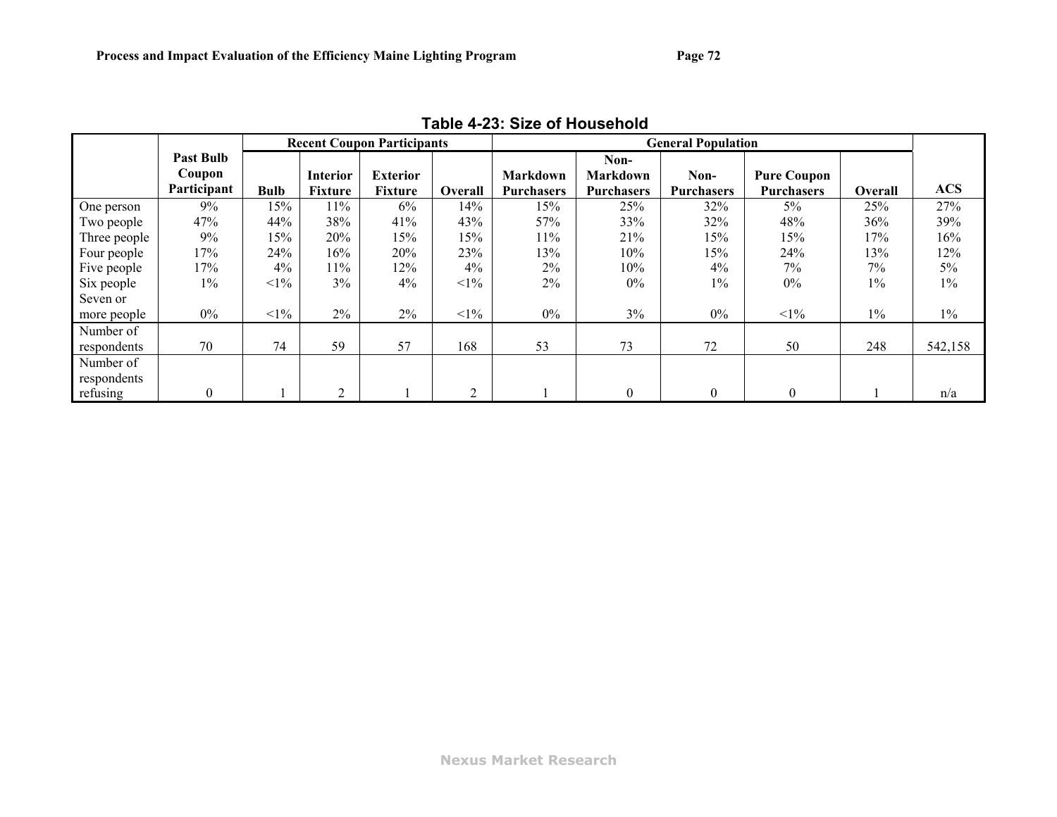**Table 4-23: Size of Household**

| | Past Bulb Coupon Participant | Recent Coupon Participants | | | | General Population | | | | | ACS |
|---|---|---|---|---|---|---|---|---|---|---|---|
| | | Bulb | Interior Fixture | Exterior Fixture | Overall | Markdown Purchasers | Non-Markdown Purchasers | Non-Purchasers | Pure Coupon Purchasers | Overall | |
| One person | 9% | 15% | 11% | 6% | 14% | 15% | 25% | 32% | 5% | 25% | 27% |
| Two people | 47% | 44% | 38% | 41% | 43% | 57% | 33% | 32% | 48% | 36% | 39% |
| Three people | 9% | 15% | 20% | 15% | 15% | 11% | 21% | 15% | 15% | 17% | 16% |
| Four people | 17% | 24% | 16% | 20% | 23% | 13% | 10% | 15% | 24% | 13% | 12% |
| Five people | 17% | 4% | 11% | 12% | 4% | 2% | 10% | 4% | 7% | 7% | 5% |
| Six people | 1% | <1% | 3% | 4% | <1% | 2% | 0% | 1% | 0% | 1% | 1% |
| Seven or more people | 0% | <1% | 2% | 2% | <1% | 0% | 3% | 0% | <1% | 1% | 1% |
| Number of respondents | 70 | 74 | 59 | 57 | 168 | 53 | 73 | 72 | 50 | 248 | 542,158 |
| Number of respondents refusing | 0 | 1 | 2 | 1 | 2 | 1 | 0 | 0 | 0 | 1 | n/a |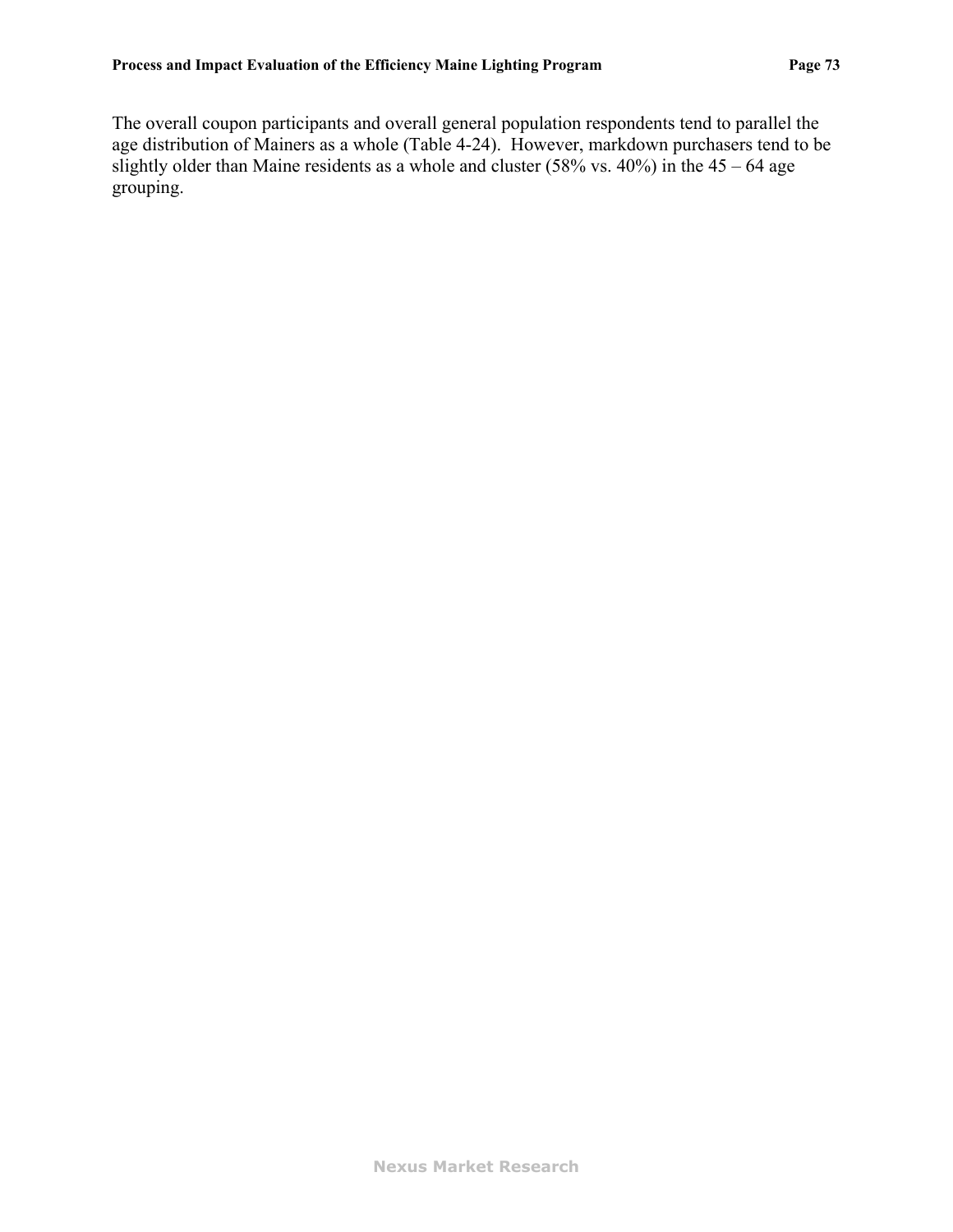The overall coupon participants and overall general population respondents tend to parallel the age distribution of Mainers as a whole (Table 4-24). However, markdown purchasers tend to be slightly older than Maine residents as a whole and cluster (58% vs. 40%) in the 45 – 64 age grouping.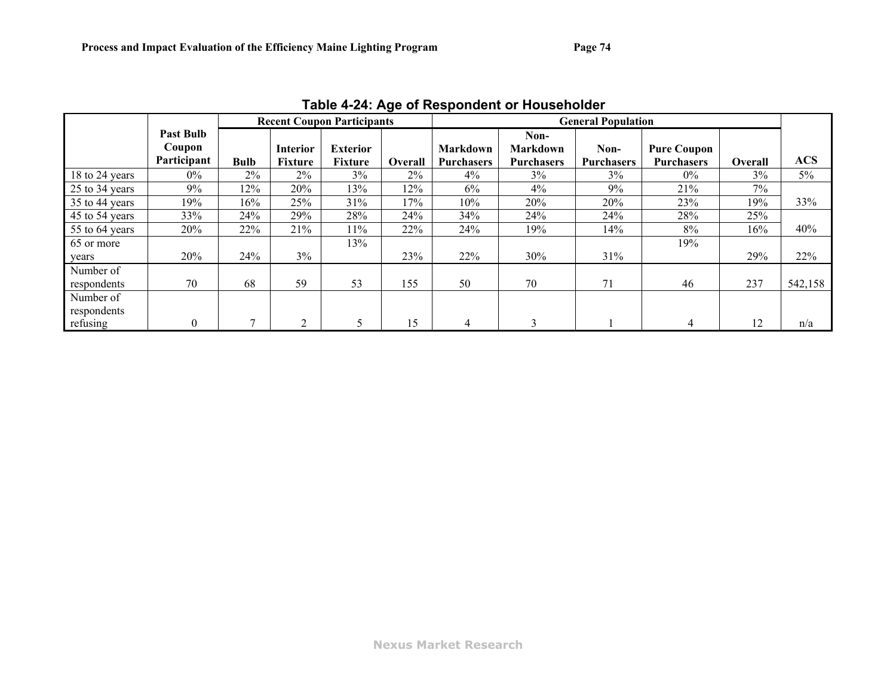**Table 4-24: Age of Respondent or Householder**

| | Past Bulb Coupon Participant | Recent Coupon Participants | | | | General Population | | | | | ACS |
|---|---|---|---|---|---|---|---|---|---|---|---|
| | | Bulb | Interior Fixture | Exterior Fixture | Overall | Markdown Purchasers | Non-Markdown Purchasers | Non-Purchasers | Pure Coupon Purchasers | Overall | |
| 18 to 24 years | 0% | 2% | 2% | 3% | 2% | 4% | 3% | 3% | 0% | 3% | 5% |
| 25 to 34 years | 9% | 12% | 20% | 13% | 12% | 6% | 4% | 9% | 21% | 7% | 33% |
| 35 to 44 years | 19% | 16% | 25% | 31% | 17% | 10% | 20% | 20% | 23% | 19% | |
| 45 to 54 years | 33% | 24% | 29% | 28% | 24% | 34% | 24% | 24% | 28% | 25% | 40% |
| 55 to 64 years | 20% | 22% | 21% | 11% | 22% | 24% | 19% | 14% | 8% | 16% | |
| 65 or more years | 20% | 24% | 3% | 13% | 23% | 22% | 30% | 31% | 19% | 29% | 22% |
| Number of respondents | 70 | 68 | 59 | 53 | 155 | 50 | 70 | 71 | 46 | 237 | 542,158 |
| Number of respondents refusing | 0 | 7 | 2 | 5 | 15 | 4 | 3 | 1 | 4 | 12 | n/a |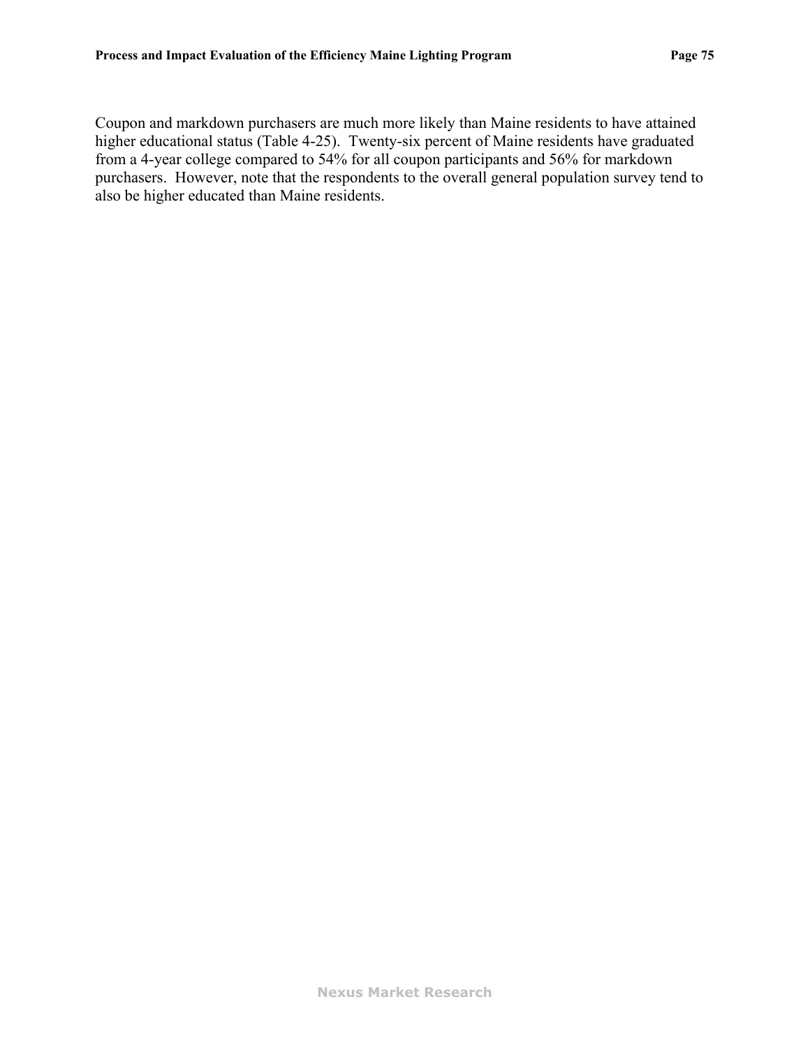Coupon and markdown purchasers are much more likely than Maine residents to have attained higher educational status (Table 4-25). Twenty-six percent of Maine residents have graduated from a 4-year college compared to 54% for all coupon participants and 56% for markdown purchasers. However, note that the respondents to the overall general population survey tend to also be higher educated than Maine residents.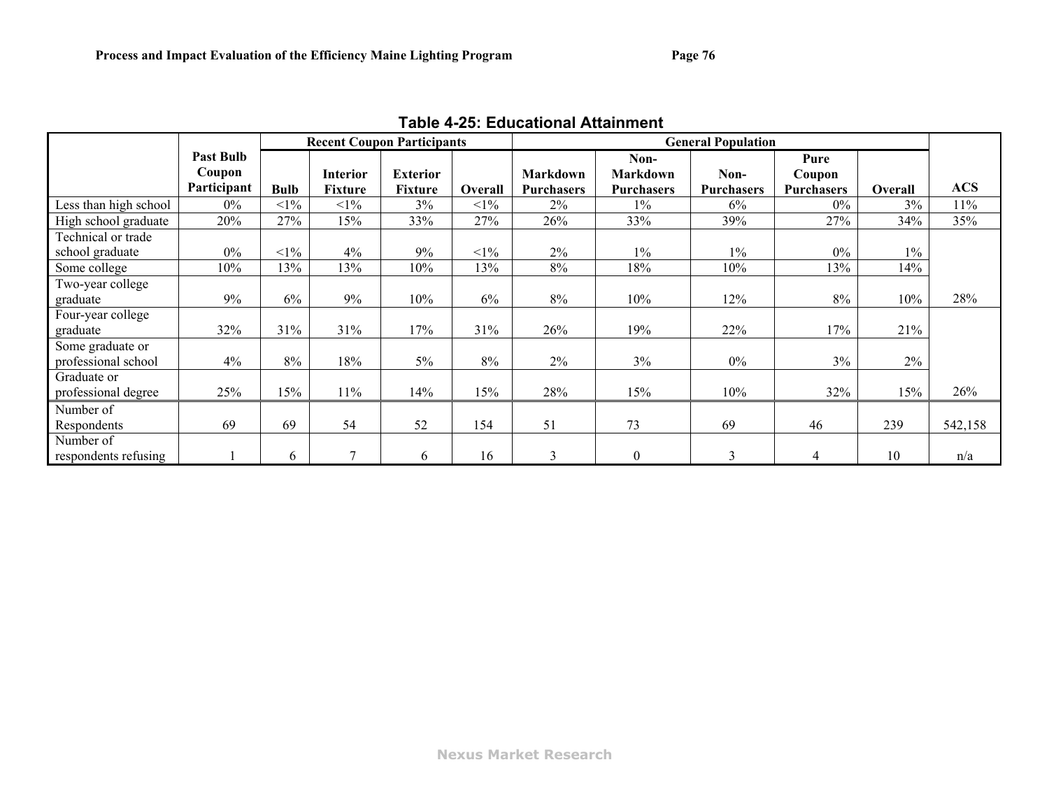**Table 4-25: Educational Attainment**

| | Past Bulb Coupon Participant | Recent Coupon Participants | | | | General Population | | | | | ACS |
|---|---|---|---|---|---|---|---|---|---|---|---|
| | | Bulb | Interior Fixture | Exterior Fixture | Overall | Markdown Purchasers | Non-Markdown Purchasers | Non-Purchasers | Pure Coupon Purchasers | Overall | |
| Less than high school | 0% | <1% | <1% | 3% | <1% | 2% | 1% | 6% | 0% | 3% | 11% |
| High school graduate | 20% | 27% | 15% | 33% | 27% | 26% | 33% | 39% | 27% | 34% | 35% |
| Technical or trade school graduate | 0% | <1% | 4% | 9% | <1% | 2% | 1% | 1% | 0% | 1% | |
| Some college | 10% | 13% | 13% | 10% | 13% | 8% | 18% | 10% | 13% | 14% | |
| Two-year college graduate | 9% | 6% | 9% | 10% | 6% | 8% | 10% | 12% | 8% | 10% | 28% |
| Four-year college graduate | 32% | 31% | 31% | 17% | 31% | 26% | 19% | 22% | 17% | 21% | |
| Some graduate or professional school | 4% | 8% | 18% | 5% | 8% | 2% | 3% | 0% | 3% | 2% | |
| Graduate or professional degree | 25% | 15% | 11% | 14% | 15% | 28% | 15% | 10% | 32% | 15% | 26% |
| Number of Respondents | 69 | 69 | 54 | 52 | 154 | 51 | 73 | 69 | 46 | 239 | 542,158 |
| Number of respondents refusing | 1 | 6 | 7 | 6 | 16 | 3 | 0 | 3 | 4 | 10 | n/a |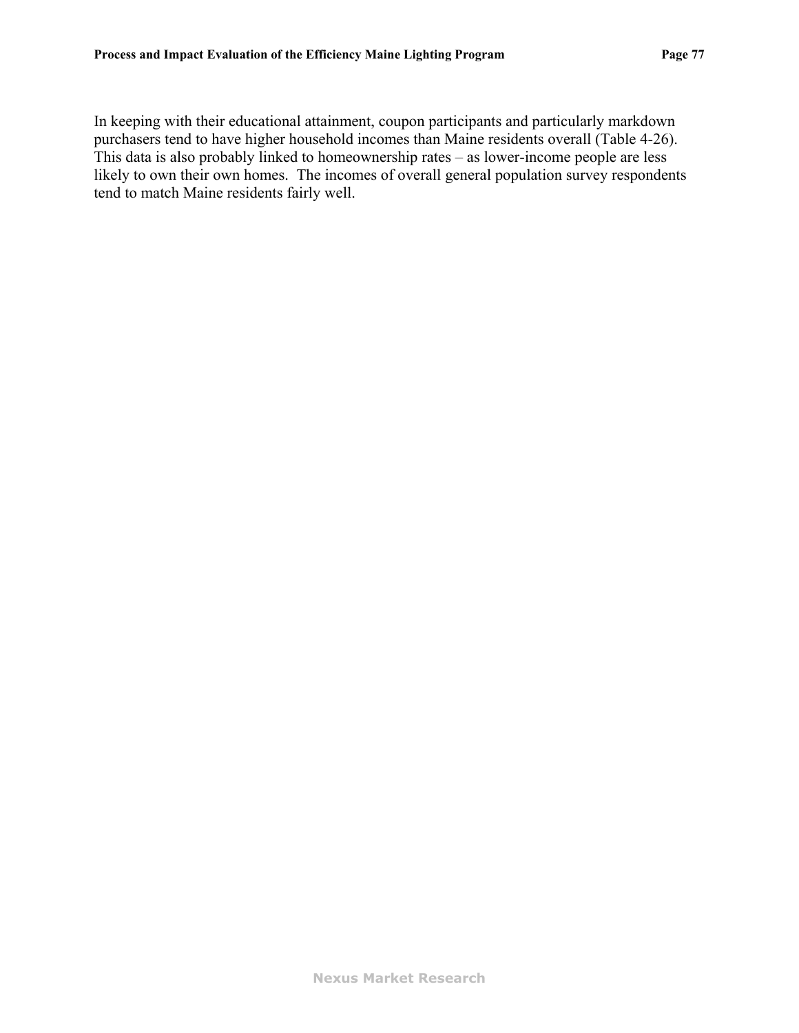In keeping with their educational attainment, coupon participants and particularly markdown purchasers tend to have higher household incomes than Maine residents overall (Table 4-26). This data is also probably linked to homeownership rates – as lower-income people are less likely to own their own homes. The incomes of overall general population survey respondents tend to match Maine residents fairly well.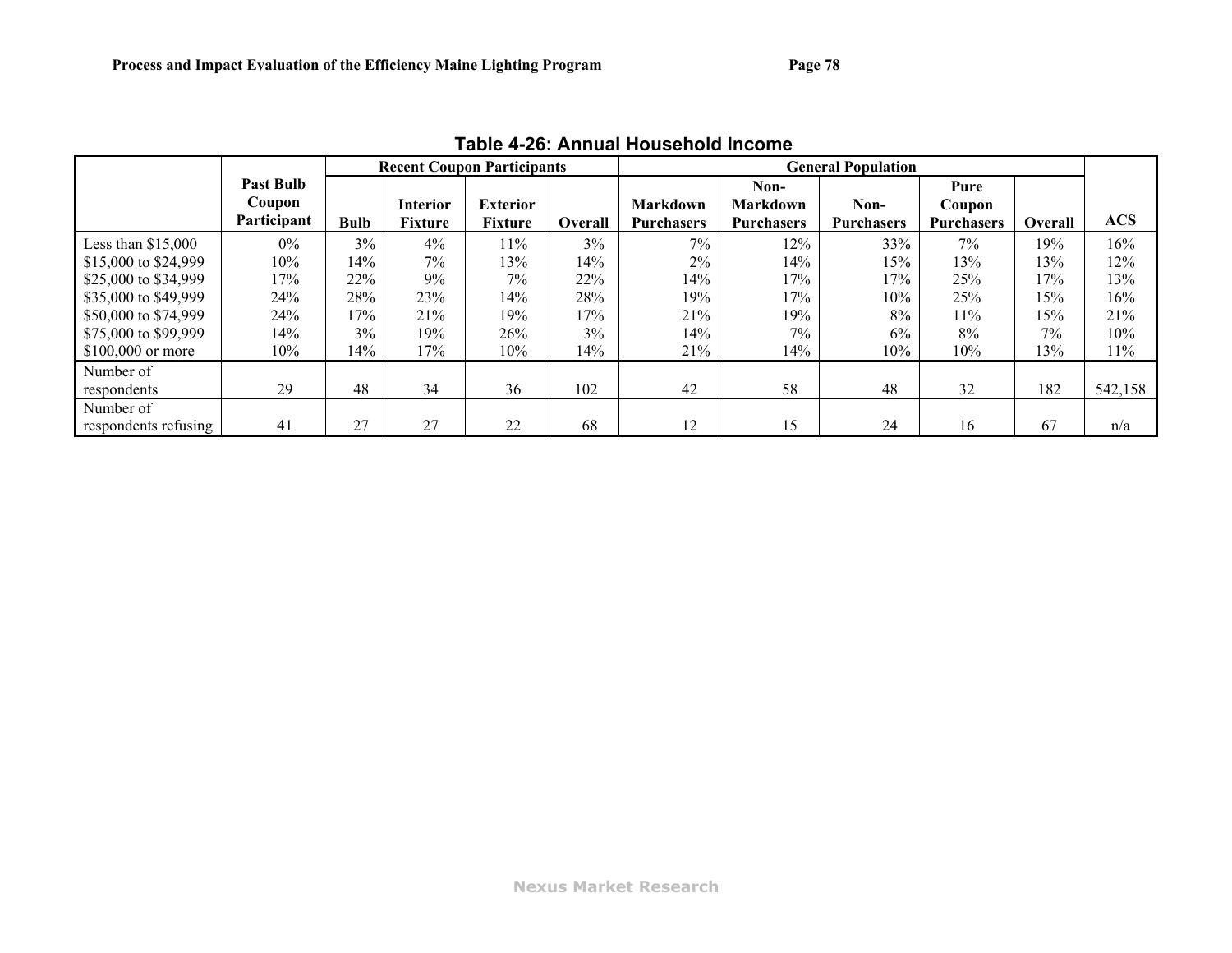**Table 4-26: Annual Household Income**

| | Past Bulb Coupon Participant | Recent Coupon Participants | | | | General Population | | | | | ACS |
|---|---|---|---|---|---|---|---|---|---|---|---|
| | | Bulb | Interior Fixture | Exterior Fixture | Overall | Markdown Purchasers | Non-Markdown Purchasers | Non-Purchasers | Pure Coupon Purchasers | Overall | |
| Less than $15,000 | 0% | 3% | 4% | 11% | 3% | 7% | 12% | 33% | 7% | 19% | 16% |
| $15,000 to $24,999 | 10% | 14% | 7% | 13% | 14% | 2% | 14% | 15% | 13% | 13% | 12% |
| $25,000 to $34,999 | 17% | 22% | 9% | 7% | 22% | 14% | 17% | 17% | 25% | 17% | 13% |
| $35,000 to $49,999 | 24% | 28% | 23% | 14% | 28% | 19% | 17% | 10% | 25% | 15% | 16% |
| $50,000 to $74,999 | 24% | 17% | 21% | 19% | 17% | 21% | 19% | 8% | 11% | 15% | 21% |
| $75,000 to $99,999 | 14% | 3% | 19% | 26% | 3% | 14% | 7% | 6% | 8% | 7% | 10% |
| $100,000 or more | 10% | 14% | 17% | 10% | 14% | 21% | 14% | 10% | 10% | 13% | 11% |
| Number of respondents | 29 | 48 | 34 | 36 | 102 | 42 | 58 | 48 | 32 | 182 | 542,158 |
| Number of respondents refusing | 41 | 27 | 27 | 22 | 68 | 12 | 15 | 24 | 16 | 67 | n/a |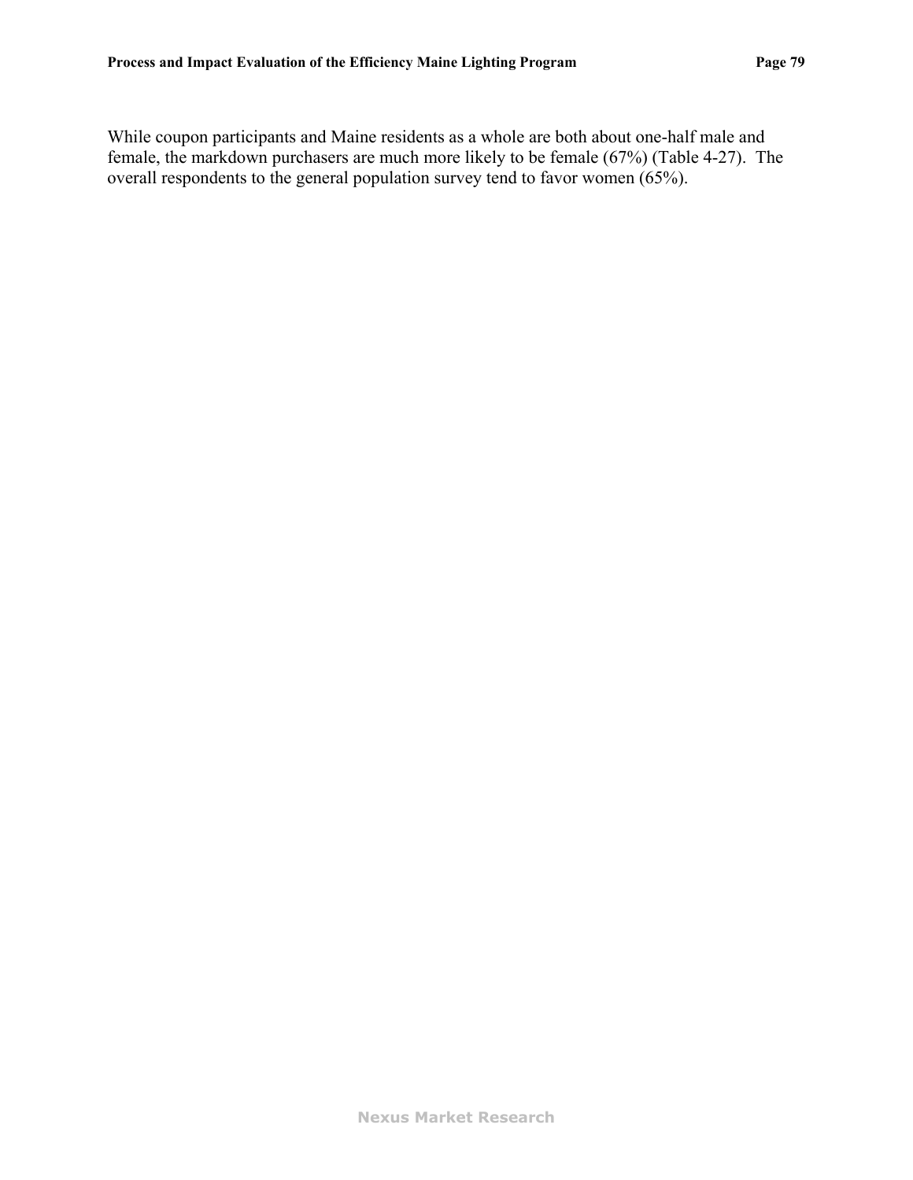While coupon participants and Maine residents as a whole are both about one-half male and female, the markdown purchasers are much more likely to be female (67%) (Table 4-27). The overall respondents to the general population survey tend to favor women (65%).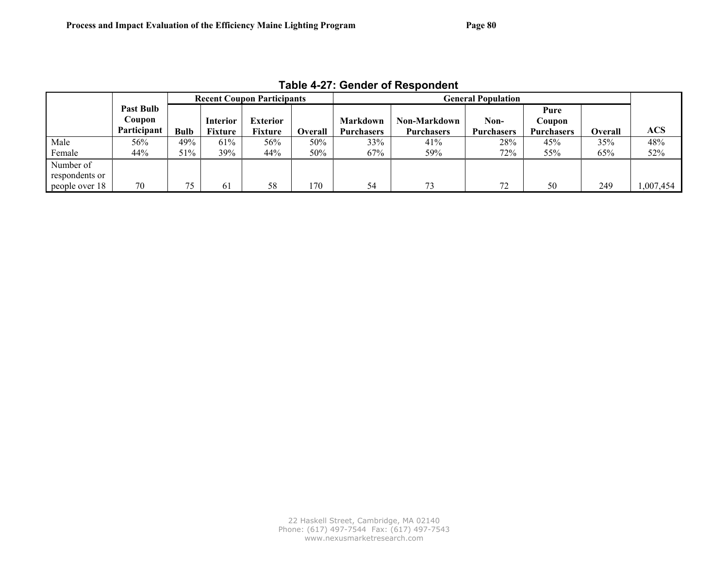**Table 4-27: Gender of Respondent**

| | Past Bulb Coupon Participant | Recent Coupon Participants | | | | General Population | | | | | ACS |
|---|---|---|---|---|---|---|---|---|---|---|---|
| | | Bulb | Interior Fixture | Exterior Fixture | Overall | Markdown Purchasers | Non-Markdown Purchasers | Non-Purchasers | Pure Coupon Purchasers | Overall | |
| Male | 56% | 49% | 61% | 56% | 50% | 33% | 41% | 28% | 45% | 35% | 48% |
| Female | 44% | 51% | 39% | 44% | 50% | 67% | 59% | 72% | 55% | 65% | 52% |
| Number of respondents or people over 18 | 70 | 75 | 61 | 58 | 170 | 54 | 73 | 72 | 50 | 249 | 1,007,454 |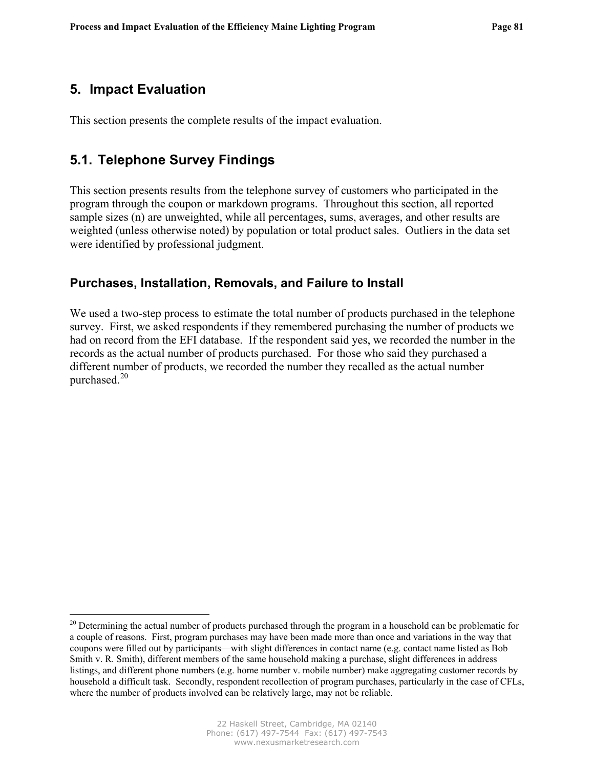# 5. Impact Evaluation

This section presents the complete results of the impact evaluation.

## 5.1. Telephone Survey Findings

This section presents results from the telephone survey of customers who participated in the program through the coupon or markdown programs. Throughout this section, all reported sample sizes (n) are unweighted, while all percentages, sums, averages, and other results are weighted (unless otherwise noted) by population or total product sales. Outliers in the data set were identified by professional judgment.

### Purchases, Installation, Removals, and Failure to Install

We used a two-step process to estimate the total number of products purchased in the telephone survey. First, we asked respondents if they remembered purchasing the number of products we had on record from the EFI database. If the respondent said yes, we recorded the number in the records as the actual number of products purchased. For those who said they purchased a different number of products, we recorded the number they recalled as the actual number purchased.[20]

---

[20] Determining the actual number of products purchased through the program in a household can be problematic for a couple of reasons. First, program purchases may have been made more than once and variations in the way that coupons were filled out by participants—with slight differences in contact name (e.g. contact name listed as Bob Smith v. R. Smith), different members of the same household making a purchase, slight differences in address listings, and different phone numbers (e.g. home number v. mobile number) make aggregating customer records by household a difficult task. Secondly, respondent recollection of program purchases, particularly in the case of CFLs, where the number of products involved can be relatively large, may not be reliable.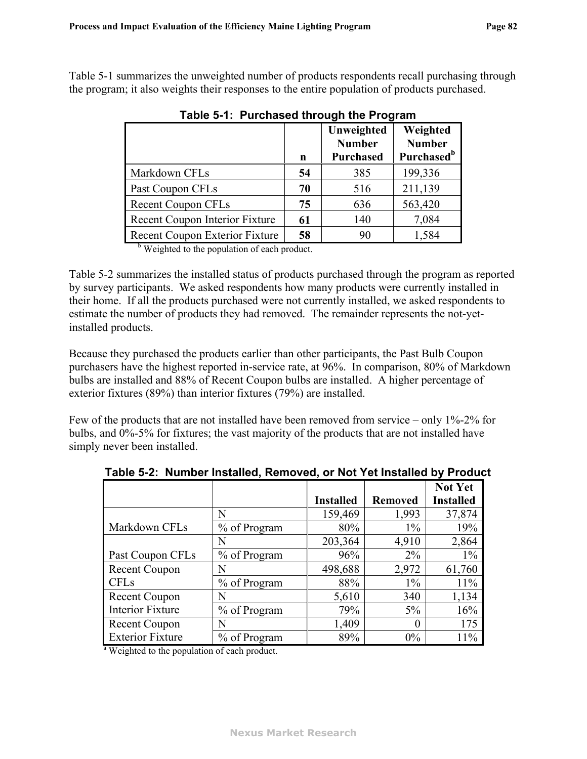Table 5-1 summarizes the unweighted number of products respondents recall purchasing through the program; it also weights their responses to the entire population of products purchased.

**Table 5-1: Purchased through the Program**

| | n | Unweighted Number Purchased | Weighted Number Purchased[b] |
|---|---|---|---|
| Markdown CFLs | **54** | 385 | 199,336 |
| Past Coupon CFLs | **70** | 516 | 211,139 |
| Recent Coupon CFLs | **75** | 636 | 563,420 |
| Recent Coupon Interior Fixture | **61** | 140 | 7,084 |
| Recent Coupon Exterior Fixture | **58** | 90 | 1,584 |

[b] Weighted to the population of each product.

Table 5-2 summarizes the installed status of products purchased through the program as reported by survey participants. We asked respondents how many products were currently installed in their home. If all the products purchased were not currently installed, we asked respondents to estimate the number of products they had removed. The remainder represents the not-yet-installed products.

Because they purchased the products earlier than other participants, the Past Bulb Coupon purchasers have the highest reported in-service rate, at 96%. In comparison, 80% of Markdown bulbs are installed and 88% of Recent Coupon bulbs are installed. A higher percentage of exterior fixtures (89%) than interior fixtures (79%) are installed.

Few of the products that are not installed have been removed from service – only 1%-2% for bulbs, and 0%-5% for fixtures; the vast majority of the products that are not installed have simply never been installed.

**Table 5-2: Number Installed, Removed, or Not Yet Installed by Product**

| | | Installed | Removed | Not Yet Installed |
|---|---|---|---|---|
| Markdown CFLs | N | 159,469 | 1,993 | 37,874 |
| | % of Program | 80% | 1% | 19% |
| Past Coupon CFLs | N | 203,364 | 4,910 | 2,864 |
| | % of Program | 96% | 2% | 1% |
| Recent Coupon CFLs | N | 498,688 | 2,972 | 61,760 |
| | % of Program | 88% | 1% | 11% |
| Recent Coupon Interior Fixture | N | 5,610 | 340 | 1,134 |
| | % of Program | 79% | 5% | 16% |
| Recent Coupon Exterior Fixture | N | 1,409 | 0 | 175 |
| | % of Program | 89% | 0% | 11% |

[a] Weighted to the population of each product.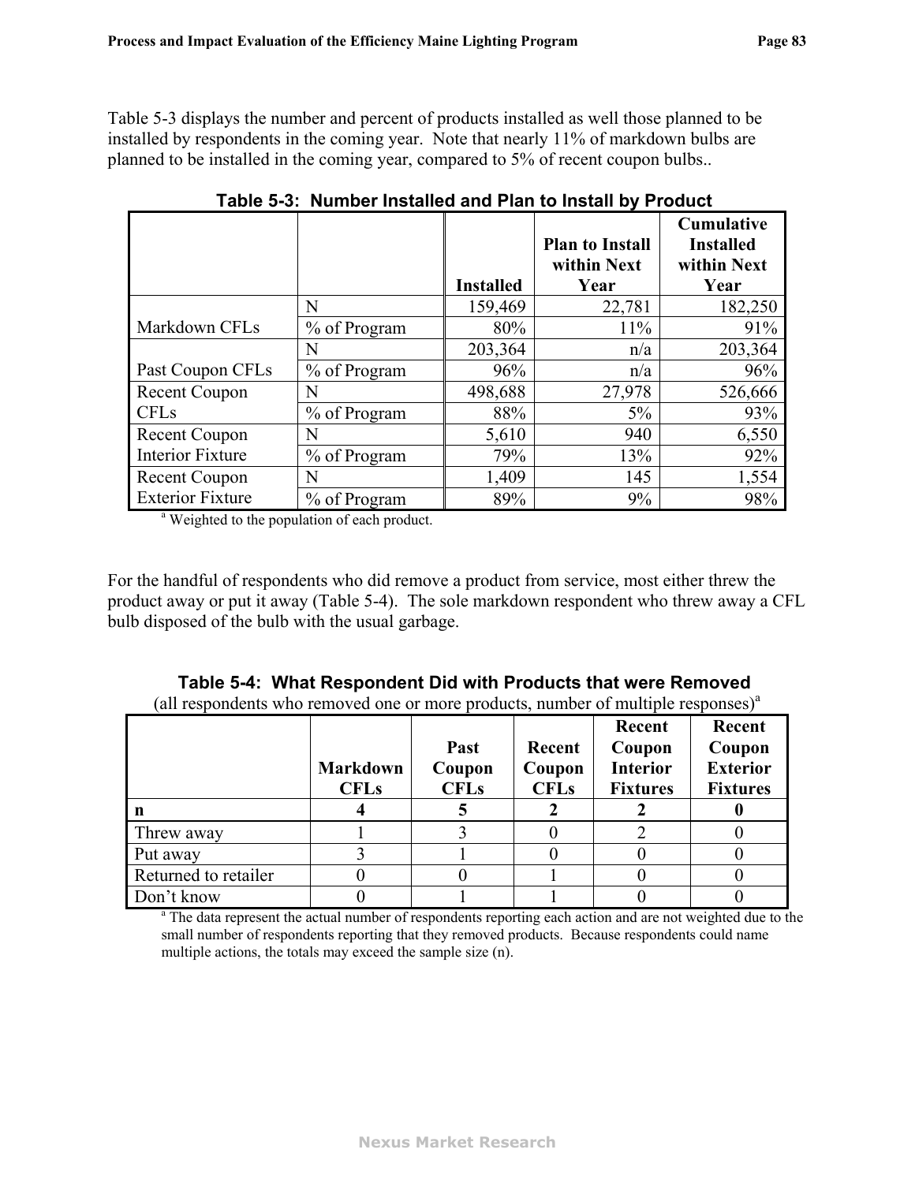Table 5-3 displays the number and percent of products installed as well those planned to be installed by respondents in the coming year. Note that nearly 11% of markdown bulbs are planned to be installed in the coming year, compared to 5% of recent coupon bulbs..

**Table 5-3: Number Installed and Plan to Install by Product**

| | | Installed | Plan to Install within Next Year | Cumulative Installed within Next Year |
|---|---|---|---|---|
| Markdown CFLs | N | 159,469 | 22,781 | 182,250 |
| | % of Program | 80% | 11% | 91% |
| Past Coupon CFLs | N | 203,364 | n/a | 203,364 |
| | % of Program | 96% | n/a | 96% |
| Recent Coupon CFLs | N | 498,688 | 27,978 | 526,666 |
| | % of Program | 88% | 5% | 93% |
| Recent Coupon Interior Fixture | N | 5,610 | 940 | 6,550 |
| | % of Program | 79% | 13% | 92% |
| Recent Coupon Exterior Fixture | N | 1,409 | 145 | 1,554 |
| | % of Program | 89% | 9% | 98% |

[a] Weighted to the population of each product.

For the handful of respondents who did remove a product from service, most either threw the product away or put it away (Table 5-4). The sole markdown respondent who threw away a CFL bulb disposed of the bulb with the usual garbage.

**Table 5-4: What Respondent Did with Products that were Removed**

(all respondents who removed one or more products, number of multiple responses)[a]

| | Markdown CFLs | Past Coupon CFLs | Recent Coupon CFLs | Recent Coupon Interior Fixtures | Recent Coupon Exterior Fixtures |
|---|---|---|---|---|---|
| **n** | **4** | **5** | **2** | **2** | **0** |
| Threw away | 1 | 3 | 0 | 2 | 0 |
| Put away | 3 | 1 | 0 | 0 | 0 |
| Returned to retailer | 0 | 0 | 1 | 0 | 0 |
| Don't know | 0 | 1 | 1 | 0 | 0 |

[a] The data represent the actual number of respondents reporting each action and are not weighted due to the small number of respondents reporting that they removed products. Because respondents could name multiple actions, the totals may exceed the sample size (n).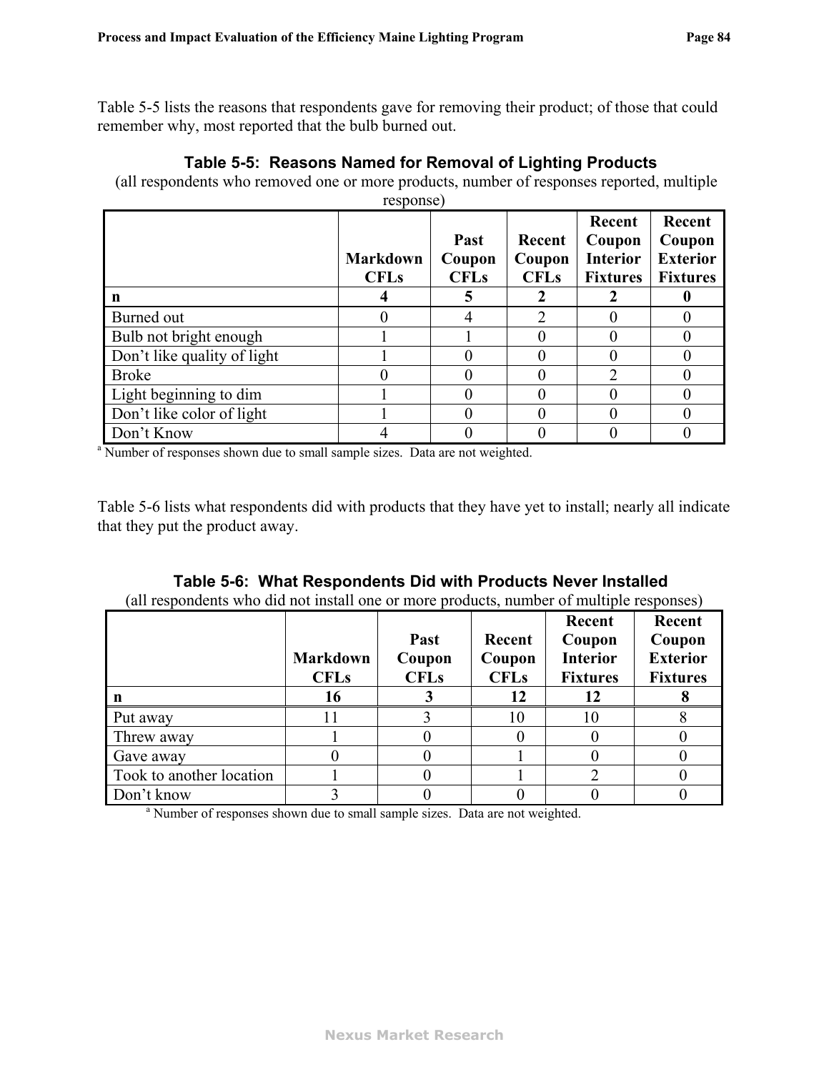Table 5-5 lists the reasons that respondents gave for removing their product; of those that could remember why, most reported that the bulb burned out.

**Table 5-5: Reasons Named for Removal of Lighting Products**

(all respondents who removed one or more products, number of responses reported, multiple response)

| | Markdown CFLs | Past Coupon CFLs | Recent Coupon CFLs | Recent Coupon Interior Fixtures | Recent Coupon Exterior Fixtures |
|---|---|---|---|---|---|
| **n** | **4** | **5** | **2** | **2** | **0** |
| Burned out | 0 | 4 | 2 | 0 | 0 |
| Bulb not bright enough | 1 | 1 | 0 | 0 | 0 |
| Don't like quality of light | 1 | 0 | 0 | 0 | 0 |
| Broke | 0 | 0 | 0 | 2 | 0 |
| Light beginning to dim | 1 | 0 | 0 | 0 | 0 |
| Don't like color of light | 1 | 0 | 0 | 0 | 0 |
| Don't Know | 4 | 0 | 0 | 0 | 0 |

[a] Number of responses shown due to small sample sizes. Data are not weighted.

Table 5-6 lists what respondents did with products that they have yet to install; nearly all indicate that they put the product away.

**Table 5-6: What Respondents Did with Products Never Installed**

(all respondents who did not install one or more products, number of multiple responses)

| | Markdown CFLs | Past Coupon CFLs | Recent Coupon CFLs | Recent Coupon Interior Fixtures | Recent Coupon Exterior Fixtures |
|---|---|---|---|---|---|
| **n** | **16** | **3** | **12** | **12** | **8** |
| Put away | 11 | 3 | 10 | 10 | 8 |
| Threw away | 1 | 0 | 0 | 0 | 0 |
| Gave away | 0 | 0 | 1 | 0 | 0 |
| Took to another location | 1 | 0 | 1 | 2 | 0 |
| Don't know | 3 | 0 | 0 | 0 | 0 |

[a] Number of responses shown due to small sample sizes. Data are not weighted.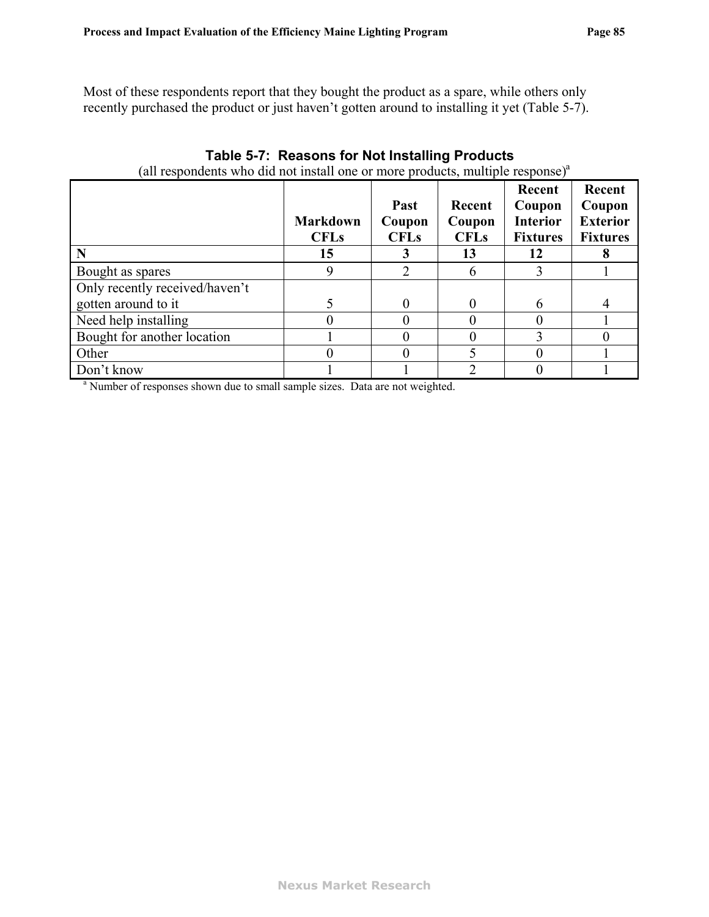Most of these respondents report that they bought the product as a spare, while others only recently purchased the product or just haven't gotten around to installing it yet (Table 5-7).

**Table 5-7: Reasons for Not Installing Products**

(all respondents who did not install one or more products, multiple response)[a]

| | Markdown CFLs | Past Coupon CFLs | Recent Coupon CFLs | Recent Coupon Interior Fixtures | Recent Coupon Exterior Fixtures |
|---|---|---|---|---|---|
| **N** | **15** | **3** | **13** | **12** | **8** |
| Bought as spares | 9 | 2 | 6 | 3 | 1 |
| Only recently received/haven't gotten around to it | 5 | 0 | 0 | 6 | 4 |
| Need help installing | 0 | 0 | 0 | 0 | 1 |
| Bought for another location | 1 | 0 | 0 | 3 | 0 |
| Other | 0 | 0 | 5 | 0 | 1 |
| Don't know | 1 | 1 | 2 | 0 | 1 |

[a] Number of responses shown due to small sample sizes. Data are not weighted.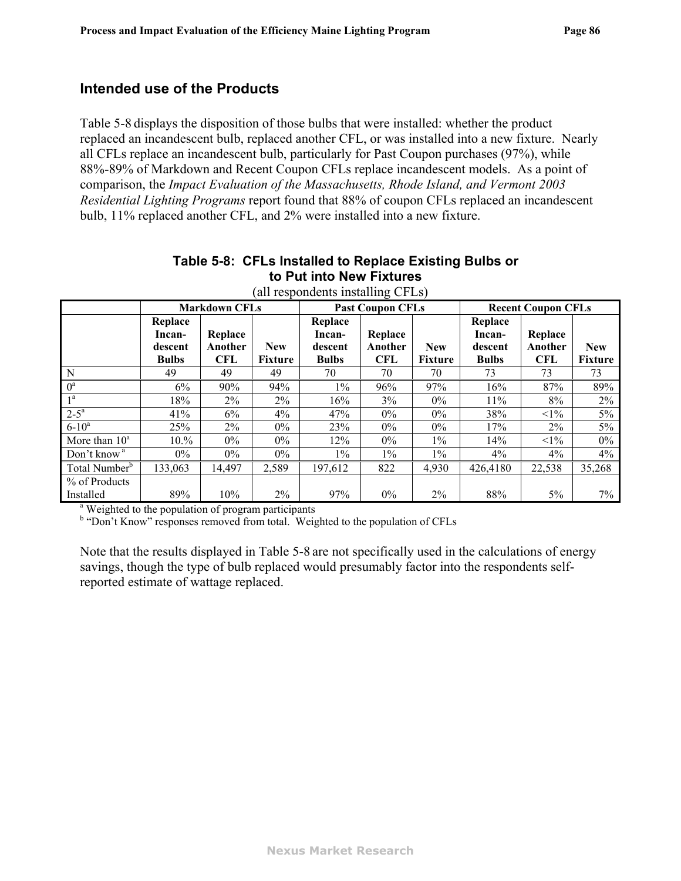## Intended use of the Products

Table 5-8 displays the disposition of those bulbs that were installed: whether the product replaced an incandescent bulb, replaced another CFL, or was installed into a new fixture. Nearly all CFLs replace an incandescent bulb, particularly for Past Coupon purchases (97%), while 88%-89% of Markdown and Recent Coupon CFLs replace incandescent models. As a point of comparison, the *Impact Evaluation of the Massachusetts, Rhode Island, and Vermont 2003 Residential Lighting Programs* report found that 88% of coupon CFLs replaced an incandescent bulb, 11% replaced another CFL, and 2% were installed into a new fixture.

**Table 5-8: CFLs Installed to Replace Existing Bulbs or to Put into New Fixtures**

(all respondents installing CFLs)

| | Markdown CFLs | | | Past Coupon CFLs | | | Recent Coupon CFLs | | |
|---|---|---|---|---|---|---|---|---|---|
| | Replace Incan-descent Bulbs | Replace Another CFL | New Fixture | Replace Incan-descent Bulbs | Replace Another CFL | New Fixture | Replace Incan-descent Bulbs | Replace Another CFL | New Fixture |
| N | 49 | 49 | 49 | 70 | 70 | 70 | 73 | 73 | 73 |
| 0[a] | 6% | 90% | 94% | 1% | 96% | 97% | 16% | 87% | 89% |
| 1[a] | 18% | 2% | 2% | 16% | 3% | 0% | 11% | 8% | 2% |
| 2-5[a] | 41% | 6% | 4% | 47% | 0% | 0% | 38% | <1% | 5% |
| 6-10[a] | 25% | 2% | 0% | 23% | 0% | 0% | 17% | 2% | 5% |
| More than 10[a] | 10.% | 0% | 0% | 12% | 0% | 1% | 14% | <1% | 0% |
| Don't know [a] | 0% | 0% | 0% | 1% | 1% | 1% | 4% | 4% | 4% |
| Total Number[b] | 133,063 | 14,497 | 2,589 | 197,612 | 822 | 4,930 | 426,4180 | 22,538 | 35,268 |
| % of Products Installed | 89% | 10% | 2% | 97% | 0% | 2% | 88% | 5% | 7% |

[a] Weighted to the population of program participants
[b] "Don't Know" responses removed from total. Weighted to the population of CFLs

Note that the results displayed in Table 5-8 are not specifically used in the calculations of energy savings, though the type of bulb replaced would presumably factor into the respondents self-reported estimate of wattage replaced.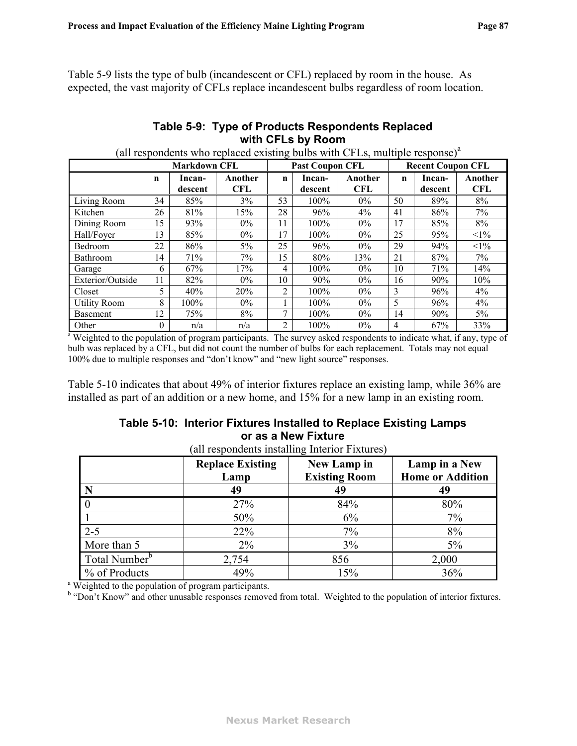Table 5-9 lists the type of bulb (incandescent or CFL) replaced by room in the house. As expected, the vast majority of CFLs replace incandescent bulbs regardless of room location.

**Table 5-9: Type of Products Respondents Replaced with CFLs by Room**

(all respondents who replaced existing bulbs with CFLs, multiple response)[a]

| | Markdown CFL | | | Past Coupon CFL | | | Recent Coupon CFL | | |
|---|---|---|---|---|---|---|---|---|---|
| | n | Incan-descent | Another CFL | n | Incan-descent | Another CFL | n | Incan-descent | Another CFL |
| Living Room | 34 | 85% | 3% | 53 | 100% | 0% | 50 | 89% | 8% |
| Kitchen | 26 | 81% | 15% | 28 | 96% | 4% | 41 | 86% | 7% |
| Dining Room | 15 | 93% | 0% | 11 | 100% | 0% | 17 | 85% | 8% |
| Hall/Foyer | 13 | 85% | 0% | 17 | 100% | 0% | 25 | 95% | <1% |
| Bedroom | 22 | 86% | 5% | 25 | 96% | 0% | 29 | 94% | <1% |
| Bathroom | 14 | 71% | 7% | 15 | 80% | 13% | 21 | 87% | 7% |
| Garage | 6 | 67% | 17% | 4 | 100% | 0% | 10 | 71% | 14% |
| Exterior/Outside | 11 | 82% | 0% | 10 | 90% | 0% | 16 | 90% | 10% |
| Closet | 5 | 40% | 20% | 2 | 100% | 0% | 3 | 96% | 4% |
| Utility Room | 8 | 100% | 0% | 1 | 100% | 0% | 5 | 96% | 4% |
| Basement | 12 | 75% | 8% | 7 | 100% | 0% | 14 | 90% | 5% |
| Other | 0 | n/a | n/a | 2 | 100% | 0% | 4 | 67% | 33% |

[a] Weighted to the population of program participants. The survey asked respondents to indicate what, if any, type of bulb was replaced by a CFL, but did not count the number of bulbs for each replacement. Totals may not equal 100% due to multiple responses and "don't know" and "new light source" responses.

Table 5-10 indicates that about 49% of interior fixtures replace an existing lamp, while 36% are installed as part of an addition or a new home, and 15% for a new lamp in an existing room.

**Table 5-10: Interior Fixtures Installed to Replace Existing Lamps or as a New Fixture**

(all respondents installing Interior Fixtures)

| | Replace Existing Lamp | New Lamp in Existing Room | Lamp in a New Home or Addition |
|---|---|---|---|
| N | 49 | 49 | 49 |
| 0 | 27% | 84% | 80% |
| 1 | 50% | 6% | 7% |
| 2-5 | 22% | 7% | 8% |
| More than 5 | 2% | 3% | 5% |
| Total Number[b] | 2,754 | 856 | 2,000 |
| % of Products | 49% | 15% | 36% |

[a] Weighted to the population of program participants.

[b] "Don't Know" and other unusable responses removed from total. Weighted to the population of interior fixtures.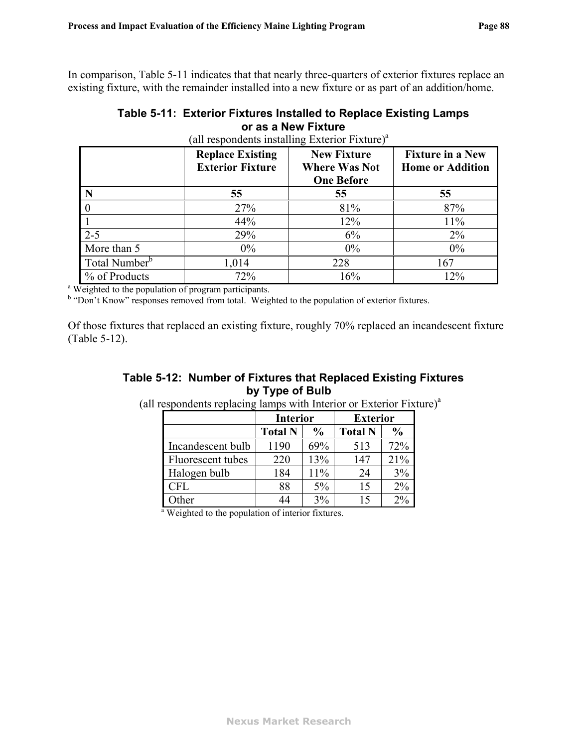In comparison, Table 5-11 indicates that that nearly three-quarters of exterior fixtures replace an existing fixture, with the remainder installed into a new fixture or as part of an addition/home.

**Table 5-11: Exterior Fixtures Installed to Replace Existing Lamps or as a New Fixture**

(all respondents installing Exterior Fixture)[a]

| | Replace Existing Exterior Fixture | New Fixture Where Was Not One Before | Fixture in a New Home or Addition |
|---|---|---|---|
| **N** | **55** | **55** | **55** |
| 0 | 27% | 81% | 87% |
| 1 | 44% | 12% | 11% |
| 2-5 | 29% | 6% | 2% |
| More than 5 | 0% | 0% | 0% |
| Total Number[b] | 1,014 | 228 | 167 |
| % of Products | 72% | 16% | 12% |

[a] Weighted to the population of program participants.
[b] "Don't Know" responses removed from total. Weighted to the population of exterior fixtures.

Of those fixtures that replaced an existing fixture, roughly 70% replaced an incandescent fixture (Table 5-12).

**Table 5-12: Number of Fixtures that Replaced Existing Fixtures by Type of Bulb**

(all respondents replacing lamps with Interior or Exterior Fixture)[a]

| | Interior | | Exterior | |
|---|---|---|---|---|
| | **Total N** | **%** | **Total N** | **%** |
| Incandescent bulb | 1190 | 69% | 513 | 72% |
| Fluorescent tubes | 220 | 13% | 147 | 21% |
| Halogen bulb | 184 | 11% | 24 | 3% |
| CFL | 88 | 5% | 15 | 2% |
| Other | 44 | 3% | 15 | 2% |

[a] Weighted to the population of interior fixtures.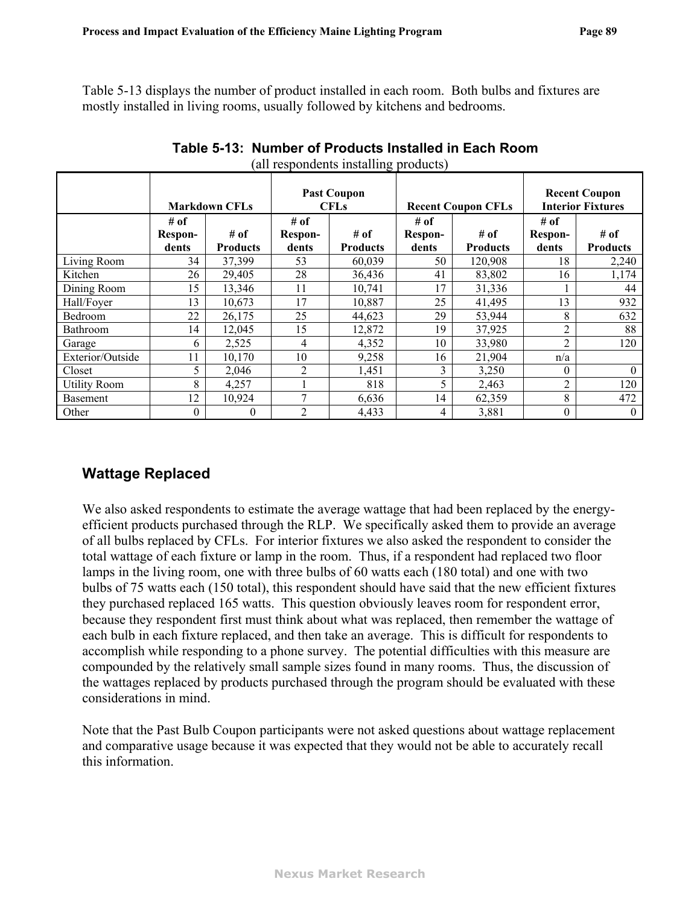Table 5-13 displays the number of product installed in each room. Both bulbs and fixtures are mostly installed in living rooms, usually followed by kitchens and bedrooms.

**Table 5-13: Number of Products Installed in Each Room**
(all respondents installing products)

| | Markdown CFLs | | Past Coupon CFLs | | Recent Coupon CFLs | | Recent Coupon Interior Fixtures | |
|---|---|---|---|---|---|---|---|---|
| | # of Respon-dents | # of Products | # of Respon-dents | # of Products | # of Respon-dents | # of Products | # of Respon-dents | # of Products |
| Living Room | 34 | 37,399 | 53 | 60,039 | 50 | 120,908 | 18 | 2,240 |
| Kitchen | 26 | 29,405 | 28 | 36,436 | 41 | 83,802 | 16 | 1,174 |
| Dining Room | 15 | 13,346 | 11 | 10,741 | 17 | 31,336 | 1 | 44 |
| Hall/Foyer | 13 | 10,673 | 17 | 10,887 | 25 | 41,495 | 13 | 932 |
| Bedroom | 22 | 26,175 | 25 | 44,623 | 29 | 53,944 | 8 | 632 |
| Bathroom | 14 | 12,045 | 15 | 12,872 | 19 | 37,925 | 2 | 88 |
| Garage | 6 | 2,525 | 4 | 4,352 | 10 | 33,980 | 2 | 120 |
| Exterior/Outside | 11 | 10,170 | 10 | 9,258 | 16 | 21,904 | n/a | |
| Closet | 5 | 2,046 | 2 | 1,451 | 3 | 3,250 | 0 | 0 |
| Utility Room | 8 | 4,257 | 1 | 818 | 5 | 2,463 | 2 | 120 |
| Basement | 12 | 10,924 | 7 | 6,636 | 14 | 62,359 | 8 | 472 |
| Other | 0 | 0 | 2 | 4,433 | 4 | 3,881 | 0 | 0 |

## Wattage Replaced

We also asked respondents to estimate the average wattage that had been replaced by the energy-efficient products purchased through the RLP. We specifically asked them to provide an average of all bulbs replaced by CFLs. For interior fixtures we also asked the respondent to consider the total wattage of each fixture or lamp in the room. Thus, if a respondent had replaced two floor lamps in the living room, one with three bulbs of 60 watts each (180 total) and one with two bulbs of 75 watts each (150 total), this respondent should have said that the new efficient fixtures they purchased replaced 165 watts. This question obviously leaves room for respondent error, because they respondent first must think about what was replaced, then remember the wattage of each bulb in each fixture replaced, and then take an average. This is difficult for respondents to accomplish while responding to a phone survey. The potential difficulties with this measure are compounded by the relatively small sample sizes found in many rooms. Thus, the discussion of the wattages replaced by products purchased through the program should be evaluated with these considerations in mind.

Note that the Past Bulb Coupon participants were not asked questions about wattage replacement and comparative usage because it was expected that they would not be able to accurately recall this information.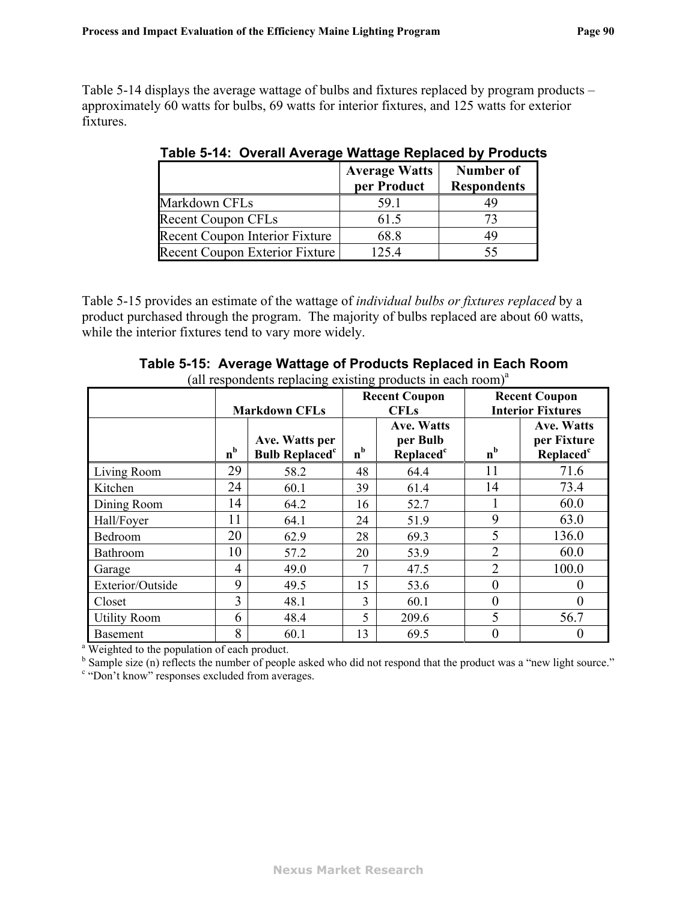Table 5-14 displays the average wattage of bulbs and fixtures replaced by program products – approximately 60 watts for bulbs, 69 watts for interior fixtures, and 125 watts for exterior fixtures.

**Table 5-14: Overall Average Wattage Replaced by Products**

| | Average Watts per Product | Number of Respondents |
|---|---|---|
| Markdown CFLs | 59.1 | 49 |
| Recent Coupon CFLs | 61.5 | 73 |
| Recent Coupon Interior Fixture | 68.8 | 49 |
| Recent Coupon Exterior Fixture | 125.4 | 55 |

Table 5-15 provides an estimate of the wattage of *individual bulbs or fixtures replaced* by a product purchased through the program. The majority of bulbs replaced are about 60 watts, while the interior fixtures tend to vary more widely.

**Table 5-15: Average Wattage of Products Replaced in Each Room**

(all respondents replacing existing products in each room)[a]

| | Markdown CFLs | | Recent Coupon CFLs | | Recent Coupon Interior Fixtures | |
|---|---|---|---|---|---|---|
| | n[b] | Ave. Watts per Bulb Replaced[c] | n[b] | Ave. Watts per Bulb Replaced[c] | n[b] | Ave. Watts per Fixture Replaced[c] |
| Living Room | 29 | 58.2 | 48 | 64.4 | 11 | 71.6 |
| Kitchen | 24 | 60.1 | 39 | 61.4 | 14 | 73.4 |
| Dining Room | 14 | 64.2 | 16 | 52.7 | 1 | 60.0 |
| Hall/Foyer | 11 | 64.1 | 24 | 51.9 | 9 | 63.0 |
| Bedroom | 20 | 62.9 | 28 | 69.3 | 5 | 136.0 |
| Bathroom | 10 | 57.2 | 20 | 53.9 | 2 | 60.0 |
| Garage | 4 | 49.0 | 7 | 47.5 | 2 | 100.0 |
| Exterior/Outside | 9 | 49.5 | 15 | 53.6 | 0 | 0 |
| Closet | 3 | 48.1 | 3 | 60.1 | 0 | 0 |
| Utility Room | 6 | 48.4 | 5 | 209.6 | 5 | 56.7 |
| Basement | 8 | 60.1 | 13 | 69.5 | 0 | 0 |

[a] Weighted to the population of each product.

[b] Sample size (n) reflects the number of people asked who did not respond that the product was a "new light source."

[c] "Don't know" responses excluded from averages.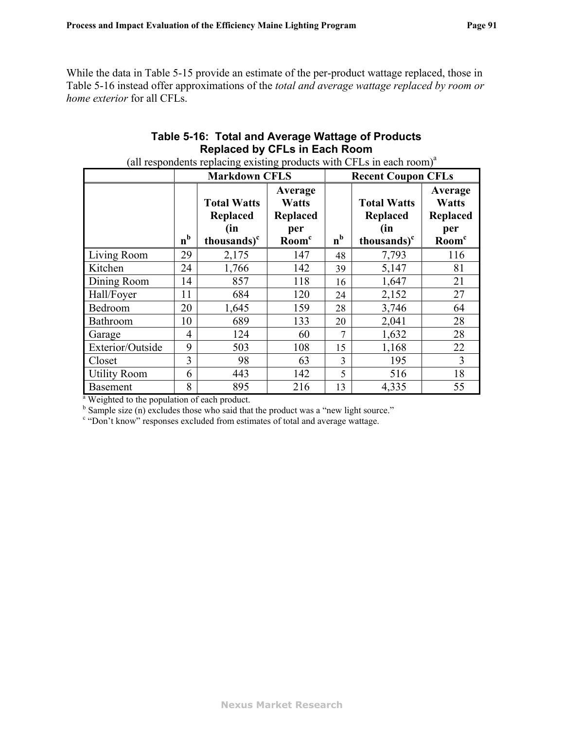While the data in Table 5-15 provide an estimate of the per-product wattage replaced, those in Table 5-16 instead offer approximations of the *total and average wattage replaced by room or home exterior* for all CFLs.

**Table 5-16: Total and Average Wattage of Products Replaced by CFLs in Each Room**

(all respondents replacing existing products with CFLs in each room)[a]

| | Markdown CFLS | | | Recent Coupon CFLs | | |
|---|---|---|---|---|---|---|
| | n[b] | Total Watts Replaced (in thousands)[c] | Average Watts Replaced per Room[c] | n[b] | Total Watts Replaced (in thousands)[c] | Average Watts Replaced per Room[c] |
| Living Room | 29 | 2,175 | 147 | 48 | 7,793 | 116 |
| Kitchen | 24 | 1,766 | 142 | 39 | 5,147 | 81 |
| Dining Room | 14 | 857 | 118 | 16 | 1,647 | 21 |
| Hall/Foyer | 11 | 684 | 120 | 24 | 2,152 | 27 |
| Bedroom | 20 | 1,645 | 159 | 28 | 3,746 | 64 |
| Bathroom | 10 | 689 | 133 | 20 | 2,041 | 28 |
| Garage | 4 | 124 | 60 | 7 | 1,632 | 28 |
| Exterior/Outside | 9 | 503 | 108 | 15 | 1,168 | 22 |
| Closet | 3 | 98 | 63 | 3 | 195 | 3 |
| Utility Room | 6 | 443 | 142 | 5 | 516 | 18 |
| Basement | 8 | 895 | 216 | 13 | 4,335 | 55 |

[a] Weighted to the population of each product.
[b] Sample size (n) excludes those who said that the product was a "new light source."
[c] "Don't know" responses excluded from estimates of total and average wattage.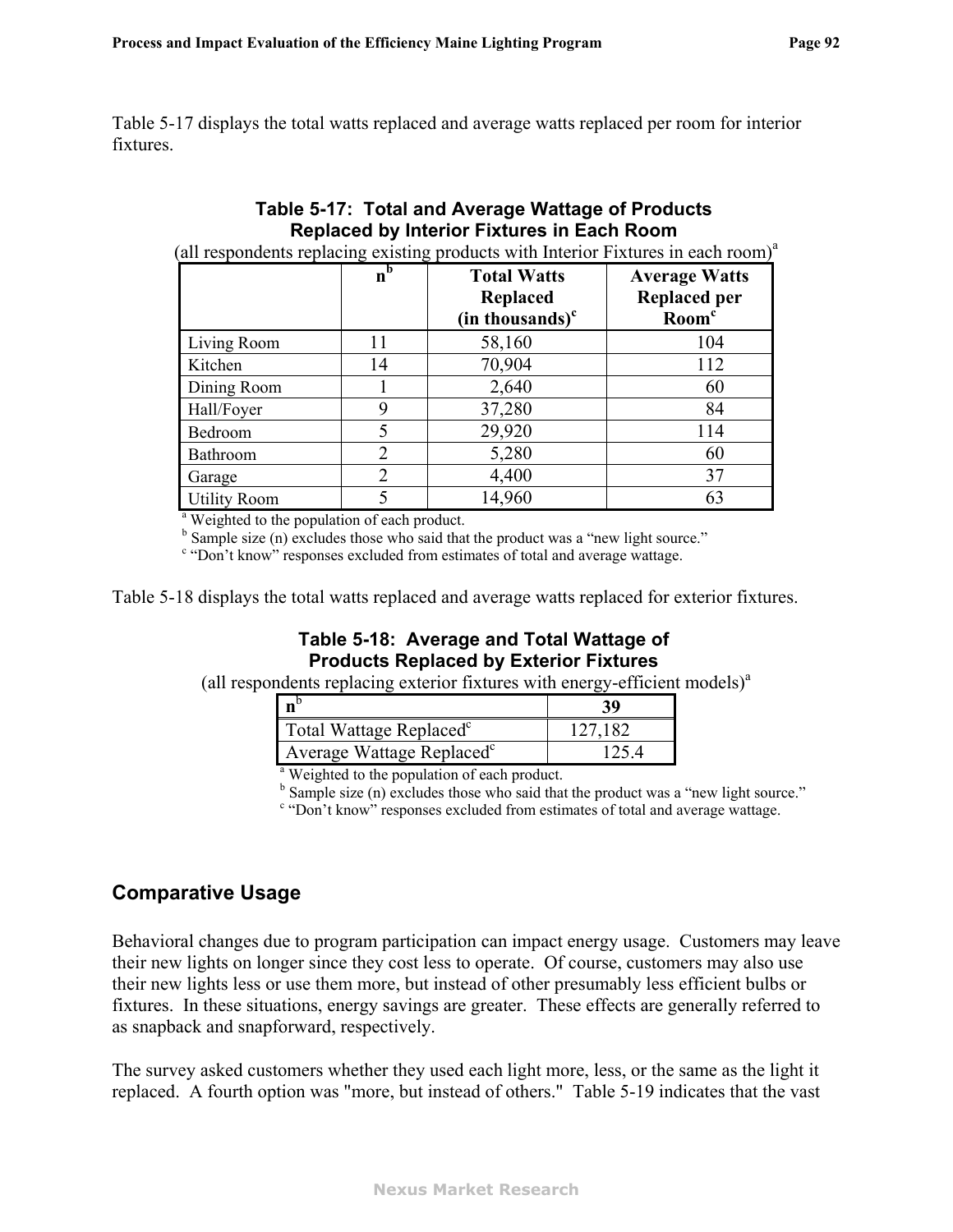Table 5-17 displays the total watts replaced and average watts replaced per room for interior fixtures.

**Table 5-17: Total and Average Wattage of Products Replaced by Interior Fixtures in Each Room**

(all respondents replacing existing products with Interior Fixtures in each room)[a]

| | n[b] | Total Watts Replaced (in thousands)[c] | Average Watts Replaced per Room[c] |
|---|---|---|---|
| Living Room | 11 | 58,160 | 104 |
| Kitchen | 14 | 70,904 | 112 |
| Dining Room | 1 | 2,640 | 60 |
| Hall/Foyer | 9 | 37,280 | 84 |
| Bedroom | 5 | 29,920 | 114 |
| Bathroom | 2 | 5,280 | 60 |
| Garage | 2 | 4,400 | 37 |
| Utility Room | 5 | 14,960 | 63 |

[a] Weighted to the population of each product.
[b] Sample size (n) excludes those who said that the product was a "new light source."
[c] "Don't know" responses excluded from estimates of total and average wattage.

Table 5-18 displays the total watts replaced and average watts replaced for exterior fixtures.

**Table 5-18: Average and Total Wattage of Products Replaced by Exterior Fixtures**

(all respondents replacing exterior fixtures with energy-efficient models)[a]

| n[b] | 39 |
|---|---|
| Total Wattage Replaced[c] | 127,182 |
| Average Wattage Replaced[c] | 125.4 |

[a] Weighted to the population of each product.
[b] Sample size (n) excludes those who said that the product was a "new light source."
[c] "Don't know" responses excluded from estimates of total and average wattage.

## Comparative Usage

Behavioral changes due to program participation can impact energy usage. Customers may leave their new lights on longer since they cost less to operate. Of course, customers may also use their new lights less or use them more, but instead of other presumably less efficient bulbs or fixtures. In these situations, energy savings are greater. These effects are generally referred to as snapback and snapforward, respectively.

The survey asked customers whether they used each light more, less, or the same as the light it replaced. A fourth option was "more, but instead of others." Table 5-19 indicates that the vast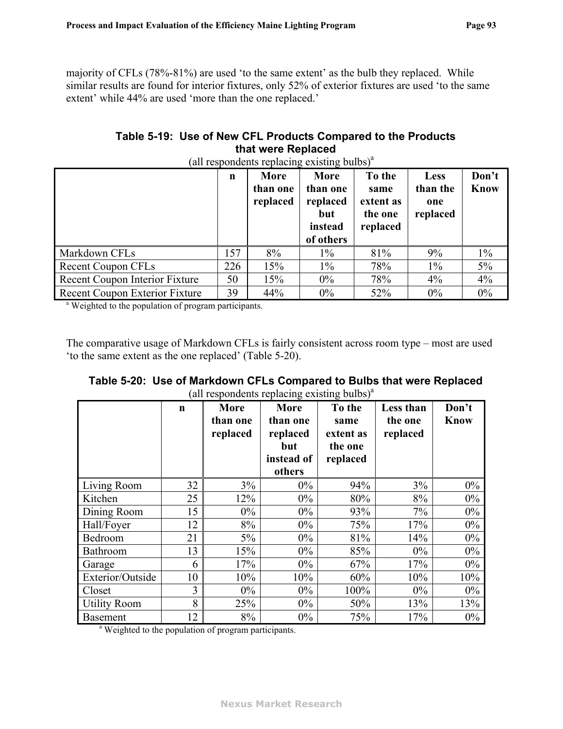majority of CFLs (78%-81%) are used 'to the same extent' as the bulb they replaced. While similar results are found for interior fixtures, only 52% of exterior fixtures are used 'to the same extent' while 44% are used 'more than the one replaced.'

**Table 5-19: Use of New CFL Products Compared to the Products that were Replaced**

(all respondents replacing existing bulbs)[a]

| | n | More than one replaced | More than one replaced but instead of others | To the same extent as the one replaced | Less than the one replaced | Don't Know |
|---|---|---|---|---|---|---|
| Markdown CFLs | 157 | 8% | 1% | 81% | 9% | 1% |
| Recent Coupon CFLs | 226 | 15% | 1% | 78% | 1% | 5% |
| Recent Coupon Interior Fixture | 50 | 15% | 0% | 78% | 4% | 4% |
| Recent Coupon Exterior Fixture | 39 | 44% | 0% | 52% | 0% | 0% |

[a] Weighted to the population of program participants.

The comparative usage of Markdown CFLs is fairly consistent across room type – most are used 'to the same extent as the one replaced' (Table 5-20).

**Table 5-20: Use of Markdown CFLs Compared to Bulbs that were Replaced**

(all respondents replacing existing bulbs)[a]

| | n | More than one replaced | More than one replaced but instead of others | To the same extent as the one replaced | Less than the one replaced | Don't Know |
|---|---|---|---|---|---|---|
| Living Room | 32 | 3% | 0% | 94% | 3% | 0% |
| Kitchen | 25 | 12% | 0% | 80% | 8% | 0% |
| Dining Room | 15 | 0% | 0% | 93% | 7% | 0% |
| Hall/Foyer | 12 | 8% | 0% | 75% | 17% | 0% |
| Bedroom | 21 | 5% | 0% | 81% | 14% | 0% |
| Bathroom | 13 | 15% | 0% | 85% | 0% | 0% |
| Garage | 6 | 17% | 0% | 67% | 17% | 0% |
| Exterior/Outside | 10 | 10% | 10% | 60% | 10% | 10% |
| Closet | 3 | 0% | 0% | 100% | 0% | 0% |
| Utility Room | 8 | 25% | 0% | 50% | 13% | 13% |
| Basement | 12 | 8% | 0% | 75% | 17% | 0% |

[a] Weighted to the population of program participants.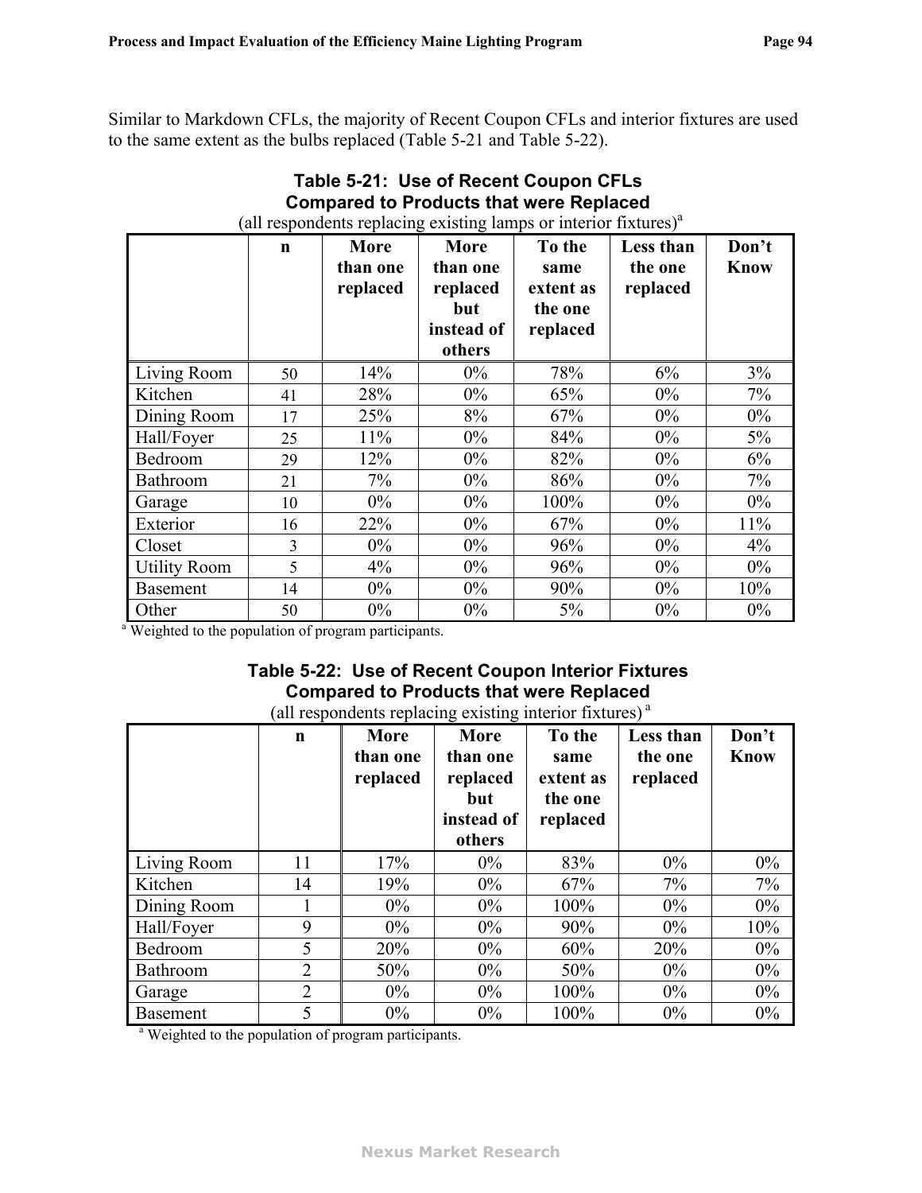Similar to Markdown CFLs, the majority of Recent Coupon CFLs and interior fixtures are used to the same extent as the bulbs replaced (Table 5-21 and Table 5-22).

**Table 5-21: Use of Recent Coupon CFLs Compared to Products that were Replaced**
(all respondents replacing existing lamps or interior fixtures)[a]

| | n | More than one replaced | More than one replaced but instead of others | To the same extent as the one replaced | Less than the one replaced | Don't Know |
|---|---|---|---|---|---|---|
| Living Room | 50 | 14% | 0% | 78% | 6% | 3% |
| Kitchen | 41 | 28% | 0% | 65% | 0% | 7% |
| Dining Room | 17 | 25% | 8% | 67% | 0% | 0% |
| Hall/Foyer | 25 | 11% | 0% | 84% | 0% | 5% |
| Bedroom | 29 | 12% | 0% | 82% | 0% | 6% |
| Bathroom | 21 | 7% | 0% | 86% | 0% | 7% |
| Garage | 10 | 0% | 0% | 100% | 0% | 0% |
| Exterior | 16 | 22% | 0% | 67% | 0% | 11% |
| Closet | 3 | 0% | 0% | 96% | 0% | 4% |
| Utility Room | 5 | 4% | 0% | 96% | 0% | 0% |
| Basement | 14 | 0% | 0% | 90% | 0% | 10% |
| Other | 50 | 0% | 0% | 5% | 0% | 0% |

[a] Weighted to the population of program participants.

**Table 5-22: Use of Recent Coupon Interior Fixtures Compared to Products that were Replaced**
(all respondents replacing existing interior fixtures)[a]

| | n | More than one replaced | More than one replaced but instead of others | To the same extent as the one replaced | Less than the one replaced | Don't Know |
|---|---|---|---|---|---|---|
| Living Room | 11 | 17% | 0% | 83% | 0% | 0% |
| Kitchen | 14 | 19% | 0% | 67% | 7% | 7% |
| Dining Room | 1 | 0% | 0% | 100% | 0% | 0% |
| Hall/Foyer | 9 | 0% | 0% | 90% | 0% | 10% |
| Bedroom | 5 | 20% | 0% | 60% | 20% | 0% |
| Bathroom | 2 | 50% | 0% | 50% | 0% | 0% |
| Garage | 2 | 0% | 0% | 100% | 0% | 0% |
| Basement | 5 | 0% | 0% | 100% | 0% | 0% |

[a] Weighted to the population of program participants.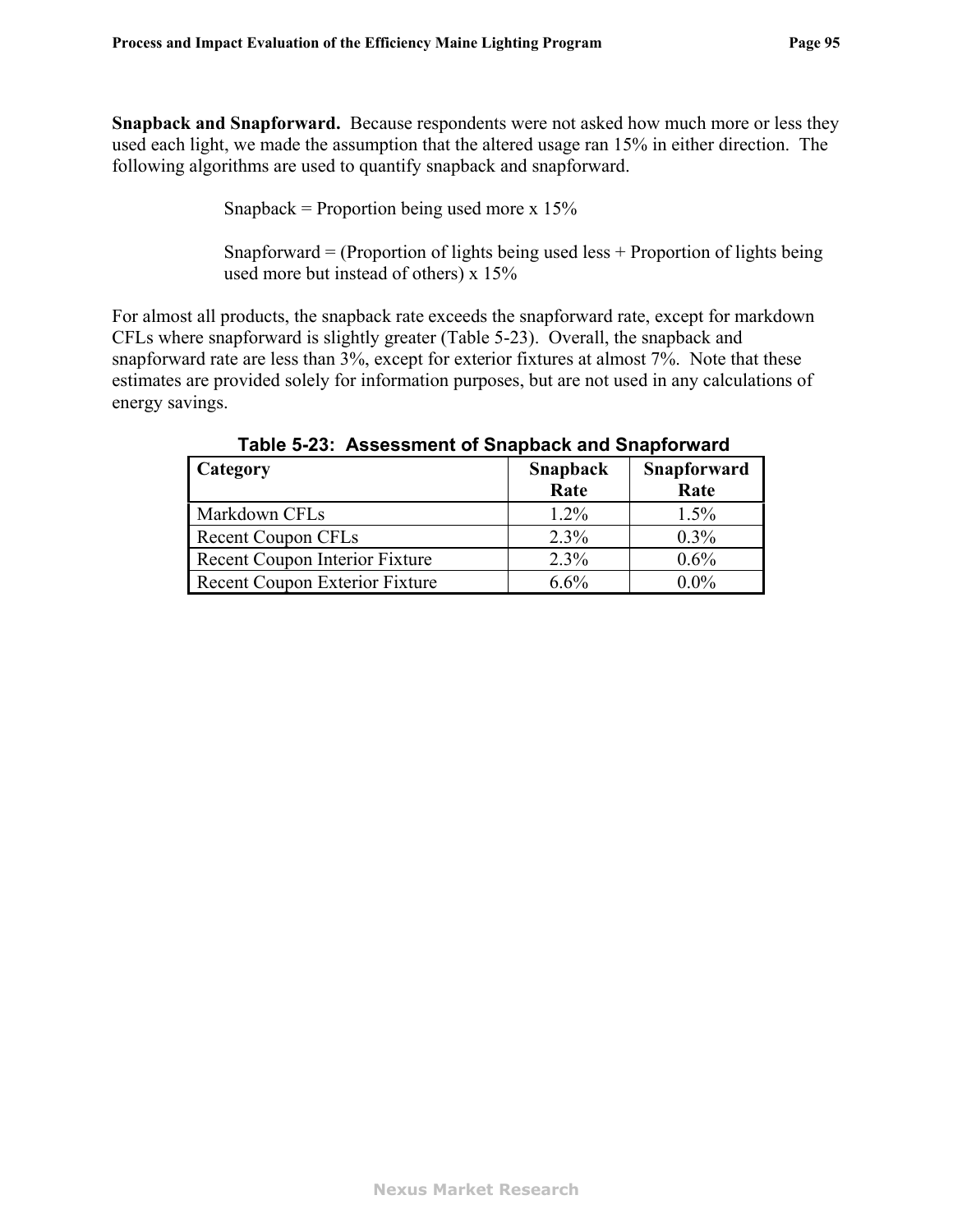**Snapback and Snapforward.** Because respondents were not asked how much more or less they used each light, we made the assumption that the altered usage ran 15% in either direction. The following algorithms are used to quantify snapback and snapforward.

Snapback = Proportion being used more x 15%

Snapforward = (Proportion of lights being used less + Proportion of lights being used more but instead of others) x 15%

For almost all products, the snapback rate exceeds the snapforward rate, except for markdown CFLs where snapforward is slightly greater (Table 5-23). Overall, the snapback and snapforward rate are less than 3%, except for exterior fixtures at almost 7%. Note that these estimates are provided solely for information purposes, but are not used in any calculations of energy savings.

**Table 5-23: Assessment of Snapback and Snapforward**

| Category | Snapback Rate | Snapforward Rate |
|---|---|---|
| Markdown CFLs | 1.2% | 1.5% |
| Recent Coupon CFLs | 2.3% | 0.3% |
| Recent Coupon Interior Fixture | 2.3% | 0.6% |
| Recent Coupon Exterior Fixture | 6.6% | 0.0% |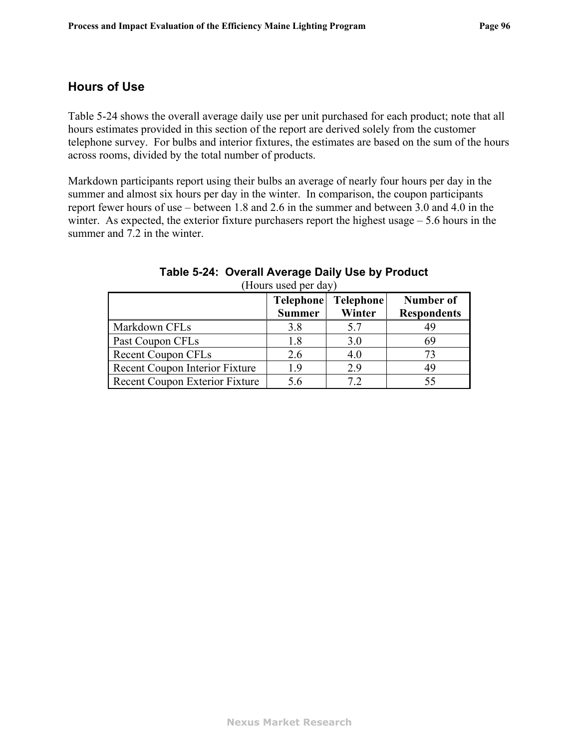## Hours of Use

Table 5-24 shows the overall average daily use per unit purchased for each product; note that all hours estimates provided in this section of the report are derived solely from the customer telephone survey. For bulbs and interior fixtures, the estimates are based on the sum of the hours across rooms, divided by the total number of products.

Markdown participants report using their bulbs an average of nearly four hours per day in the summer and almost six hours per day in the winter. In comparison, the coupon participants report fewer hours of use – between 1.8 and 2.6 in the summer and between 3.0 and 4.0 in the winter. As expected, the exterior fixture purchasers report the highest usage – 5.6 hours in the summer and 7.2 in the winter.

**Table 5-24: Overall Average Daily Use by Product**

(Hours used per day)

| | Telephone Summer | Telephone Winter | Number of Respondents |
|---|---|---|---|
| Markdown CFLs | 3.8 | 5.7 | 49 |
| Past Coupon CFLs | 1.8 | 3.0 | 69 |
| Recent Coupon CFLs | 2.6 | 4.0 | 73 |
| Recent Coupon Interior Fixture | 1.9 | 2.9 | 49 |
| Recent Coupon Exterior Fixture | 5.6 | 7.2 | 55 |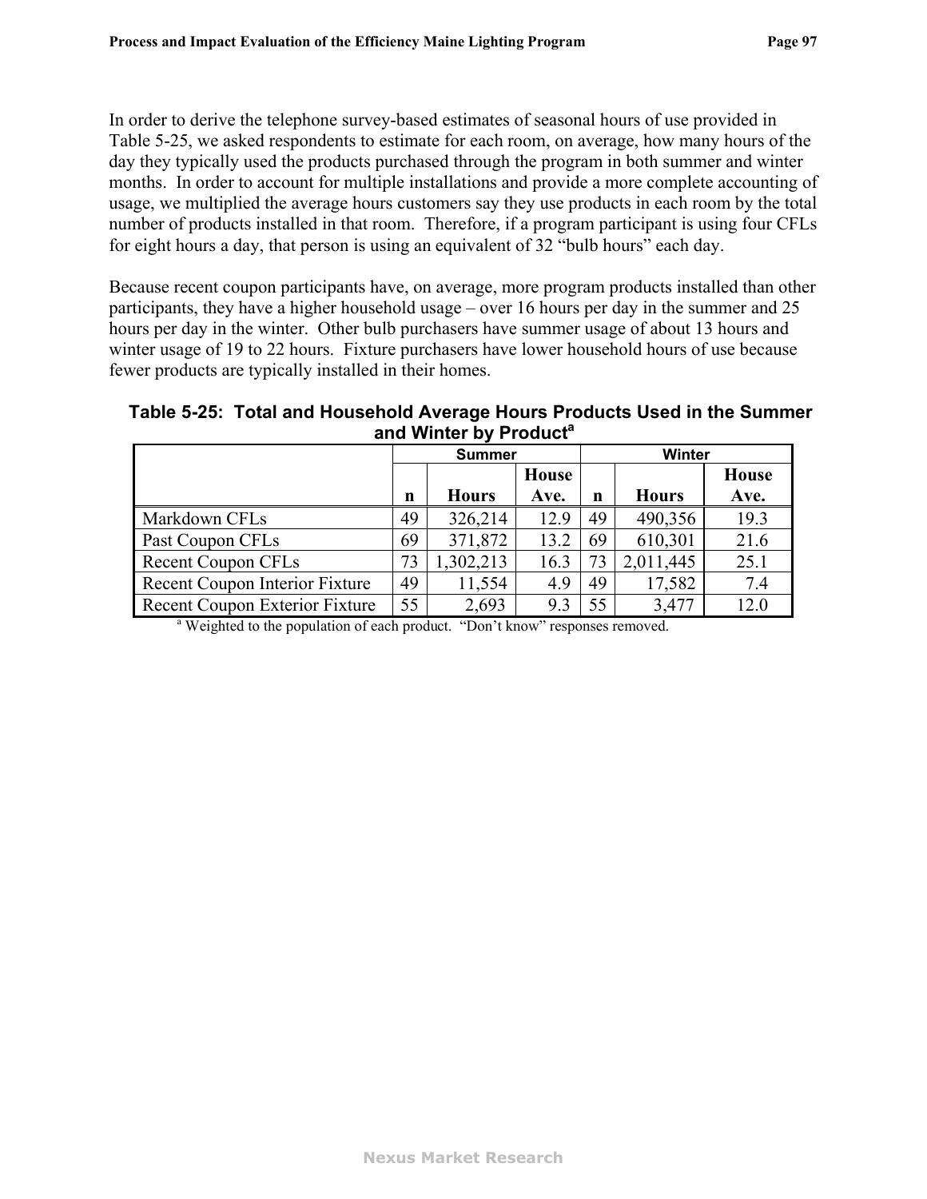In order to derive the telephone survey-based estimates of seasonal hours of use provided in Table 5-25, we asked respondents to estimate for each room, on average, how many hours of the day they typically used the products purchased through the program in both summer and winter months. In order to account for multiple installations and provide a more complete accounting of usage, we multiplied the average hours customers say they use products in each room by the total number of products installed in that room. Therefore, if a program participant is using four CFLs for eight hours a day, that person is using an equivalent of 32 "bulb hours" each day.

Because recent coupon participants have, on average, more program products installed than other participants, they have a higher household usage – over 16 hours per day in the summer and 25 hours per day in the winter. Other bulb purchasers have summer usage of about 13 hours and winter usage of 19 to 22 hours. Fixture purchasers have lower household hours of use because fewer products are typically installed in their homes.

**Table 5-25: Total and Household Average Hours Products Used in the Summer and Winter by Product[a]**

| | Summer | | | Winter | | |
|---|---|---|---|---|---|---|
| | n | Hours | House Ave. | n | Hours | House Ave. |
| Markdown CFLs | 49 | 326,214 | 12.9 | 49 | 490,356 | 19.3 |
| Past Coupon CFLs | 69 | 371,872 | 13.2 | 69 | 610,301 | 21.6 |
| Recent Coupon CFLs | 73 | 1,302,213 | 16.3 | 73 | 2,011,445 | 25.1 |
| Recent Coupon Interior Fixture | 49 | 11,554 | 4.9 | 49 | 17,582 | 7.4 |
| Recent Coupon Exterior Fixture | 55 | 2,693 | 9.3 | 55 | 3,477 | 12.0 |

[a] Weighted to the population of each product. "Don't know" responses removed.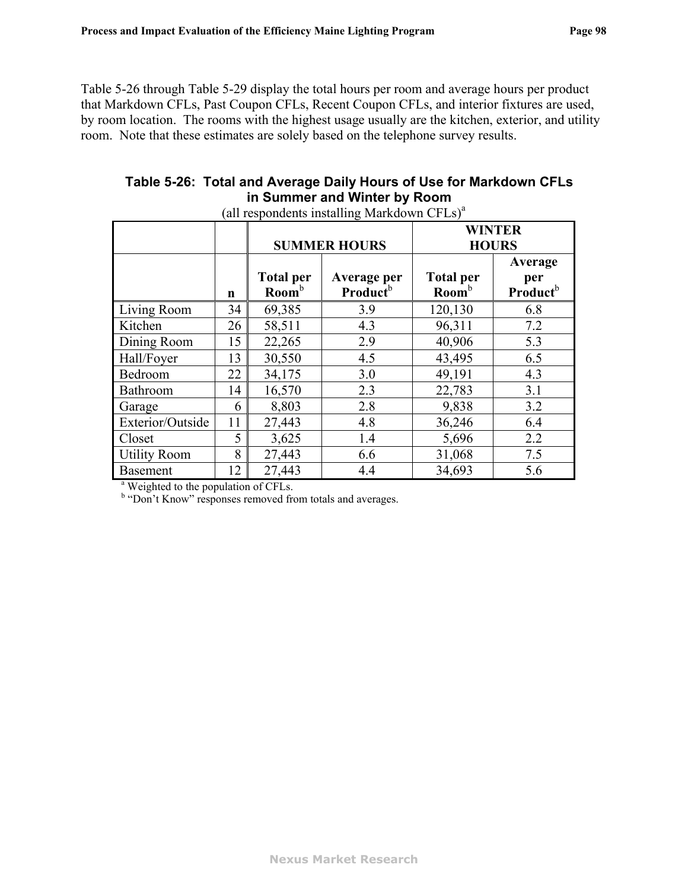Table 5-26 through Table 5-29 display the total hours per room and average hours per product that Markdown CFLs, Past Coupon CFLs, Recent Coupon CFLs, and interior fixtures are used, by room location. The rooms with the highest usage usually are the kitchen, exterior, and utility room. Note that these estimates are solely based on the telephone survey results.

**Table 5-26: Total and Average Daily Hours of Use for Markdown CFLs in Summer and Winter by Room**

(all respondents installing Markdown CFLs)[a]

| | | SUMMER HOURS | | WINTER HOURS | |
|---|---|---|---|---|---|
| | n | Total per Room[b] | Average per Product[b] | Total per Room[b] | Average per Product[b] |
| Living Room | 34 | 69,385 | 3.9 | 120,130 | 6.8 |
| Kitchen | 26 | 58,511 | 4.3 | 96,311 | 7.2 |
| Dining Room | 15 | 22,265 | 2.9 | 40,906 | 5.3 |
| Hall/Foyer | 13 | 30,550 | 4.5 | 43,495 | 6.5 |
| Bedroom | 22 | 34,175 | 3.0 | 49,191 | 4.3 |
| Bathroom | 14 | 16,570 | 2.3 | 22,783 | 3.1 |
| Garage | 6 | 8,803 | 2.8 | 9,838 | 3.2 |
| Exterior/Outside | 11 | 27,443 | 4.8 | 36,246 | 6.4 |
| Closet | 5 | 3,625 | 1.4 | 5,696 | 2.2 |
| Utility Room | 8 | 27,443 | 6.6 | 31,068 | 7.5 |
| Basement | 12 | 27,443 | 4.4 | 34,693 | 5.6 |

[a] Weighted to the population of CFLs.

[b] "Don't Know" responses removed from totals and averages.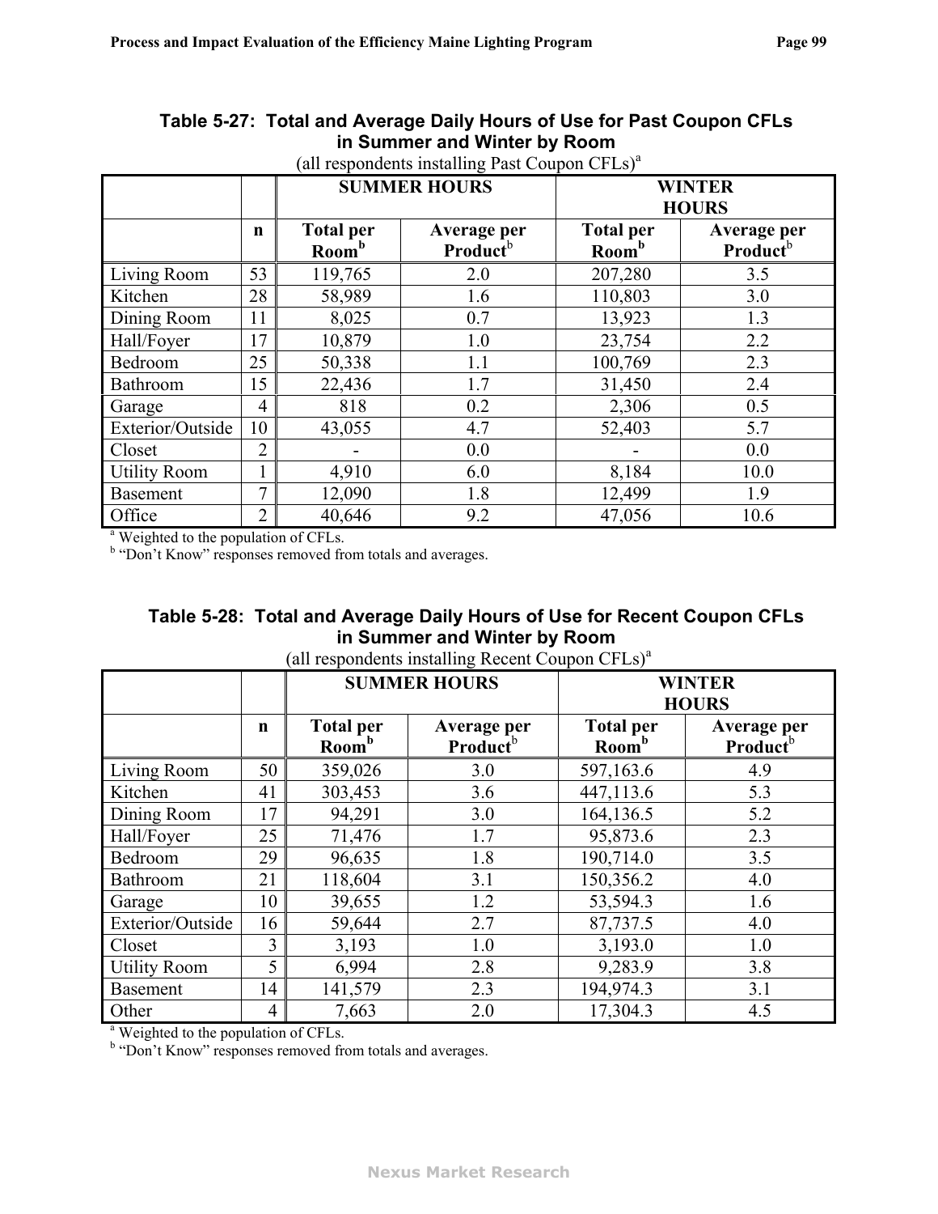**Table 5-27: Total and Average Daily Hours of Use for Past Coupon CFLs in Summer and Winter by Room**

(all respondents installing Past Coupon CFLs)[a]

| | | SUMMER HOURS | | WINTER HOURS | |
|---|---|---|---|---|---|
| | n | Total per Room[b] | Average per Product[b] | Total per Room[b] | Average per Product[b] |
| Living Room | 53 | 119,765 | 2.0 | 207,280 | 3.5 |
| Kitchen | 28 | 58,989 | 1.6 | 110,803 | 3.0 |
| Dining Room | 11 | 8,025 | 0.7 | 13,923 | 1.3 |
| Hall/Foyer | 17 | 10,879 | 1.0 | 23,754 | 2.2 |
| Bedroom | 25 | 50,338 | 1.1 | 100,769 | 2.3 |
| Bathroom | 15 | 22,436 | 1.7 | 31,450 | 2.4 |
| Garage | 4 | 818 | 0.2 | 2,306 | 0.5 |
| Exterior/Outside | 10 | 43,055 | 4.7 | 52,403 | 5.7 |
| Closet | 2 | - | 0.0 | - | 0.0 |
| Utility Room | 1 | 4,910 | 6.0 | 8,184 | 10.0 |
| Basement | 7 | 12,090 | 1.8 | 12,499 | 1.9 |
| Office | 2 | 40,646 | 9.2 | 47,056 | 10.6 |

[a] Weighted to the population of CFLs.
[b] "Don't Know" responses removed from totals and averages.

**Table 5-28: Total and Average Daily Hours of Use for Recent Coupon CFLs in Summer and Winter by Room**

(all respondents installing Recent Coupon CFLs)[a]

| | | SUMMER HOURS | | WINTER HOURS | |
|---|---|---|---|---|---|
| | n | Total per Room[b] | Average per Product[b] | Total per Room[b] | Average per Product[b] |
| Living Room | 50 | 359,026 | 3.0 | 597,163.6 | 4.9 |
| Kitchen | 41 | 303,453 | 3.6 | 447,113.6 | 5.3 |
| Dining Room | 17 | 94,291 | 3.0 | 164,136.5 | 5.2 |
| Hall/Foyer | 25 | 71,476 | 1.7 | 95,873.6 | 2.3 |
| Bedroom | 29 | 96,635 | 1.8 | 190,714.0 | 3.5 |
| Bathroom | 21 | 118,604 | 3.1 | 150,356.2 | 4.0 |
| Garage | 10 | 39,655 | 1.2 | 53,594.3 | 1.6 |
| Exterior/Outside | 16 | 59,644 | 2.7 | 87,737.5 | 4.0 |
| Closet | 3 | 3,193 | 1.0 | 3,193.0 | 1.0 |
| Utility Room | 5 | 6,994 | 2.8 | 9,283.9 | 3.8 |
| Basement | 14 | 141,579 | 2.3 | 194,974.3 | 3.1 |
| Other | 4 | 7,663 | 2.0 | 17,304.3 | 4.5 |

[a] Weighted to the population of CFLs.
[b] "Don't Know" responses removed from totals and averages.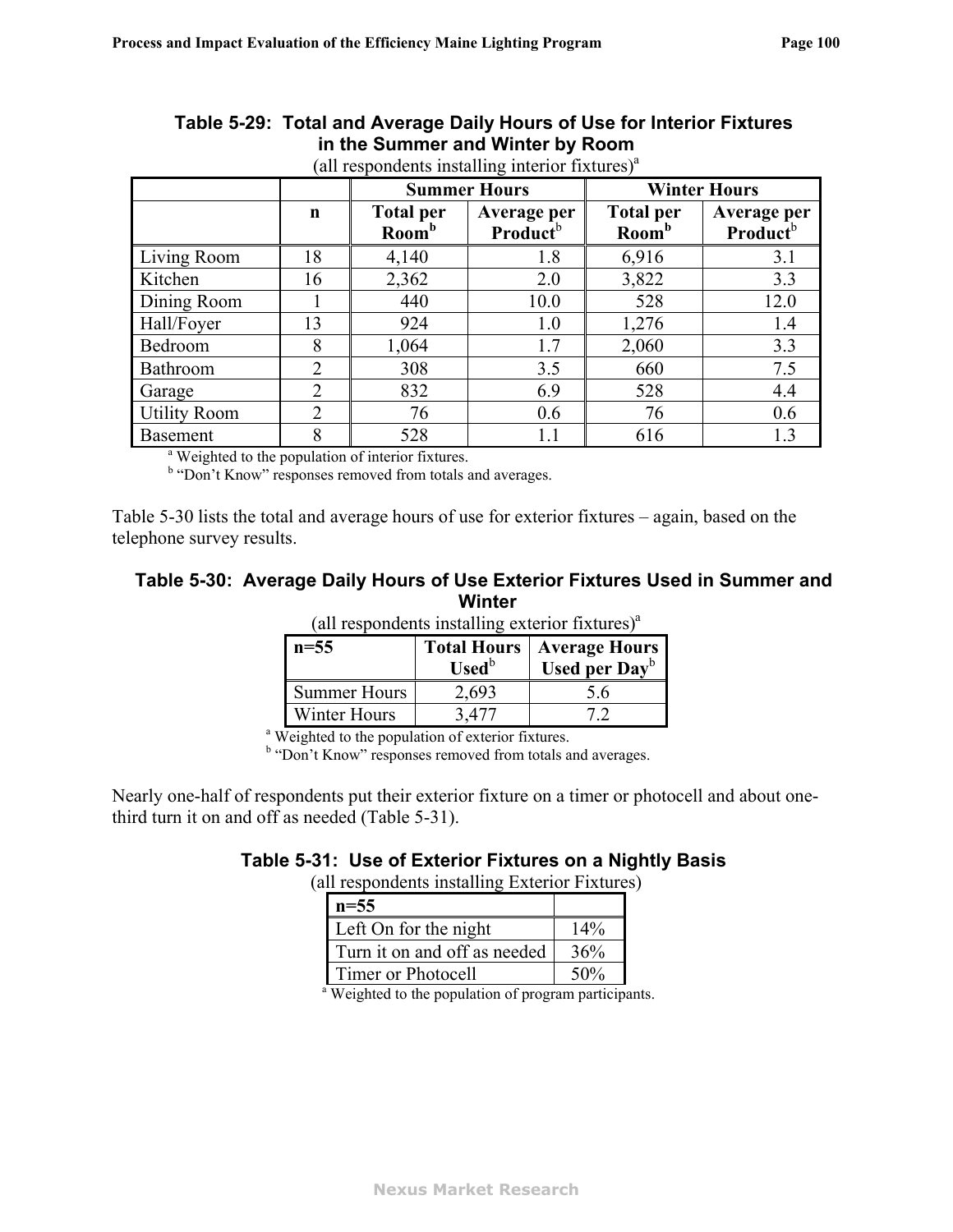**Table 5-29: Total and Average Daily Hours of Use for Interior Fixtures in the Summer and Winter by Room**

(all respondents installing interior fixtures)[a]

| | n | Summer Hours | | Winter Hours | |
|---|---|---|---|---|---|
| | | Total per Room[b] | Average per Product[b] | Total per Room[b] | Average per Product[b] |
| Living Room | 18 | 4,140 | 1.8 | 6,916 | 3.1 |
| Kitchen | 16 | 2,362 | 2.0 | 3,822 | 3.3 |
| Dining Room | 1 | 440 | 10.0 | 528 | 12.0 |
| Hall/Foyer | 13 | 924 | 1.0 | 1,276 | 1.4 |
| Bedroom | 8 | 1,064 | 1.7 | 2,060 | 3.3 |
| Bathroom | 2 | 308 | 3.5 | 660 | 7.5 |
| Garage | 2 | 832 | 6.9 | 528 | 4.4 |
| Utility Room | 2 | 76 | 0.6 | 76 | 0.6 |
| Basement | 8 | 528 | 1.1 | 616 | 1.3 |

[a] Weighted to the population of interior fixtures.
[b] "Don't Know" responses removed from totals and averages.

Table 5-30 lists the total and average hours of use for exterior fixtures – again, based on the telephone survey results.

**Table 5-30: Average Daily Hours of Use Exterior Fixtures Used in Summer and Winter**

(all respondents installing exterior fixtures)[a]

| n=55 | Total Hours Used[b] | Average Hours Used per Day[b] |
|---|---|---|
| Summer Hours | 2,693 | 5.6 |
| Winter Hours | 3,477 | 7.2 |

[a] Weighted to the population of exterior fixtures.
[b] "Don't Know" responses removed from totals and averages.

Nearly one-half of respondents put their exterior fixture on a timer or photocell and about one-third turn it on and off as needed (Table 5-31).

**Table 5-31: Use of Exterior Fixtures on a Nightly Basis**

(all respondents installing Exterior Fixtures)

| n=55 | |
|---|---|
| Left On for the night | 14% |
| Turn it on and off as needed | 36% |
| Timer or Photocell | 50% |

[a] Weighted to the population of program participants.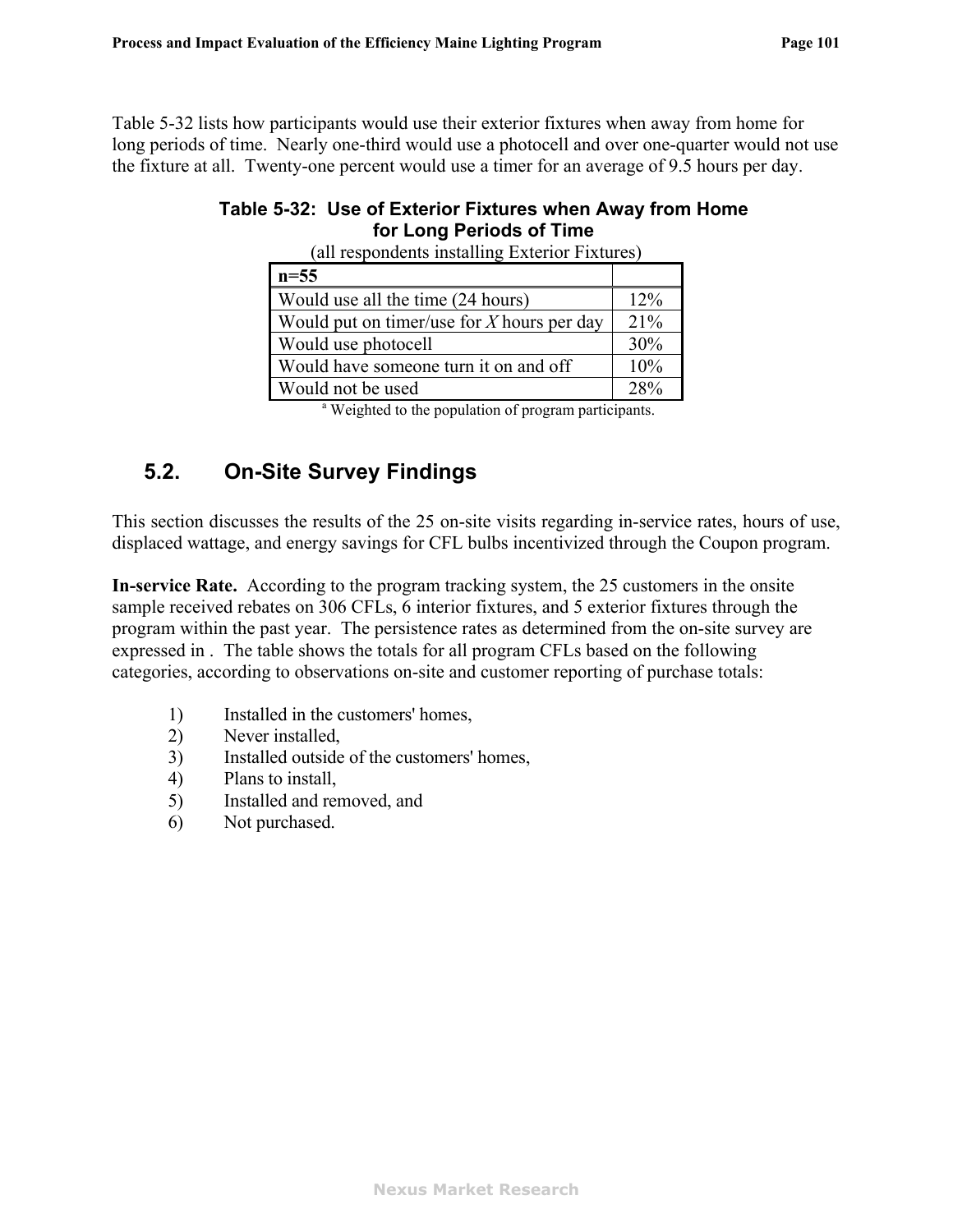Table 5-32 lists how participants would use their exterior fixtures when away from home for long periods of time. Nearly one-third would use a photocell and over one-quarter would not use the fixture at all. Twenty-one percent would use a timer for an average of 9.5 hours per day.

**Table 5-32: Use of Exterior Fixtures when Away from Home for Long Periods of Time**

(all respondents installing Exterior Fixtures)

| n=55 | |
|---|---|
| Would use all the time (24 hours) | 12% |
| Would put on timer/use for *X* hours per day | 21% |
| Would use photocell | 30% |
| Would have someone turn it on and off | 10% |
| Would not be used | 28% |

[a] Weighted to the population of program participants.

## 5.2. On-Site Survey Findings

This section discusses the results of the 25 on-site visits regarding in-service rates, hours of use, displaced wattage, and energy savings for CFL bulbs incentivized through the Coupon program.

**In-service Rate.** According to the program tracking system, the 25 customers in the onsite sample received rebates on 306 CFLs, 6 interior fixtures, and 5 exterior fixtures through the program within the past year. The persistence rates as determined from the on-site survey are expressed in . The table shows the totals for all program CFLs based on the following categories, according to observations on-site and customer reporting of purchase totals:

1) Installed in the customers' homes,
2) Never installed,
3) Installed outside of the customers' homes,
4) Plans to install,
5) Installed and removed, and
6) Not purchased.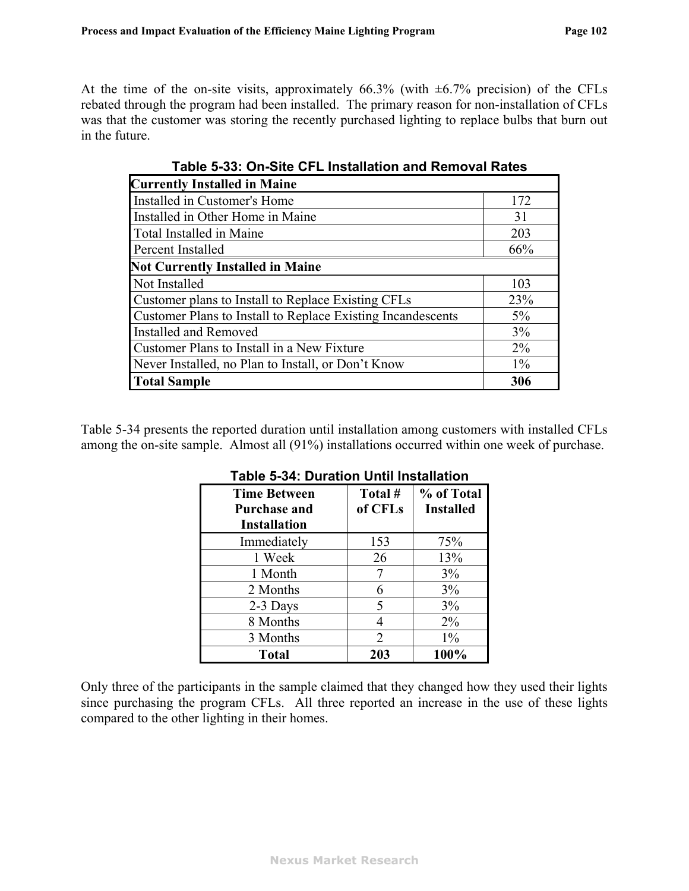At the time of the on-site visits, approximately 66.3% (with ±6.7% precision) of the CFLs rebated through the program had been installed. The primary reason for non-installation of CFLs was that the customer was storing the recently purchased lighting to replace bulbs that burn out in the future.

**Table 5-33: On-Site CFL Installation and Removal Rates**

| **Currently Installed in Maine** | |
|---|---|
| Installed in Customer's Home | 172 |
| Installed in Other Home in Maine | 31 |
| Total Installed in Maine | 203 |
| Percent Installed | 66% |
| **Not Currently Installed in Maine** | |
| Not Installed | 103 |
| Customer plans to Install to Replace Existing CFLs | 23% |
| Customer Plans to Install to Replace Existing Incandescents | 5% |
| Installed and Removed | 3% |
| Customer Plans to Install in a New Fixture | 2% |
| Never Installed, no Plan to Install, or Don't Know | 1% |
| **Total Sample** | **306** |

Table 5-34 presents the reported duration until installation among customers with installed CFLs among the on-site sample. Almost all (91%) installations occurred within one week of purchase.

**Table 5-34: Duration Until Installation**

| Time Between Purchase and Installation | Total # of CFLs | % of Total Installed |
|---|---|---|
| Immediately | 153 | 75% |
| 1 Week | 26 | 13% |
| 1 Month | 7 | 3% |
| 2 Months | 6 | 3% |
| 2-3 Days | 5 | 3% |
| 8 Months | 4 | 2% |
| 3 Months | 2 | 1% |
| **Total** | **203** | **100%** |

Only three of the participants in the sample claimed that they changed how they used their lights since purchasing the program CFLs. All three reported an increase in the use of these lights compared to the other lighting in their homes.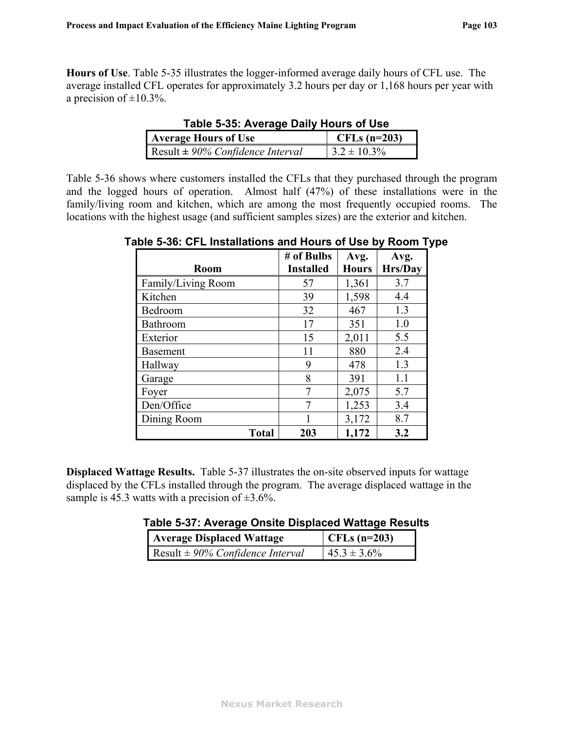**Hours of Use**. Table 5-35 illustrates the logger-informed average daily hours of CFL use. The average installed CFL operates for approximately 3.2 hours per day or 1,168 hours per year with a precision of ±10.3%.

**Table 5-35: Average Daily Hours of Use**

| Average Hours of Use | CFLs (n=203) |
|---|---|
| Result ± *90% Confidence Interval* | 3.2 ± 10.3% |

Table 5-36 shows where customers installed the CFLs that they purchased through the program and the logged hours of operation. Almost half (47%) of these installations were in the family/living room and kitchen, which are among the most frequently occupied rooms. The locations with the highest usage (and sufficient samples sizes) are the exterior and kitchen.

**Table 5-36: CFL Installations and Hours of Use by Room Type**

| Room | # of Bulbs Installed | Avg. Hours | Avg. Hrs/Day |
|---|---|---|---|
| Family/Living Room | 57 | 1,361 | 3.7 |
| Kitchen | 39 | 1,598 | 4.4 |
| Bedroom | 32 | 467 | 1.3 |
| Bathroom | 17 | 351 | 1.0 |
| Exterior | 15 | 2,011 | 5.5 |
| Basement | 11 | 880 | 2.4 |
| Hallway | 9 | 478 | 1.3 |
| Garage | 8 | 391 | 1.1 |
| Foyer | 7 | 2,075 | 5.7 |
| Den/Office | 7 | 1,253 | 3.4 |
| Dining Room | 1 | 3,172 | 8.7 |
| **Total** | **203** | **1,172** | **3.2** |

**Displaced Wattage Results.** Table 5-37 illustrates the on-site observed inputs for wattage displaced by the CFLs installed through the program. The average displaced wattage in the sample is 45.3 watts with a precision of ±3.6%.

**Table 5-37: Average Onsite Displaced Wattage Results**

| Average Displaced Wattage | CFLs (n=203) |
|---|---|
| Result ± *90% Confidence Interval* | 45.3 ± 3.6% |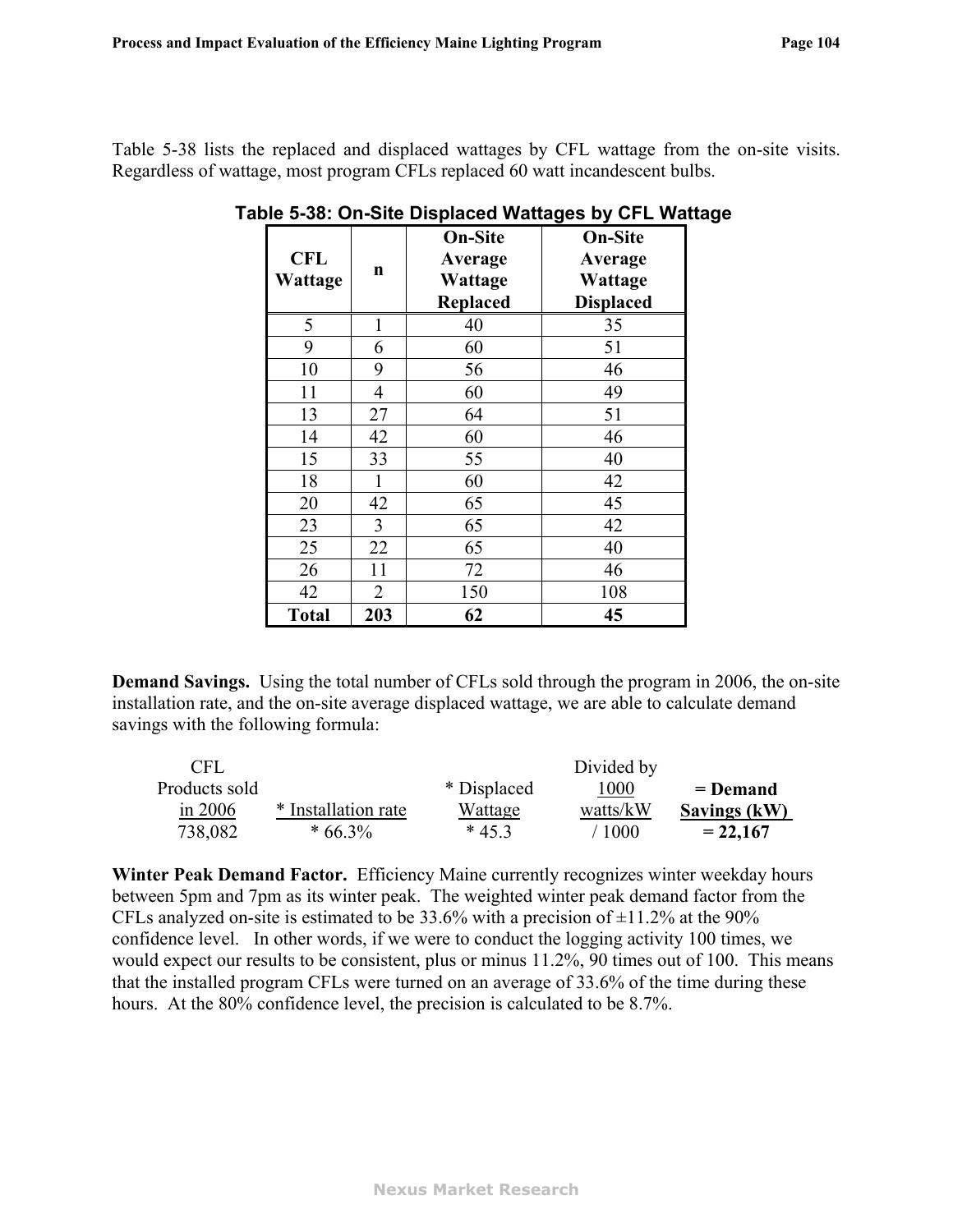Table 5-38 lists the replaced and displaced wattages by CFL wattage from the on-site visits. Regardless of wattage, most program CFLs replaced 60 watt incandescent bulbs.

**Table 5-38: On-Site Displaced Wattages by CFL Wattage**

| CFL Wattage | n | On-Site Average Wattage Replaced | On-Site Average Wattage Displaced |
|---|---|---|---|
| 5 | 1 | 40 | 35 |
| 9 | 6 | 60 | 51 |
| 10 | 9 | 56 | 46 |
| 11 | 4 | 60 | 49 |
| 13 | 27 | 64 | 51 |
| 14 | 42 | 60 | 46 |
| 15 | 33 | 55 | 40 |
| 18 | 1 | 60 | 42 |
| 20 | 42 | 65 | 45 |
| 23 | 3 | 65 | 42 |
| 25 | 22 | 65 | 40 |
| 26 | 11 | 72 | 46 |
| 42 | 2 | 150 | 108 |
| **Total** | **203** | **62** | **45** |

**Demand Savings.** Using the total number of CFLs sold through the program in 2006, the on-site installation rate, and the on-site average displaced wattage, we are able to calculate demand savings with the following formula:

| CFL Products sold in 2006 | * Installation rate | * Displaced Wattage | Divided by 1000 watts/kW | = Demand Savings (kW) |
|---|---|---|---|---|
| 738,082 | * 66.3% | * 45.3 | / 1000 | **= 22,167** |

**Winter Peak Demand Factor.** Efficiency Maine currently recognizes winter weekday hours between 5pm and 7pm as its winter peak. The weighted winter peak demand factor from the CFLs analyzed on-site is estimated to be 33.6% with a precision of ±11.2% at the 90% confidence level. In other words, if we were to conduct the logging activity 100 times, we would expect our results to be consistent, plus or minus 11.2%, 90 times out of 100. This means that the installed program CFLs were turned on an average of 33.6% of the time during these hours. At the 80% confidence level, the precision is calculated to be 8.7%.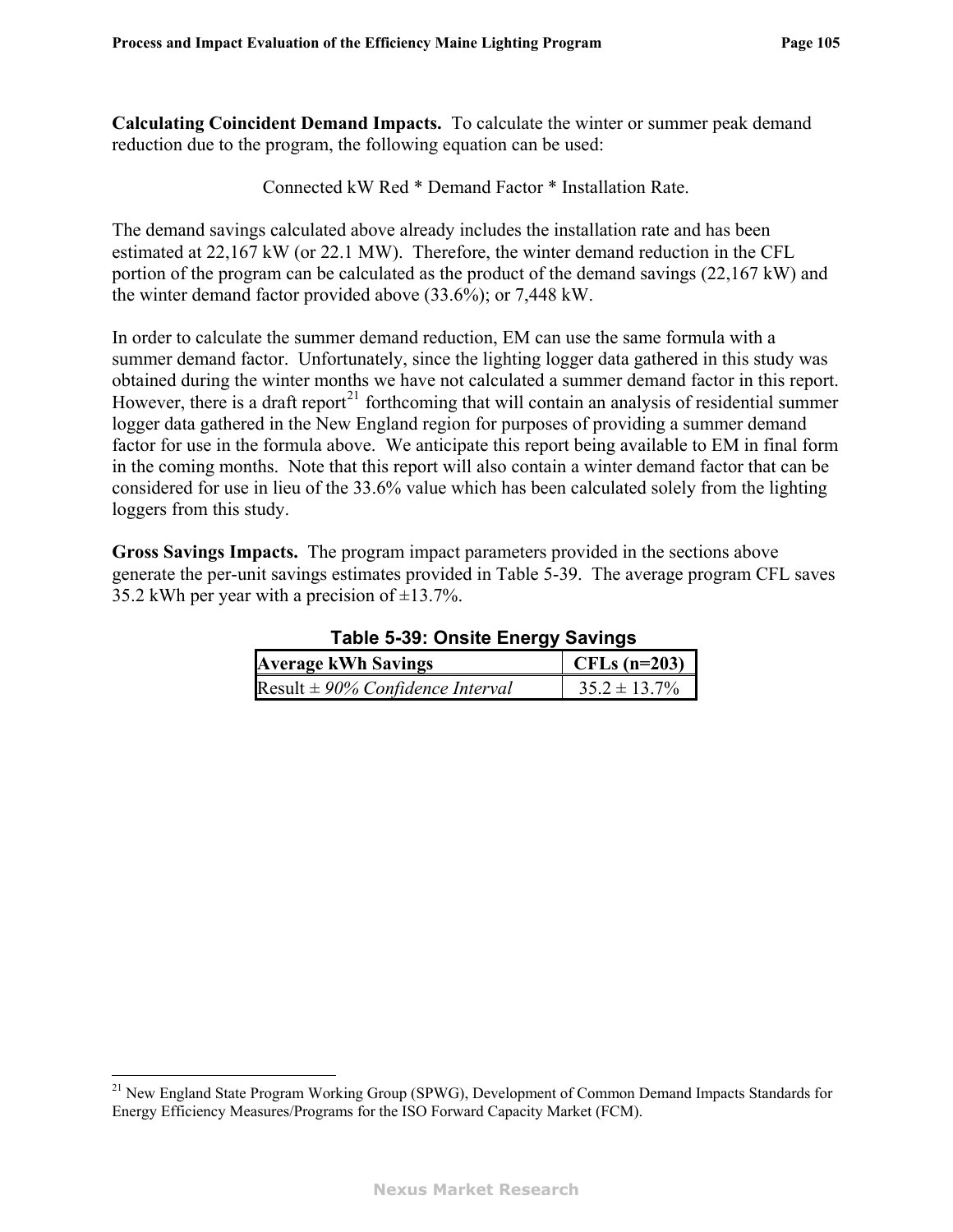**Calculating Coincident Demand Impacts.** To calculate the winter or summer peak demand reduction due to the program, the following equation can be used:

Connected kW Red * Demand Factor * Installation Rate.

The demand savings calculated above already includes the installation rate and has been estimated at 22,167 kW (or 22.1 MW). Therefore, the winter demand reduction in the CFL portion of the program can be calculated as the product of the demand savings (22,167 kW) and the winter demand factor provided above (33.6%); or 7,448 kW.

In order to calculate the summer demand reduction, EM can use the same formula with a summer demand factor. Unfortunately, since the lighting logger data gathered in this study was obtained during the winter months we have not calculated a summer demand factor in this report. However, there is a draft report[21] forthcoming that will contain an analysis of residential summer logger data gathered in the New England region for purposes of providing a summer demand factor for use in the formula above. We anticipate this report being available to EM in final form in the coming months. Note that this report will also contain a winter demand factor that can be considered for use in lieu of the 33.6% value which has been calculated solely from the lighting loggers from this study.

**Gross Savings Impacts.** The program impact parameters provided in the sections above generate the per-unit savings estimates provided in Table 5-39. The average program CFL saves 35.2 kWh per year with a precision of ±13.7%.

**Table 5-39: Onsite Energy Savings**

| Average kWh Savings | CFLs (n=203) |
|---|---|
| Result ± *90% Confidence Interval* | 35.2 ± 13.7% |

[21] New England State Program Working Group (SPWG), Development of Common Demand Impacts Standards for Energy Efficiency Measures/Programs for the ISO Forward Capacity Market (FCM).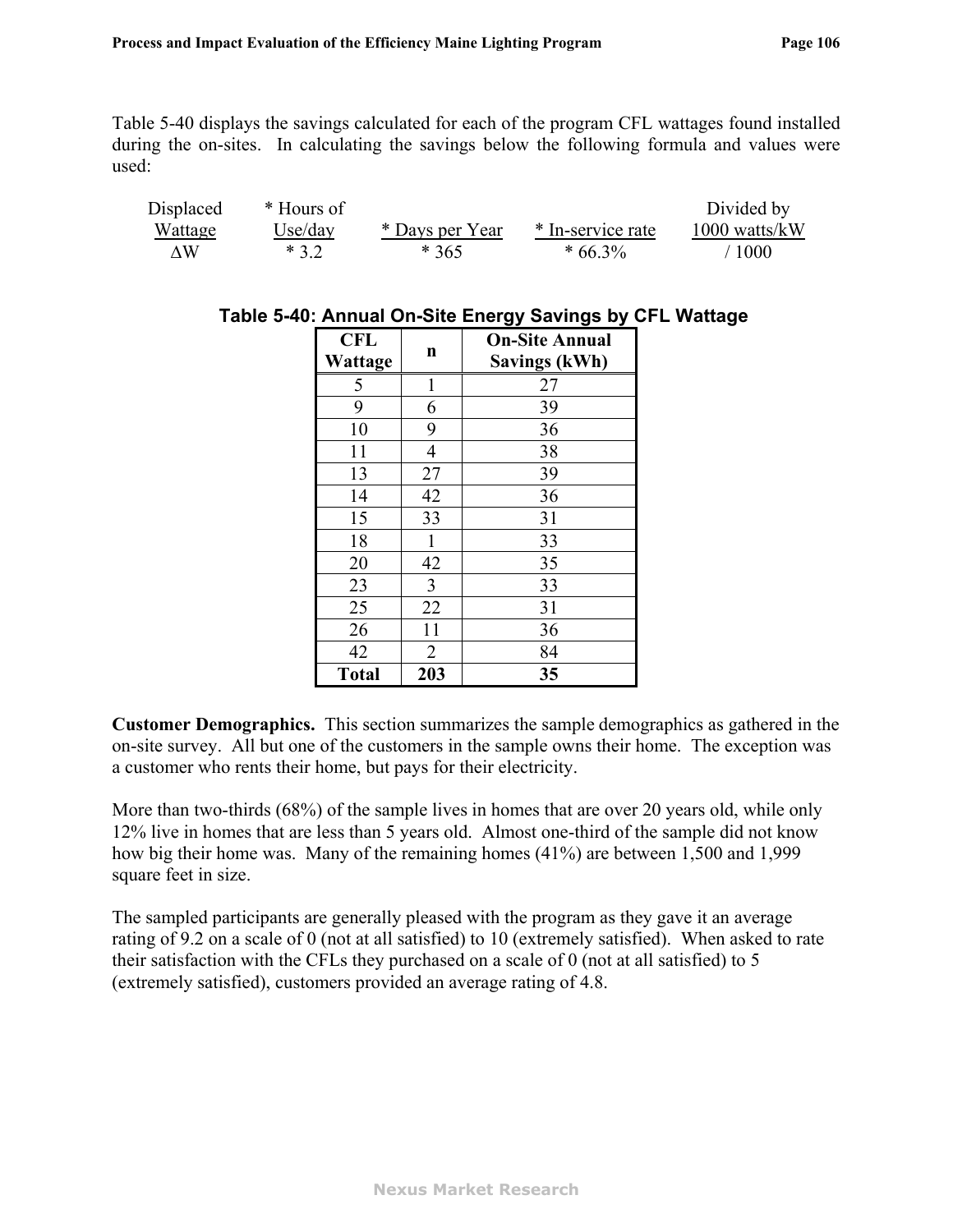Table 5-40 displays the savings calculated for each of the program CFL wattages found installed during the on-sites. In calculating the savings below the following formula and values were used:

| Displaced Wattage | * Hours of Use/day | * Days per Year | * In-service rate | Divided by 1000 watts/kW |
|---|---|---|---|---|
| ΔW | * 3.2 | * 365 | * 66.3% | / 1000 |

**Table 5-40: Annual On-Site Energy Savings by CFL Wattage**

| CFL Wattage | n | On-Site Annual Savings (kWh) |
|---|---|---|
| 5 | 1 | 27 |
| 9 | 6 | 39 |
| 10 | 9 | 36 |
| 11 | 4 | 38 |
| 13 | 27 | 39 |
| 14 | 42 | 36 |
| 15 | 33 | 31 |
| 18 | 1 | 33 |
| 20 | 42 | 35 |
| 23 | 3 | 33 |
| 25 | 22 | 31 |
| 26 | 11 | 36 |
| 42 | 2 | 84 |
| **Total** | **203** | **35** |

**Customer Demographics.** This section summarizes the sample demographics as gathered in the on-site survey. All but one of the customers in the sample owns their home. The exception was a customer who rents their home, but pays for their electricity.

More than two-thirds (68%) of the sample lives in homes that are over 20 years old, while only 12% live in homes that are less than 5 years old. Almost one-third of the sample did not know how big their home was. Many of the remaining homes (41%) are between 1,500 and 1,999 square feet in size.

The sampled participants are generally pleased with the program as they gave it an average rating of 9.2 on a scale of 0 (not at all satisfied) to 10 (extremely satisfied). When asked to rate their satisfaction with the CFLs they purchased on a scale of 0 (not at all satisfied) to 5 (extremely satisfied), customers provided an average rating of 4.8.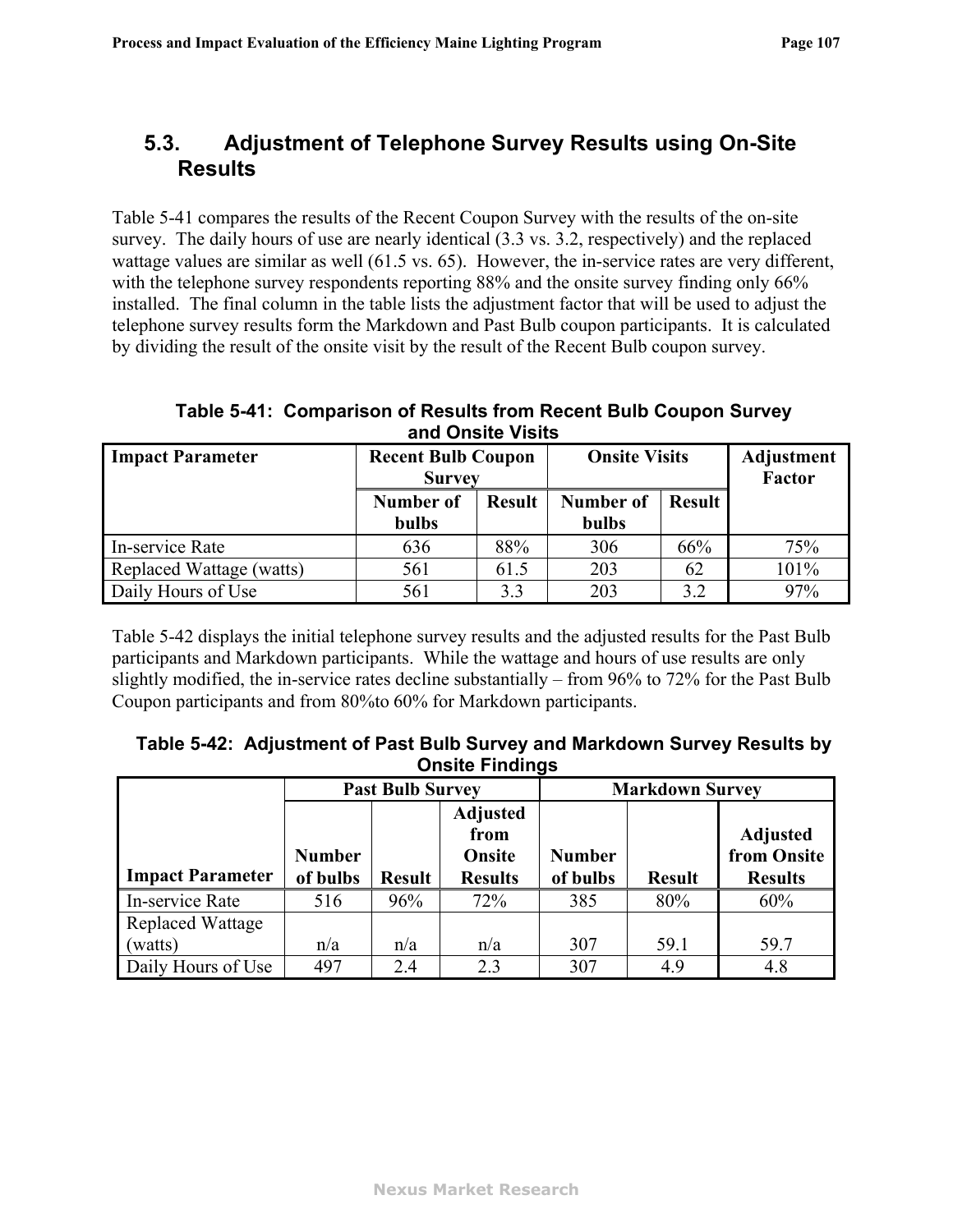## 5.3. Adjustment of Telephone Survey Results using On-Site Results

Table 5-41 compares the results of the Recent Coupon Survey with the results of the on-site survey. The daily hours of use are nearly identical (3.3 vs. 3.2, respectively) and the replaced wattage values are similar as well (61.5 vs. 65). However, the in-service rates are very different, with the telephone survey respondents reporting 88% and the onsite survey finding only 66% installed. The final column in the table lists the adjustment factor that will be used to adjust the telephone survey results form the Markdown and Past Bulb coupon participants. It is calculated by dividing the result of the onsite visit by the result of the Recent Bulb coupon survey.

**Table 5-41: Comparison of Results from Recent Bulb Coupon Survey and Onsite Visits**

| Impact Parameter | Recent Bulb Coupon Survey | | Onsite Visits | | Adjustment Factor |
|---|---|---|---|---|---|
| | Number of bulbs | Result | Number of bulbs | Result | |
| In-service Rate | 636 | 88% | 306 | 66% | 75% |
| Replaced Wattage (watts) | 561 | 61.5 | 203 | 62 | 101% |
| Daily Hours of Use | 561 | 3.3 | 203 | 3.2 | 97% |

Table 5-42 displays the initial telephone survey results and the adjusted results for the Past Bulb participants and Markdown participants. While the wattage and hours of use results are only slightly modified, the in-service rates decline substantially – from 96% to 72% for the Past Bulb Coupon participants and from 80%to 60% for Markdown participants.

**Table 5-42: Adjustment of Past Bulb Survey and Markdown Survey Results by Onsite Findings**

| | Past Bulb Survey | | | Markdown Survey | | |
|---|---|---|---|---|---|---|
| Impact Parameter | Number of bulbs | Result | Adjusted from Onsite Results | Number of bulbs | Result | Adjusted from Onsite Results |
| In-service Rate | 516 | 96% | 72% | 385 | 80% | 60% |
| Replaced Wattage (watts) | n/a | n/a | n/a | 307 | 59.1 | 59.7 |
| Daily Hours of Use | 497 | 2.4 | 2.3 | 307 | 4.9 | 4.8 |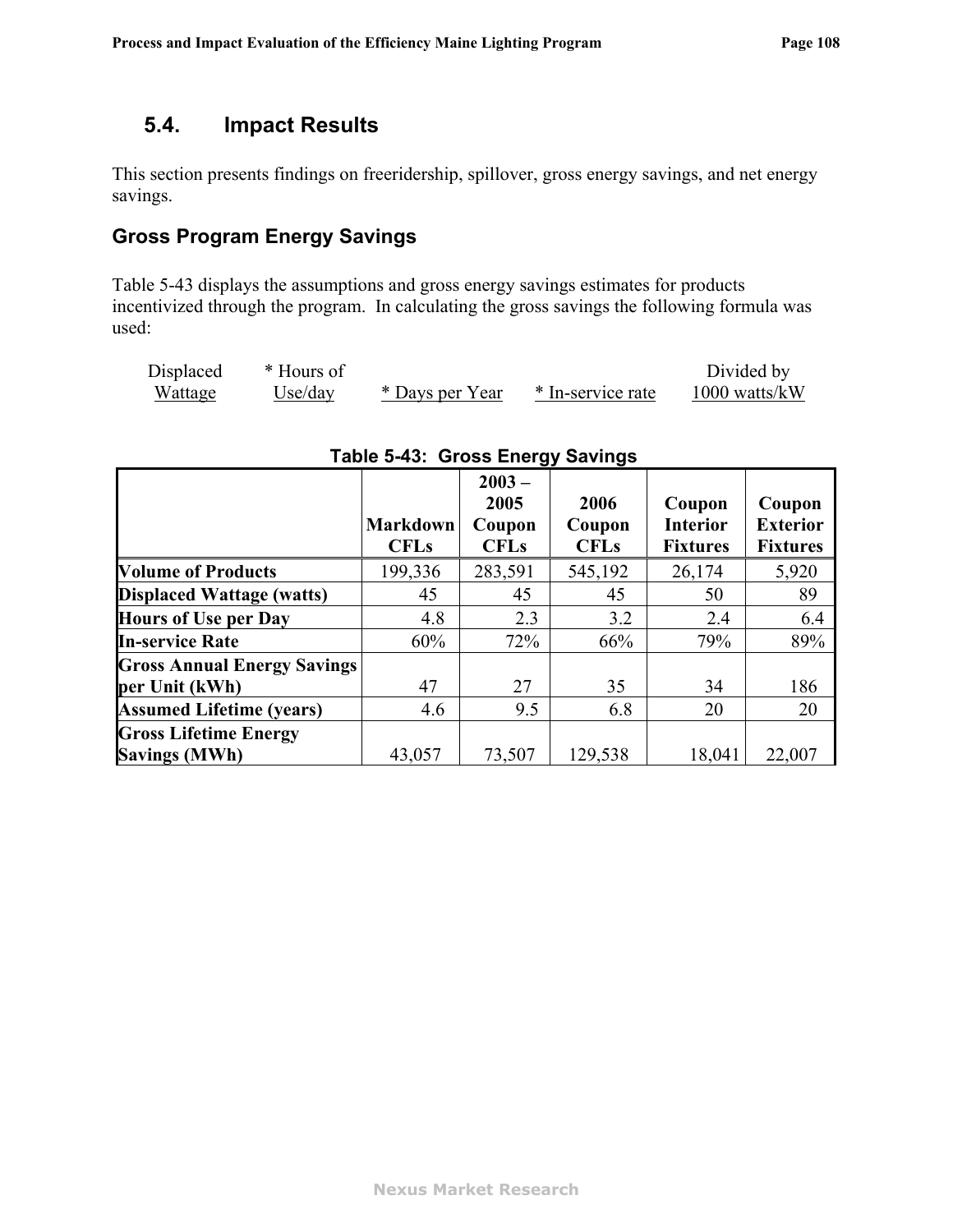## 5.4. Impact Results

This section presents findings on freeridership, spillover, gross energy savings, and net energy savings.

### Gross Program Energy Savings

Table 5-43 displays the assumptions and gross energy savings estimates for products incentivized through the program. In calculating the gross savings the following formula was used:

$$\frac{\text{Displaced Wattage} \times \text{Hours of Use/day} \times \text{Days per Year} \times \text{In-service rate}}{1000 \text{ watts/kW}}$$

**Table 5-43: Gross Energy Savings**

| | Markdown CFLs | 2003 – 2005 Coupon CFLs | 2006 Coupon CFLs | Coupon Interior Fixtures | Coupon Exterior Fixtures |
|---|---|---|---|---|---|
| **Volume of Products** | 199,336 | 283,591 | 545,192 | 26,174 | 5,920 |
| **Displaced Wattage (watts)** | 45 | 45 | 45 | 50 | 89 |
| **Hours of Use per Day** | 4.8 | 2.3 | 3.2 | 2.4 | 6.4 |
| **In-service Rate** | 60% | 72% | 66% | 79% | 89% |
| **Gross Annual Energy Savings per Unit (kWh)** | 47 | 27 | 35 | 34 | 186 |
| **Assumed Lifetime (years)** | 4.6 | 9.5 | 6.8 | 20 | 20 |
| **Gross Lifetime Energy Savings (MWh)** | 43,057 | 73,507 | 129,538 | 18,041 | 22,007 |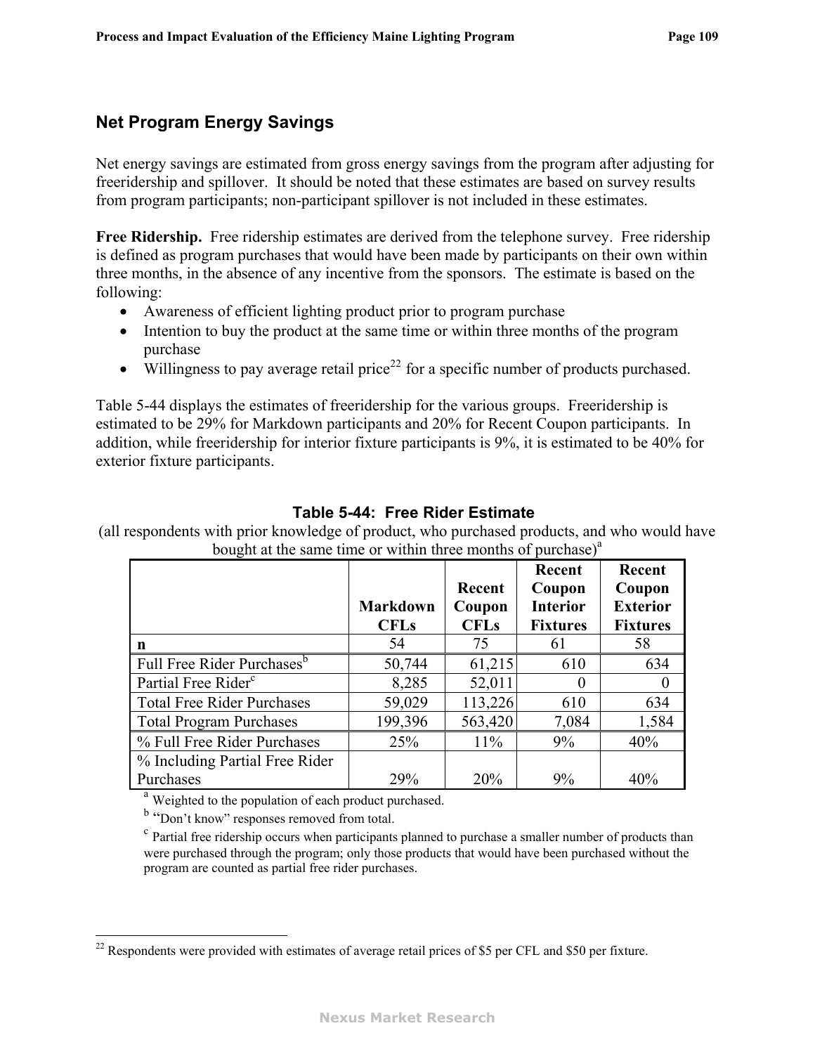## Net Program Energy Savings

Net energy savings are estimated from gross energy savings from the program after adjusting for freeridership and spillover. It should be noted that these estimates are based on survey results from program participants; non-participant spillover is not included in these estimates.

**Free Ridership.** Free ridership estimates are derived from the telephone survey. Free ridership is defined as program purchases that would have been made by participants on their own within three months, in the absence of any incentive from the sponsors. The estimate is based on the following:

- Awareness of efficient lighting product prior to program purchase
- Intention to buy the product at the same time or within three months of the program purchase
- Willingness to pay average retail price[22] for a specific number of products purchased.

Table 5-44 displays the estimates of freeridership for the various groups. Freeridership is estimated to be 29% for Markdown participants and 20% for Recent Coupon participants. In addition, while freeridership for interior fixture participants is 9%, it is estimated to be 40% for exterior fixture participants.

**Table 5-44: Free Rider Estimate**

(all respondents with prior knowledge of product, who purchased products, and who would have bought at the same time or within three months of purchase)[a]

| | Markdown CFLs | Recent Coupon CFLs | Recent Coupon Interior Fixtures | Recent Coupon Exterior Fixtures |
|---|---|---|---|---|
| **n** | 54 | 75 | 61 | 58 |
| Full Free Rider Purchases[b] | 50,744 | 61,215 | 610 | 634 |
| Partial Free Rider[c] | 8,285 | 52,011 | 0 | 0 |
| Total Free Rider Purchases | 59,029 | 113,226 | 610 | 634 |
| Total Program Purchases | 199,396 | 563,420 | 7,084 | 1,584 |
| % Full Free Rider Purchases | 25% | 11% | 9% | 40% |
| % Including Partial Free Rider Purchases | 29% | 20% | 9% | 40% |

[a] Weighted to the population of each product purchased.

[b] "Don't know" responses removed from total.

[c] Partial free ridership occurs when participants planned to purchase a smaller number of products than were purchased through the program; only those products that would have been purchased without the program are counted as partial free rider purchases.

[22] Respondents were provided with estimates of average retail prices of $5 per CFL and $50 per fixture.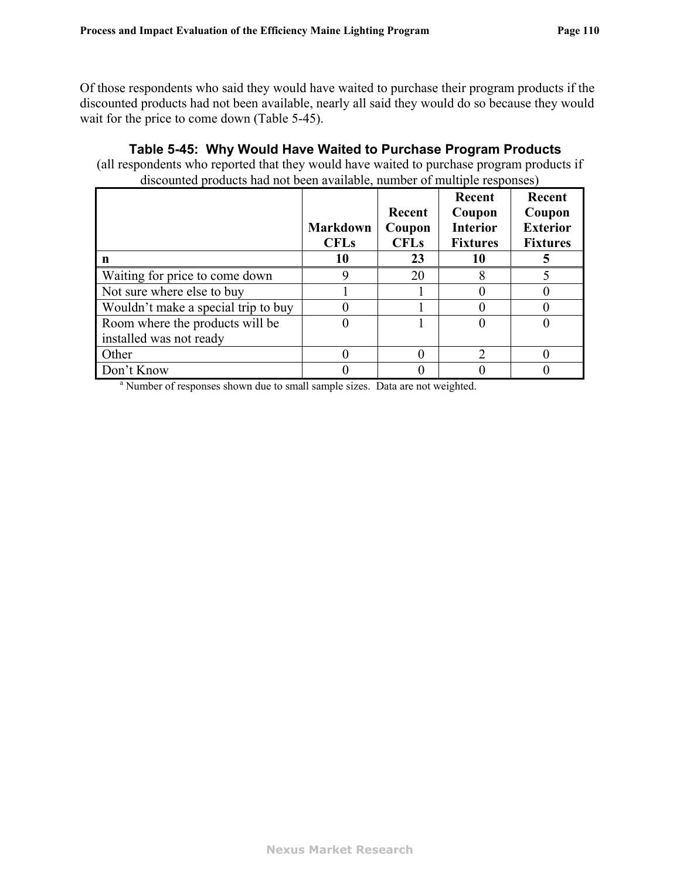Of those respondents who said they would have waited to purchase their program products if the discounted products had not been available, nearly all said they would do so because they would wait for the price to come down (Table 5-45).

**Table 5-45: Why Would Have Waited to Purchase Program Products**

(all respondents who reported that they would have waited to purchase program products if discounted products had not been available, number of multiple responses)

| | Markdown CFLs | Recent Coupon CFLs | Recent Coupon Interior Fixtures | Recent Coupon Exterior Fixtures |
|---|---|---|---|---|
| **n** | **10** | **23** | **10** | **5** |
| Waiting for price to come down | 9 | 20 | 8 | 5 |
| Not sure where else to buy | 1 | 1 | 0 | 0 |
| Wouldn’t make a special trip to buy | 0 | 1 | 0 | 0 |
| Room where the products will be installed was not ready | 0 | 1 | 0 | 0 |
| Other | 0 | 0 | 2 | 0 |
| Don’t Know | 0 | 0 | 0 | 0 |

[a] Number of responses shown due to small sample sizes. Data are not weighted.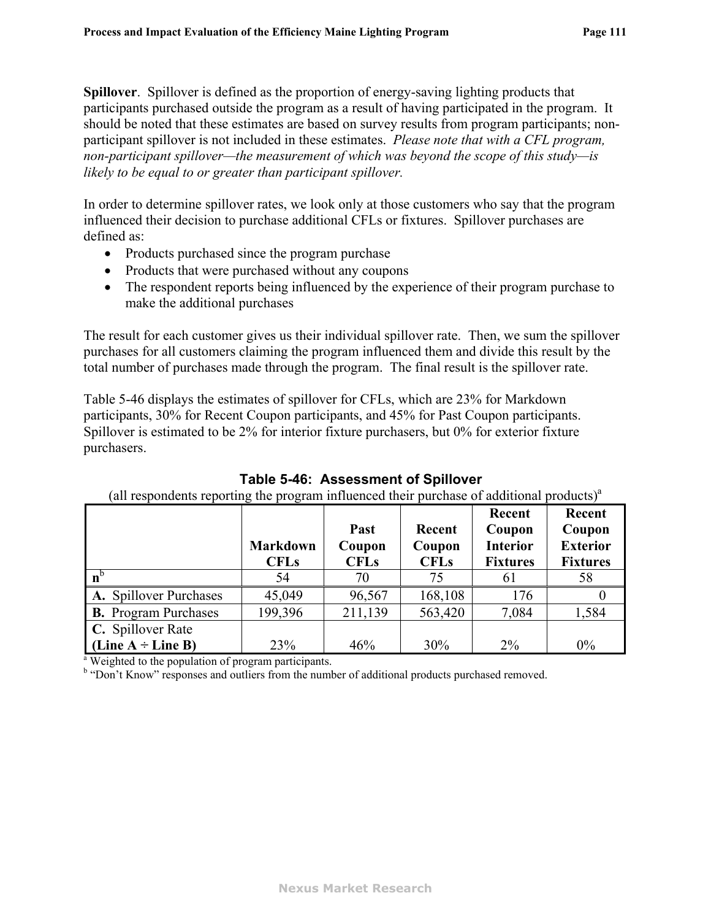**Spillover**. Spillover is defined as the proportion of energy-saving lighting products that participants purchased outside the program as a result of having participated in the program. It should be noted that these estimates are based on survey results from program participants; non-participant spillover is not included in these estimates. *Please note that with a CFL program, non-participant spillover—the measurement of which was beyond the scope of this study—is likely to be equal to or greater than participant spillover.*

In order to determine spillover rates, we look only at those customers who say that the program influenced their decision to purchase additional CFLs or fixtures. Spillover purchases are defined as:

- Products purchased since the program purchase
- Products that were purchased without any coupons
- The respondent reports being influenced by the experience of their program purchase to make the additional purchases

The result for each customer gives us their individual spillover rate. Then, we sum the spillover purchases for all customers claiming the program influenced them and divide this result by the total number of purchases made through the program. The final result is the spillover rate.

Table 5-46 displays the estimates of spillover for CFLs, which are 23% for Markdown participants, 30% for Recent Coupon participants, and 45% for Past Coupon participants. Spillover is estimated to be 2% for interior fixture purchasers, but 0% for exterior fixture purchasers.

**Table 5-46: Assessment of Spillover**

(all respondents reporting the program influenced their purchase of additional products)[a]

| | Markdown CFLs | Past Coupon CFLs | Recent Coupon CFLs | Recent Coupon Interior Fixtures | Recent Coupon Exterior Fixtures |
|---|---|---|---|---|---|
| **n**[b] | 54 | 70 | 75 | 61 | 58 |
| **A.** Spillover Purchases | 45,049 | 96,567 | 168,108 | 176 | 0 |
| **B.** Program Purchases | 199,396 | 211,139 | 563,420 | 7,084 | 1,584 |
| **C.** Spillover Rate **(Line A ÷ Line B)** | 23% | 46% | 30% | 2% | 0% |

[a] Weighted to the population of program participants.

[b] "Don't Know" responses and outliers from the number of additional products purchased removed.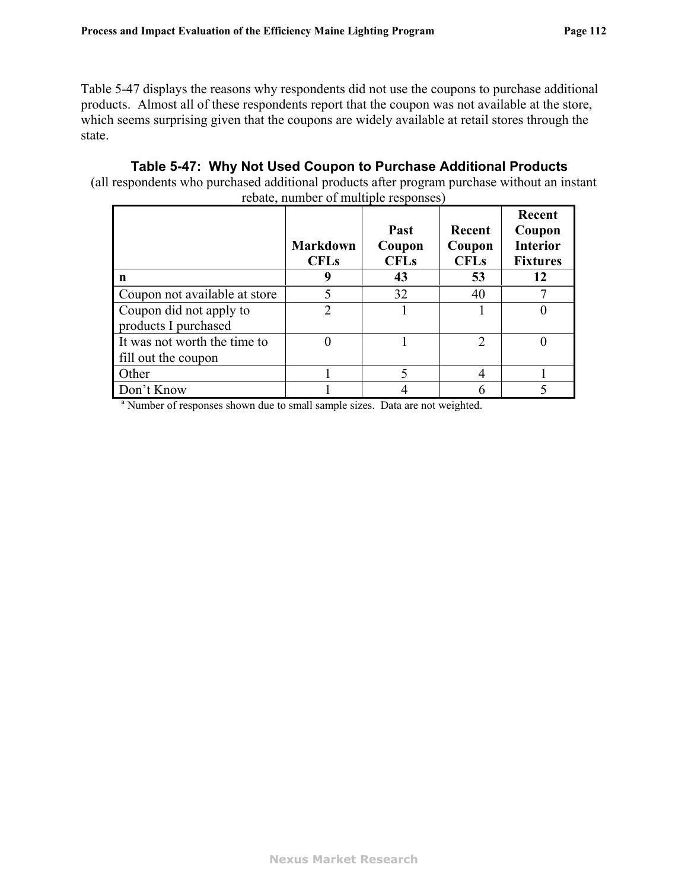Table 5-47 displays the reasons why respondents did not use the coupons to purchase additional products. Almost all of these respondents report that the coupon was not available at the store, which seems surprising given that the coupons are widely available at retail stores through the state.

**Table 5-47: Why Not Used Coupon to Purchase Additional Products**

(all respondents who purchased additional products after program purchase without an instant rebate, number of multiple responses)

| | Markdown CFLs | Past Coupon CFLs | Recent Coupon CFLs | Recent Coupon Interior Fixtures |
|---|---|---|---|---|
| **n** | **9** | **43** | **53** | **12** |
| Coupon not available at store | 5 | 32 | 40 | 7 |
| Coupon did not apply to products I purchased | 2 | 1 | 1 | 0 |
| It was not worth the time to fill out the coupon | 0 | 1 | 2 | 0 |
| Other | 1 | 5 | 4 | 1 |
| Don't Know | 1 | 4 | 6 | 5 |

[a] Number of responses shown due to small sample sizes. Data are not weighted.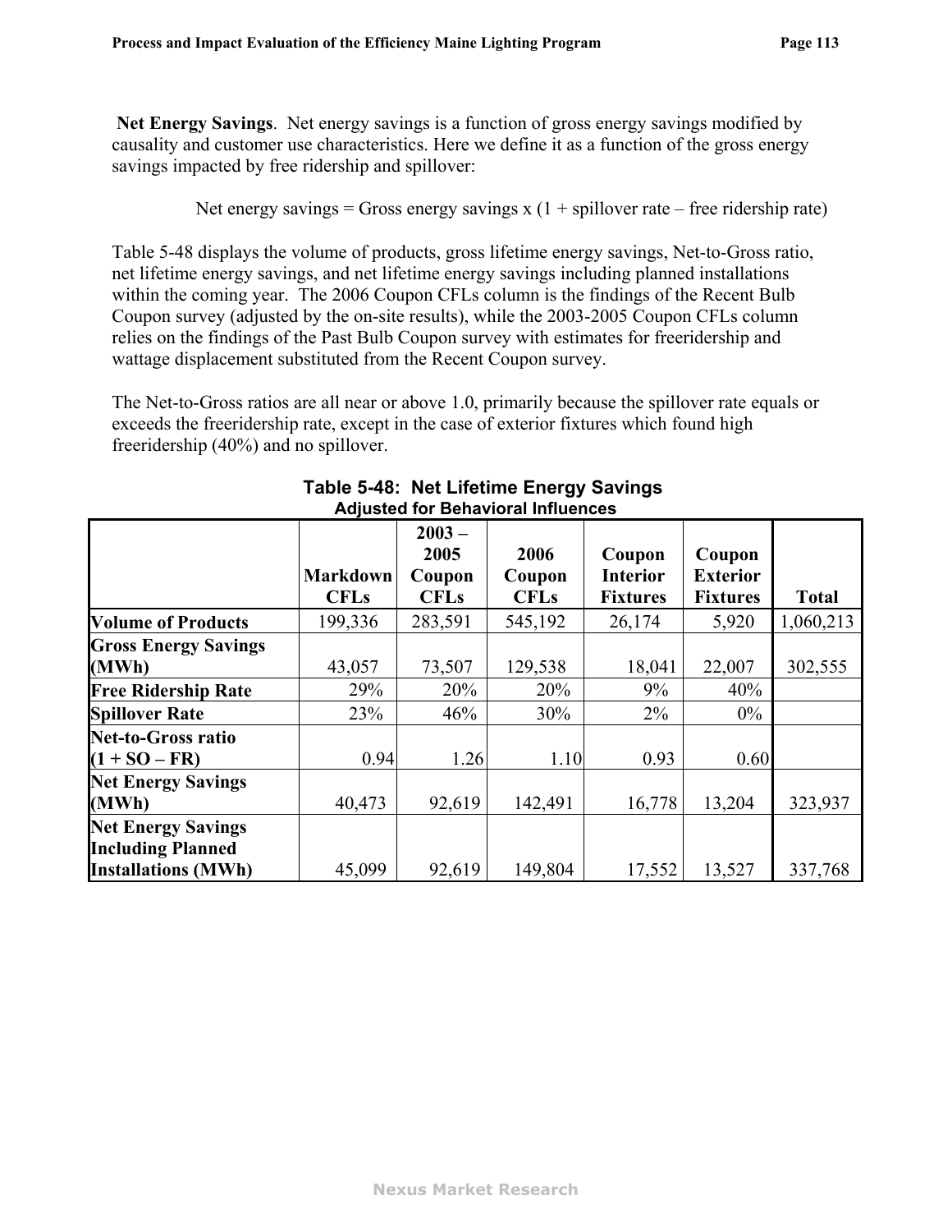**Net Energy Savings**. Net energy savings is a function of gross energy savings modified by causality and customer use characteristics. Here we define it as a function of the gross energy savings impacted by free ridership and spillover:

Net energy savings = Gross energy savings x (1 + spillover rate – free ridership rate)

Table 5-48 displays the volume of products, gross lifetime energy savings, Net-to-Gross ratio, net lifetime energy savings, and net lifetime energy savings including planned installations within the coming year. The 2006 Coupon CFLs column is the findings of the Recent Bulb Coupon survey (adjusted by the on-site results), while the 2003-2005 Coupon CFLs column relies on the findings of the Past Bulb Coupon survey with estimates for freeridership and wattage displacement substituted from the Recent Coupon survey.

The Net-to-Gross ratios are all near or above 1.0, primarily because the spillover rate equals or exceeds the freeridership rate, except in the case of exterior fixtures which found high freeridership (40%) and no spillover.

**Table 5-48: Net Lifetime Energy Savings**
**Adjusted for Behavioral Influences**

| | Markdown CFLs | 2003 – 2005 Coupon CFLs | 2006 Coupon CFLs | Coupon Interior Fixtures | Coupon Exterior Fixtures | Total |
|---|---|---|---|---|---|---|
| **Volume of Products** | 199,336 | 283,591 | 545,192 | 26,174 | 5,920 | 1,060,213 |
| **Gross Energy Savings (MWh)** | 43,057 | 73,507 | 129,538 | 18,041 | 22,007 | 302,555 |
| **Free Ridership Rate** | 29% | 20% | 20% | 9% | 40% | |
| **Spillover Rate** | 23% | 46% | 30% | 2% | 0% | |
| **Net-to-Gross ratio (1 + SO – FR)** | 0.94 | 1.26 | 1.10 | 0.93 | 0.60 | |
| **Net Energy Savings (MWh)** | 40,473 | 92,619 | 142,491 | 16,778 | 13,204 | 323,937 |
| **Net Energy Savings Including Planned Installations (MWh)** | 45,099 | 92,619 | 149,804 | 17,552 | 13,527 | 337,768 |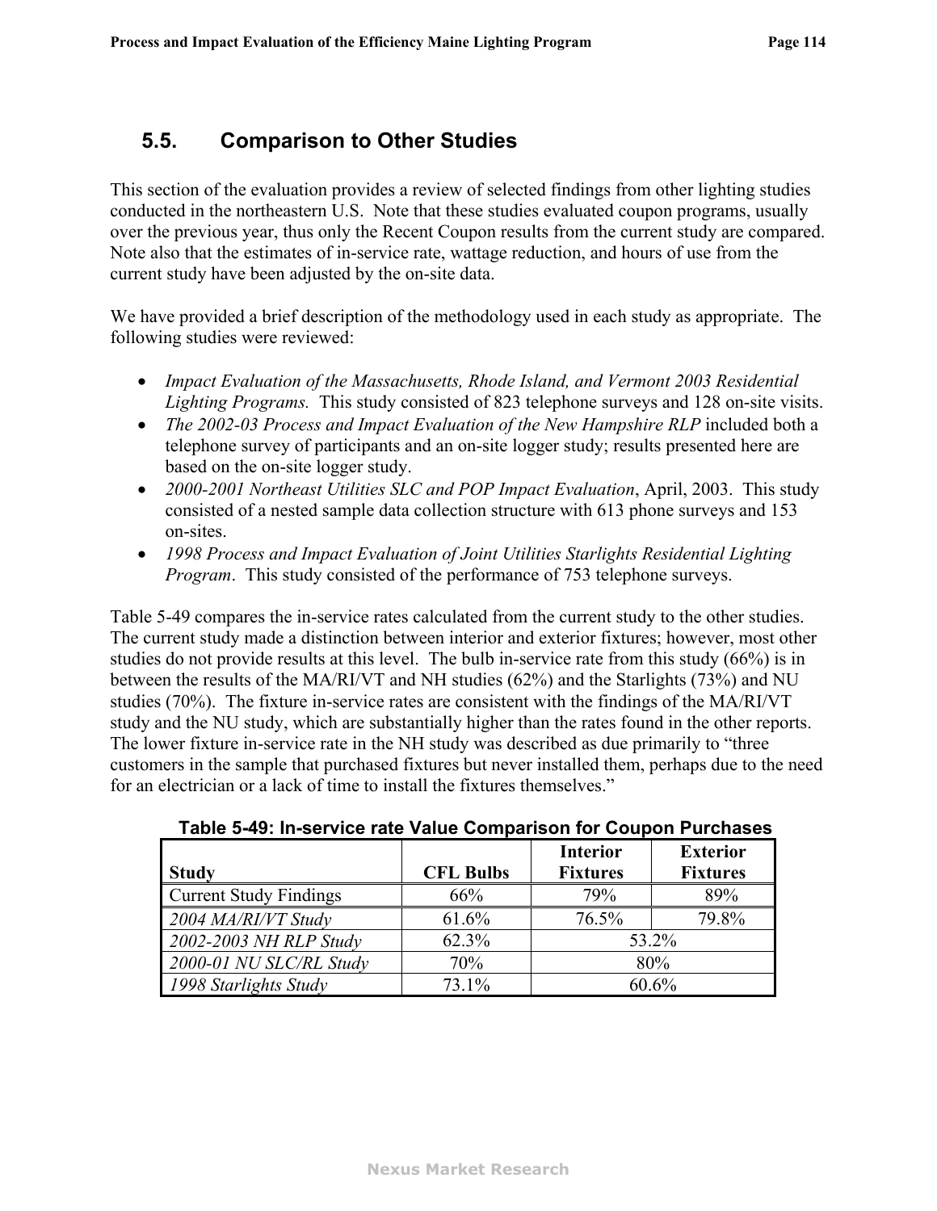## 5.5. Comparison to Other Studies

This section of the evaluation provides a review of selected findings from other lighting studies conducted in the northeastern U.S. Note that these studies evaluated coupon programs, usually over the previous year, thus only the Recent Coupon results from the current study are compared. Note also that the estimates of in-service rate, wattage reduction, and hours of use from the current study have been adjusted by the on-site data.

We have provided a brief description of the methodology used in each study as appropriate. The following studies were reviewed:

- *Impact Evaluation of the Massachusetts, Rhode Island, and Vermont 2003 Residential Lighting Programs.* This study consisted of 823 telephone surveys and 128 on-site visits.
- *The 2002-03 Process and Impact Evaluation of the New Hampshire RLP* included both a telephone survey of participants and an on-site logger study; results presented here are based on the on-site logger study.
- *2000-2001 Northeast Utilities SLC and POP Impact Evaluation*, April, 2003. This study consisted of a nested sample data collection structure with 613 phone surveys and 153 on-sites.
- *1998 Process and Impact Evaluation of Joint Utilities Starlights Residential Lighting Program*. This study consisted of the performance of 753 telephone surveys.

Table 5-49 compares the in-service rates calculated from the current study to the other studies. The current study made a distinction between interior and exterior fixtures; however, most other studies do not provide results at this level. The bulb in-service rate from this study (66%) is in between the results of the MA/RI/VT and NH studies (62%) and the Starlights (73%) and NU studies (70%). The fixture in-service rates are consistent with the findings of the MA/RI/VT study and the NU study, which are substantially higher than the rates found in the other reports. The lower fixture in-service rate in the NH study was described as due primarily to "three customers in the sample that purchased fixtures but never installed them, perhaps due to the need for an electrician or a lack of time to install the fixtures themselves."

**Table 5-49: In-service rate Value Comparison for Coupon Purchases**

| Study | CFL Bulbs | Interior Fixtures | Exterior Fixtures |
|---|---|---|---|
| Current Study Findings | 66% | 79% | 89% |
| *2004 MA/RI/VT Study* | 61.6% | 76.5% | 79.8% |
| *2002-2003 NH RLP Study* | 62.3% | 53.2% | |
| *2000-01 NU SLC/RL Study* | 70% | 80% | |
| *1998 Starlights Study* | 73.1% | 60.6% | |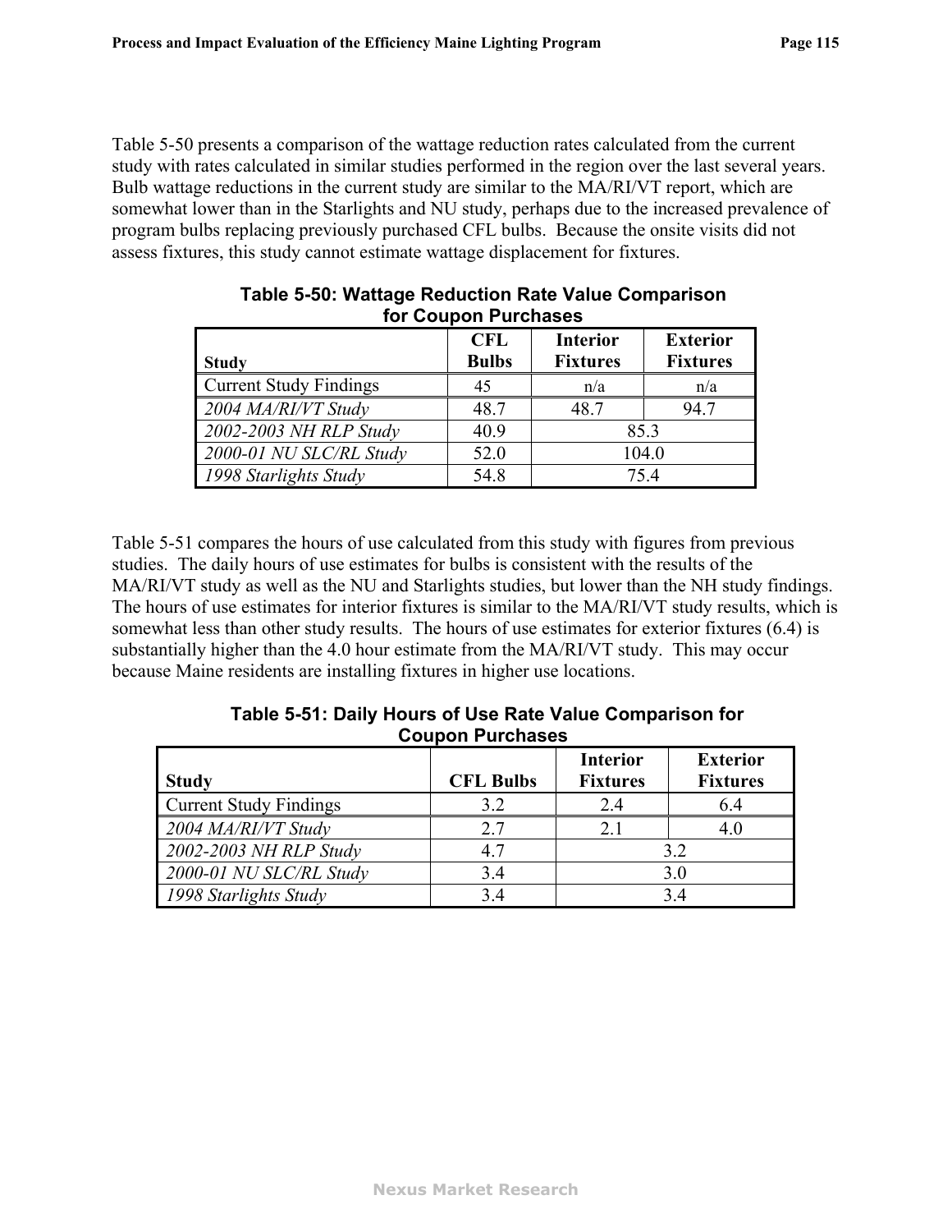Table 5-50 presents a comparison of the wattage reduction rates calculated from the current study with rates calculated in similar studies performed in the region over the last several years. Bulb wattage reductions in the current study are similar to the MA/RI/VT report, which are somewhat lower than in the Starlights and NU study, perhaps due to the increased prevalence of program bulbs replacing previously purchased CFL bulbs. Because the onsite visits did not assess fixtures, this study cannot estimate wattage displacement for fixtures.

**Table 5-50: Wattage Reduction Rate Value Comparison for Coupon Purchases**

| Study | CFL Bulbs | Interior Fixtures | Exterior Fixtures |
|---|---|---|---|
| Current Study Findings | 45 | n/a | n/a |
| *2004 MA/RI/VT Study* | 48.7 | 48.7 | 94.7 |
| *2002-2003 NH RLP Study* | 40.9 | 85.3 | |
| *2000-01 NU SLC/RL Study* | 52.0 | 104.0 | |
| *1998 Starlights Study* | 54.8 | 75.4 | |

Table 5-51 compares the hours of use calculated from this study with figures from previous studies. The daily hours of use estimates for bulbs is consistent with the results of the MA/RI/VT study as well as the NU and Starlights studies, but lower than the NH study findings. The hours of use estimates for interior fixtures is similar to the MA/RI/VT study results, which is somewhat less than other study results. The hours of use estimates for exterior fixtures (6.4) is substantially higher than the 4.0 hour estimate from the MA/RI/VT study. This may occur because Maine residents are installing fixtures in higher use locations.

**Table 5-51: Daily Hours of Use Rate Value Comparison for Coupon Purchases**

| Study | CFL Bulbs | Interior Fixtures | Exterior Fixtures |
|---|---|---|---|
| Current Study Findings | 3.2 | 2.4 | 6.4 |
| *2004 MA/RI/VT Study* | 2.7 | 2.1 | 4.0 |
| *2002-2003 NH RLP Study* | 4.7 | 3.2 | |
| *2000-01 NU SLC/RL Study* | 3.4 | 3.0 | |
| *1998 Starlights Study* | 3.4 | 3.4 | |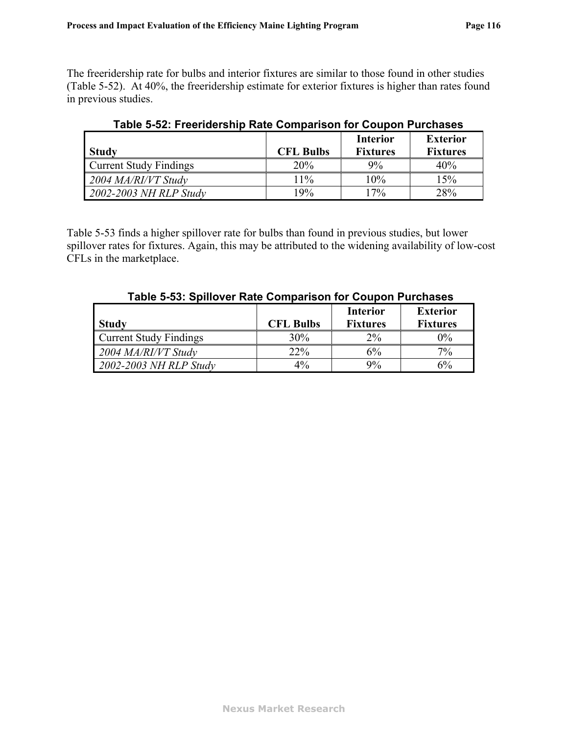The freeridership rate for bulbs and interior fixtures are similar to those found in other studies (Table 5-52). At 40%, the freeridership estimate for exterior fixtures is higher than rates found in previous studies.

**Table 5-52: Freeridership Rate Comparison for Coupon Purchases**

| Study | CFL Bulbs | Interior Fixtures | Exterior Fixtures |
|---|---|---|---|
| Current Study Findings | 20% | 9% | 40% |
| *2004 MA/RI/VT Study* | 11% | 10% | 15% |
| *2002-2003 NH RLP Study* | 19% | 17% | 28% |

Table 5-53 finds a higher spillover rate for bulbs than found in previous studies, but lower spillover rates for fixtures. Again, this may be attributed to the widening availability of low-cost CFLs in the marketplace.

**Table 5-53: Spillover Rate Comparison for Coupon Purchases**

| Study | CFL Bulbs | Interior Fixtures | Exterior Fixtures |
|---|---|---|---|
| Current Study Findings | 30% | 2% | 0% |
| *2004 MA/RI/VT Study* | 22% | 6% | 7% |
| *2002-2003 NH RLP Study* | 4% | 9% | 6% |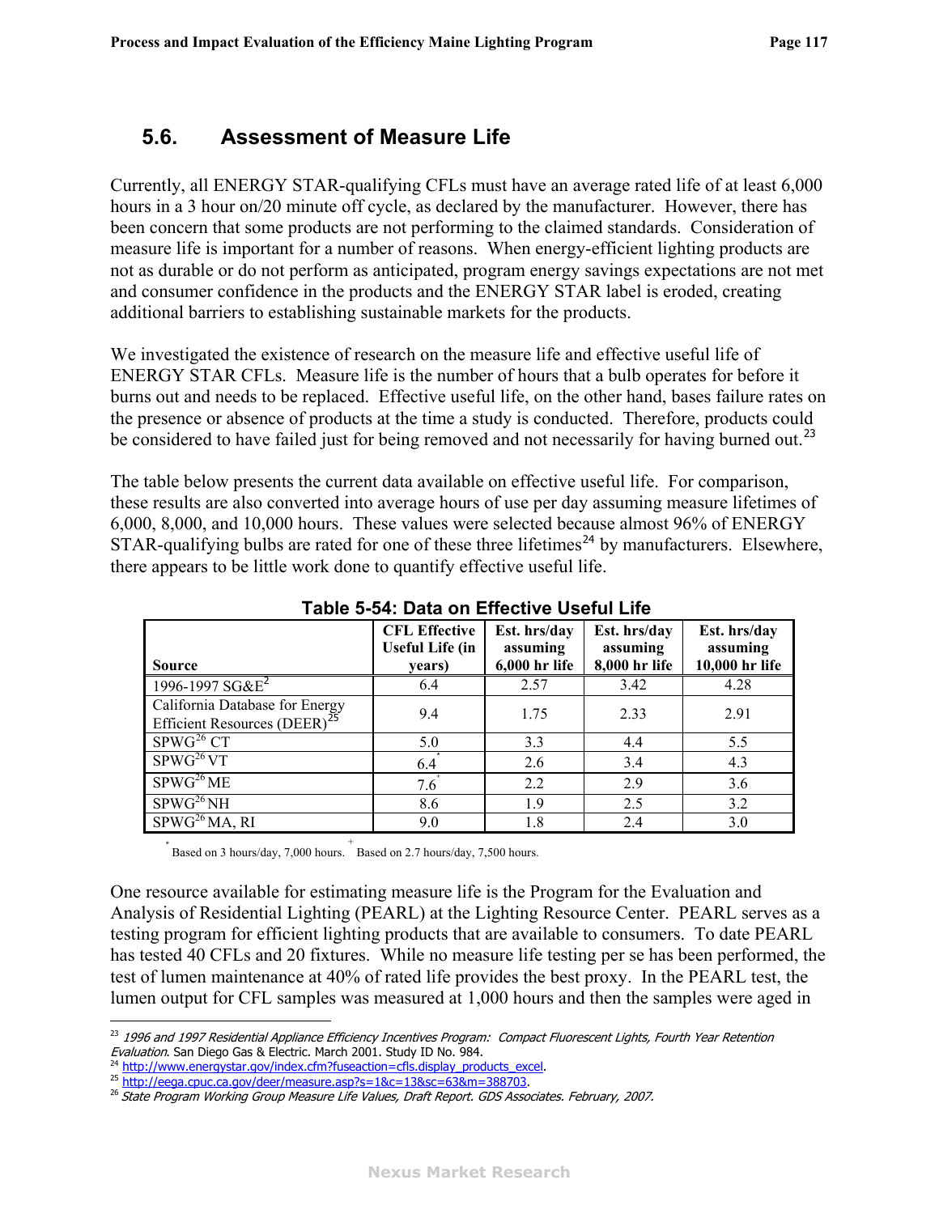## 5.6. Assessment of Measure Life

Currently, all ENERGY STAR-qualifying CFLs must have an average rated life of at least 6,000 hours in a 3 hour on/20 minute off cycle, as declared by the manufacturer. However, there has been concern that some products are not performing to the claimed standards. Consideration of measure life is important for a number of reasons. When energy-efficient lighting products are not as durable or do not perform as anticipated, program energy savings expectations are not met and consumer confidence in the products and the ENERGY STAR label is eroded, creating additional barriers to establishing sustainable markets for the products.

We investigated the existence of research on the measure life and effective useful life of ENERGY STAR CFLs. Measure life is the number of hours that a bulb operates for before it burns out and needs to be replaced. Effective useful life, on the other hand, bases failure rates on the presence or absence of products at the time a study is conducted. Therefore, products could be considered to have failed just for being removed and not necessarily for having burned out.[23]

The table below presents the current data available on effective useful life. For comparison, these results are also converted into average hours of use per day assuming measure lifetimes of 6,000, 8,000, and 10,000 hours. These values were selected because almost 96% of ENERGY STAR-qualifying bulbs are rated for one of these three lifetimes[24] by manufacturers. Elsewhere, there appears to be little work done to quantify effective useful life.

**Table 5-54: Data on Effective Useful Life**

| Source | CFL Effective Useful Life (in years) | Est. hrs/day assuming 6,000 hr life | Est. hrs/day assuming 8,000 hr life | Est. hrs/day assuming 10,000 hr life |
|---|---|---|---|---|
| 1996-1997 SG&E[2] | 6.4 | 2.57 | 3.42 | 4.28 |
| California Database for Energy Efficient Resources (DEER)[25] | 9.4 | 1.75 | 2.33 | 2.91 |
| SPWG[26] CT | 5.0 | 3.3 | 4.4 | 5.5 |
| SPWG[26] VT | 6.4* | 2.6 | 3.4 | 4.3 |
| SPWG[26] ME | 7.6+ | 2.2 | 2.9 | 3.6 |
| SPWG[26] NH | 8.6 | 1.9 | 2.5 | 3.2 |
| SPWG[26] MA, RI | 9.0 | 1.8 | 2.4 | 3.0 |

\* Based on 3 hours/day, 7,000 hours. + Based on 2.7 hours/day, 7,500 hours.

One resource available for estimating measure life is the Program for the Evaluation and Analysis of Residential Lighting (PEARL) at the Lighting Resource Center. PEARL serves as a testing program for efficient lighting products that are available to consumers. To date PEARL has tested 40 CFLs and 20 fixtures. While no measure life testing per se has been performed, the test of lumen maintenance at 40% of rated life provides the best proxy. In the PEARL test, the lumen output for CFL samples was measured at 1,000 hours and then the samples were aged in

---

[23] *1996 and 1997 Residential Appliance Efficiency Incentives Program: Compact Fluorescent Lights, Fourth Year Retention Evaluation*. San Diego Gas & Electric. March 2001. Study ID No. 984.

[24] http://www.energystar.gov/index.cfm?fuseaction=cfls.display_products_excel.

[25] http://eega.cpuc.ca.gov/deer/measure.asp?s=1&c=13&sc=63&m=388703.

[26] *State Program Working Group Measure Life Values, Draft Report. GDS Associates. February, 2007.*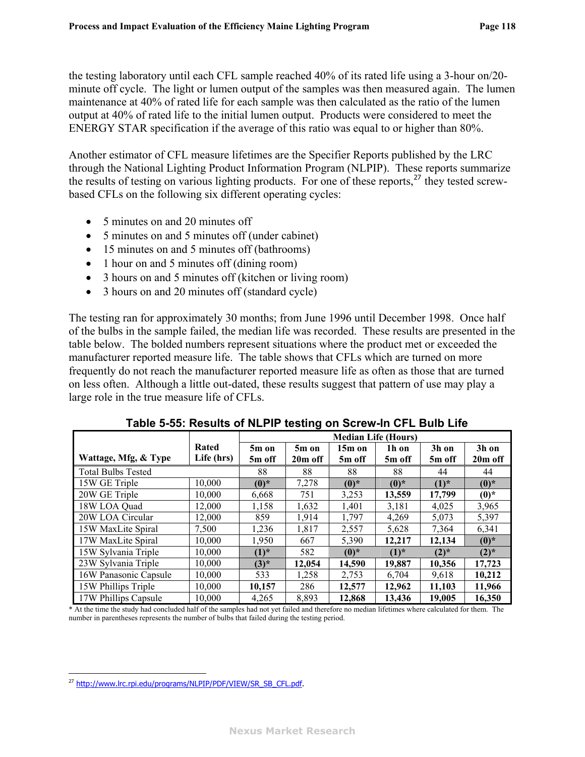the testing laboratory until each CFL sample reached 40% of its rated life using a 3-hour on/20-minute off cycle. The light or lumen output of the samples was then measured again. The lumen maintenance at 40% of rated life for each sample was then calculated as the ratio of the lumen output at 40% of rated life to the initial lumen output. Products were considered to meet the ENERGY STAR specification if the average of this ratio was equal to or higher than 80%.

Another estimator of CFL measure lifetimes are the Specifier Reports published by the LRC through the National Lighting Product Information Program (NLPIP). These reports summarize the results of testing on various lighting products. For one of these reports,[27] they tested screw-based CFLs on the following six different operating cycles:

- 5 minutes on and 20 minutes off
- 5 minutes on and 5 minutes off (under cabinet)
- 15 minutes on and 5 minutes off (bathrooms)
- 1 hour on and 5 minutes off (dining room)
- 3 hours on and 5 minutes off (kitchen or living room)
- 3 hours on and 20 minutes off (standard cycle)

The testing ran for approximately 30 months; from June 1996 until December 1998. Once half of the bulbs in the sample failed, the median life was recorded. These results are presented in the table below. The bolded numbers represent situations where the product met or exceeded the manufacturer reported measure life. The table shows that CFLs which are turned on more frequently do not reach the manufacturer reported measure life as often as those that are turned on less often. Although a little out-dated, these results suggest that pattern of use may play a large role in the true measure life of CFLs.

**Table 5-55: Results of NLPIP testing on Screw-In CFL Bulb Life**

| Wattage, Mfg, & Type | Rated Life (hrs) | Median Life (Hours) | | | | | |
|---|---|---|---|---|---|---|---|
| | | 5m on 5m off | 5m on 20m off | 15m on 5m off | 1h on 5m off | 3h on 5m off | 3h on 20m off |
| Total Bulbs Tested | | 88 | 88 | 88 | 88 | 44 | 44 |
| 15W GE Triple | 10,000 | **(0)*** | 7,278 | **(0)*** | **(0)*** | **(1)*** | **(0)*** |
| 20W GE Triple | 10,000 | 6,668 | 751 | 3,253 | **13,559** | **17,799** | **(0)*** |
| 18W LOA Quad | 12,000 | 1,158 | 1,632 | 1,401 | 3,181 | 4,025 | 3,965 |
| 20W LOA Circular | 12,000 | 859 | 1,914 | 1,797 | 4,269 | 5,073 | 5,397 |
| 15W MaxLite Spiral | 7,500 | 1,236 | 1,817 | 2,557 | 5,628 | 7,364 | 6,341 |
| 17W MaxLite Spiral | 10,000 | 1,950 | 667 | 5,390 | **12,217** | **12,134** | **(0)*** |
| 15W Sylvania Triple | 10,000 | **(1)*** | 582 | **(0)*** | **(1)*** | **(2)*** | **(2)*** |
| 23W Sylvania Triple | 10,000 | **(3)*** | **12,054** | **14,590** | **19,887** | **10,356** | **17,723** |
| 16W Panasonic Capsule | 10,000 | 533 | 1,258 | 2,753 | 6,704 | 9,618 | **10,212** |
| 15W Phillips Triple | 10,000 | **10,157** | 286 | **12,577** | **12,962** | **11,103** | **11,966** |
| 17W Phillips Capsule | 10,000 | 4,265 | 8,893 | **12,868** | **13,436** | **19,005** | **16,350** |

\* At the time the study had concluded half of the samples had not yet failed and therefore no median lifetimes where calculated for them. The number in parentheses represents the number of bulbs that failed during the testing period.

[27] http://www.lrc.rpi.edu/programs/NLPIP/PDF/VIEW/SR_SB_CFL.pdf.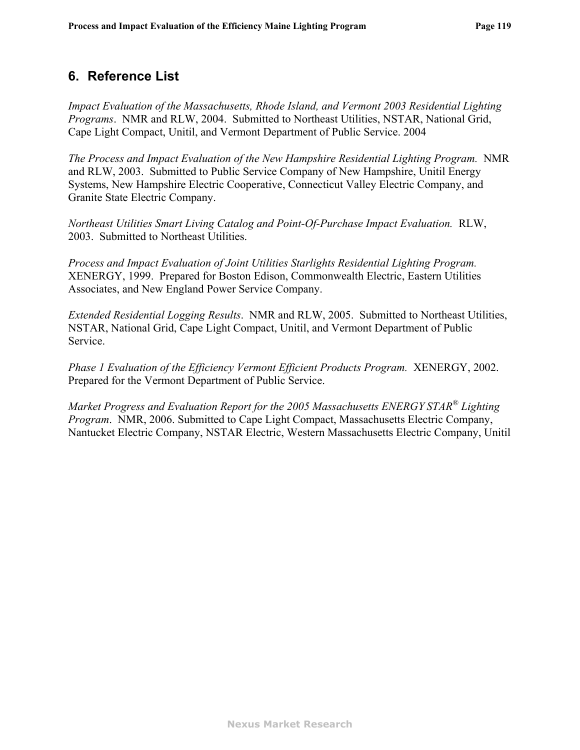## 6. Reference List

*Impact Evaluation of the Massachusetts, Rhode Island, and Vermont 2003 Residential Lighting Programs*. NMR and RLW, 2004. Submitted to Northeast Utilities, NSTAR, National Grid, Cape Light Compact, Unitil, and Vermont Department of Public Service. 2004

*The Process and Impact Evaluation of the New Hampshire Residential Lighting Program.* NMR and RLW, 2003. Submitted to Public Service Company of New Hampshire, Unitil Energy Systems, New Hampshire Electric Cooperative, Connecticut Valley Electric Company, and Granite State Electric Company.

*Northeast Utilities Smart Living Catalog and Point-Of-Purchase Impact Evaluation.* RLW, 2003. Submitted to Northeast Utilities.

*Process and Impact Evaluation of Joint Utilities Starlights Residential Lighting Program.* XENERGY, 1999. Prepared for Boston Edison, Commonwealth Electric, Eastern Utilities Associates, and New England Power Service Company.

*Extended Residential Logging Results*. NMR and RLW, 2005. Submitted to Northeast Utilities, NSTAR, National Grid, Cape Light Compact, Unitil, and Vermont Department of Public Service.

*Phase 1 Evaluation of the Efficiency Vermont Efficient Products Program.* XENERGY, 2002. Prepared for the Vermont Department of Public Service.

*Market Progress and Evaluation Report for the 2005 Massachusetts ENERGY STAR® Lighting Program*. NMR, 2006. Submitted to Cape Light Compact, Massachusetts Electric Company, Nantucket Electric Company, NSTAR Electric, Western Massachusetts Electric Company, Unitil